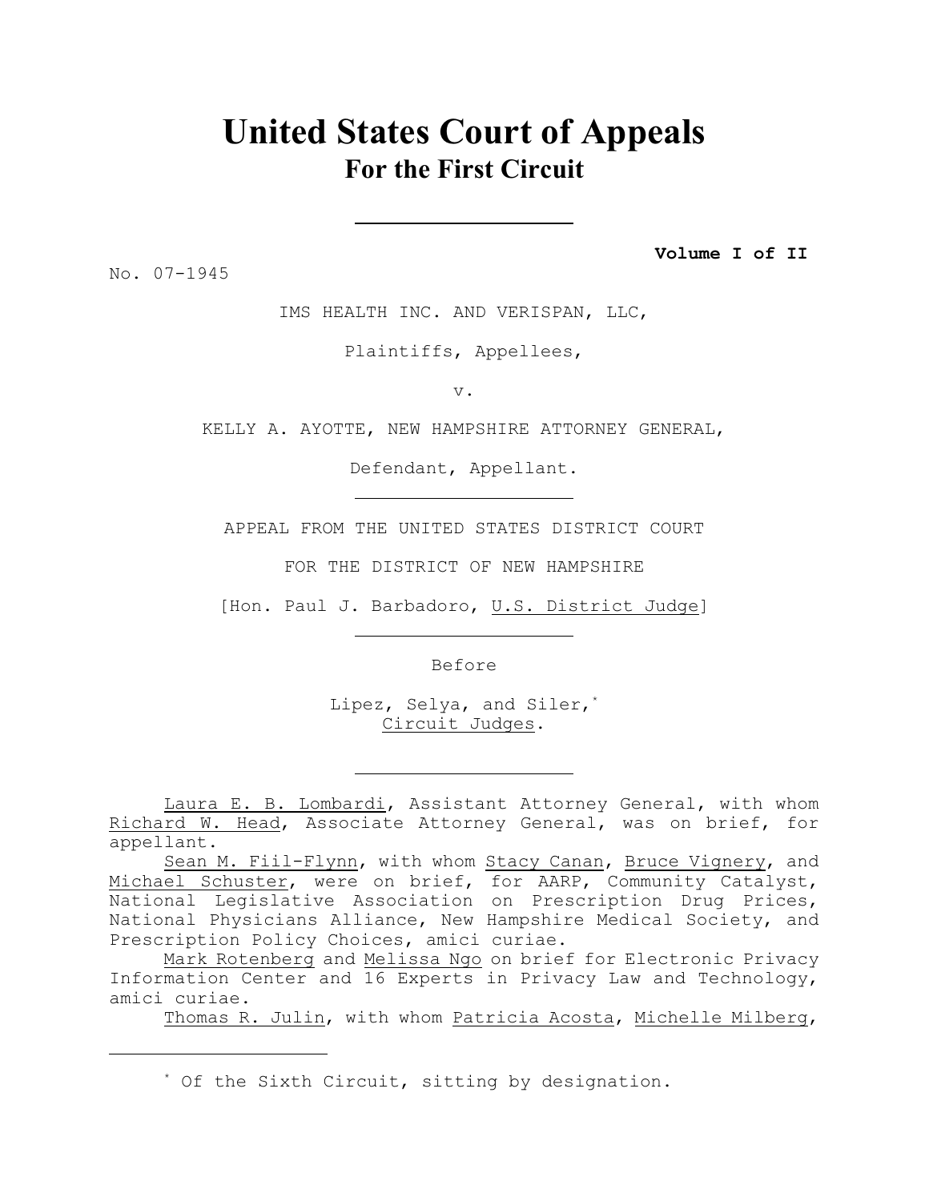# United States Court of Appeals
## For the First Circuit

**Volume I of II**

No. 07-1945

IMS HEALTH INC. AND VERISPAN, LLC,

Plaintiffs, Appellees,

v.

KELLY A. AYOTTE, NEW HAMPSHIRE ATTORNEY GENERAL,

Defendant, Appellant.

APPEAL FROM THE UNITED STATES DISTRICT COURT

FOR THE DISTRICT OF NEW HAMPSHIRE

[Hon. Paul J. Barbadoro, U.S. District Judge]

Before

Lipez, Selya, and Siler,[*]
Circuit Judges.

Laura E. B. Lombardi, Assistant Attorney General, with whom Richard W. Head, Associate Attorney General, was on brief, for appellant.

Sean M. Fiil-Flynn, with whom Stacy Canan, Bruce Vignery, and Michael Schuster, were on brief, for AARP, Community Catalyst, National Legislative Association on Prescription Drug Prices, National Physicians Alliance, New Hampshire Medical Society, and Prescription Policy Choices, amici curiae.

Mark Rotenberg and Melissa Ngo on brief for Electronic Privacy Information Center and 16 Experts in Privacy Law and Technology, amici curiae.

Thomas R. Julin, with whom Patricia Acosta, Michelle Milberg,

---

[*] Of the Sixth Circuit, sitting by designation.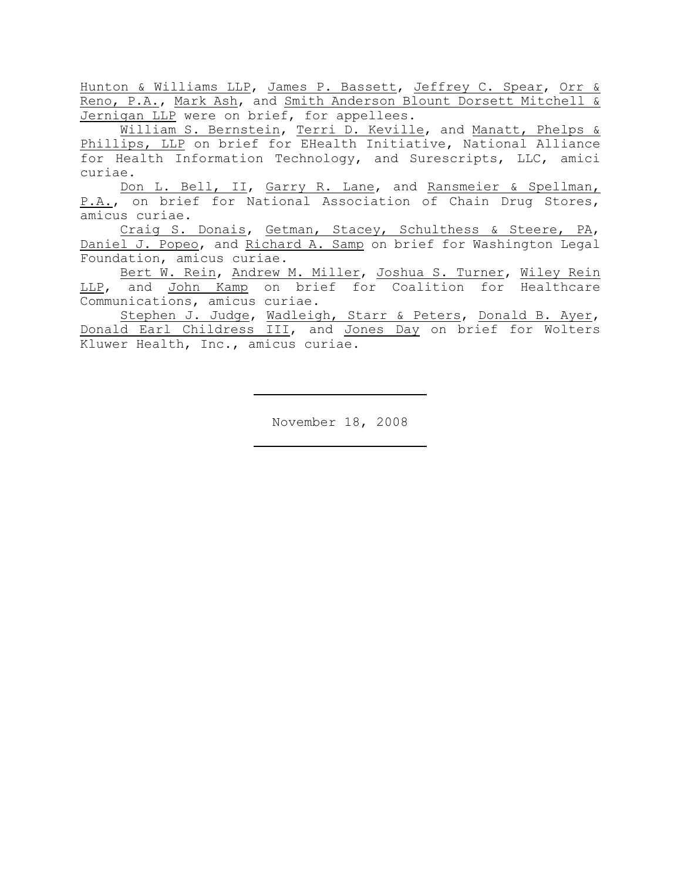Hunton & Williams LLP, James P. Bassett, Jeffrey C. Spear, Orr & Reno, P.A., Mark Ash, and Smith Anderson Blount Dorsett Mitchell & Jernigan LLP were on brief, for appellees.

William S. Bernstein, Terri D. Keville, and Manatt, Phelps & Phillips, LLP on brief for EHealth Initiative, National Alliance for Health Information Technology, and Surescripts, LLC, amici curiae.

Don L. Bell, II, Garry R. Lane, and Ransmeier & Spellman, P.A., on brief for National Association of Chain Drug Stores, amicus curiae.

Craig S. Donais, Getman, Stacey, Schulthess & Steere, PA, Daniel J. Popeo, and Richard A. Samp on brief for Washington Legal Foundation, amicus curiae.

Bert W. Rein, Andrew M. Miller, Joshua S. Turner, Wiley Rein LLP, and John Kamp on brief for Coalition for Healthcare Communications, amicus curiae.

Stephen J. Judge, Wadleigh, Starr & Peters, Donald B. Ayer, Donald Earl Childress III, and Jones Day on brief for Wolters Kluwer Health, Inc., amicus curiae.

---

November 18, 2008

---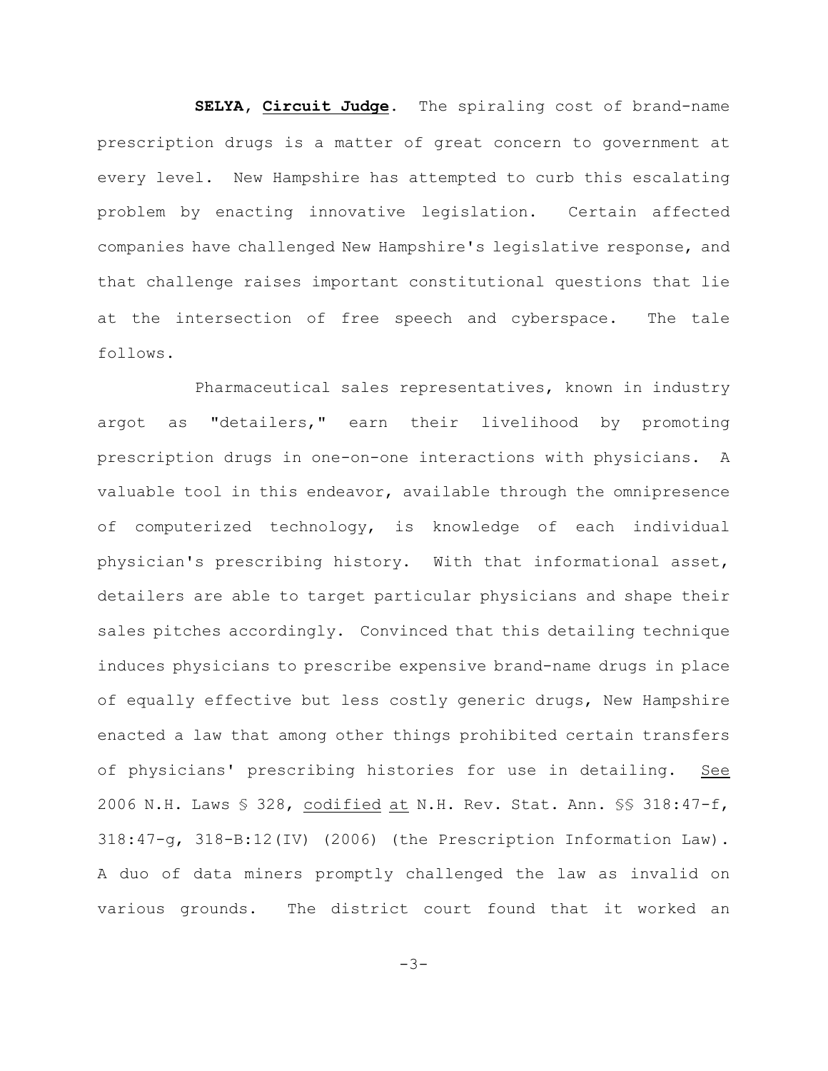**SELYA**, **Circuit Judge**. The spiraling cost of brand-name prescription drugs is a matter of great concern to government at every level. New Hampshire has attempted to curb this escalating problem by enacting innovative legislation. Certain affected companies have challenged New Hampshire's legislative response, and that challenge raises important constitutional questions that lie at the intersection of free speech and cyberspace. The tale follows.

Pharmaceutical sales representatives, known in industry argot as "detailers," earn their livelihood by promoting prescription drugs in one-on-one interactions with physicians. A valuable tool in this endeavor, available through the omnipresence of computerized technology, is knowledge of each individual physician's prescribing history. With that informational asset, detailers are able to target particular physicians and shape their sales pitches accordingly. Convinced that this detailing technique induces physicians to prescribe expensive brand-name drugs in place of equally effective but less costly generic drugs, New Hampshire enacted a law that among other things prohibited certain transfers of physicians' prescribing histories for use in detailing. See 2006 N.H. Laws § 328, codified at N.H. Rev. Stat. Ann. §§ 318:47-f, 318:47-g, 318-B:12(IV) (2006) (the Prescription Information Law). A duo of data miners promptly challenged the law as invalid on various grounds. The district court found that it worked an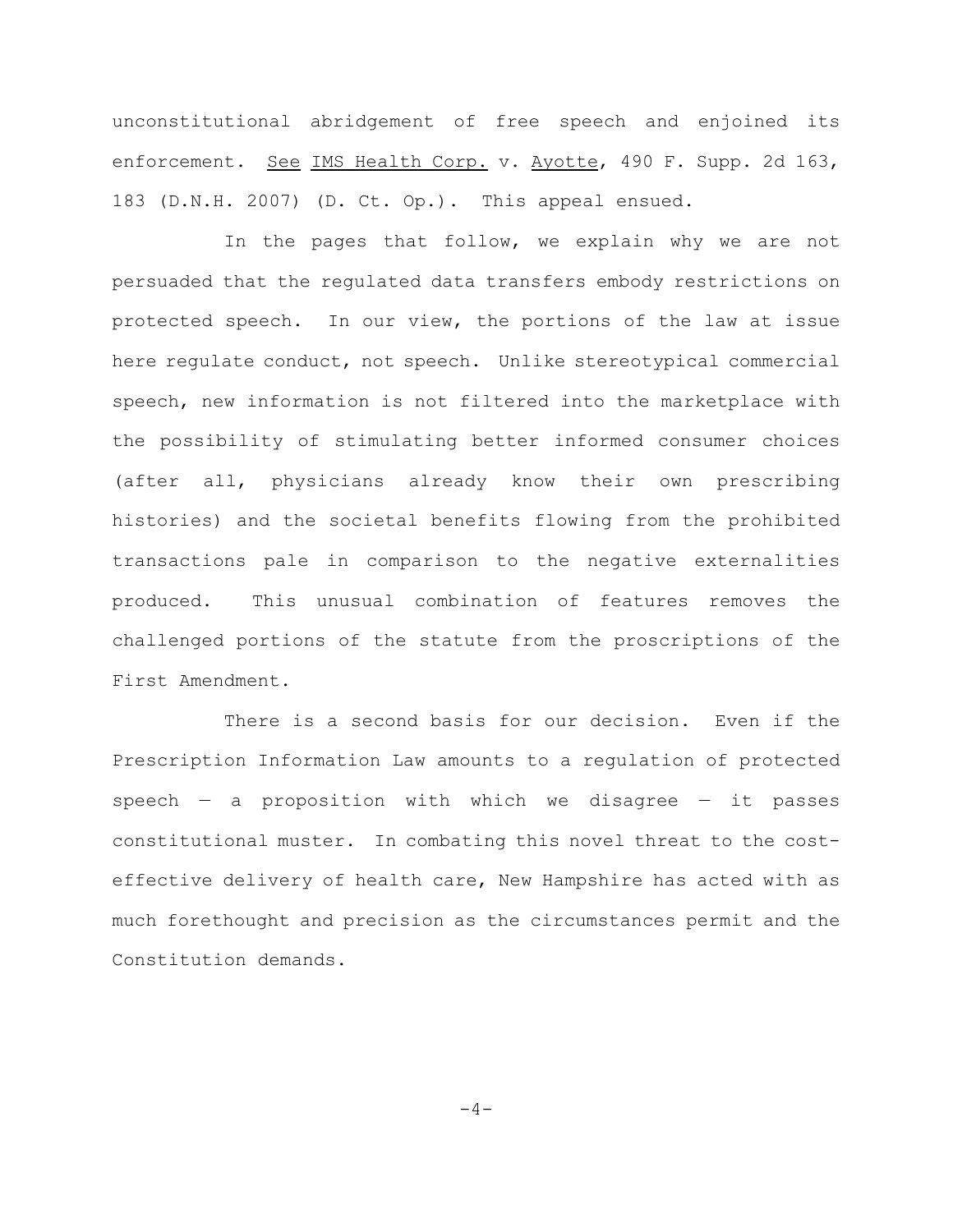unconstitutional abridgement of free speech and enjoined its enforcement. See IMS Health Corp. v. Ayotte, 490 F. Supp. 2d 163, 183 (D.N.H. 2007) (D. Ct. Op.). This appeal ensued.

In the pages that follow, we explain why we are not persuaded that the regulated data transfers embody restrictions on protected speech. In our view, the portions of the law at issue here regulate conduct, not speech. Unlike stereotypical commercial speech, new information is not filtered into the marketplace with the possibility of stimulating better informed consumer choices (after all, physicians already know their own prescribing histories) and the societal benefits flowing from the prohibited transactions pale in comparison to the negative externalities produced. This unusual combination of features removes the challenged portions of the statute from the proscriptions of the First Amendment.

There is a second basis for our decision. Even if the Prescription Information Law amounts to a regulation of protected speech — a proposition with which we disagree — it passes constitutional muster. In combating this novel threat to the cost-effective delivery of health care, New Hampshire has acted with as much forethought and precision as the circumstances permit and the Constitution demands.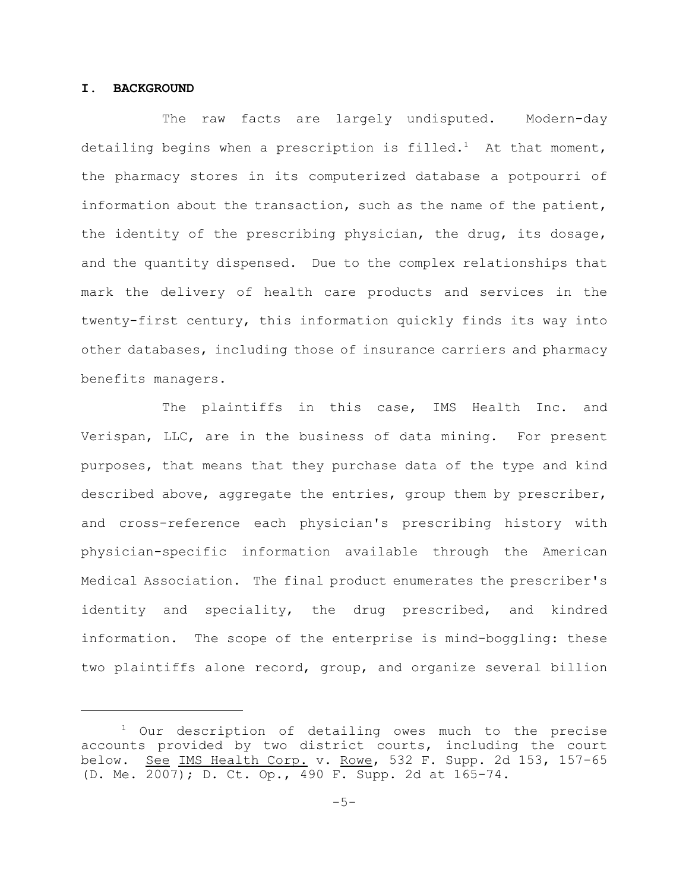## I. BACKGROUND

The raw facts are largely undisputed. Modern-day detailing begins when a prescription is filled.[1] At that moment, the pharmacy stores in its computerized database a potpourri of information about the transaction, such as the name of the patient, the identity of the prescribing physician, the drug, its dosage, and the quantity dispensed. Due to the complex relationships that mark the delivery of health care products and services in the twenty-first century, this information quickly finds its way into other databases, including those of insurance carriers and pharmacy benefits managers.

The plaintiffs in this case, IMS Health Inc. and Verispan, LLC, are in the business of data mining. For present purposes, that means that they purchase data of the type and kind described above, aggregate the entries, group them by prescriber, and cross-reference each physician's prescribing history with physician-specific information available through the American Medical Association. The final product enumerates the prescriber's identity and speciality, the drug prescribed, and kindred information. The scope of the enterprise is mind-boggling: these two plaintiffs alone record, group, and organize several billion

---

[1] Our description of detailing owes much to the precise accounts provided by two district courts, including the court below. See IMS Health Corp. v. Rowe, 532 F. Supp. 2d 153, 157-65 (D. Me. 2007); D. Ct. Op., 490 F. Supp. 2d at 165-74.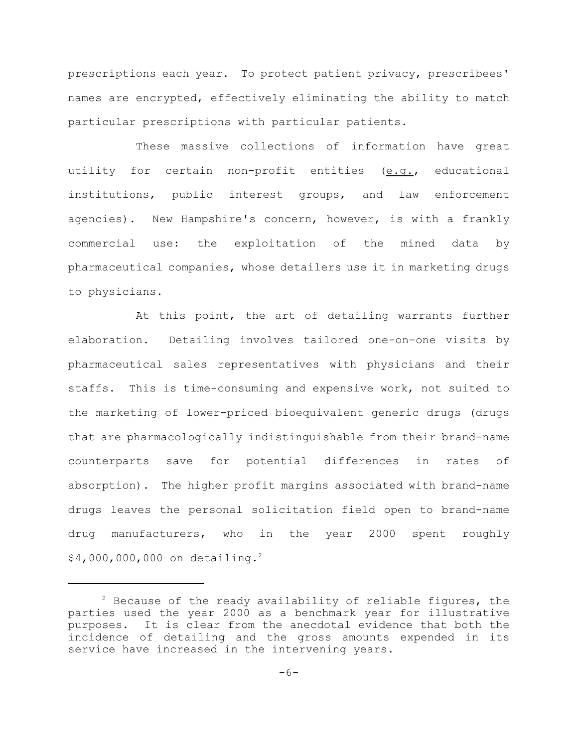prescriptions each year. To protect patient privacy, prescribees' names are encrypted, effectively eliminating the ability to match particular prescriptions with particular patients.

These massive collections of information have great utility for certain non-profit entities (e.g., educational institutions, public interest groups, and law enforcement agencies). New Hampshire's concern, however, is with a frankly commercial use: the exploitation of the mined data by pharmaceutical companies, whose detailers use it in marketing drugs to physicians.

At this point, the art of detailing warrants further elaboration. Detailing involves tailored one-on-one visits by pharmaceutical sales representatives with physicians and their staffs. This is time-consuming and expensive work, not suited to the marketing of lower-priced bioequivalent generic drugs (drugs that are pharmacologically indistinguishable from their brand-name counterparts save for potential differences in rates of absorption). The higher profit margins associated with brand-name drugs leaves the personal solicitation field open to brand-name drug manufacturers, who in the year 2000 spent roughly $4,000,000,000 on detailing.[2]

---

[2] Because of the ready availability of reliable figures, the parties used the year 2000 as a benchmark year for illustrative purposes. It is clear from the anecdotal evidence that both the incidence of detailing and the gross amounts expended in its service have increased in the intervening years.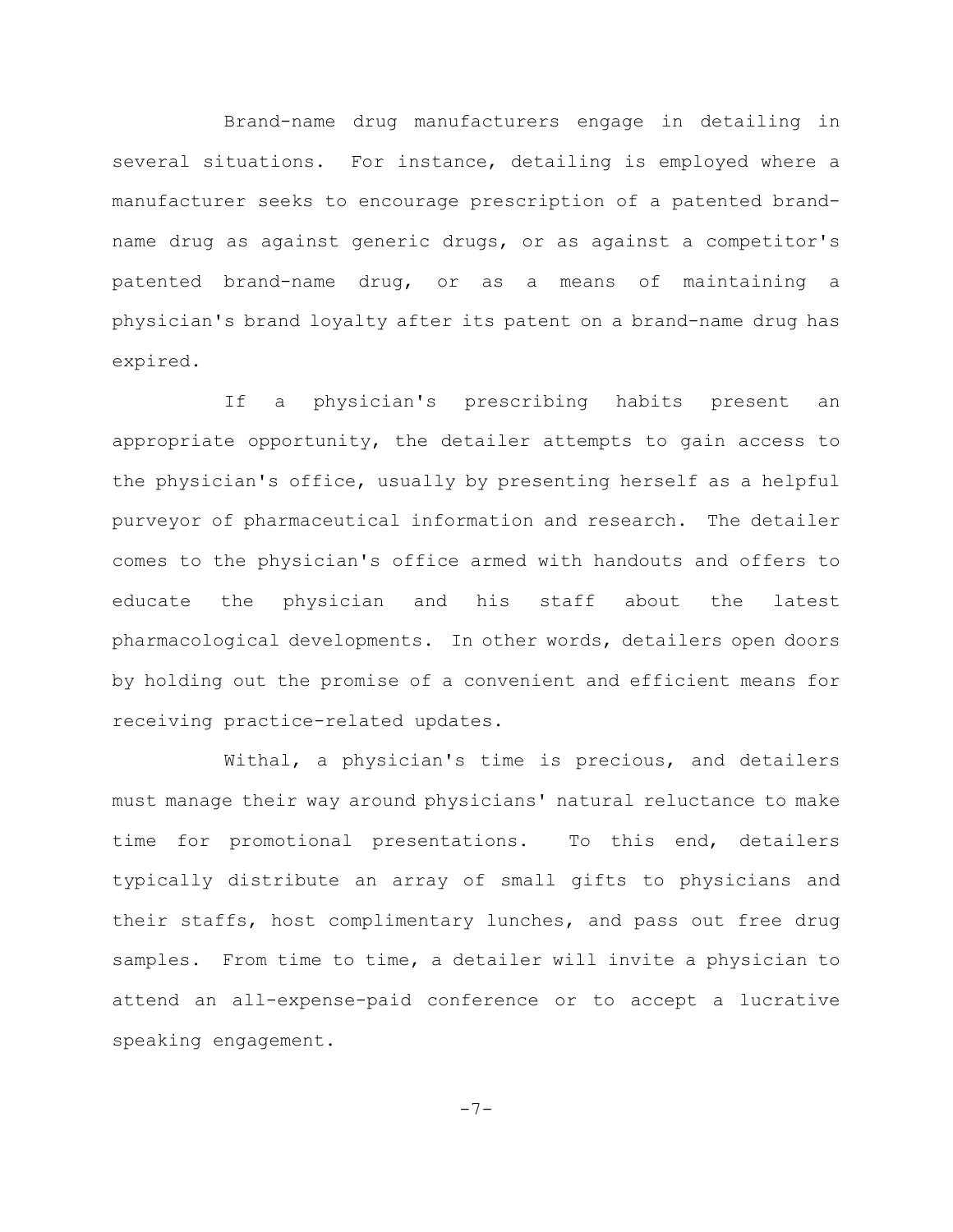Brand-name drug manufacturers engage in detailing in several situations. For instance, detailing is employed where a manufacturer seeks to encourage prescription of a patented brand-name drug as against generic drugs, or as against a competitor's patented brand-name drug, or as a means of maintaining a physician's brand loyalty after its patent on a brand-name drug has expired.

If a physician's prescribing habits present an appropriate opportunity, the detailer attempts to gain access to the physician's office, usually by presenting herself as a helpful purveyor of pharmaceutical information and research. The detailer comes to the physician's office armed with handouts and offers to educate the physician and his staff about the latest pharmacological developments. In other words, detailers open doors by holding out the promise of a convenient and efficient means for receiving practice-related updates.

Withal, a physician's time is precious, and detailers must manage their way around physicians' natural reluctance to make time for promotional presentations. To this end, detailers typically distribute an array of small gifts to physicians and their staffs, host complimentary lunches, and pass out free drug samples. From time to time, a detailer will invite a physician to attend an all-expense-paid conference or to accept a lucrative speaking engagement.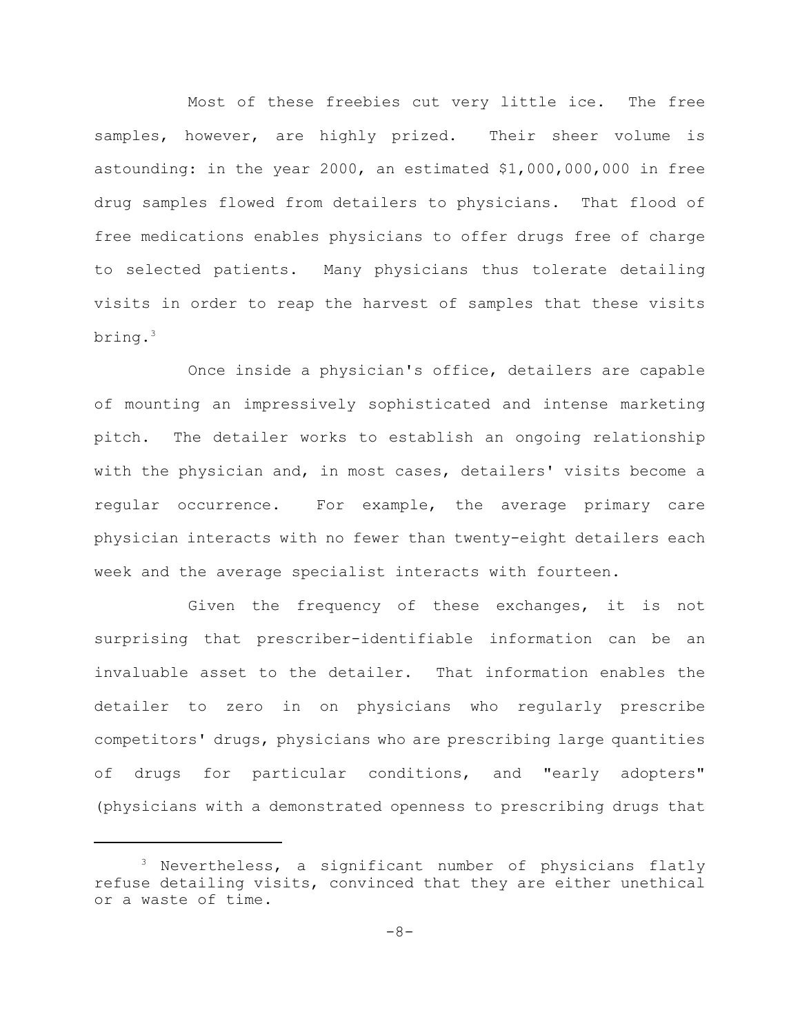Most of these freebies cut very little ice. The free samples, however, are highly prized. Their sheer volume is astounding: in the year 2000, an estimated $1,000,000,000 in free drug samples flowed from detailers to physicians. That flood of free medications enables physicians to offer drugs free of charge to selected patients. Many physicians thus tolerate detailing visits in order to reap the harvest of samples that these visits bring.[3]

Once inside a physician's office, detailers are capable of mounting an impressively sophisticated and intense marketing pitch. The detailer works to establish an ongoing relationship with the physician and, in most cases, detailers' visits become a regular occurrence. For example, the average primary care physician interacts with no fewer than twenty-eight detailers each week and the average specialist interacts with fourteen.

Given the frequency of these exchanges, it is not surprising that prescriber-identifiable information can be an invaluable asset to the detailer. That information enables the detailer to zero in on physicians who regularly prescribe competitors' drugs, physicians who are prescribing large quantities of drugs for particular conditions, and "early adopters" (physicians with a demonstrated openness to prescribing drugs that

---

[3] Nevertheless, a significant number of physicians flatly refuse detailing visits, convinced that they are either unethical or a waste of time.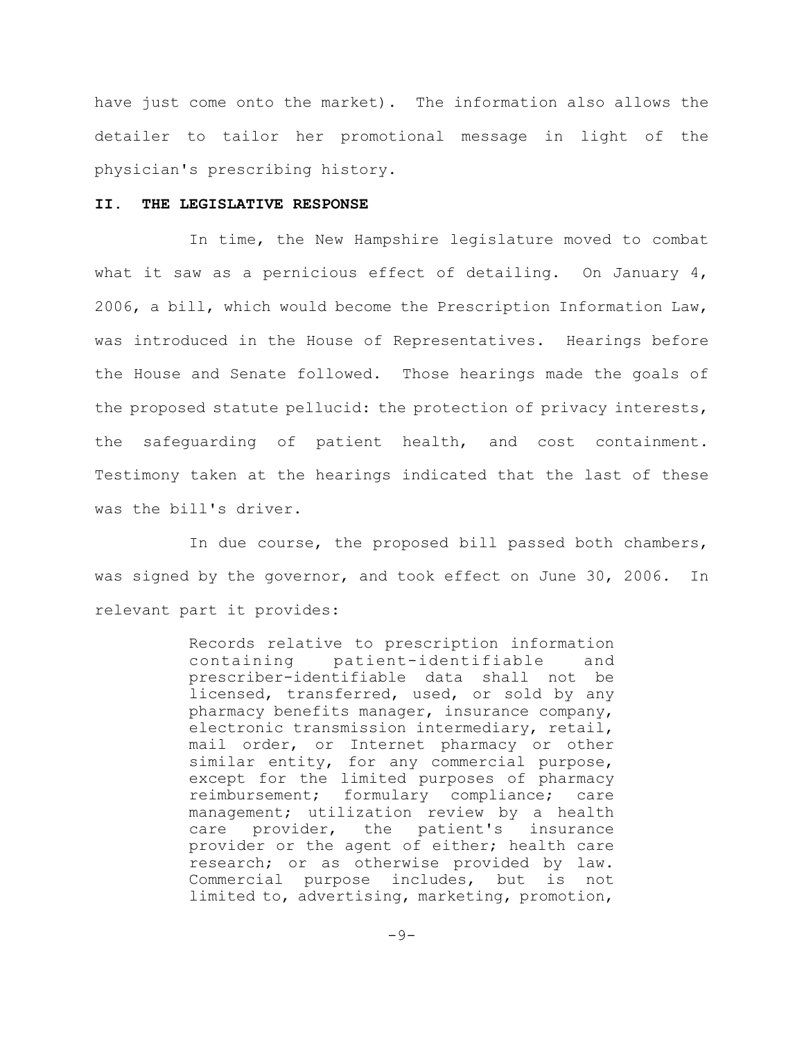have just come onto the market). The information also allows the detailer to tailor her promotional message in light of the physician's prescribing history.

## II. THE LEGISLATIVE RESPONSE

In time, the New Hampshire legislature moved to combat what it saw as a pernicious effect of detailing. On January 4, 2006, a bill, which would become the Prescription Information Law, was introduced in the House of Representatives. Hearings before the House and Senate followed. Those hearings made the goals of the proposed statute pellucid: the protection of privacy interests, the safeguarding of patient health, and cost containment. Testimony taken at the hearings indicated that the last of these was the bill's driver.

In due course, the proposed bill passed both chambers, was signed by the governor, and took effect on June 30, 2006. In relevant part it provides:

> Records relative to prescription information containing patient-identifiable and prescriber-identifiable data shall not be licensed, transferred, used, or sold by any pharmacy benefits manager, insurance company, electronic transmission intermediary, retail, mail order, or Internet pharmacy or other similar entity, for any commercial purpose, except for the limited purposes of pharmacy reimbursement; formulary compliance; care management; utilization review by a health care provider, the patient's insurance provider or the agent of either; health care research; or as otherwise provided by law. Commercial purpose includes, but is not limited to, advertising, marketing, promotion,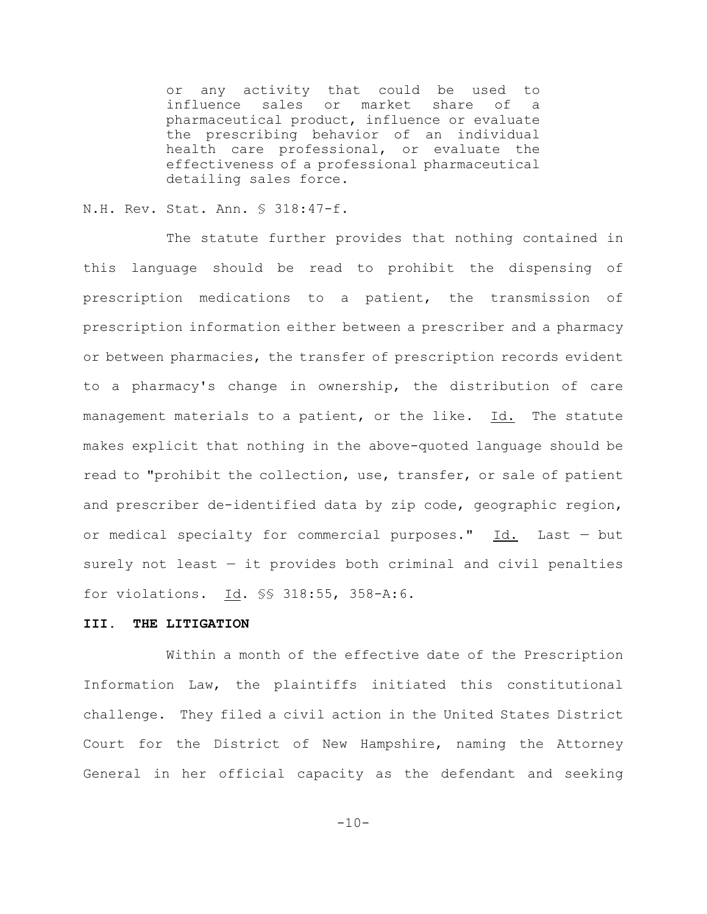> or any activity that could be used to influence sales or market share of a pharmaceutical product, influence or evaluate the prescribing behavior of an individual health care professional, or evaluate the effectiveness of a professional pharmaceutical detailing sales force.

N.H. Rev. Stat. Ann. § 318:47-f.

The statute further provides that nothing contained in this language should be read to prohibit the dispensing of prescription medications to a patient, the transmission of prescription information either between a prescriber and a pharmacy or between pharmacies, the transfer of prescription records evident to a pharmacy's change in ownership, the distribution of care management materials to a patient, or the like. Id. The statute makes explicit that nothing in the above-quoted language should be read to "prohibit the collection, use, transfer, or sale of patient and prescriber de-identified data by zip code, geographic region, or medical specialty for commercial purposes." Id. Last — but surely not least — it provides both criminal and civil penalties for violations. Id. §§ 318:55, 358-A:6.

## III. THE LITIGATION

Within a month of the effective date of the Prescription Information Law, the plaintiffs initiated this constitutional challenge. They filed a civil action in the United States District Court for the District of New Hampshire, naming the Attorney General in her official capacity as the defendant and seeking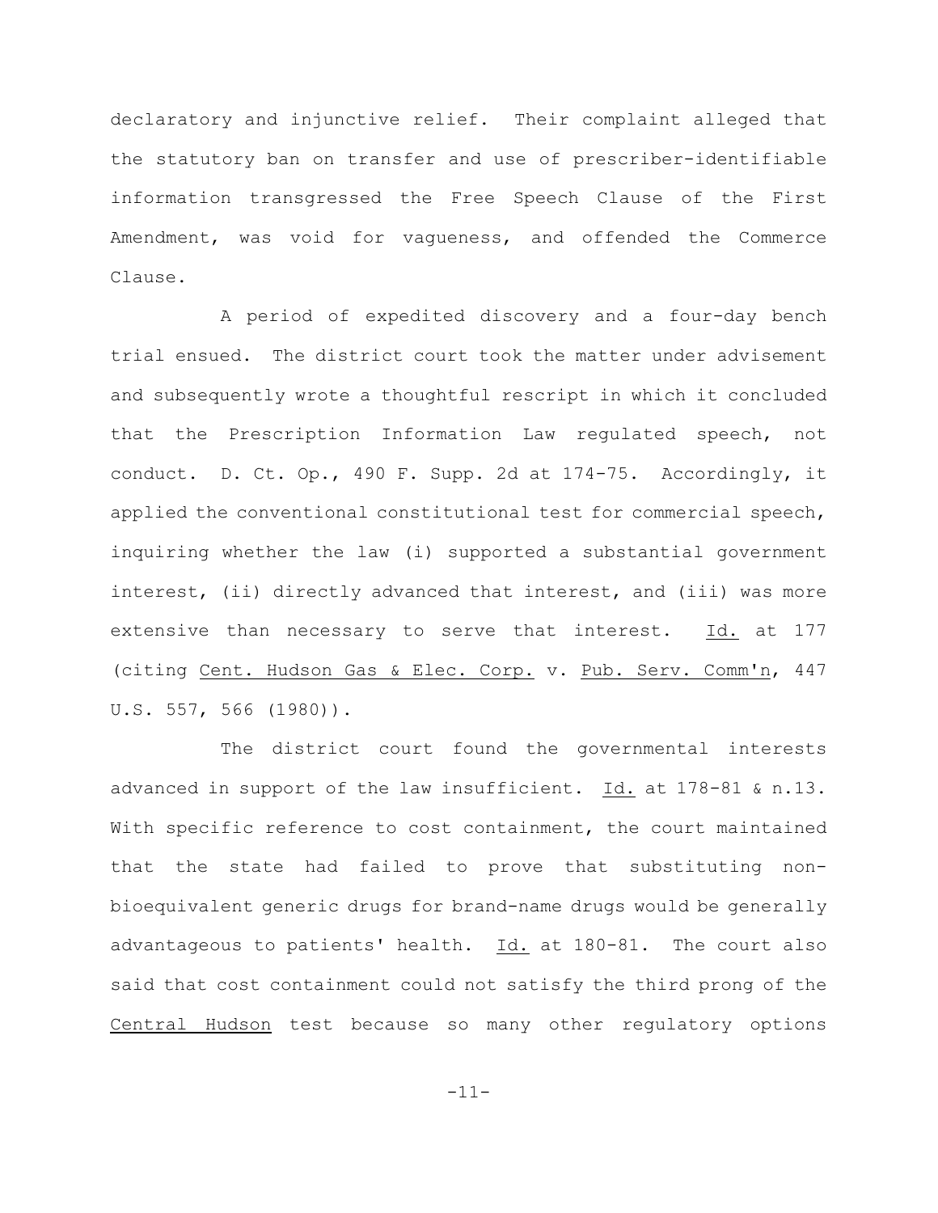declaratory and injunctive relief. Their complaint alleged that the statutory ban on transfer and use of prescriber-identifiable information transgressed the Free Speech Clause of the First Amendment, was void for vagueness, and offended the Commerce Clause.

A period of expedited discovery and a four-day bench trial ensued. The district court took the matter under advisement and subsequently wrote a thoughtful rescript in which it concluded that the Prescription Information Law regulated speech, not conduct. D. Ct. Op., 490 F. Supp. 2d at 174-75. Accordingly, it applied the conventional constitutional test for commercial speech, inquiring whether the law (i) supported a substantial government interest, (ii) directly advanced that interest, and (iii) was more extensive than necessary to serve that interest. Id. at 177 (citing Cent. Hudson Gas & Elec. Corp. v. Pub. Serv. Comm'n, 447 U.S. 557, 566 (1980)).

The district court found the governmental interests advanced in support of the law insufficient. Id. at 178-81 & n.13. With specific reference to cost containment, the court maintained that the state had failed to prove that substituting non-bioequivalent generic drugs for brand-name drugs would be generally advantageous to patients' health. Id. at 180-81. The court also said that cost containment could not satisfy the third prong of the Central Hudson test because so many other regulatory options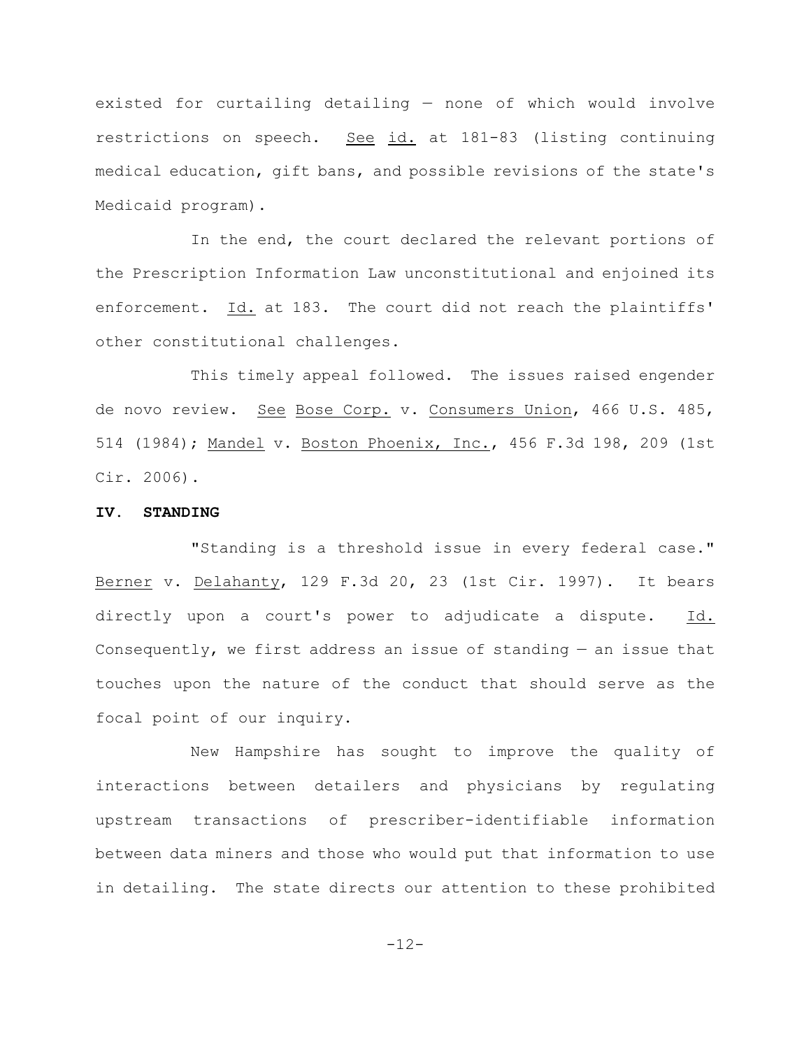existed for curtailing detailing — none of which would involve restrictions on speech. See id. at 181-83 (listing continuing medical education, gift bans, and possible revisions of the state's Medicaid program).

In the end, the court declared the relevant portions of the Prescription Information Law unconstitutional and enjoined its enforcement. Id. at 183. The court did not reach the plaintiffs' other constitutional challenges.

This timely appeal followed. The issues raised engender de novo review. See Bose Corp. v. Consumers Union, 466 U.S. 485, 514 (1984); Mandel v. Boston Phoenix, Inc., 456 F.3d 198, 209 (1st Cir. 2006).

## IV. STANDING

"Standing is a threshold issue in every federal case." Berner v. Delahanty, 129 F.3d 20, 23 (1st Cir. 1997). It bears directly upon a court's power to adjudicate a dispute. Id. Consequently, we first address an issue of standing — an issue that touches upon the nature of the conduct that should serve as the focal point of our inquiry.

New Hampshire has sought to improve the quality of interactions between detailers and physicians by regulating upstream transactions of prescriber-identifiable information between data miners and those who would put that information to use in detailing. The state directs our attention to these prohibited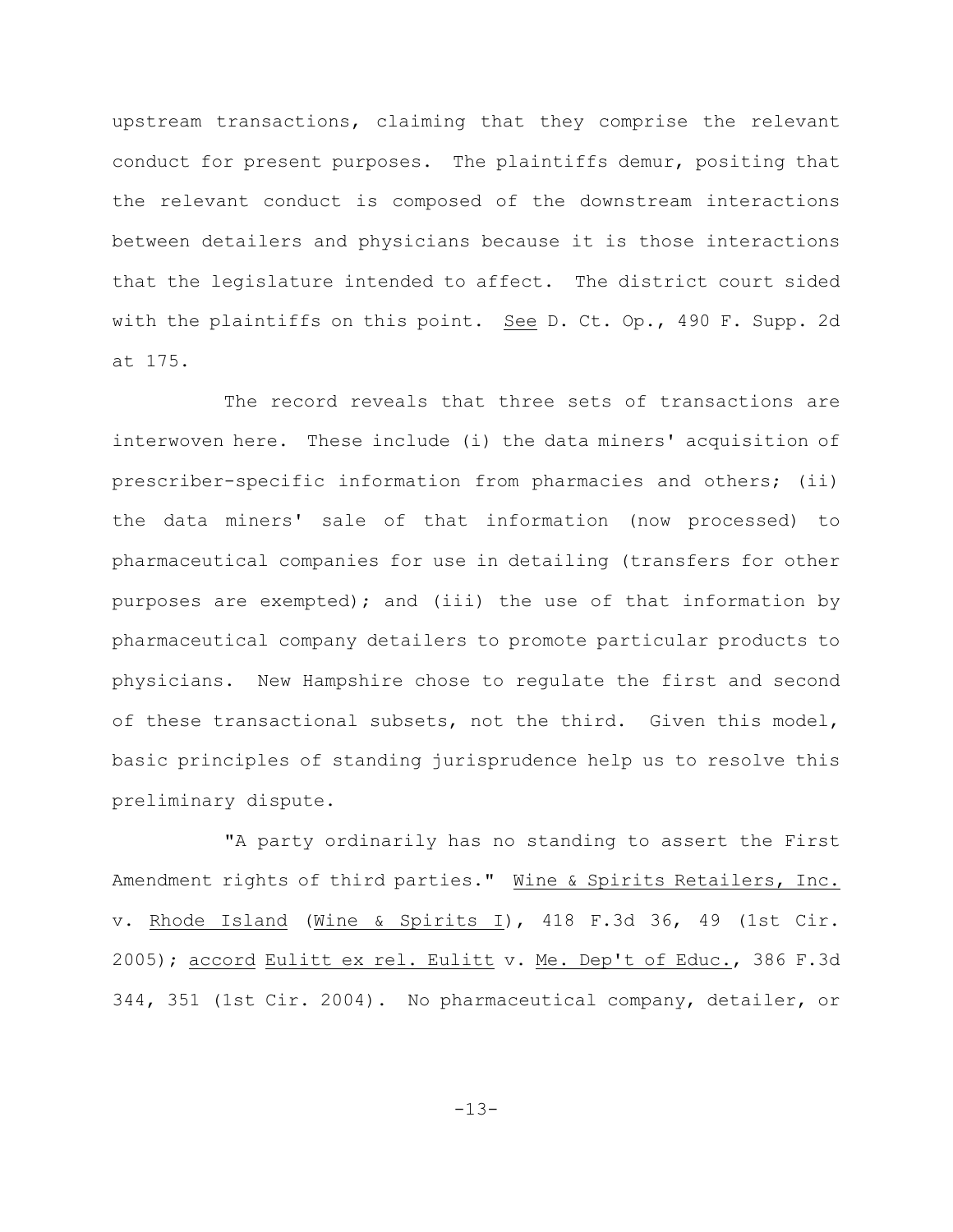upstream transactions, claiming that they comprise the relevant conduct for present purposes. The plaintiffs demur, positing that the relevant conduct is composed of the downstream interactions between detailers and physicians because it is those interactions that the legislature intended to affect. The district court sided with the plaintiffs on this point. _See_ D. Ct. Op., 490 F. Supp. 2d at 175.

The record reveals that three sets of transactions are interwoven here. These include (i) the data miners' acquisition of prescriber-specific information from pharmacies and others; (ii) the data miners' sale of that information (now processed) to pharmaceutical companies for use in detailing (transfers for other purposes are exempted); and (iii) the use of that information by pharmaceutical company detailers to promote particular products to physicians. New Hampshire chose to regulate the first and second of these transactional subsets, not the third. Given this model, basic principles of standing jurisprudence help us to resolve this preliminary dispute.

"A party ordinarily has no standing to assert the First Amendment rights of third parties." _Wine & Spirits Retailers, Inc._ v. _Rhode Island_ (_Wine & Spirits I_), 418 F.3d 36, 49 (1st Cir. 2005); _accord_ _Eulitt ex rel. Eulitt_ v. _Me. Dep't of Educ._, 386 F.3d 344, 351 (1st Cir. 2004). No pharmaceutical company, detailer, or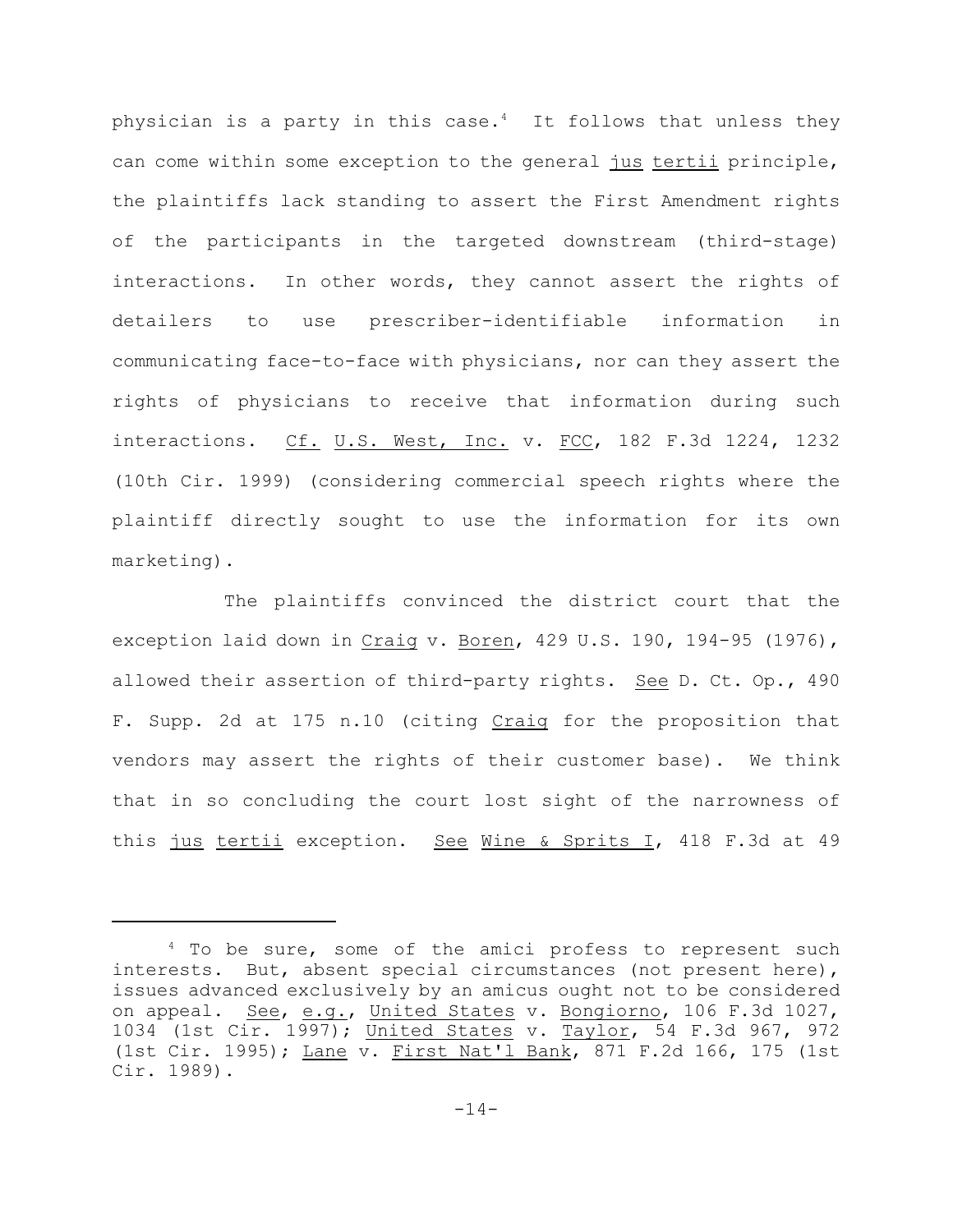physician is a party in this case.[4] It follows that unless they can come within some exception to the general jus tertii principle, the plaintiffs lack standing to assert the First Amendment rights of the participants in the targeted downstream (third-stage) interactions. In other words, they cannot assert the rights of detailers to use prescriber-identifiable information in communicating face-to-face with physicians, nor can they assert the rights of physicians to receive that information during such interactions. Cf. U.S. West, Inc. v. FCC, 182 F.3d 1224, 1232 (10th Cir. 1999) (considering commercial speech rights where the plaintiff directly sought to use the information for its own marketing).

The plaintiffs convinced the district court that the exception laid down in Craig v. Boren, 429 U.S. 190, 194-95 (1976), allowed their assertion of third-party rights. See D. Ct. Op., 490 F. Supp. 2d at 175 n.10 (citing Craig for the proposition that vendors may assert the rights of their customer base). We think that in so concluding the court lost sight of the narrowness of this jus tertii exception. See Wine & Sprits I, 418 F.3d at 49

---

[4] To be sure, some of the amici profess to represent such interests. But, absent special circumstances (not present here), issues advanced exclusively by an amicus ought not to be considered on appeal. See, e.g., United States v. Bongiorno, 106 F.3d 1027, 1034 (1st Cir. 1997); United States v. Taylor, 54 F.3d 967, 972 (1st Cir. 1995); Lane v. First Nat'l Bank, 871 F.2d 166, 175 (1st Cir. 1989).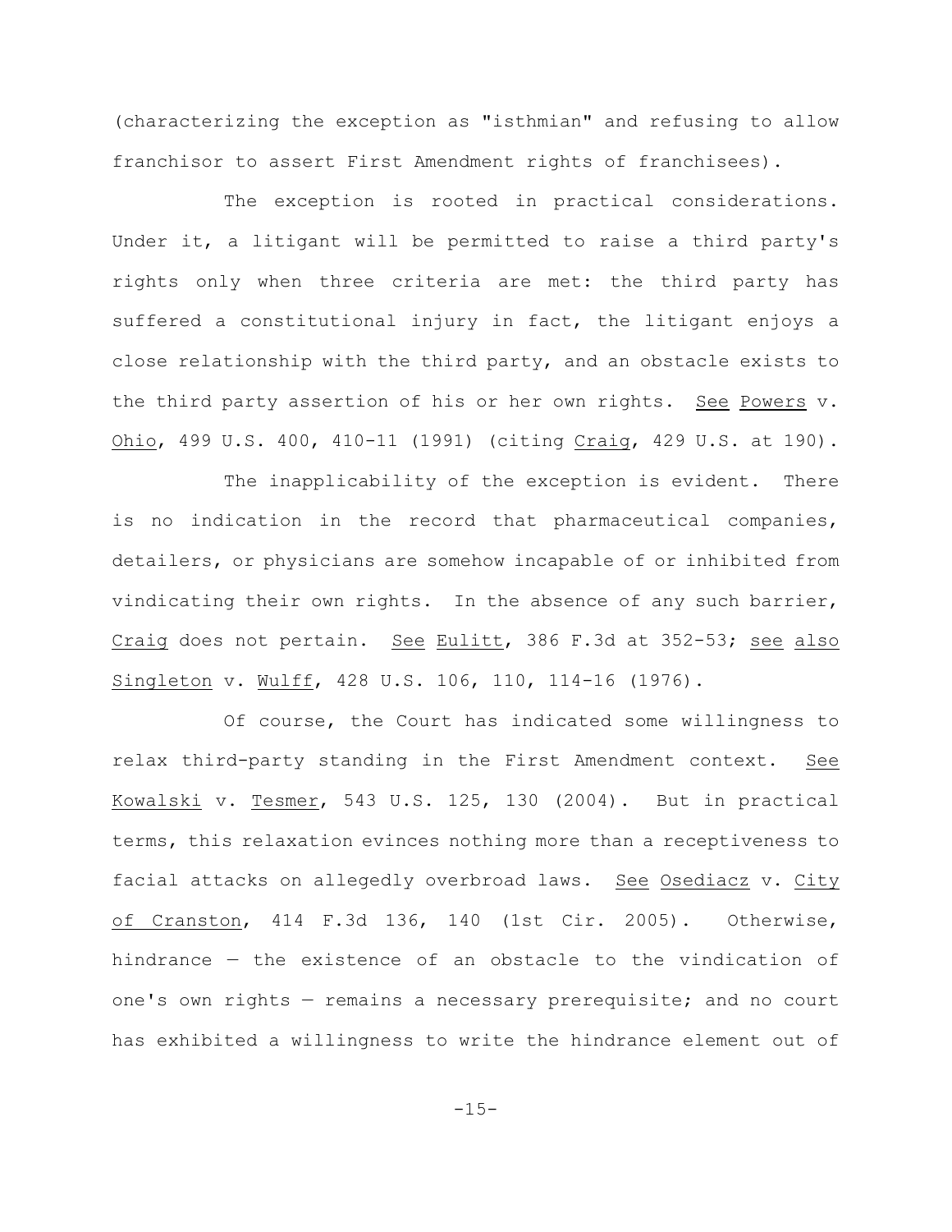(characterizing the exception as "isthmian" and refusing to allow franchisor to assert First Amendment rights of franchisees).

The exception is rooted in practical considerations. Under it, a litigant will be permitted to raise a third party's rights only when three criteria are met: the third party has suffered a constitutional injury in fact, the litigant enjoys a close relationship with the third party, and an obstacle exists to the third party assertion of his or her own rights. See Powers v. Ohio, 499 U.S. 400, 410-11 (1991) (citing Craig, 429 U.S. at 190).

The inapplicability of the exception is evident. There is no indication in the record that pharmaceutical companies, detailers, or physicians are somehow incapable of or inhibited from vindicating their own rights. In the absence of any such barrier, Craig does not pertain. See Eulitt, 386 F.3d at 352-53; see also Singleton v. Wulff, 428 U.S. 106, 110, 114-16 (1976).

Of course, the Court has indicated some willingness to relax third-party standing in the First Amendment context. See Kowalski v. Tesmer, 543 U.S. 125, 130 (2004). But in practical terms, this relaxation evinces nothing more than a receptiveness to facial attacks on allegedly overbroad laws. See Osediacz v. City of Cranston, 414 F.3d 136, 140 (1st Cir. 2005). Otherwise, hindrance — the existence of an obstacle to the vindication of one's own rights — remains a necessary prerequisite; and no court has exhibited a willingness to write the hindrance element out of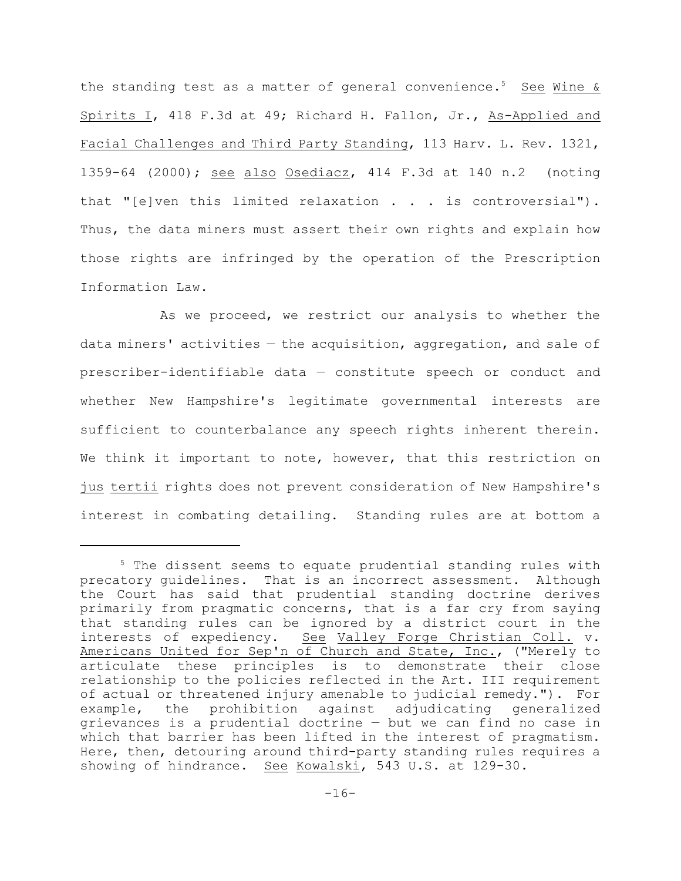the standing test as a matter of general convenience.[5] See Wine & Spirits I, 418 F.3d at 49; Richard H. Fallon, Jr., As-Applied and Facial Challenges and Third Party Standing, 113 Harv. L. Rev. 1321, 1359-64 (2000); see also Osediacz, 414 F.3d at 140 n.2 (noting that "[e]ven this limited relaxation . . . is controversial"). Thus, the data miners must assert their own rights and explain how those rights are infringed by the operation of the Prescription Information Law.

As we proceed, we restrict our analysis to whether the data miners' activities — the acquisition, aggregation, and sale of prescriber-identifiable data — constitute speech or conduct and whether New Hampshire's legitimate governmental interests are sufficient to counterbalance any speech rights inherent therein. We think it important to note, however, that this restriction on jus tertii rights does not prevent consideration of New Hampshire's interest in combating detailing. Standing rules are at bottom a

---

[5] The dissent seems to equate prudential standing rules with precatory guidelines. That is an incorrect assessment. Although the Court has said that prudential standing doctrine derives primarily from pragmatic concerns, that is a far cry from saying that standing rules can be ignored by a district court in the interests of expediency. See Valley Forge Christian Coll. v. Americans United for Sep'n of Church and State, Inc., ("Merely to articulate these principles is to demonstrate their close relationship to the policies reflected in the Art. III requirement of actual or threatened injury amenable to judicial remedy."). For example, the prohibition against adjudicating generalized grievances is a prudential doctrine — but we can find no case in which that barrier has been lifted in the interest of pragmatism. Here, then, detouring around third-party standing rules requires a showing of hindrance. See Kowalski, 543 U.S. at 129-30.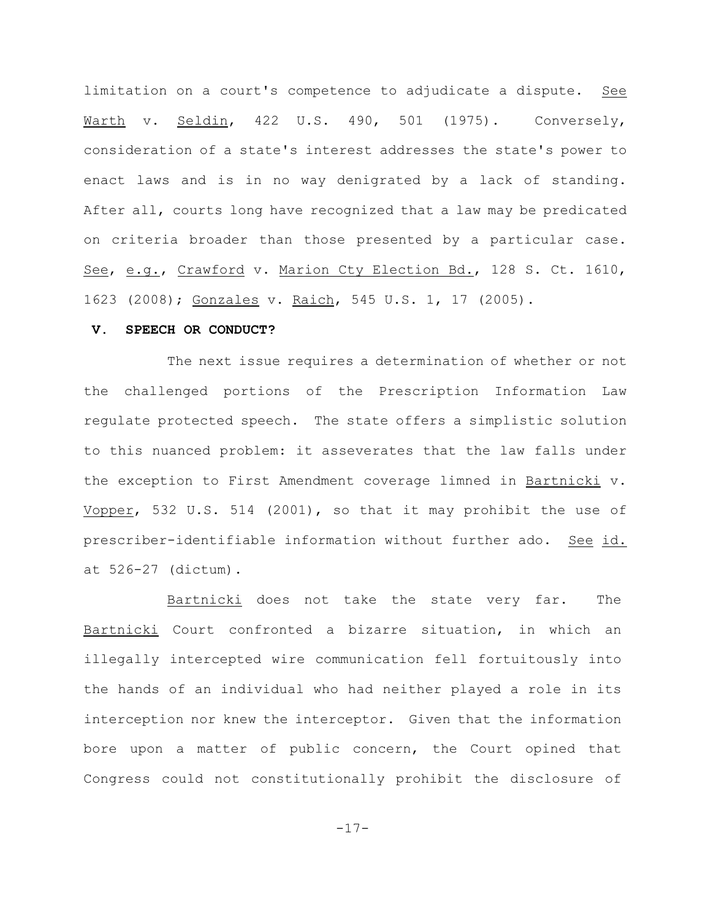limitation on a court's competence to adjudicate a dispute. See Warth v. Seldin, 422 U.S. 490, 501 (1975). Conversely, consideration of a state's interest addresses the state's power to enact laws and is in no way denigrated by a lack of standing. After all, courts long have recognized that a law may be predicated on criteria broader than those presented by a particular case. See, e.g., Crawford v. Marion Cty Election Bd., 128 S. Ct. 1610, 1623 (2008); Gonzales v. Raich, 545 U.S. 1, 17 (2005).

## V. SPEECH OR CONDUCT?

The next issue requires a determination of whether or not the challenged portions of the Prescription Information Law regulate protected speech. The state offers a simplistic solution to this nuanced problem: it asseverates that the law falls under the exception to First Amendment coverage limned in Bartnicki v. Vopper, 532 U.S. 514 (2001), so that it may prohibit the use of prescriber-identifiable information without further ado. See id. at 526-27 (dictum).

Bartnicki does not take the state very far. The Bartnicki Court confronted a bizarre situation, in which an illegally intercepted wire communication fell fortuitously into the hands of an individual who had neither played a role in its interception nor knew the interceptor. Given that the information bore upon a matter of public concern, the Court opined that Congress could not constitutionally prohibit the disclosure of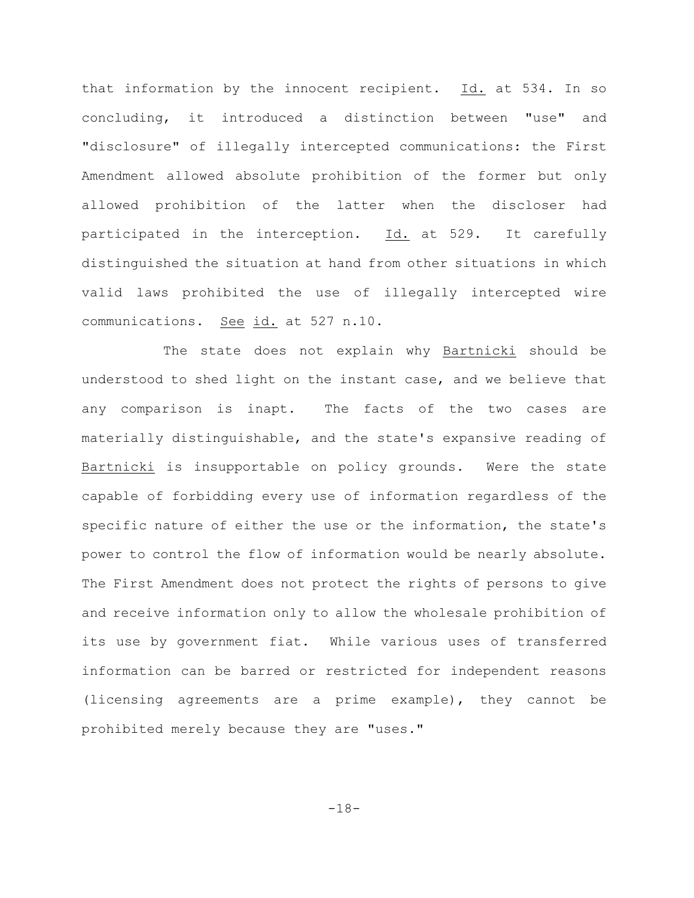that information by the innocent recipient. Id. at 534. In so concluding, it introduced a distinction between "use" and "disclosure" of illegally intercepted communications: the First Amendment allowed absolute prohibition of the former but only allowed prohibition of the latter when the discloser had participated in the interception. Id. at 529. It carefully distinguished the situation at hand from other situations in which valid laws prohibited the use of illegally intercepted wire communications. See id. at 527 n.10.

The state does not explain why Bartnicki should be understood to shed light on the instant case, and we believe that any comparison is inapt. The facts of the two cases are materially distinguishable, and the state's expansive reading of Bartnicki is insupportable on policy grounds. Were the state capable of forbidding every use of information regardless of the specific nature of either the use or the information, the state's power to control the flow of information would be nearly absolute. The First Amendment does not protect the rights of persons to give and receive information only to allow the wholesale prohibition of its use by government fiat. While various uses of transferred information can be barred or restricted for independent reasons (licensing agreements are a prime example), they cannot be prohibited merely because they are "uses."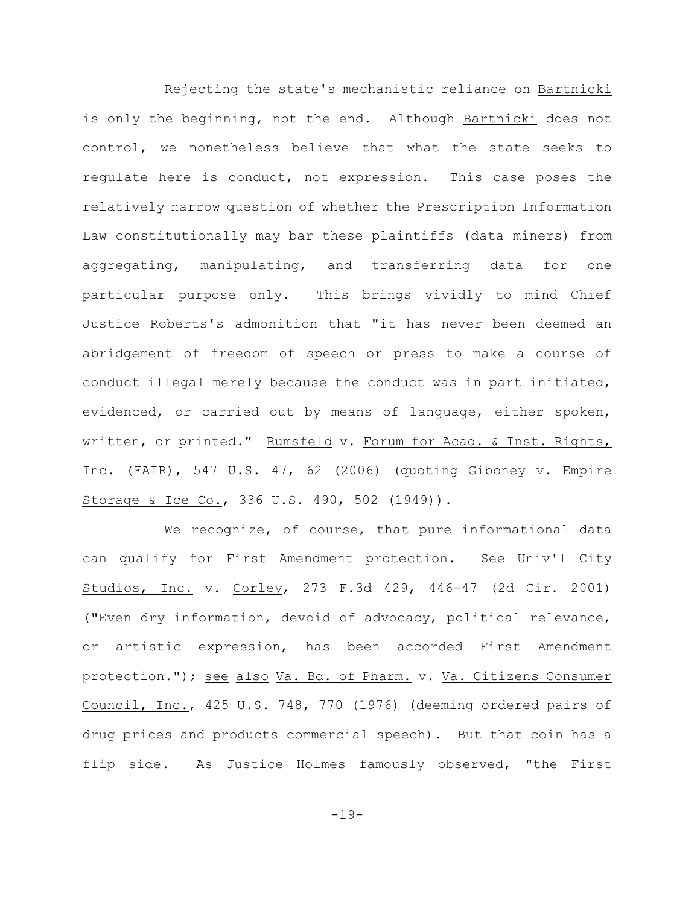Rejecting the state's mechanistic reliance on Bartnicki is only the beginning, not the end. Although Bartnicki does not control, we nonetheless believe that what the state seeks to regulate here is conduct, not expression. This case poses the relatively narrow question of whether the Prescription Information Law constitutionally may bar these plaintiffs (data miners) from aggregating, manipulating, and transferring data for one particular purpose only. This brings vividly to mind Chief Justice Roberts's admonition that "it has never been deemed an abridgement of freedom of speech or press to make a course of conduct illegal merely because the conduct was in part initiated, evidenced, or carried out by means of language, either spoken, written, or printed." Rumsfeld v. Forum for Acad. & Inst. Rights, Inc. (FAIR), 547 U.S. 47, 62 (2006) (quoting Giboney v. Empire Storage & Ice Co., 336 U.S. 490, 502 (1949)).

We recognize, of course, that pure informational data can qualify for First Amendment protection. See Univ'l City Studios, Inc. v. Corley, 273 F.3d 429, 446-47 (2d Cir. 2001) ("Even dry information, devoid of advocacy, political relevance, or artistic expression, has been accorded First Amendment protection."); see also Va. Bd. of Pharm. v. Va. Citizens Consumer Council, Inc., 425 U.S. 748, 770 (1976) (deeming ordered pairs of drug prices and products commercial speech). But that coin has a flip side. As Justice Holmes famously observed, "the First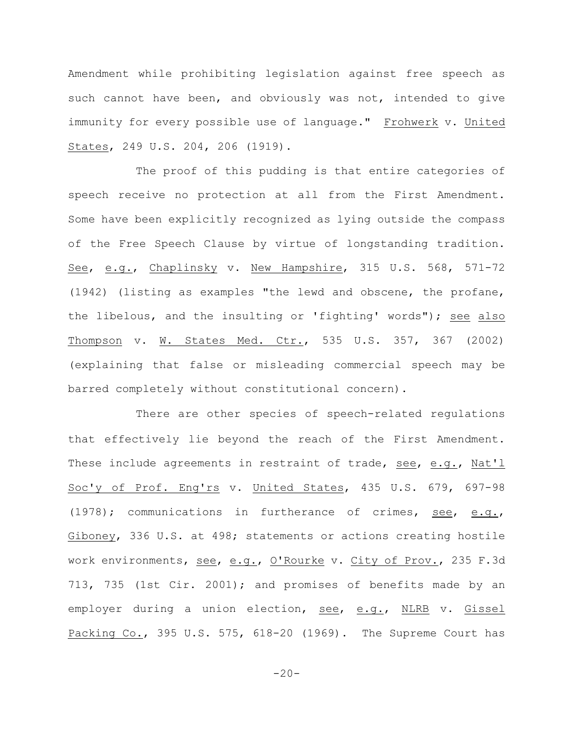Amendment while prohibiting legislation against free speech as such cannot have been, and obviously was not, intended to give immunity for every possible use of language." Frohwerk v. United States, 249 U.S. 204, 206 (1919).

The proof of this pudding is that entire categories of speech receive no protection at all from the First Amendment. Some have been explicitly recognized as lying outside the compass of the Free Speech Clause by virtue of longstanding tradition. See, e.g., Chaplinsky v. New Hampshire, 315 U.S. 568, 571-72 (1942) (listing as examples "the lewd and obscene, the profane, the libelous, and the insulting or 'fighting' words"); see also Thompson v. W. States Med. Ctr., 535 U.S. 357, 367 (2002) (explaining that false or misleading commercial speech may be barred completely without constitutional concern).

There are other species of speech-related regulations that effectively lie beyond the reach of the First Amendment. These include agreements in restraint of trade, see, e.g., Nat'l Soc'y of Prof. Eng'rs v. United States, 435 U.S. 679, 697-98 (1978); communications in furtherance of crimes, see, e.g., Giboney, 336 U.S. at 498; statements or actions creating hostile work environments, see, e.g., O'Rourke v. City of Prov., 235 F.3d 713, 735 (1st Cir. 2001); and promises of benefits made by an employer during a union election, see, e.g., NLRB v. Gissel Packing Co., 395 U.S. 575, 618-20 (1969). The Supreme Court has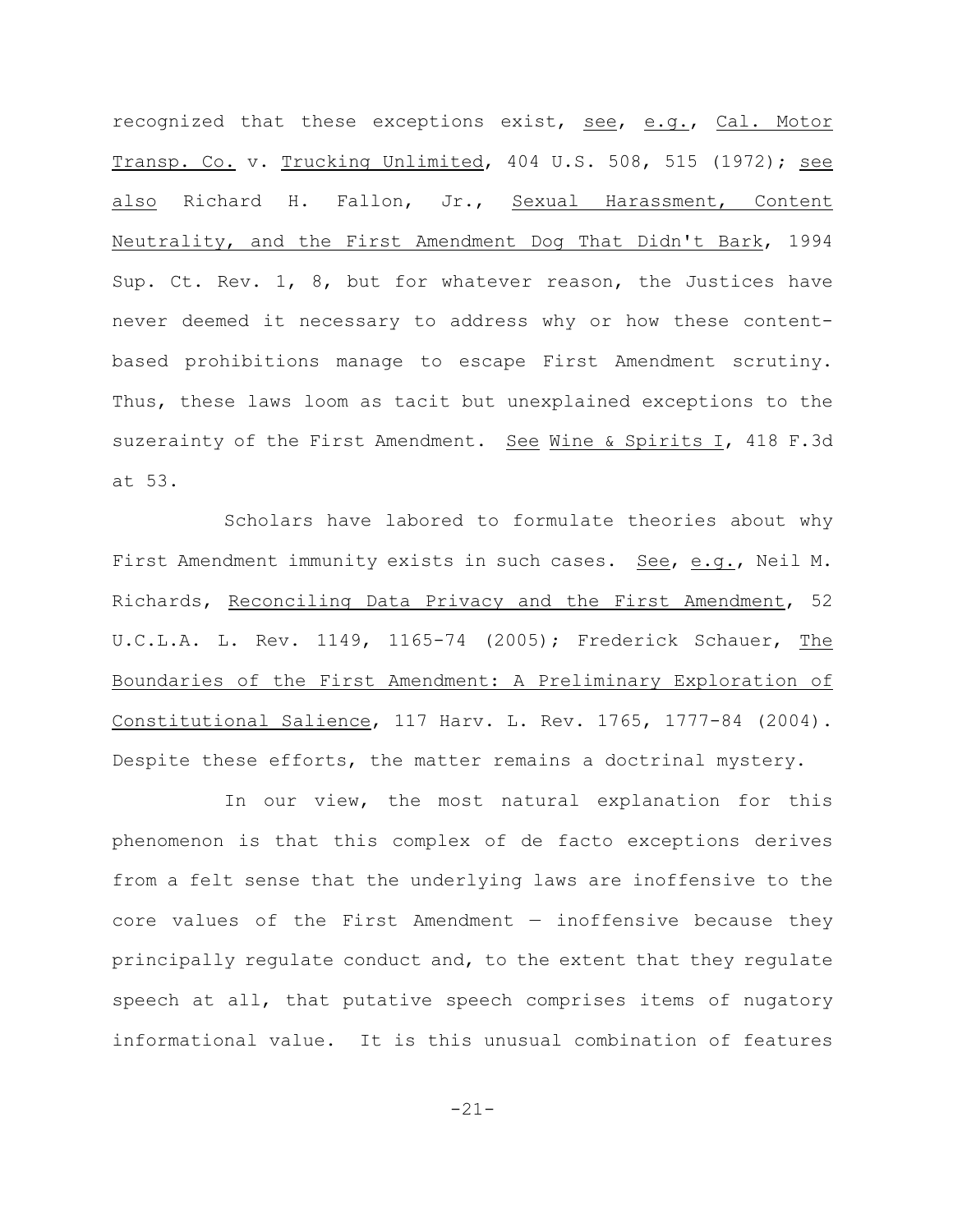recognized that these exceptions exist, see, e.g., Cal. Motor Transp. Co. v. Trucking Unlimited, 404 U.S. 508, 515 (1972); see also Richard H. Fallon, Jr., Sexual Harassment, Content Neutrality, and the First Amendment Dog That Didn't Bark, 1994 Sup. Ct. Rev. 1, 8, but for whatever reason, the Justices have never deemed it necessary to address why or how these content-based prohibitions manage to escape First Amendment scrutiny. Thus, these laws loom as tacit but unexplained exceptions to the suzerainty of the First Amendment. See Wine & Spirits I, 418 F.3d at 53.

Scholars have labored to formulate theories about why First Amendment immunity exists in such cases. See, e.g., Neil M. Richards, Reconciling Data Privacy and the First Amendment, 52 U.C.L.A. L. Rev. 1149, 1165-74 (2005); Frederick Schauer, The Boundaries of the First Amendment: A Preliminary Exploration of Constitutional Salience, 117 Harv. L. Rev. 1765, 1777-84 (2004). Despite these efforts, the matter remains a doctrinal mystery.

In our view, the most natural explanation for this phenomenon is that this complex of de facto exceptions derives from a felt sense that the underlying laws are inoffensive to the core values of the First Amendment — inoffensive because they principally regulate conduct and, to the extent that they regulate speech at all, that putative speech comprises items of nugatory informational value. It is this unusual combination of features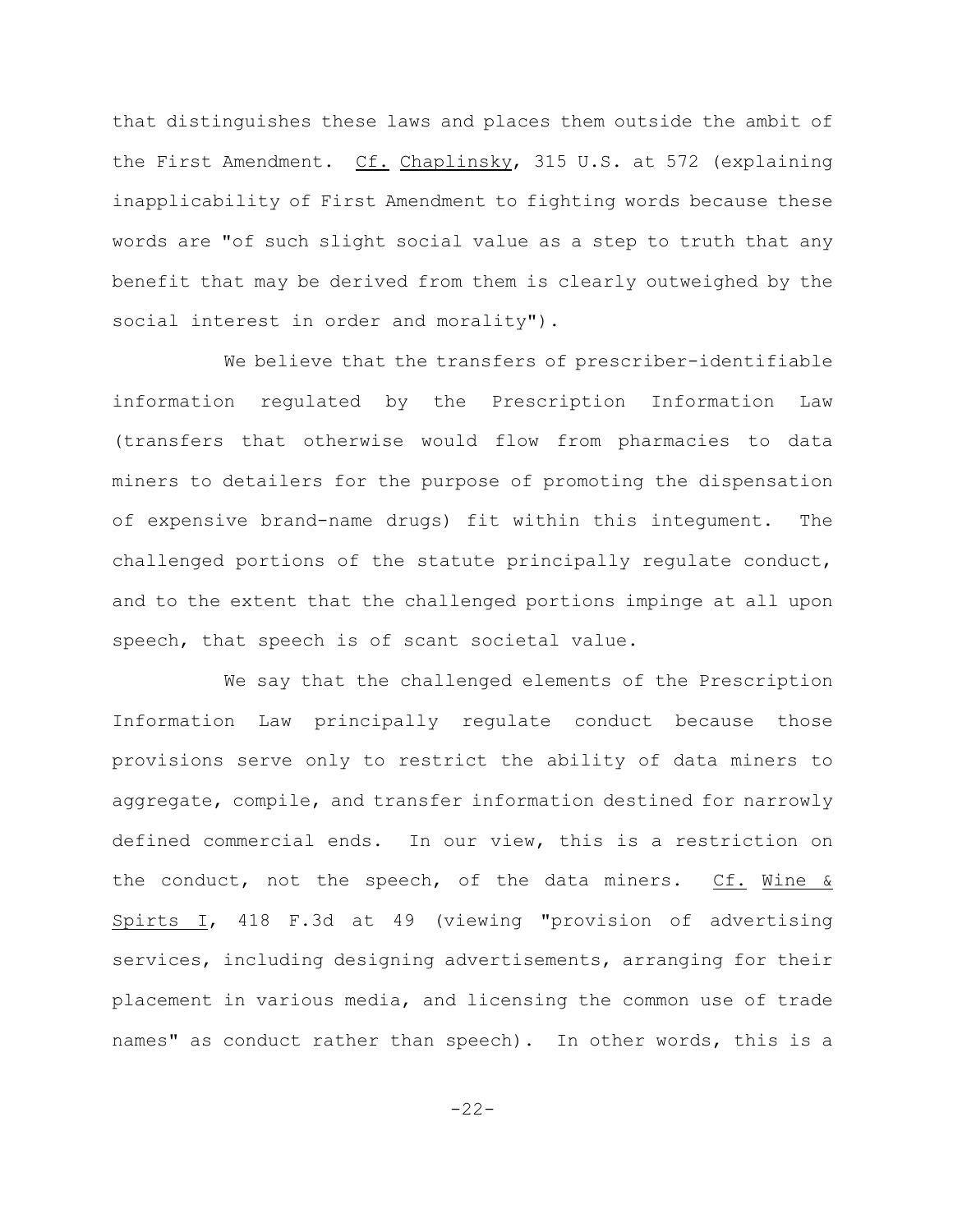that distinguishes these laws and places them outside the ambit of the First Amendment. Cf. Chaplinsky, 315 U.S. at 572 (explaining inapplicability of First Amendment to fighting words because these words are "of such slight social value as a step to truth that any benefit that may be derived from them is clearly outweighed by the social interest in order and morality").

We believe that the transfers of prescriber-identifiable information regulated by the Prescription Information Law (transfers that otherwise would flow from pharmacies to data miners to detailers for the purpose of promoting the dispensation of expensive brand-name drugs) fit within this integument. The challenged portions of the statute principally regulate conduct, and to the extent that the challenged portions impinge at all upon speech, that speech is of scant societal value.

We say that the challenged elements of the Prescription Information Law principally regulate conduct because those provisions serve only to restrict the ability of data miners to aggregate, compile, and transfer information destined for narrowly defined commercial ends. In our view, this is a restriction on the conduct, not the speech, of the data miners. Cf. Wine & Spirts I, 418 F.3d at 49 (viewing "provision of advertising services, including designing advertisements, arranging for their placement in various media, and licensing the common use of trade names" as conduct rather than speech). In other words, this is a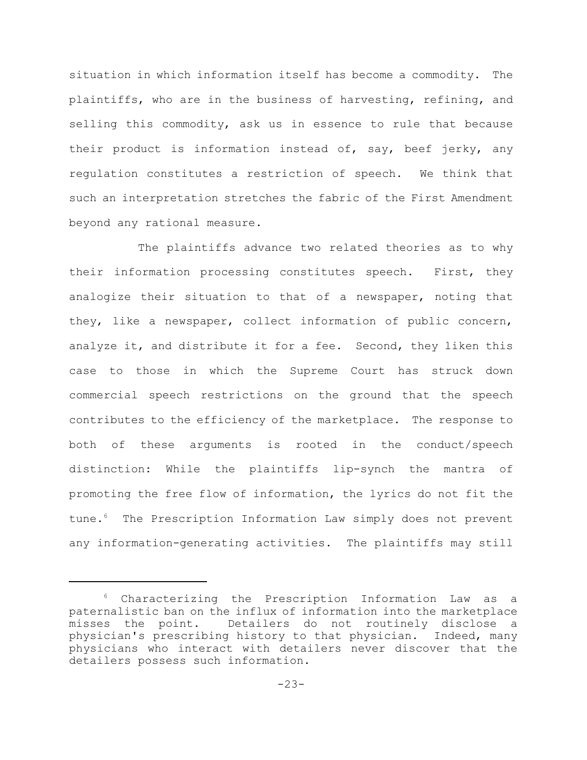situation in which information itself has become a commodity. The plaintiffs, who are in the business of harvesting, refining, and selling this commodity, ask us in essence to rule that because their product is information instead of, say, beef jerky, any regulation constitutes a restriction of speech. We think that such an interpretation stretches the fabric of the First Amendment beyond any rational measure.

The plaintiffs advance two related theories as to why their information processing constitutes speech. First, they analogize their situation to that of a newspaper, noting that they, like a newspaper, collect information of public concern, analyze it, and distribute it for a fee. Second, they liken this case to those in which the Supreme Court has struck down commercial speech restrictions on the ground that the speech contributes to the efficiency of the marketplace. The response to both of these arguments is rooted in the conduct/speech distinction: While the plaintiffs lip-synch the mantra of promoting the free flow of information, the lyrics do not fit the tune.[6] The Prescription Information Law simply does not prevent any information-generating activities. The plaintiffs may still

---

[6] Characterizing the Prescription Information Law as a paternalistic ban on the influx of information into the marketplace misses the point. Detailers do not routinely disclose a physician's prescribing history to that physician. Indeed, many physicians who interact with detailers never discover that the detailers possess such information.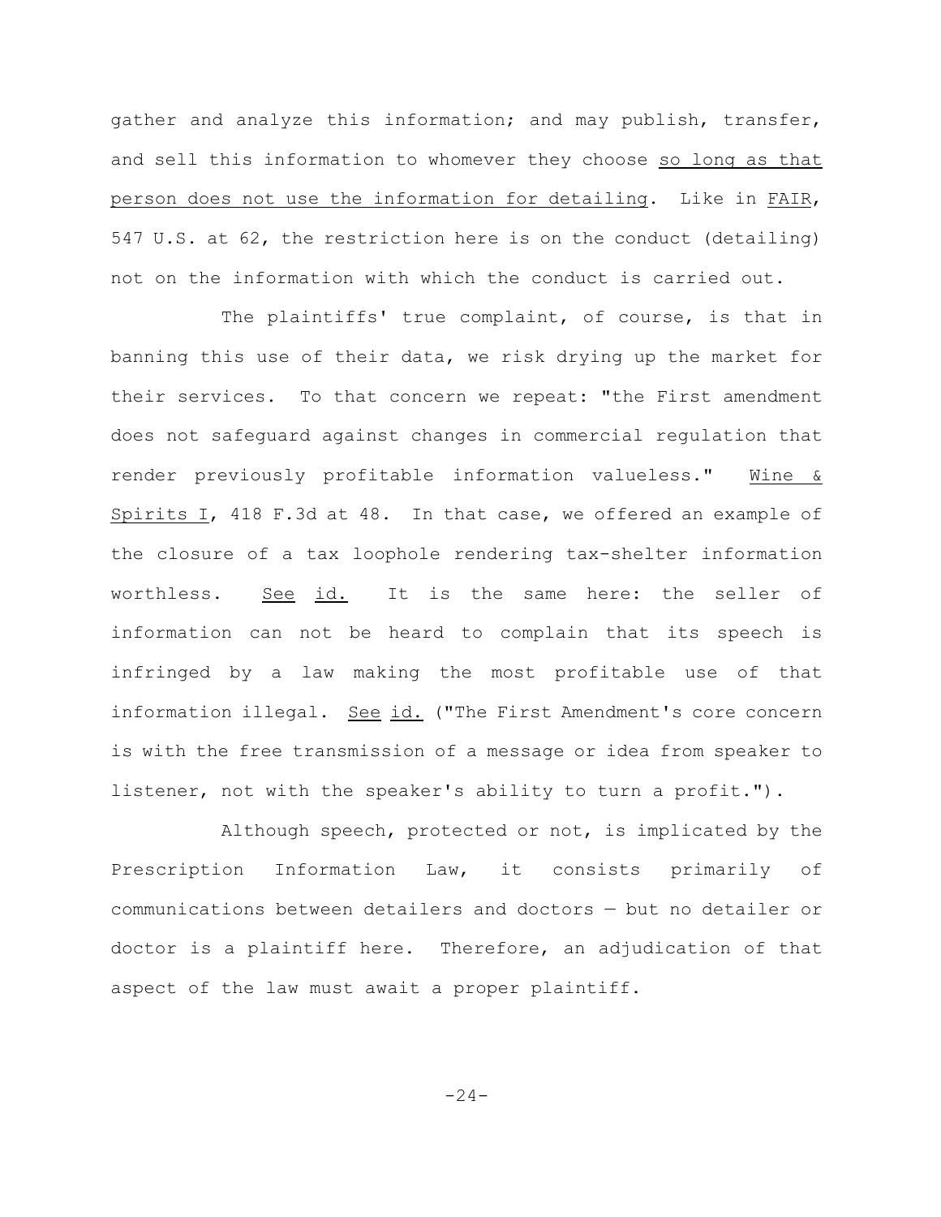gather and analyze this information; and may publish, transfer, and sell this information to whomever they choose so long as that person does not use the information for detailing. Like in FAIR, 547 U.S. at 62, the restriction here is on the conduct (detailing) not on the information with which the conduct is carried out.

The plaintiffs' true complaint, of course, is that in banning this use of their data, we risk drying up the market for their services. To that concern we repeat: "the First amendment does not safeguard against changes in commercial regulation that render previously profitable information valueless." Wine & Spirits I, 418 F.3d at 48. In that case, we offered an example of the closure of a tax loophole rendering tax-shelter information worthless. See id. It is the same here: the seller of information can not be heard to complain that its speech is infringed by a law making the most profitable use of that information illegal. See id. ("The First Amendment's core concern is with the free transmission of a message or idea from speaker to listener, not with the speaker's ability to turn a profit.").

Although speech, protected or not, is implicated by the Prescription Information Law, it consists primarily of communications between detailers and doctors — but no detailer or doctor is a plaintiff here. Therefore, an adjudication of that aspect of the law must await a proper plaintiff.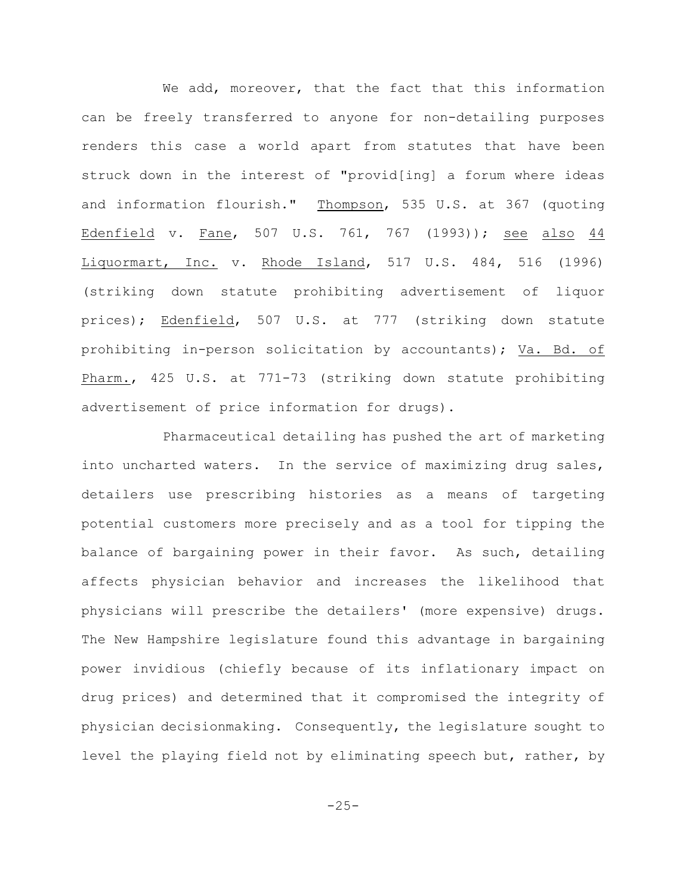We add, moreover, that the fact that this information can be freely transferred to anyone for non-detailing purposes renders this case a world apart from statutes that have been struck down in the interest of "provid[ing] a forum where ideas and information flourish." Thompson, 535 U.S. at 367 (quoting Edenfield v. Fane, 507 U.S. 761, 767 (1993)); see also 44 Liquormart, Inc. v. Rhode Island, 517 U.S. 484, 516 (1996) (striking down statute prohibiting advertisement of liquor prices); Edenfield, 507 U.S. at 777 (striking down statute prohibiting in-person solicitation by accountants); Va. Bd. of Pharm., 425 U.S. at 771-73 (striking down statute prohibiting advertisement of price information for drugs).

Pharmaceutical detailing has pushed the art of marketing into uncharted waters. In the service of maximizing drug sales, detailers use prescribing histories as a means of targeting potential customers more precisely and as a tool for tipping the balance of bargaining power in their favor. As such, detailing affects physician behavior and increases the likelihood that physicians will prescribe the detailers' (more expensive) drugs. The New Hampshire legislature found this advantage in bargaining power invidious (chiefly because of its inflationary impact on drug prices) and determined that it compromised the integrity of physician decisionmaking. Consequently, the legislature sought to level the playing field not by eliminating speech but, rather, by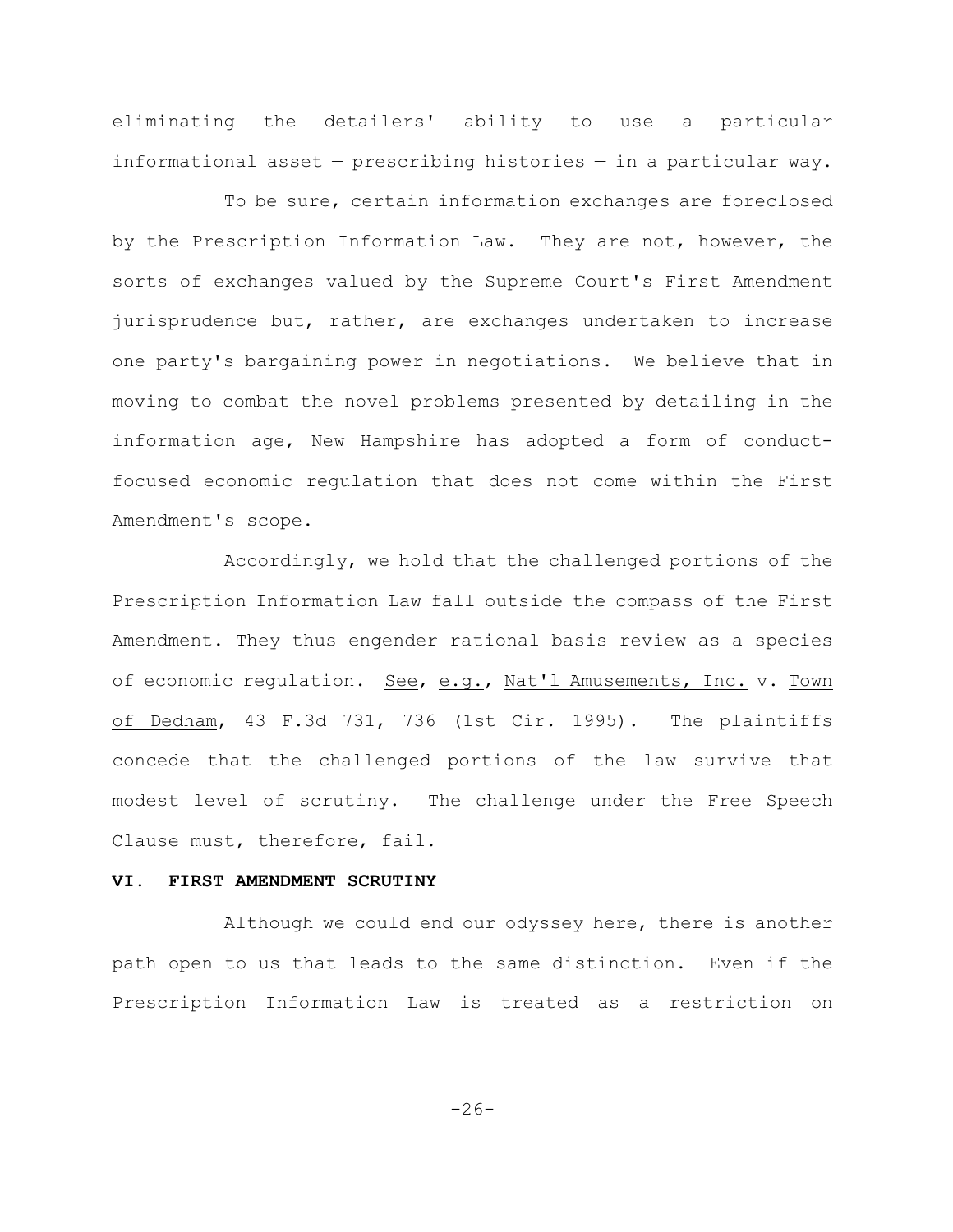eliminating the detailers' ability to use a particular informational asset — prescribing histories — in a particular way.

To be sure, certain information exchanges are foreclosed by the Prescription Information Law. They are not, however, the sorts of exchanges valued by the Supreme Court's First Amendment jurisprudence but, rather, are exchanges undertaken to increase one party's bargaining power in negotiations. We believe that in moving to combat the novel problems presented by detailing in the information age, New Hampshire has adopted a form of conduct-focused economic regulation that does not come within the First Amendment's scope.

Accordingly, we hold that the challenged portions of the Prescription Information Law fall outside the compass of the First Amendment. They thus engender rational basis review as a species of economic regulation. See, e.g., Nat'l Amusements, Inc. v. Town of Dedham, 43 F.3d 731, 736 (1st Cir. 1995). The plaintiffs concede that the challenged portions of the law survive that modest level of scrutiny. The challenge under the Free Speech Clause must, therefore, fail.

**VI. FIRST AMENDMENT SCRUTINY**

Although we could end our odyssey here, there is another path open to us that leads to the same distinction. Even if the Prescription Information Law is treated as a restriction on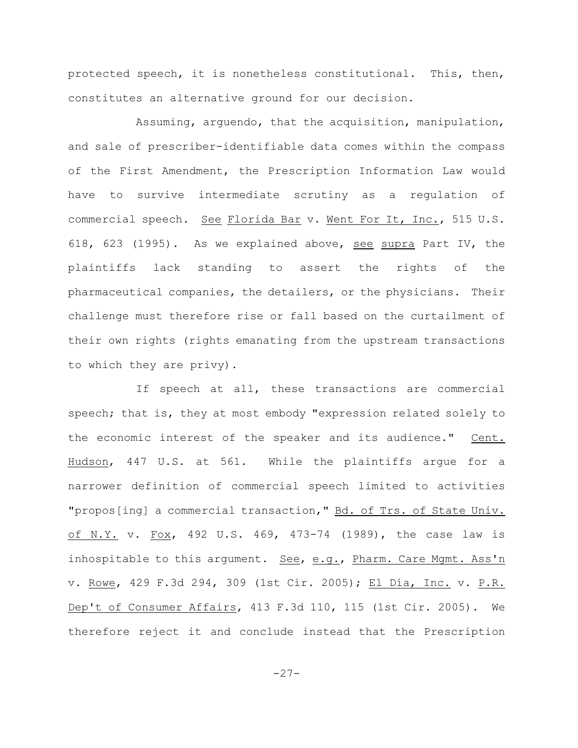protected speech, it is nonetheless constitutional. This, then, constitutes an alternative ground for our decision.

Assuming, arguendo, that the acquisition, manipulation, and sale of prescriber-identifiable data comes within the compass of the First Amendment, the Prescription Information Law would have to survive intermediate scrutiny as a regulation of commercial speech. See Florida Bar v. Went For It, Inc., 515 U.S. 618, 623 (1995). As we explained above, see supra Part IV, the plaintiffs lack standing to assert the rights of the pharmaceutical companies, the detailers, or the physicians. Their challenge must therefore rise or fall based on the curtailment of their own rights (rights emanating from the upstream transactions to which they are privy).

If speech at all, these transactions are commercial speech; that is, they at most embody "expression related solely to the economic interest of the speaker and its audience." Cent. Hudson, 447 U.S. at 561. While the plaintiffs argue for a narrower definition of commercial speech limited to activities "propos[ing] a commercial transaction," Bd. of Trs. of State Univ. of N.Y. v. Fox, 492 U.S. 469, 473-74 (1989), the case law is inhospitable to this argument. See, e.g., Pharm. Care Mgmt. Ass'n v. Rowe, 429 F.3d 294, 309 (1st Cir. 2005); El Día, Inc. v. P.R. Dep't of Consumer Affairs, 413 F.3d 110, 115 (1st Cir. 2005). We therefore reject it and conclude instead that the Prescription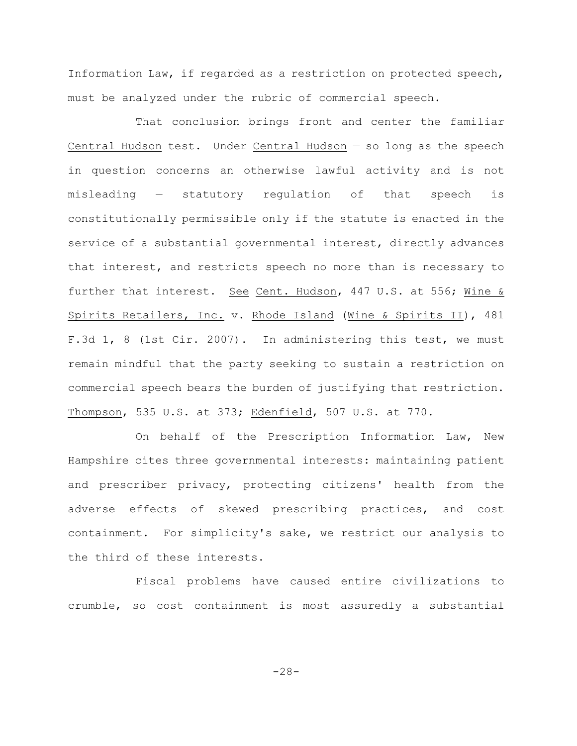Information Law, if regarded as a restriction on protected speech, must be analyzed under the rubric of commercial speech.

That conclusion brings front and center the familiar Central Hudson test. Under Central Hudson — so long as the speech in question concerns an otherwise lawful activity and is not misleading — statutory regulation of that speech is constitutionally permissible only if the statute is enacted in the service of a substantial governmental interest, directly advances that interest, and restricts speech no more than is necessary to further that interest. See Cent. Hudson, 447 U.S. at 556; Wine & Spirits Retailers, Inc. v. Rhode Island (Wine & Spirits II), 481 F.3d 1, 8 (1st Cir. 2007). In administering this test, we must remain mindful that the party seeking to sustain a restriction on commercial speech bears the burden of justifying that restriction. Thompson, 535 U.S. at 373; Edenfield, 507 U.S. at 770.

On behalf of the Prescription Information Law, New Hampshire cites three governmental interests: maintaining patient and prescriber privacy, protecting citizens' health from the adverse effects of skewed prescribing practices, and cost containment. For simplicity's sake, we restrict our analysis to the third of these interests.

Fiscal problems have caused entire civilizations to crumble, so cost containment is most assuredly a substantial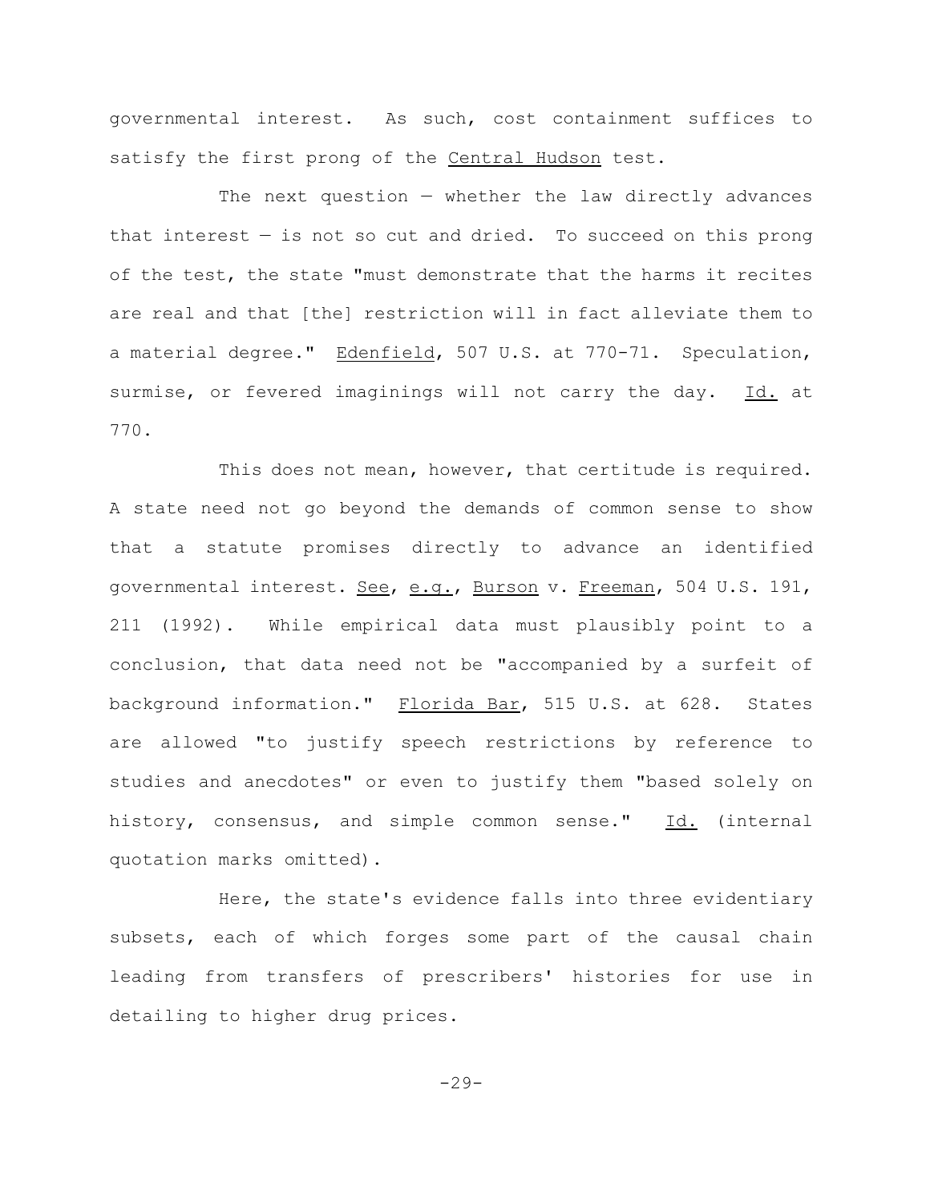governmental interest. As such, cost containment suffices to satisfy the first prong of the Central Hudson test.

The next question — whether the law directly advances that interest — is not so cut and dried. To succeed on this prong of the test, the state "must demonstrate that the harms it recites are real and that [the] restriction will in fact alleviate them to a material degree." Edenfield, 507 U.S. at 770-71. Speculation, surmise, or fevered imaginings will not carry the day. Id. at 770.

This does not mean, however, that certitude is required. A state need not go beyond the demands of common sense to show that a statute promises directly to advance an identified governmental interest. See, e.g., Burson v. Freeman, 504 U.S. 191, 211 (1992). While empirical data must plausibly point to a conclusion, that data need not be "accompanied by a surfeit of background information." Florida Bar, 515 U.S. at 628. States are allowed "to justify speech restrictions by reference to studies and anecdotes" or even to justify them "based solely on history, consensus, and simple common sense." Id. (internal quotation marks omitted).

Here, the state's evidence falls into three evidentiary subsets, each of which forges some part of the causal chain leading from transfers of prescribers' histories for use in detailing to higher drug prices.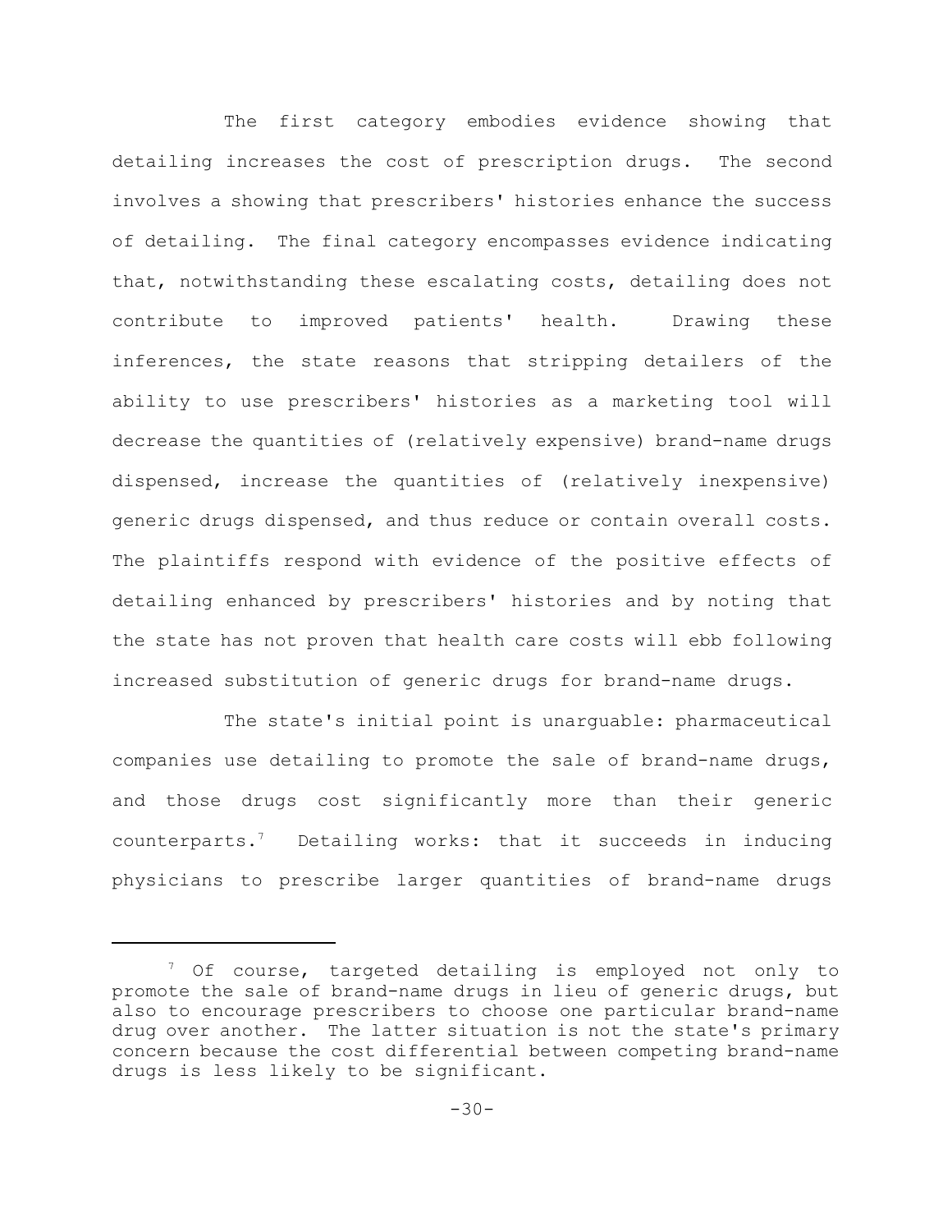The first category embodies evidence showing that detailing increases the cost of prescription drugs. The second involves a showing that prescribers' histories enhance the success of detailing. The final category encompasses evidence indicating that, notwithstanding these escalating costs, detailing does not contribute to improved patients' health. Drawing these inferences, the state reasons that stripping detailers of the ability to use prescribers' histories as a marketing tool will decrease the quantities of (relatively expensive) brand-name drugs dispensed, increase the quantities of (relatively inexpensive) generic drugs dispensed, and thus reduce or contain overall costs. The plaintiffs respond with evidence of the positive effects of detailing enhanced by prescribers' histories and by noting that the state has not proven that health care costs will ebb following increased substitution of generic drugs for brand-name drugs.

The state's initial point is unarguable: pharmaceutical companies use detailing to promote the sale of brand-name drugs, and those drugs cost significantly more than their generic counterparts.[7] Detailing works: that it succeeds in inducing physicians to prescribe larger quantities of brand-name drugs

[7] Of course, targeted detailing is employed not only to promote the sale of brand-name drugs in lieu of generic drugs, but also to encourage prescribers to choose one particular brand-name drug over another. The latter situation is not the state's primary concern because the cost differential between competing brand-name drugs is less likely to be significant.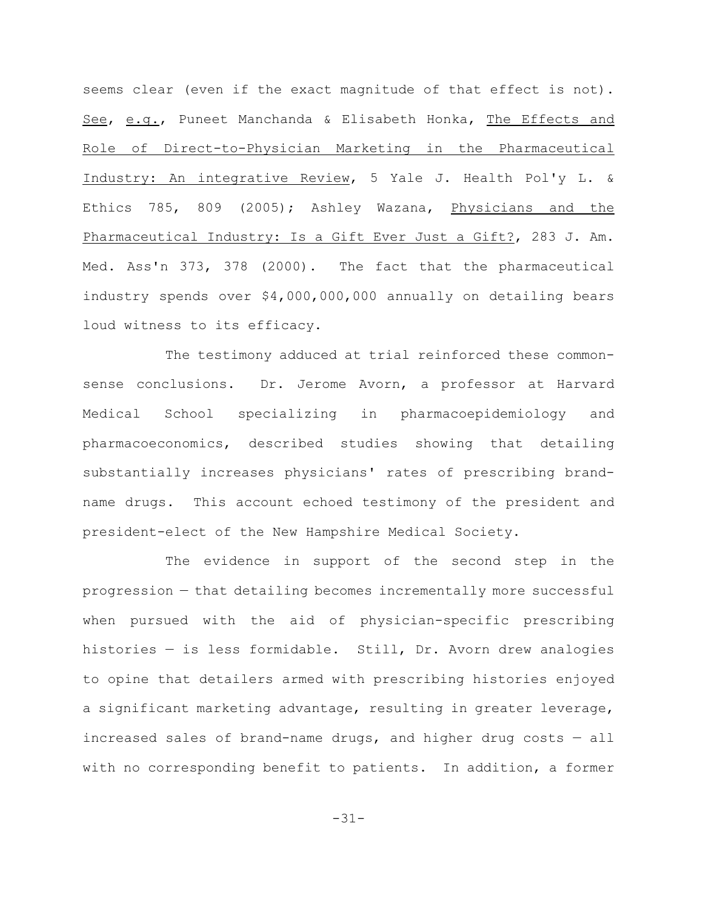seems clear (even if the exact magnitude of that effect is not). _See_, _e.g._, Puneet Manchanda & Elisabeth Honka, _The Effects and Role of Direct-to-Physician Marketing in the Pharmaceutical Industry: An integrative Review_, 5 Yale J. Health Pol'y L. & Ethics 785, 809 (2005); Ashley Wazana, _Physicians and the Pharmaceutical Industry: Is a Gift Ever Just a Gift?_, 283 J. Am. Med. Ass'n 373, 378 (2000). The fact that the pharmaceutical industry spends over $4,000,000,000 annually on detailing bears loud witness to its efficacy.

The testimony adduced at trial reinforced these common-sense conclusions. Dr. Jerome Avorn, a professor at Harvard Medical School specializing in pharmacoepidemiology and pharmacoeconomics, described studies showing that detailing substantially increases physicians' rates of prescribing brand-name drugs. This account echoed testimony of the president and president-elect of the New Hampshire Medical Society.

The evidence in support of the second step in the progression — that detailing becomes incrementally more successful when pursued with the aid of physician-specific prescribing histories — is less formidable. Still, Dr. Avorn drew analogies to opine that detailers armed with prescribing histories enjoyed a significant marketing advantage, resulting in greater leverage, increased sales of brand-name drugs, and higher drug costs — all with no corresponding benefit to patients. In addition, a former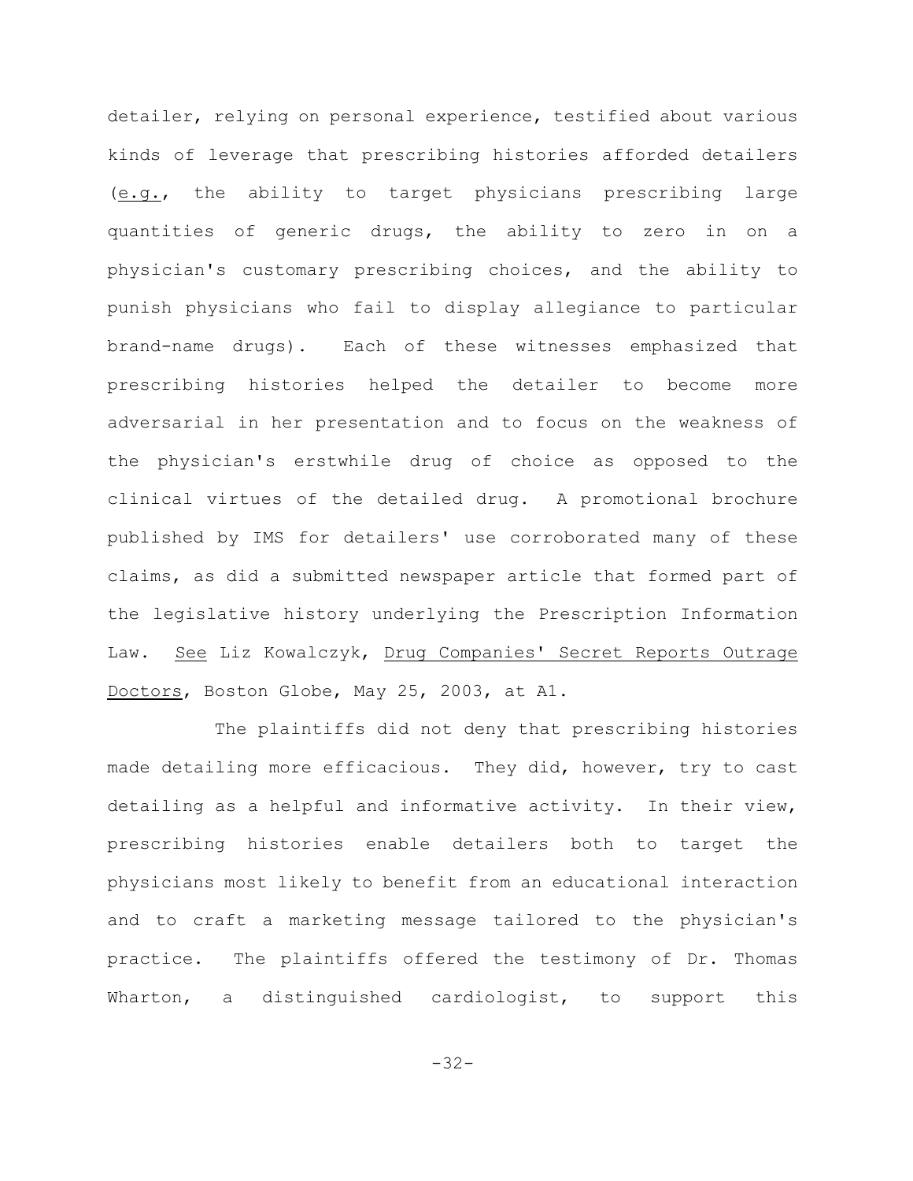detailer, relying on personal experience, testified about various kinds of leverage that prescribing histories afforded detailers (_e.g._, the ability to target physicians prescribing large quantities of generic drugs, the ability to zero in on a physician's customary prescribing choices, and the ability to punish physicians who fail to display allegiance to particular brand-name drugs). Each of these witnesses emphasized that prescribing histories helped the detailer to become more adversarial in her presentation and to focus on the weakness of the physician's erstwhile drug of choice as opposed to the clinical virtues of the detailed drug. A promotional brochure published by IMS for detailers' use corroborated many of these claims, as did a submitted newspaper article that formed part of the legislative history underlying the Prescription Information Law. _See_ Liz Kowalczyk, _Drug Companies' Secret Reports Outrage Doctors_, Boston Globe, May 25, 2003, at A1.

The plaintiffs did not deny that prescribing histories made detailing more efficacious. They did, however, try to cast detailing as a helpful and informative activity. In their view, prescribing histories enable detailers both to target the physicians most likely to benefit from an educational interaction and to craft a marketing message tailored to the physician's practice. The plaintiffs offered the testimony of Dr. Thomas Wharton, a distinguished cardiologist, to support this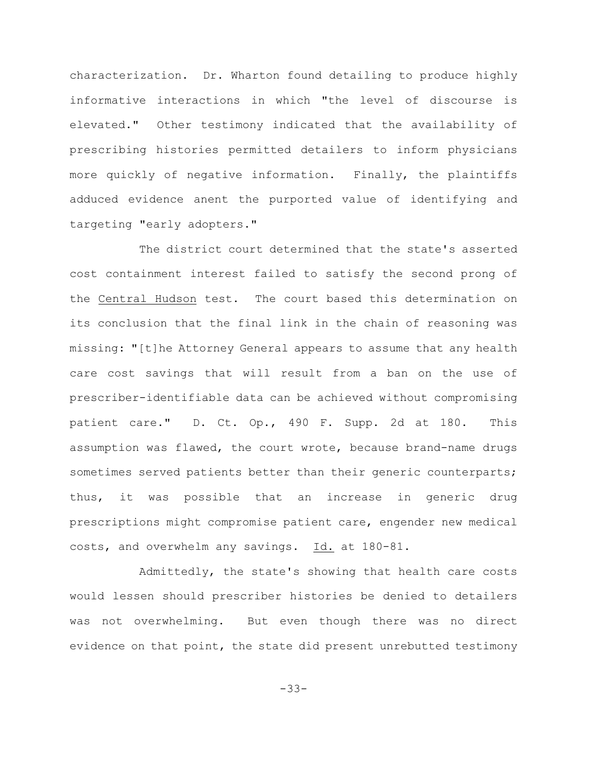characterization. Dr. Wharton found detailing to produce highly informative interactions in which "the level of discourse is elevated." Other testimony indicated that the availability of prescribing histories permitted detailers to inform physicians more quickly of negative information. Finally, the plaintiffs adduced evidence anent the purported value of identifying and targeting "early adopters."

The district court determined that the state's asserted cost containment interest failed to satisfy the second prong of the Central Hudson test. The court based this determination on its conclusion that the final link in the chain of reasoning was missing: "[t]he Attorney General appears to assume that any health care cost savings that will result from a ban on the use of prescriber-identifiable data can be achieved without compromising patient care." D. Ct. Op., 490 F. Supp. 2d at 180. This assumption was flawed, the court wrote, because brand-name drugs sometimes served patients better than their generic counterparts; thus, it was possible that an increase in generic drug prescriptions might compromise patient care, engender new medical costs, and overwhelm any savings. Id. at 180-81.

Admittedly, the state's showing that health care costs would lessen should prescriber histories be denied to detailers was not overwhelming. But even though there was no direct evidence on that point, the state did present unrebutted testimony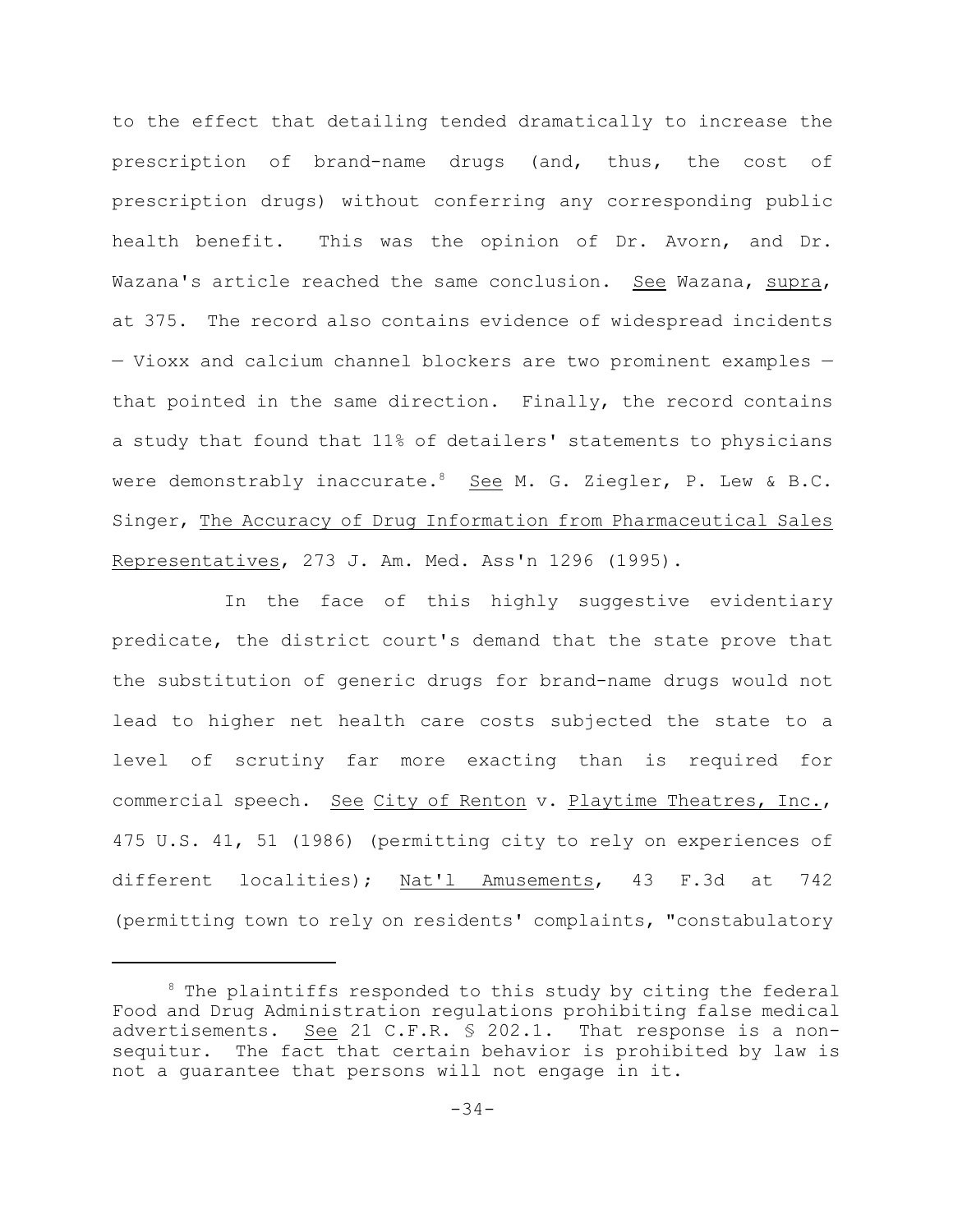to the effect that detailing tended dramatically to increase the prescription of brand-name drugs (and, thus, the cost of prescription drugs) without conferring any corresponding public health benefit. This was the opinion of Dr. Avorn, and Dr. Wazana's article reached the same conclusion. See Wazana, supra, at 375. The record also contains evidence of widespread incidents — Vioxx and calcium channel blockers are two prominent examples — that pointed in the same direction. Finally, the record contains a study that found that 11% of detailers' statements to physicians were demonstrably inaccurate.[8] See M. G. Ziegler, P. Lew & B.C. Singer, The Accuracy of Drug Information from Pharmaceutical Sales Representatives, 273 J. Am. Med. Ass'n 1296 (1995).

In the face of this highly suggestive evidentiary predicate, the district court's demand that the state prove that the substitution of generic drugs for brand-name drugs would not lead to higher net health care costs subjected the state to a level of scrutiny far more exacting than is required for commercial speech. See City of Renton v. Playtime Theatres, Inc., 475 U.S. 41, 51 (1986) (permitting city to rely on experiences of different localities); Nat'l Amusements, 43 F.3d at 742 (permitting town to rely on residents' complaints, "constabulary

---

[8] The plaintiffs responded to this study by citing the federal Food and Drug Administration regulations prohibiting false medical advertisements. See 21 C.F.R. § 202.1. That response is a non-sequitur. The fact that certain behavior is prohibited by law is not a guarantee that persons will not engage in it.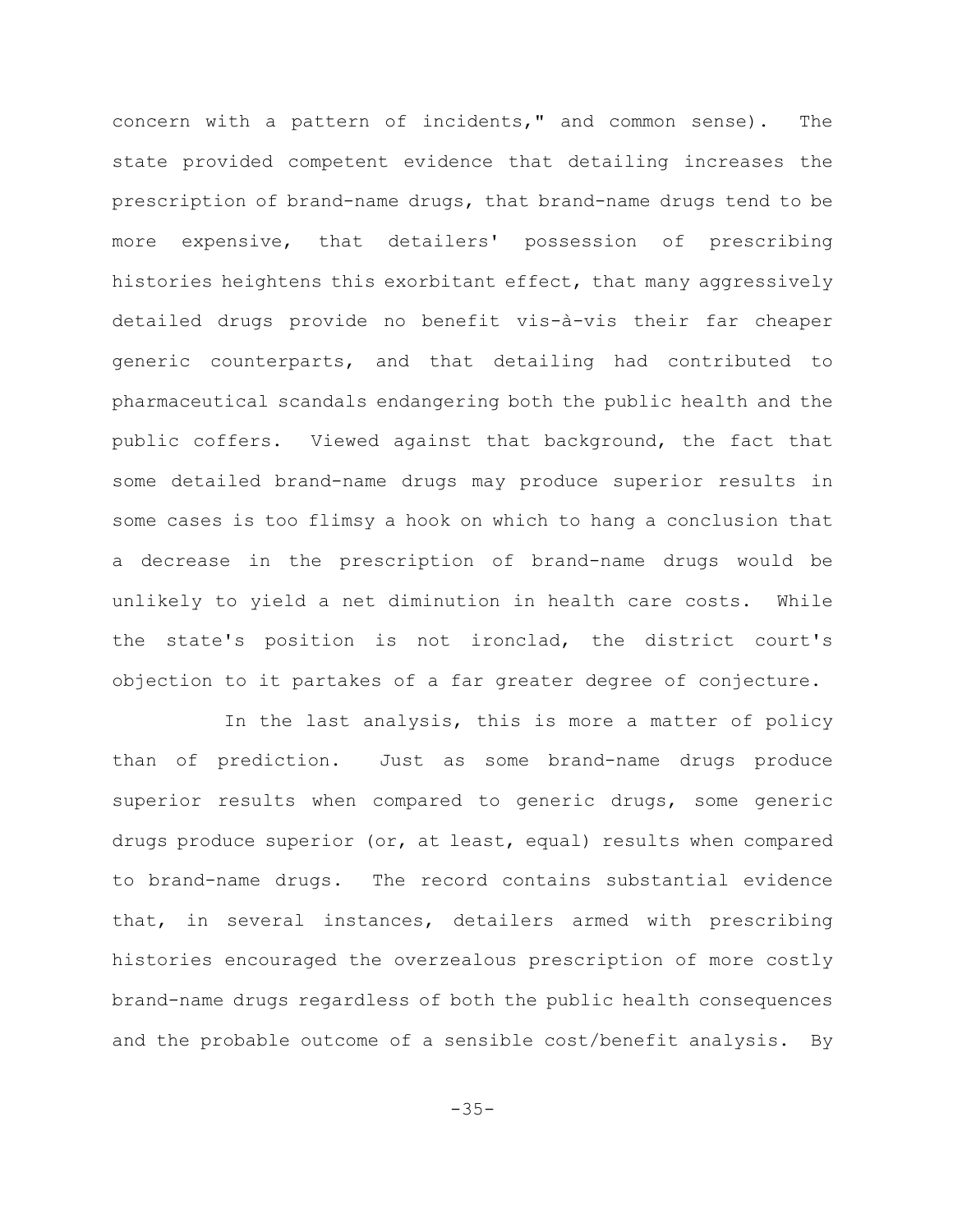concern with a pattern of incidents," and common sense). The state provided competent evidence that detailing increases the prescription of brand-name drugs, that brand-name drugs tend to be more expensive, that detailers' possession of prescribing histories heightens this exorbitant effect, that many aggressively detailed drugs provide no benefit vis-à-vis their far cheaper generic counterparts, and that detailing had contributed to pharmaceutical scandals endangering both the public health and the public coffers. Viewed against that background, the fact that some detailed brand-name drugs may produce superior results in some cases is too flimsy a hook on which to hang a conclusion that a decrease in the prescription of brand-name drugs would be unlikely to yield a net diminution in health care costs. While the state's position is not ironclad, the district court's objection to it partakes of a far greater degree of conjecture.

In the last analysis, this is more a matter of policy than of prediction. Just as some brand-name drugs produce superior results when compared to generic drugs, some generic drugs produce superior (or, at least, equal) results when compared to brand-name drugs. The record contains substantial evidence that, in several instances, detailers armed with prescribing histories encouraged the overzealous prescription of more costly brand-name drugs regardless of both the public health consequences and the probable outcome of a sensible cost/benefit analysis. By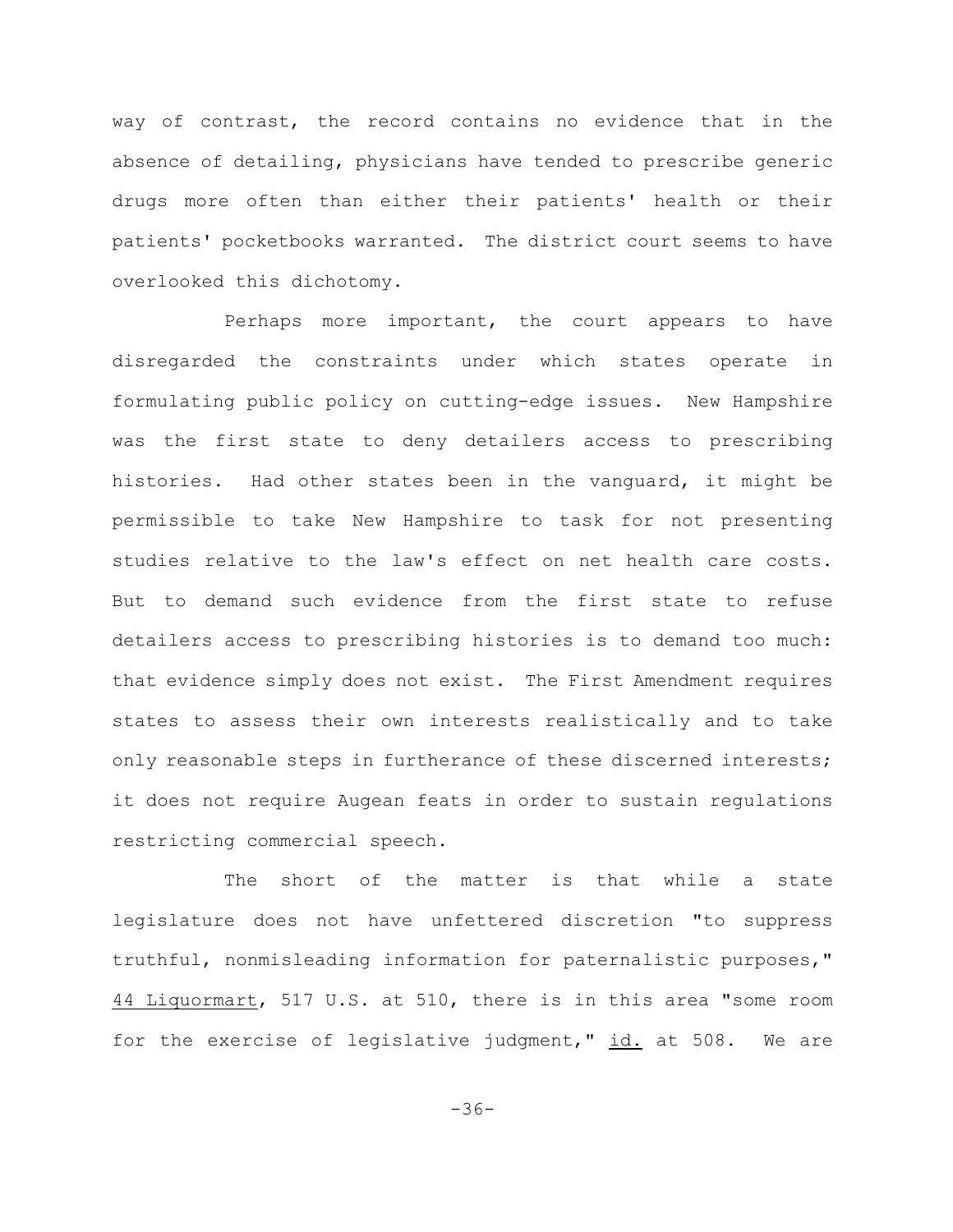way of contrast, the record contains no evidence that in the absence of detailing, physicians have tended to prescribe generic drugs more often than either their patients' health or their patients' pocketbooks warranted. The district court seems to have overlooked this dichotomy.

Perhaps more important, the court appears to have disregarded the constraints under which states operate in formulating public policy on cutting-edge issues. New Hampshire was the first state to deny detailers access to prescribing histories. Had other states been in the vanguard, it might be permissible to take New Hampshire to task for not presenting studies relative to the law's effect on net health care costs. But to demand such evidence from the first state to refuse detailers access to prescribing histories is to demand too much: that evidence simply does not exist. The First Amendment requires states to assess their own interests realistically and to take only reasonable steps in furtherance of these discerned interests; it does not require Augean feats in order to sustain regulations restricting commercial speech.

The short of the matter is that while a state legislature does not have unfettered discretion "to suppress truthful, nonmisleading information for paternalistic purposes," 44 Liquormart, 517 U.S. at 510, there is in this area "some room for the exercise of legislative judgment," id. at 508. We are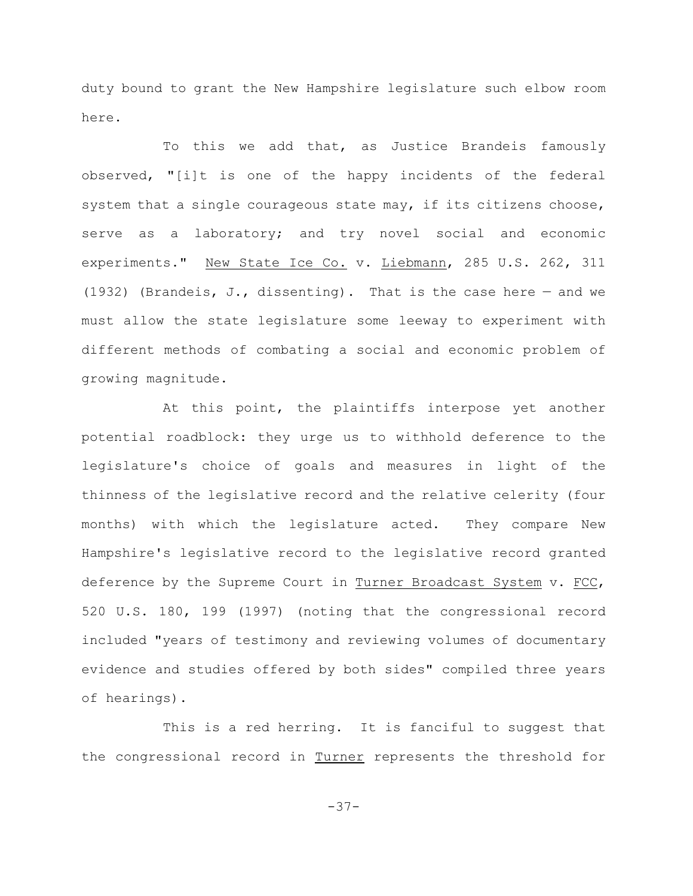duty bound to grant the New Hampshire legislature such elbow room here.

To this we add that, as Justice Brandeis famously observed, "[i]t is one of the happy incidents of the federal system that a single courageous state may, if its citizens choose, serve as a laboratory; and try novel social and economic experiments." New State Ice Co. v. Liebmann, 285 U.S. 262, 311 (1932) (Brandeis, J., dissenting). That is the case here — and we must allow the state legislature some leeway to experiment with different methods of combating a social and economic problem of growing magnitude.

At this point, the plaintiffs interpose yet another potential roadblock: they urge us to withhold deference to the legislature's choice of goals and measures in light of the thinness of the legislative record and the relative celerity (four months) with which the legislature acted. They compare New Hampshire's legislative record to the legislative record granted deference by the Supreme Court in Turner Broadcast System v. FCC, 520 U.S. 180, 199 (1997) (noting that the congressional record included "years of testimony and reviewing volumes of documentary evidence and studies offered by both sides" compiled three years of hearings).

This is a red herring. It is fanciful to suggest that the congressional record in Turner represents the threshold for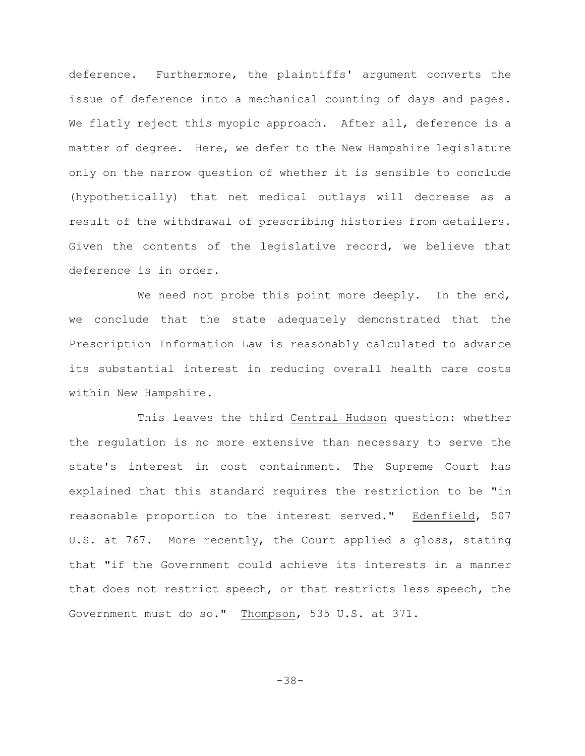deference. Furthermore, the plaintiffs' argument converts the issue of deference into a mechanical counting of days and pages. We flatly reject this myopic approach. After all, deference is a matter of degree. Here, we defer to the New Hampshire legislature only on the narrow question of whether it is sensible to conclude (hypothetically) that net medical outlays will decrease as a result of the withdrawal of prescribing histories from detailers. Given the contents of the legislative record, we believe that deference is in order.

We need not probe this point more deeply. In the end, we conclude that the state adequately demonstrated that the Prescription Information Law is reasonably calculated to advance its substantial interest in reducing overall health care costs within New Hampshire.

This leaves the third Central Hudson question: whether the regulation is no more extensive than necessary to serve the state's interest in cost containment. The Supreme Court has explained that this standard requires the restriction to be "in reasonable proportion to the interest served." Edenfield, 507 U.S. at 767. More recently, the Court applied a gloss, stating that "if the Government could achieve its interests in a manner that does not restrict speech, or that restricts less speech, the Government must do so." Thompson, 535 U.S. at 371.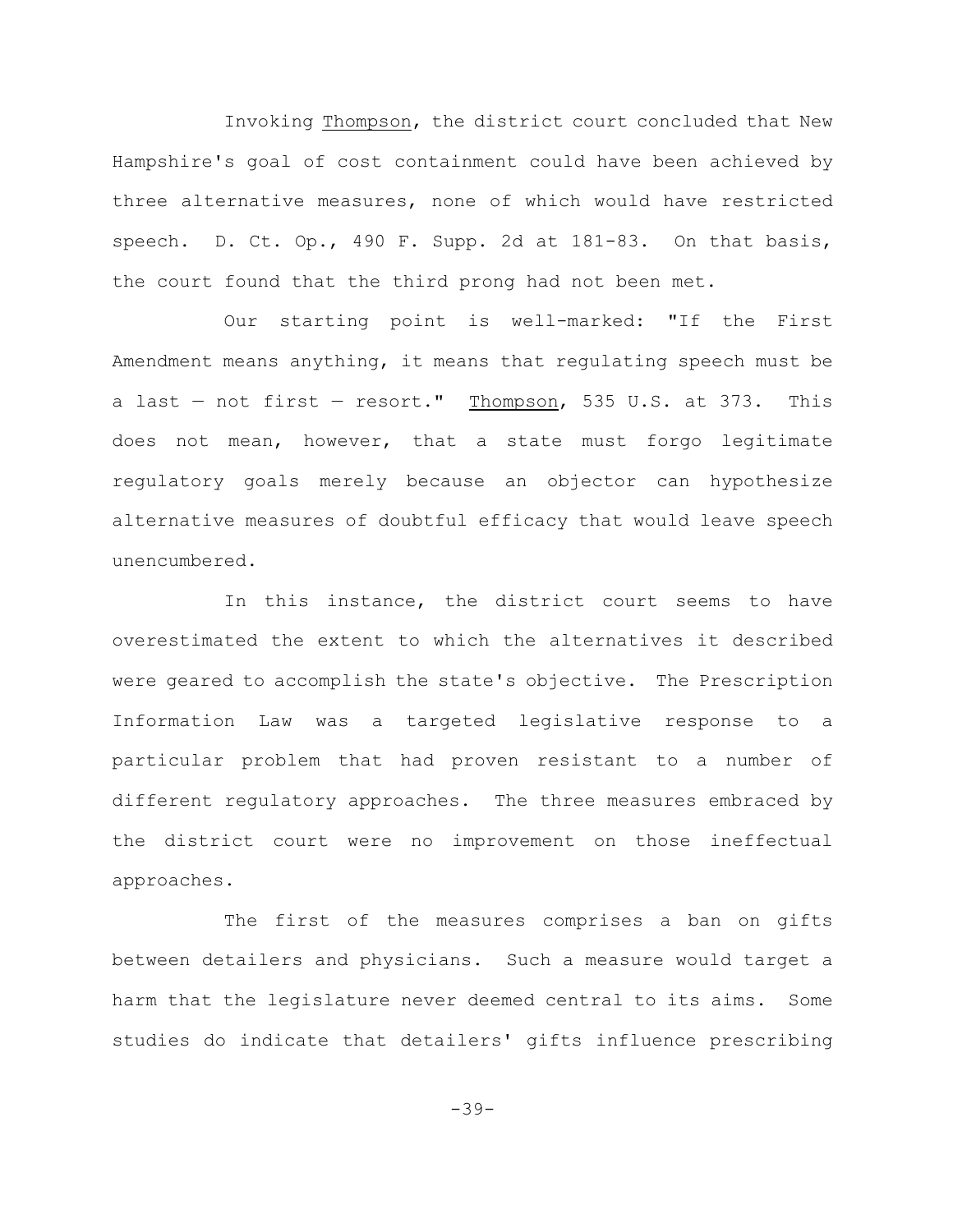Invoking Thompson, the district court concluded that New Hampshire's goal of cost containment could have been achieved by three alternative measures, none of which would have restricted speech. D. Ct. Op., 490 F. Supp. 2d at 181-83. On that basis, the court found that the third prong had not been met.

Our starting point is well-marked: "If the First Amendment means anything, it means that regulating speech must be a last — not first — resort." Thompson, 535 U.S. at 373. This does not mean, however, that a state must forgo legitimate regulatory goals merely because an objector can hypothesize alternative measures of doubtful efficacy that would leave speech unencumbered.

In this instance, the district court seems to have overestimated the extent to which the alternatives it described were geared to accomplish the state's objective. The Prescription Information Law was a targeted legislative response to a particular problem that had proven resistant to a number of different regulatory approaches. The three measures embraced by the district court were no improvement on those ineffectual approaches.

The first of the measures comprises a ban on gifts between detailers and physicians. Such a measure would target a harm that the legislature never deemed central to its aims. Some studies do indicate that detailers' gifts influence prescribing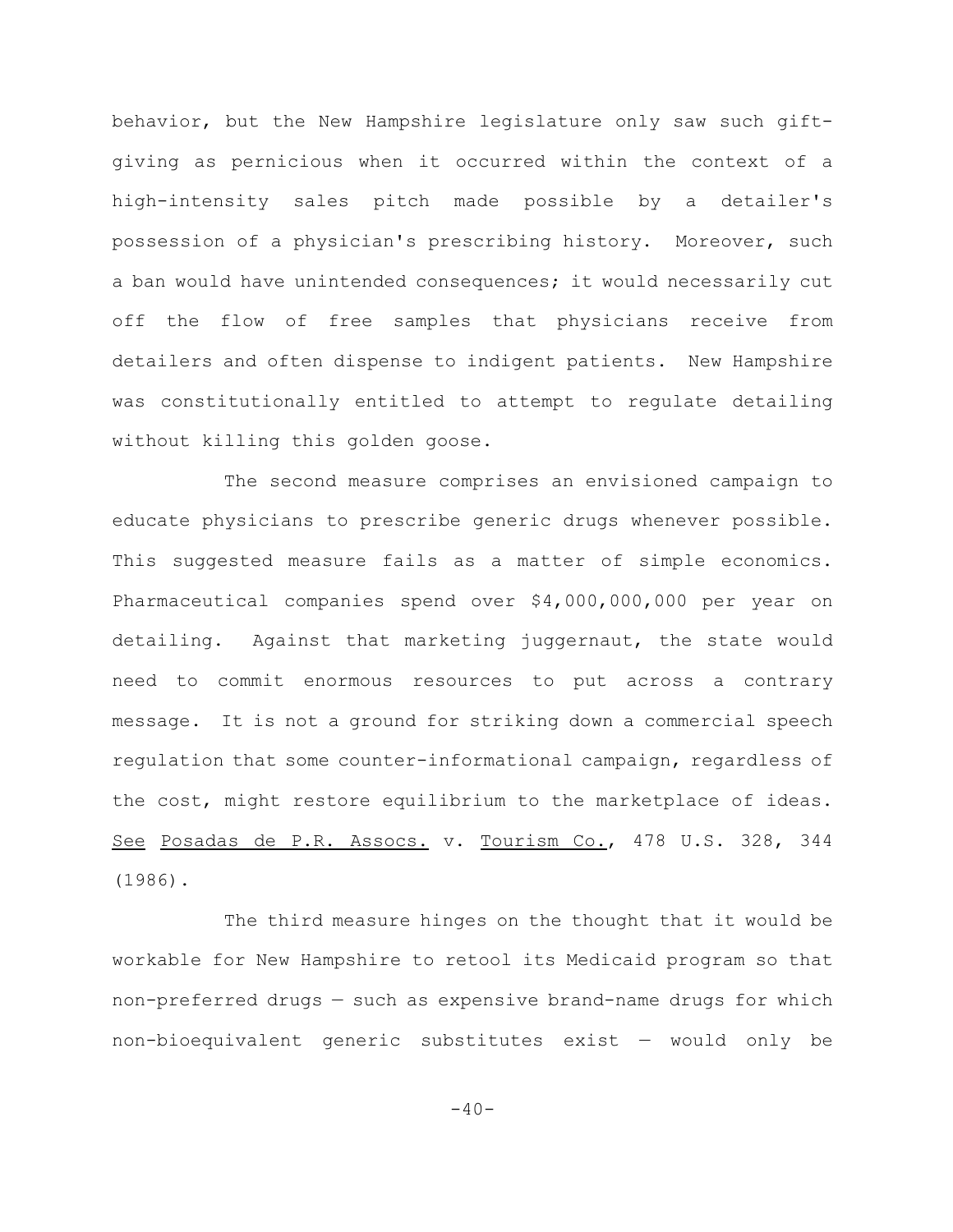behavior, but the New Hampshire legislature only saw such gift-giving as pernicious when it occurred within the context of a high-intensity sales pitch made possible by a detailer's possession of a physician's prescribing history. Moreover, such a ban would have unintended consequences; it would necessarily cut off the flow of free samples that physicians receive from detailers and often dispense to indigent patients. New Hampshire was constitutionally entitled to attempt to regulate detailing without killing this golden goose.

The second measure comprises an envisioned campaign to educate physicians to prescribe generic drugs whenever possible. This suggested measure fails as a matter of simple economics. Pharmaceutical companies spend over $4,000,000,000 per year on detailing. Against that marketing juggernaut, the state would need to commit enormous resources to put across a contrary message. It is not a ground for striking down a commercial speech regulation that some counter-informational campaign, regardless of the cost, might restore equilibrium to the marketplace of ideas. See Posadas de P.R. Assocs. v. Tourism Co., 478 U.S. 328, 344 (1986).

The third measure hinges on the thought that it would be workable for New Hampshire to retool its Medicaid program so that non-preferred drugs — such as expensive brand-name drugs for which non-bioequivalent generic substitutes exist — would only be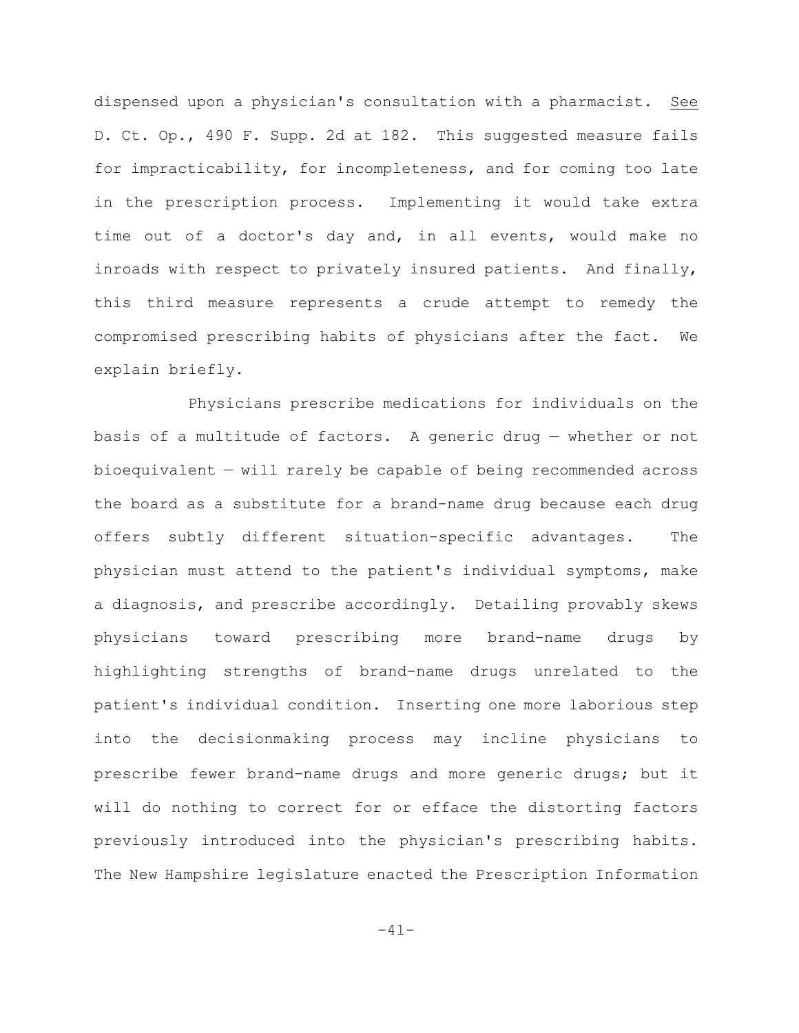dispensed upon a physician's consultation with a pharmacist. _See_ D. Ct. Op., 490 F. Supp. 2d at 182. This suggested measure fails for impracticability, for incompleteness, and for coming too late in the prescription process. Implementing it would take extra time out of a doctor's day and, in all events, would make no inroads with respect to privately insured patients. And finally, this third measure represents a crude attempt to remedy the compromised prescribing habits of physicians after the fact. We explain briefly.

Physicians prescribe medications for individuals on the basis of a multitude of factors. A generic drug — whether or not bioequivalent — will rarely be capable of being recommended across the board as a substitute for a brand-name drug because each drug offers subtly different situation-specific advantages. The physician must attend to the patient's individual symptoms, make a diagnosis, and prescribe accordingly. Detailing provably skews physicians toward prescribing more brand-name drugs by highlighting strengths of brand-name drugs unrelated to the patient's individual condition. Inserting one more laborious step into the decisionmaking process may incline physicians to prescribe fewer brand-name drugs and more generic drugs; but it will do nothing to correct for or efface the distorting factors previously introduced into the physician's prescribing habits. The New Hampshire legislature enacted the Prescription Information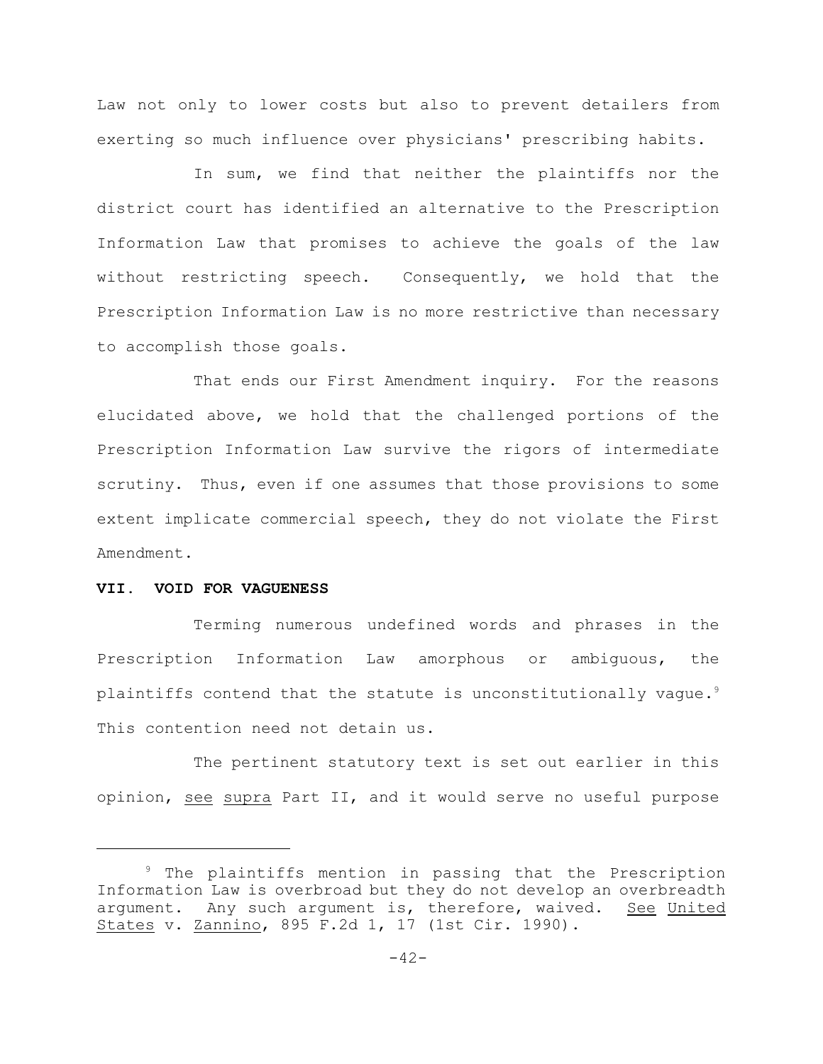Law not only to lower costs but also to prevent detailers from exerting so much influence over physicians' prescribing habits.

In sum, we find that neither the plaintiffs nor the district court has identified an alternative to the Prescription Information Law that promises to achieve the goals of the law without restricting speech. Consequently, we hold that the Prescription Information Law is no more restrictive than necessary to accomplish those goals.

That ends our First Amendment inquiry. For the reasons elucidated above, we hold that the challenged portions of the Prescription Information Law survive the rigors of intermediate scrutiny. Thus, even if one assumes that those provisions to some extent implicate commercial speech, they do not violate the First Amendment.

## VII. VOID FOR VAGUENESS

Terming numerous undefined words and phrases in the Prescription Information Law amorphous or ambiguous, the plaintiffs contend that the statute is unconstitutionally vague.[9] This contention need not detain us.

The pertinent statutory text is set out earlier in this opinion, see supra Part II, and it would serve no useful purpose

---

[9] The plaintiffs mention in passing that the Prescription Information Law is overbroad but they do not develop an overbreadth argument. Any such argument is, therefore, waived. See United States v. Zannino, 895 F.2d 1, 17 (1st Cir. 1990).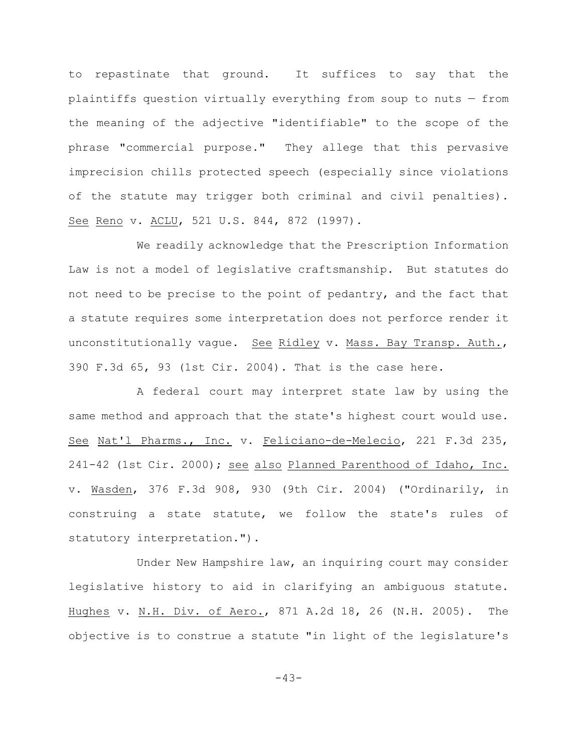to repastinate that ground. It suffices to say that the plaintiffs question virtually everything from soup to nuts — from the meaning of the adjective "identifiable" to the scope of the phrase "commercial purpose." They allege that this pervasive imprecision chills protected speech (especially since violations of the statute may trigger both criminal and civil penalties). See Reno v. ACLU, 521 U.S. 844, 872 (1997).

We readily acknowledge that the Prescription Information Law is not a model of legislative craftsmanship. But statutes do not need to be precise to the point of pedantry, and the fact that a statute requires some interpretation does not perforce render it unconstitutionally vague. See Ridley v. Mass. Bay Transp. Auth., 390 F.3d 65, 93 (1st Cir. 2004). That is the case here.

A federal court may interpret state law by using the same method and approach that the state's highest court would use. See Nat'l Pharms., Inc. v. Feliciano-de-Melecio, 221 F.3d 235, 241-42 (1st Cir. 2000); see also Planned Parenthood of Idaho, Inc. v. Wasden, 376 F.3d 908, 930 (9th Cir. 2004) ("Ordinarily, in construing a state statute, we follow the state's rules of statutory interpretation.").

Under New Hampshire law, an inquiring court may consider legislative history to aid in clarifying an ambiguous statute. Hughes v. N.H. Div. of Aero., 871 A.2d 18, 26 (N.H. 2005). The objective is to construe a statute "in light of the legislature's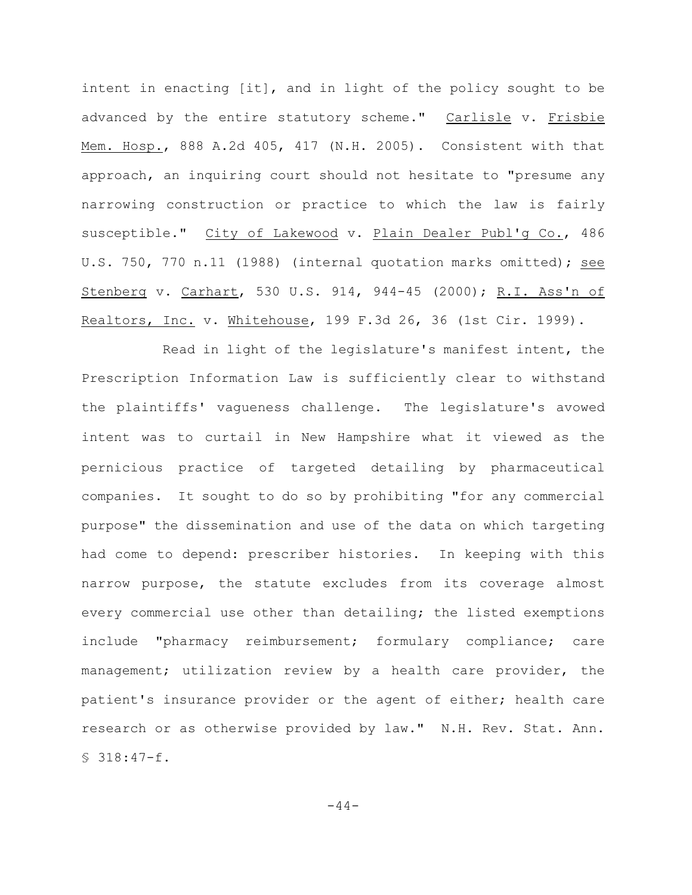intent in enacting [it], and in light of the policy sought to be advanced by the entire statutory scheme." _Carlisle_ v. _Frisbie Mem. Hosp._, 888 A.2d 405, 417 (N.H. 2005). Consistent with that approach, an inquiring court should not hesitate to "presume any narrowing construction or practice to which the law is fairly susceptible." _City of Lakewood_ v. _Plain Dealer Publ'g Co._, 486 U.S. 750, 770 n.11 (1988) (internal quotation marks omitted); _see_ _Stenberg_ v. _Carhart_, 530 U.S. 914, 944-45 (2000); _R.I. Ass'n of Realtors, Inc._ v. _Whitehouse_, 199 F.3d 26, 36 (1st Cir. 1999).

Read in light of the legislature's manifest intent, the Prescription Information Law is sufficiently clear to withstand the plaintiffs' vagueness challenge. The legislature's avowed intent was to curtail in New Hampshire what it viewed as the pernicious practice of targeted detailing by pharmaceutical companies. It sought to do so by prohibiting "for any commercial purpose" the dissemination and use of the data on which targeting had come to depend: prescriber histories. In keeping with this narrow purpose, the statute excludes from its coverage almost every commercial use other than detailing; the listed exemptions include "pharmacy reimbursement; formulary compliance; care management; utilization review by a health care provider, the patient's insurance provider or the agent of either; health care research or as otherwise provided by law." N.H. Rev. Stat. Ann. § 318:47-f.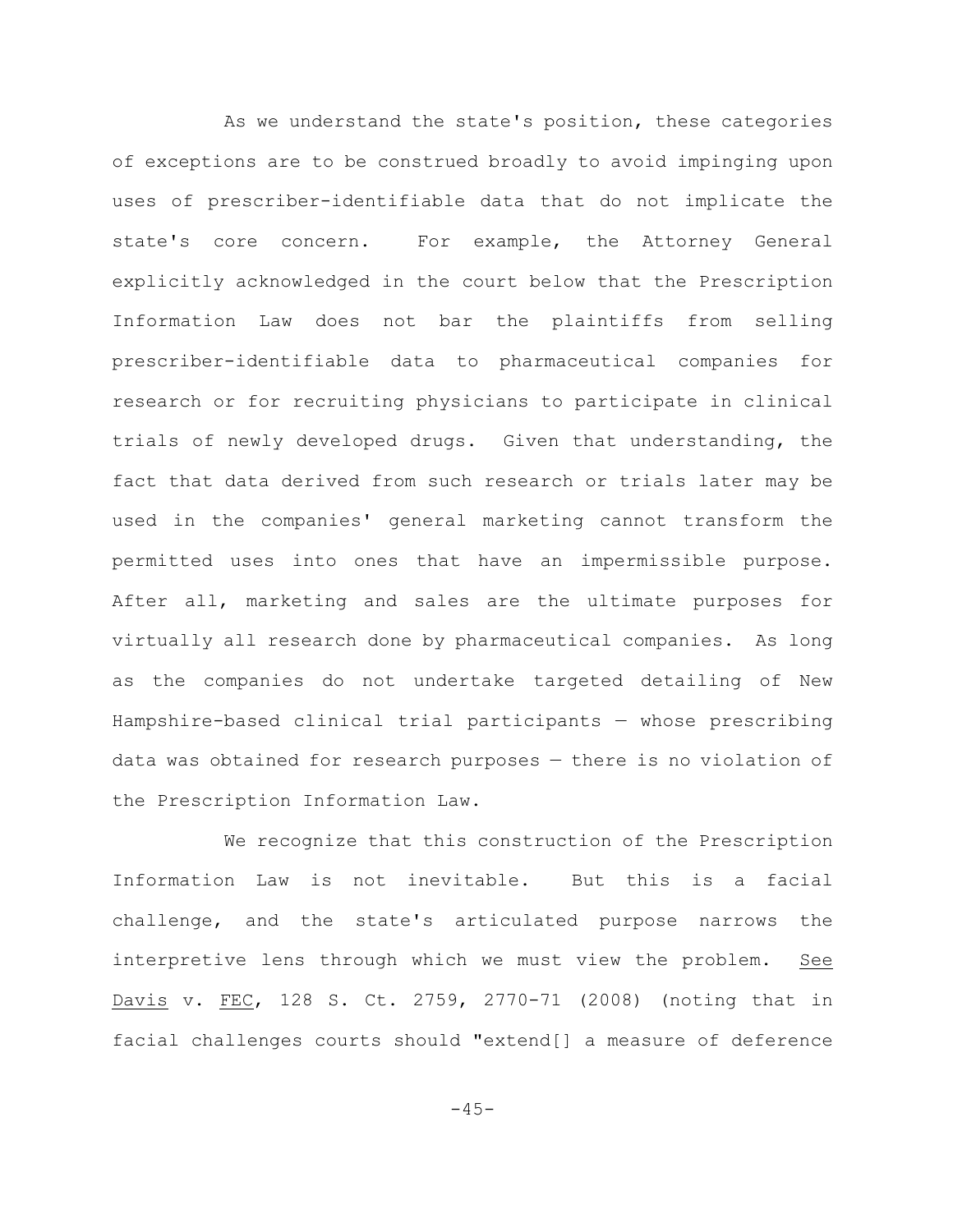As we understand the state's position, these categories of exceptions are to be construed broadly to avoid impinging upon uses of prescriber-identifiable data that do not implicate the state's core concern. For example, the Attorney General explicitly acknowledged in the court below that the Prescription Information Law does not bar the plaintiffs from selling prescriber-identifiable data to pharmaceutical companies for research or for recruiting physicians to participate in clinical trials of newly developed drugs. Given that understanding, the fact that data derived from such research or trials later may be used in the companies' general marketing cannot transform the permitted uses into ones that have an impermissible purpose. After all, marketing and sales are the ultimate purposes for virtually all research done by pharmaceutical companies. As long as the companies do not undertake targeted detailing of New Hampshire-based clinical trial participants — whose prescribing data was obtained for research purposes — there is no violation of the Prescription Information Law.

We recognize that this construction of the Prescription Information Law is not inevitable. But this is a facial challenge, and the state's articulated purpose narrows the interpretive lens through which we must view the problem. See Davis v. FEC, 128 S. Ct. 2759, 2770-71 (2008) (noting that in facial challenges courts should "extend[] a measure of deference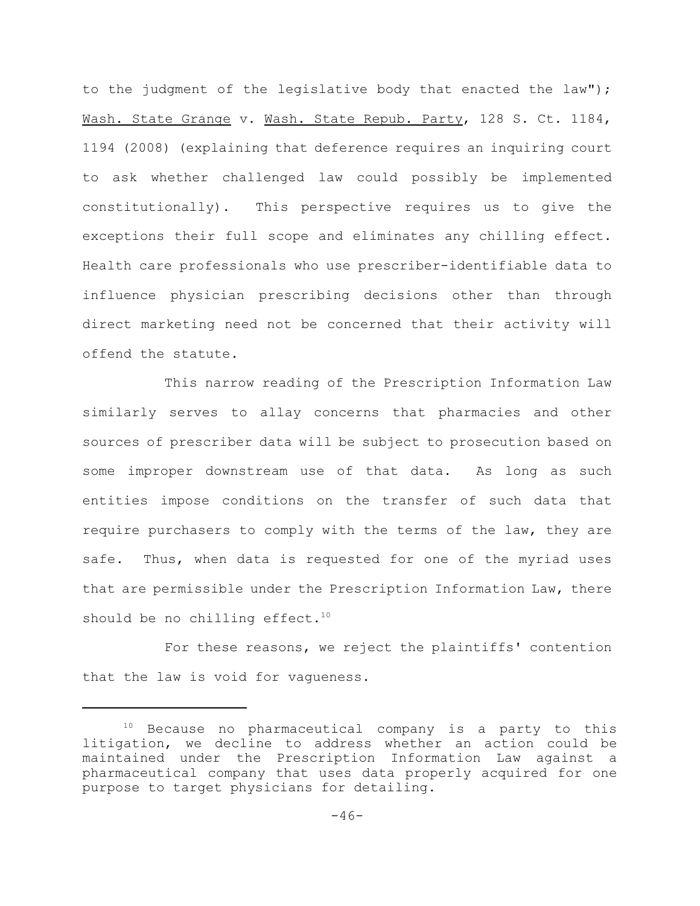to the judgment of the legislative body that enacted the law"); Wash. State Grange v. Wash. State Repub. Party, 128 S. Ct. 1184, 1194 (2008) (explaining that deference requires an inquiring court to ask whether challenged law could possibly be implemented constitutionally). This perspective requires us to give the exceptions their full scope and eliminates any chilling effect. Health care professionals who use prescriber-identifiable data to influence physician prescribing decisions other than through direct marketing need not be concerned that their activity will offend the statute.

This narrow reading of the Prescription Information Law similarly serves to allay concerns that pharmacies and other sources of prescriber data will be subject to prosecution based on some improper downstream use of that data. As long as such entities impose conditions on the transfer of such data that require purchasers to comply with the terms of the law, they are safe. Thus, when data is requested for one of the myriad uses that are permissible under the Prescription Information Law, there should be no chilling effect.[10]

For these reasons, we reject the plaintiffs' contention that the law is void for vagueness.

---

[10] Because no pharmaceutical company is a party to this litigation, we decline to address whether an action could be maintained under the Prescription Information Law against a pharmaceutical company that uses data properly acquired for one purpose to target physicians for detailing.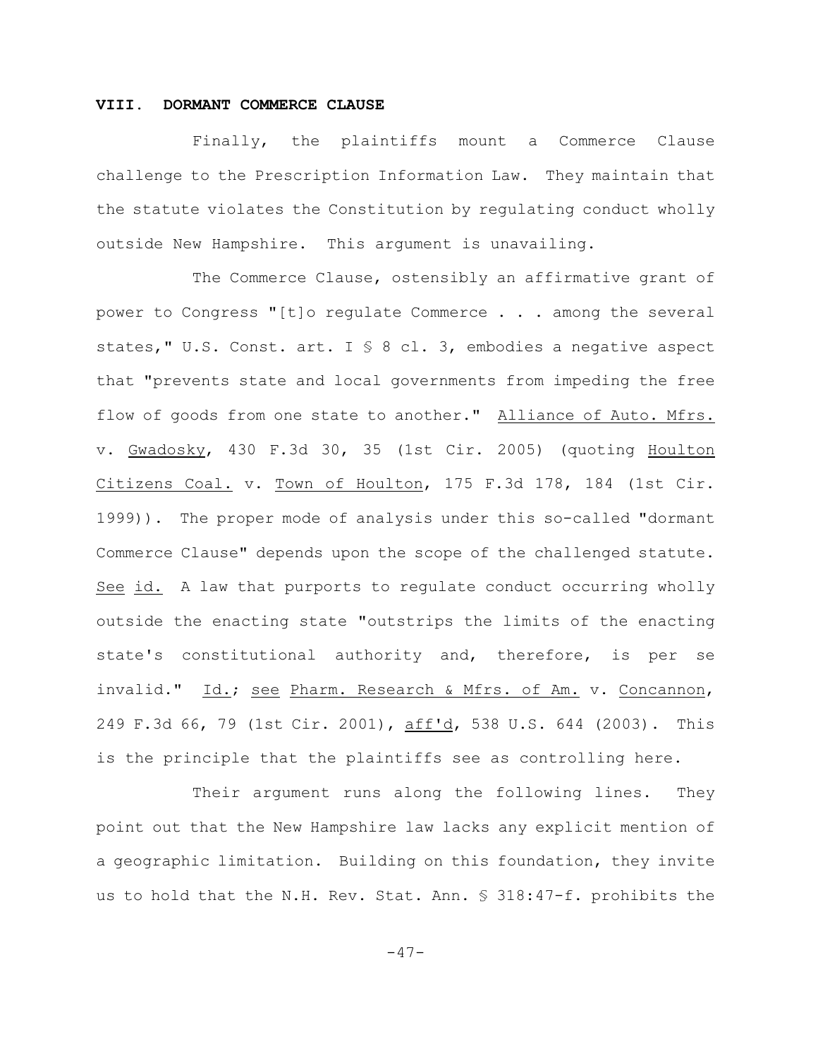## VIII. DORMANT COMMERCE CLAUSE

Finally, the plaintiffs mount a Commerce Clause challenge to the Prescription Information Law. They maintain that the statute violates the Constitution by regulating conduct wholly outside New Hampshire. This argument is unavailing.

The Commerce Clause, ostensibly an affirmative grant of power to Congress "[t]o regulate Commerce . . . among the several states," U.S. Const. art. I § 8 cl. 3, embodies a negative aspect that "prevents state and local governments from impeding the free flow of goods from one state to another." Alliance of Auto. Mfrs. v. Gwadosky, 430 F.3d 30, 35 (1st Cir. 2005) (quoting Houlton Citizens Coal. v. Town of Houlton, 175 F.3d 178, 184 (1st Cir. 1999)). The proper mode of analysis under this so-called "dormant Commerce Clause" depends upon the scope of the challenged statute. See id. A law that purports to regulate conduct occurring wholly outside the enacting state "outstrips the limits of the enacting state's constitutional authority and, therefore, is per se invalid." Id.; see Pharm. Research & Mfrs. of Am. v. Concannon, 249 F.3d 66, 79 (1st Cir. 2001), aff'd, 538 U.S. 644 (2003). This is the principle that the plaintiffs see as controlling here.

Their argument runs along the following lines. They point out that the New Hampshire law lacks any explicit mention of a geographic limitation. Building on this foundation, they invite us to hold that the N.H. Rev. Stat. Ann. § 318:47-f. prohibits the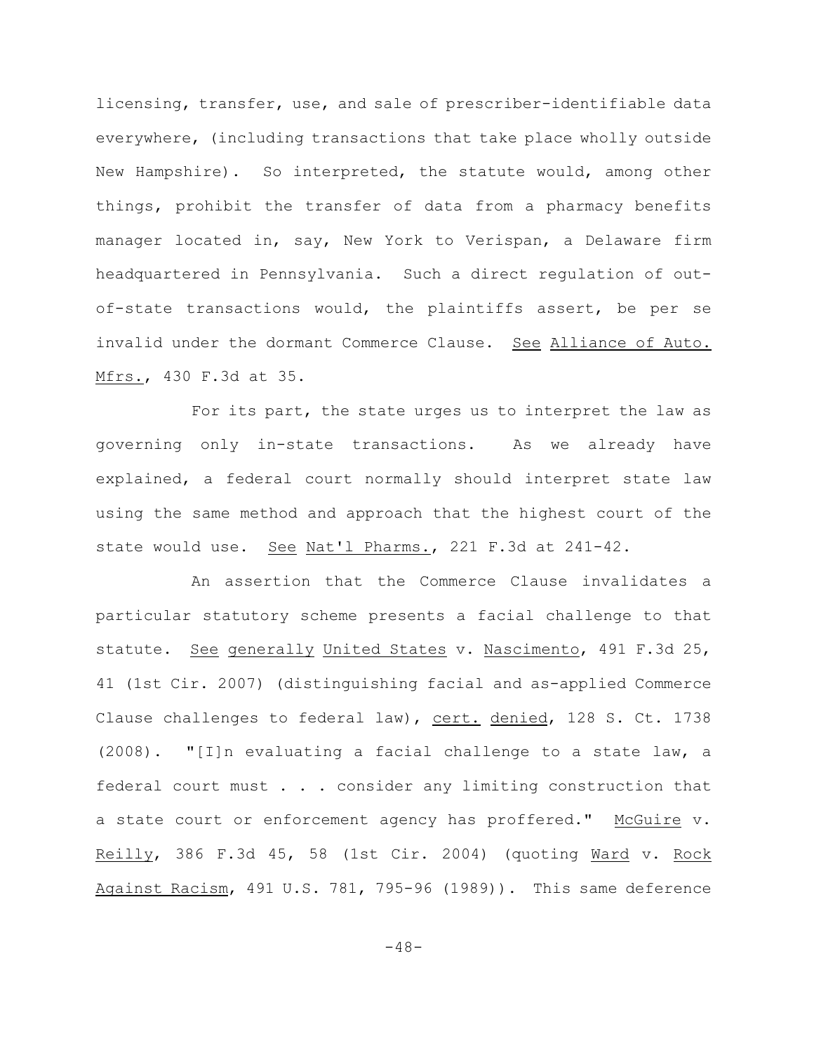licensing, transfer, use, and sale of prescriber-identifiable data everywhere, (including transactions that take place wholly outside New Hampshire). So interpreted, the statute would, among other things, prohibit the transfer of data from a pharmacy benefits manager located in, say, New York to Verispan, a Delaware firm headquartered in Pennsylvania. Such a direct regulation of out-of-state transactions would, the plaintiffs assert, be per se invalid under the dormant Commerce Clause. See Alliance of Auto. Mfrs., 430 F.3d at 35.

For its part, the state urges us to interpret the law as governing only in-state transactions. As we already have explained, a federal court normally should interpret state law using the same method and approach that the highest court of the state would use. See Nat'l Pharms., 221 F.3d at 241-42.

An assertion that the Commerce Clause invalidates a particular statutory scheme presents a facial challenge to that statute. See generally United States v. Nascimento, 491 F.3d 25, 41 (1st Cir. 2007) (distinguishing facial and as-applied Commerce Clause challenges to federal law), cert. denied, 128 S. Ct. 1738 (2008). "[I]n evaluating a facial challenge to a state law, a federal court must . . . consider any limiting construction that a state court or enforcement agency has proffered." McGuire v. Reilly, 386 F.3d 45, 58 (1st Cir. 2004) (quoting Ward v. Rock Against Racism, 491 U.S. 781, 795-96 (1989)). This same deference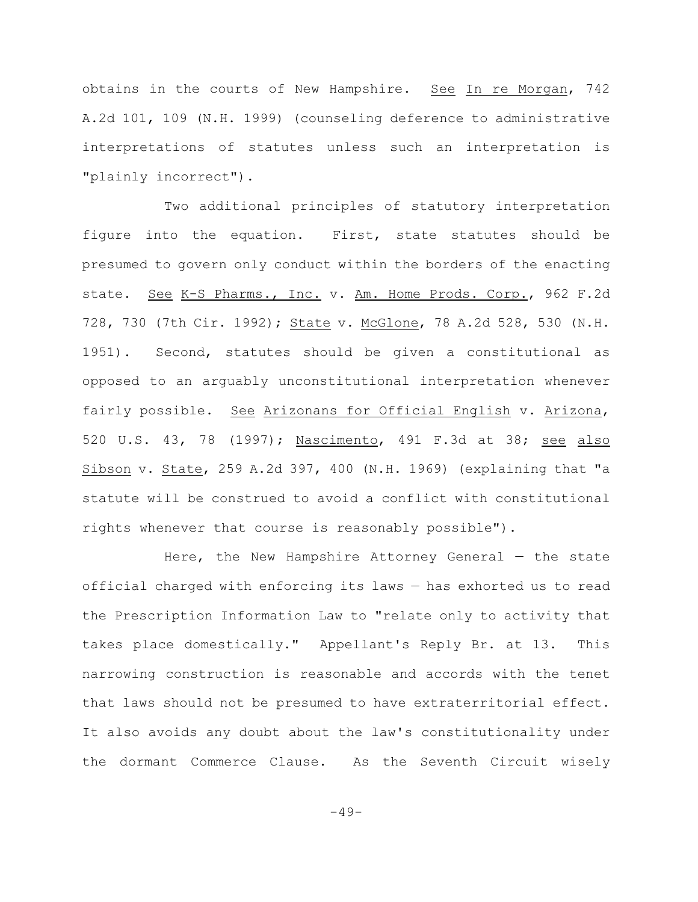obtains in the courts of New Hampshire. See In re Morgan, 742 A.2d 101, 109 (N.H. 1999) (counseling deference to administrative interpretations of statutes unless such an interpretation is "plainly incorrect").

Two additional principles of statutory interpretation figure into the equation. First, state statutes should be presumed to govern only conduct within the borders of the enacting state. See K-S Pharms., Inc. v. Am. Home Prods. Corp., 962 F.2d 728, 730 (7th Cir. 1992); State v. McGlone, 78 A.2d 528, 530 (N.H. 1951). Second, statutes should be given a constitutional as opposed to an arguably unconstitutional interpretation whenever fairly possible. See Arizonans for Official English v. Arizona, 520 U.S. 43, 78 (1997); Nascimento, 491 F.3d at 38; see also Sibson v. State, 259 A.2d 397, 400 (N.H. 1969) (explaining that "a statute will be construed to avoid a conflict with constitutional rights whenever that course is reasonably possible").

Here, the New Hampshire Attorney General — the state official charged with enforcing its laws — has exhorted us to read the Prescription Information Law to "relate only to activity that takes place domestically." Appellant's Reply Br. at 13. This narrowing construction is reasonable and accords with the tenet that laws should not be presumed to have extraterritorial effect. It also avoids any doubt about the law's constitutionality under the dormant Commerce Clause. As the Seventh Circuit wisely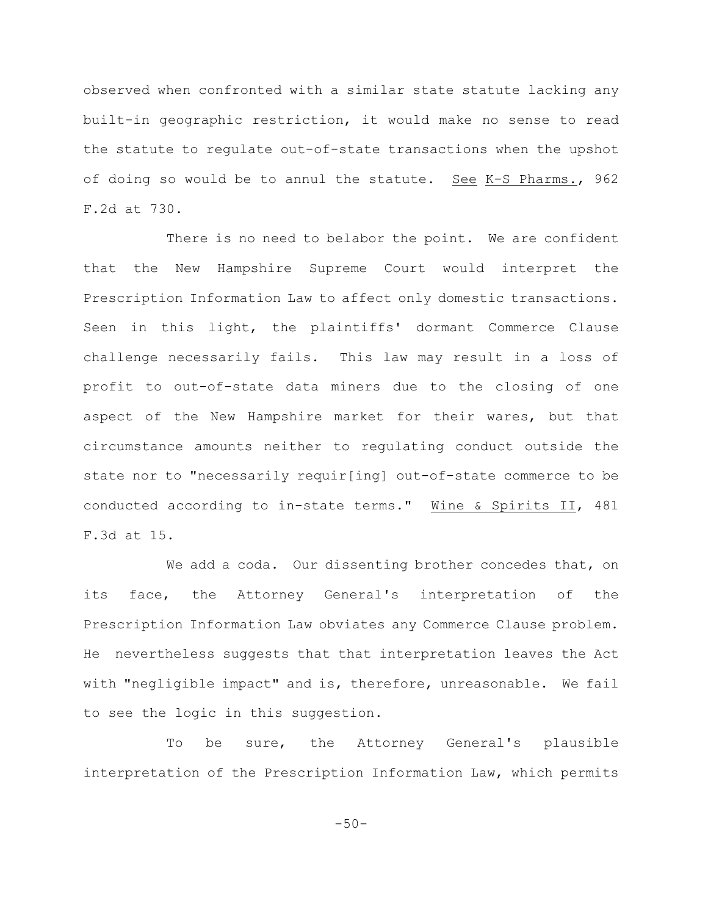observed when confronted with a similar state statute lacking any built-in geographic restriction, it would make no sense to read the statute to regulate out-of-state transactions when the upshot of doing so would be to annul the statute. See K-S Pharms., 962 F.2d at 730.

There is no need to belabor the point. We are confident that the New Hampshire Supreme Court would interpret the Prescription Information Law to affect only domestic transactions. Seen in this light, the plaintiffs' dormant Commerce Clause challenge necessarily fails. This law may result in a loss of profit to out-of-state data miners due to the closing of one aspect of the New Hampshire market for their wares, but that circumstance amounts neither to regulating conduct outside the state nor to "necessarily requir[ing] out-of-state commerce to be conducted according to in-state terms." Wine & Spirits II, 481 F.3d at 15.

We add a coda. Our dissenting brother concedes that, on its face, the Attorney General's interpretation of the Prescription Information Law obviates any Commerce Clause problem. He nevertheless suggests that that interpretation leaves the Act with "negligible impact" and is, therefore, unreasonable. We fail to see the logic in this suggestion.

To be sure, the Attorney General's plausible interpretation of the Prescription Information Law, which permits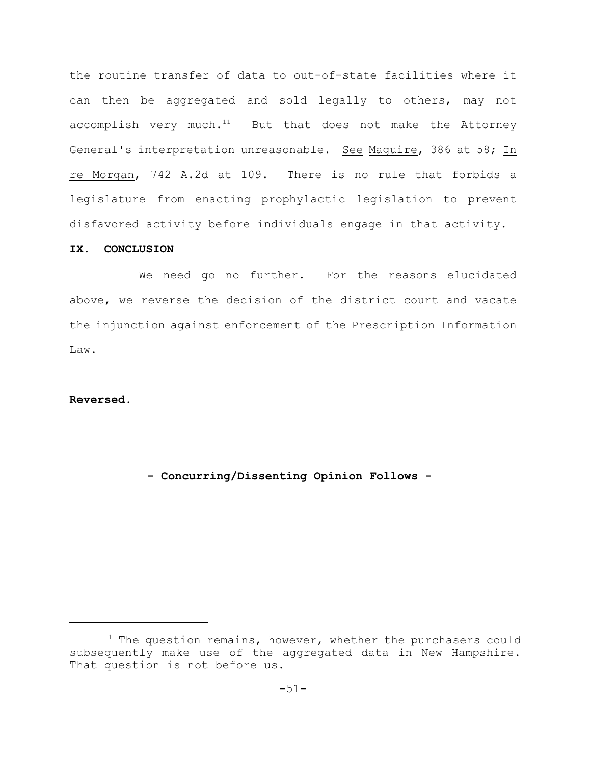the routine transfer of data to out-of-state facilities where it can then be aggregated and sold legally to others, may not accomplish very much.[11] But that does not make the Attorney General's interpretation unreasonable. See Maguire, 386 at 58; In re Morgan, 742 A.2d at 109. There is no rule that forbids a legislature from enacting prophylactic legislation to prevent disfavored activity before individuals engage in that activity.

**IX. CONCLUSION**

We need go no further. For the reasons elucidated above, we reverse the decision of the district court and vacate the injunction against enforcement of the Prescription Information Law.

**Reversed.**

**- Concurring/Dissenting Opinion Follows -**

---

[11] The question remains, however, whether the purchasers could subsequently make use of the aggregated data in New Hampshire. That question is not before us.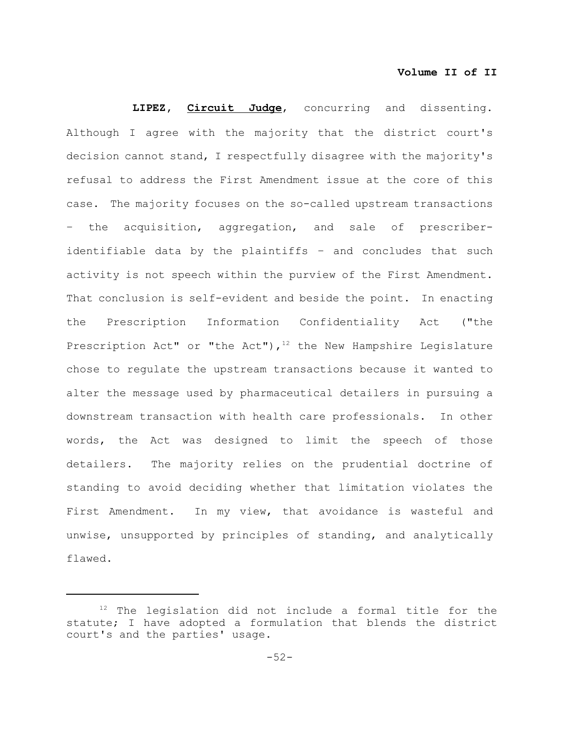**Volume II of II**

**LIPEZ**, **Circuit Judge**, concurring and dissenting. Although I agree with the majority that the district court's decision cannot stand, I respectfully disagree with the majority's refusal to address the First Amendment issue at the core of this case. The majority focuses on the so-called upstream transactions – the acquisition, aggregation, and sale of prescriber-identifiable data by the plaintiffs – and concludes that such activity is not speech within the purview of the First Amendment. That conclusion is self-evident and beside the point. In enacting the Prescription Information Confidentiality Act ("the Prescription Act" or "the Act"),[12] the New Hampshire Legislature chose to regulate the upstream transactions because it wanted to alter the message used by pharmaceutical detailers in pursuing a downstream transaction with health care professionals. In other words, the Act was designed to limit the speech of those detailers. The majority relies on the prudential doctrine of standing to avoid deciding whether that limitation violates the First Amendment. In my view, that avoidance is wasteful and unwise, unsupported by principles of standing, and analytically flawed.

---

[12] The legislation did not include a formal title for the statute; I have adopted a formulation that blends the district court's and the parties' usage.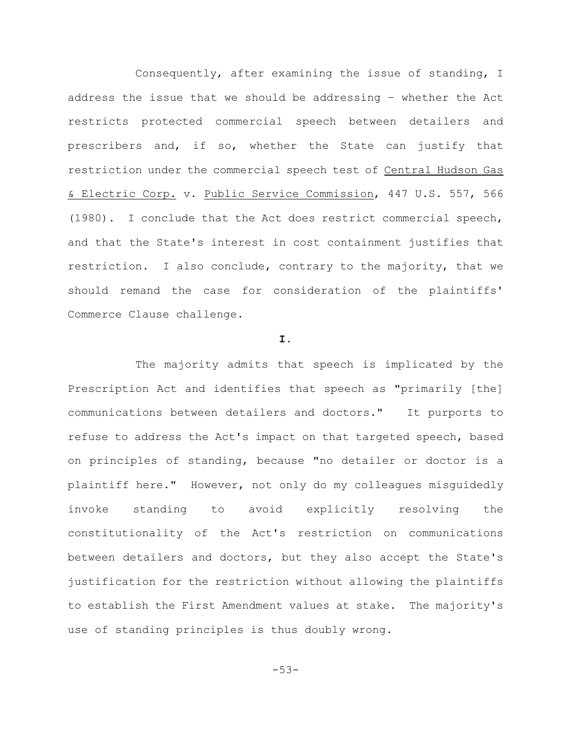Consequently, after examining the issue of standing, I address the issue that we should be addressing – whether the Act restricts protected commercial speech between detailers and prescribers and, if so, whether the State can justify that restriction under the commercial speech test of Central Hudson Gas & Electric Corp. v. Public Service Commission, 447 U.S. 557, 566 (1980). I conclude that the Act does restrict commercial speech, and that the State's interest in cost containment justifies that restriction. I also conclude, contrary to the majority, that we should remand the case for consideration of the plaintiffs' Commerce Clause challenge.

## I.

The majority admits that speech is implicated by the Prescription Act and identifies that speech as "primarily [the] communications between detailers and doctors." It purports to refuse to address the Act's impact on that targeted speech, based on principles of standing, because "no detailer or doctor is a plaintiff here." However, not only do my colleagues misguidedly invoke standing to avoid explicitly resolving the constitutionality of the Act's restriction on communications between detailers and doctors, but they also accept the State's justification for the restriction without allowing the plaintiffs to establish the First Amendment values at stake. The majority's use of standing principles is thus doubly wrong.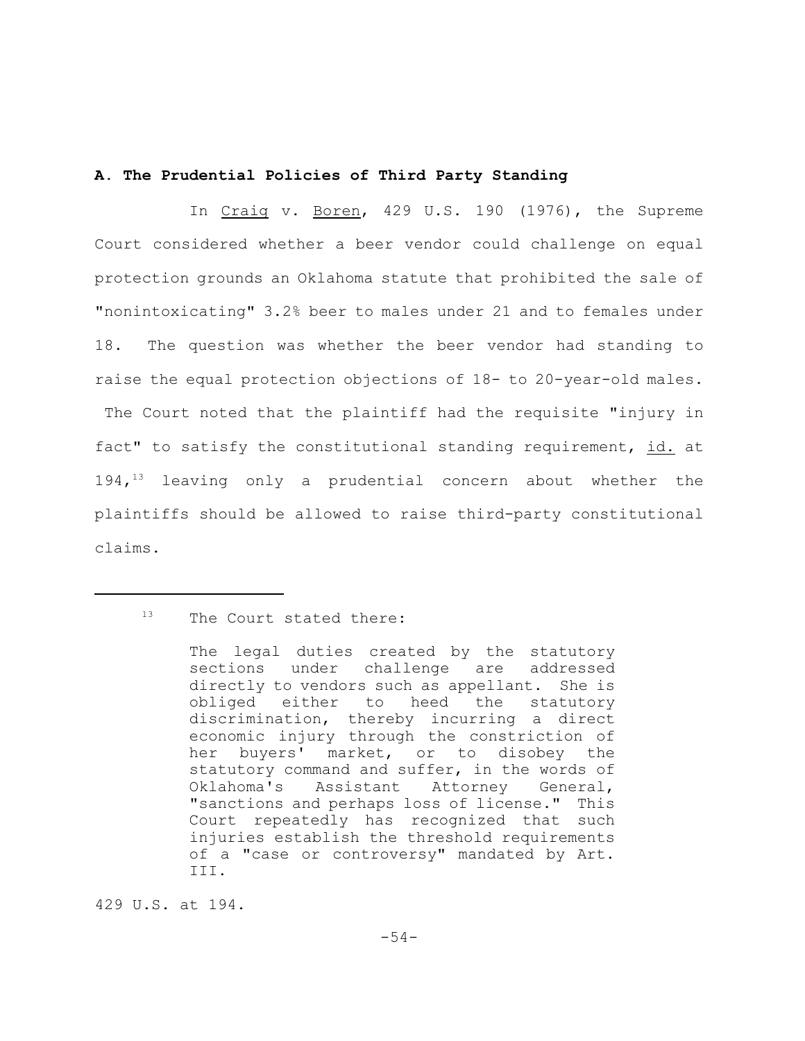**A. The Prudential Policies of Third Party Standing**

In Craig v. Boren, 429 U.S. 190 (1976), the Supreme Court considered whether a beer vendor could challenge on equal protection grounds an Oklahoma statute that prohibited the sale of "nonintoxicating" 3.2% beer to males under 21 and to females under 18. The question was whether the beer vendor had standing to raise the equal protection objections of 18- to 20-year-old males. The Court noted that the plaintiff had the requisite "injury in fact" to satisfy the constitutional standing requirement, id. at 194,[13] leaving only a prudential concern about whether the plaintiffs should be allowed to raise third-party constitutional claims.

---

[13] The Court stated there:

> The legal duties created by the statutory sections under challenge are addressed directly to vendors such as appellant. She is obliged either to heed the statutory discrimination, thereby incurring a direct economic injury through the constriction of her buyers' market, or to disobey the statutory command and suffer, in the words of Oklahoma's Assistant Attorney General, "sanctions and perhaps loss of license." This Court repeatedly has recognized that such injuries establish the threshold requirements of a "case or controversy" mandated by Art. III.

429 U.S. at 194.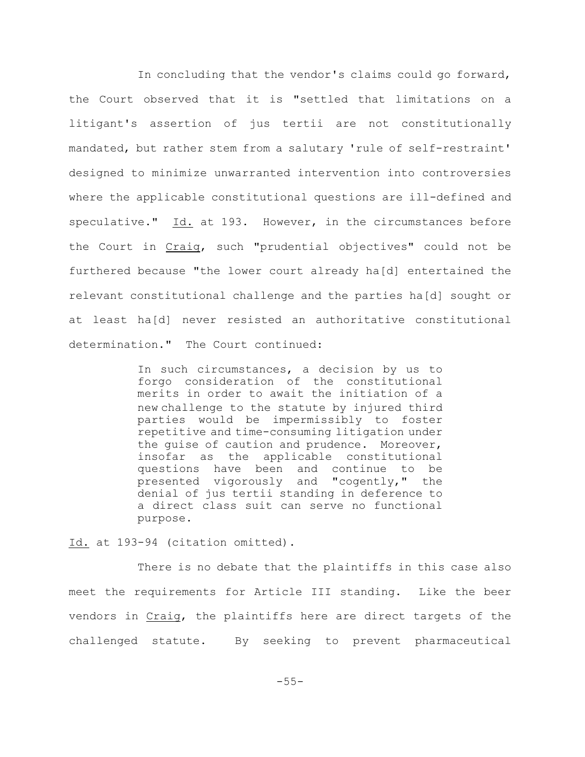In concluding that the vendor's claims could go forward, the Court observed that it is "settled that limitations on a litigant's assertion of jus tertii are not constitutionally mandated, but rather stem from a salutary 'rule of self-restraint' designed to minimize unwarranted intervention into controversies where the applicable constitutional questions are ill-defined and speculative." Id. at 193. However, in the circumstances before the Court in Craig, such "prudential objectives" could not be furthered because "the lower court already ha[d] entertained the relevant constitutional challenge and the parties ha[d] sought or at least ha[d] never resisted an authoritative constitutional determination." The Court continued:

> In such circumstances, a decision by us to forgo consideration of the constitutional merits in order to await the initiation of a new challenge to the statute by injured third parties would be impermissibly to foster repetitive and time-consuming litigation under the guise of caution and prudence. Moreover, insofar as the applicable constitutional questions have been and continue to be presented vigorously and "cogently," the denial of jus tertii standing in deference to a direct class suit can serve no functional purpose.

Id. at 193-94 (citation omitted).

There is no debate that the plaintiffs in this case also meet the requirements for Article III standing. Like the beer vendors in Craig, the plaintiffs here are direct targets of the challenged statute. By seeking to prevent pharmaceutical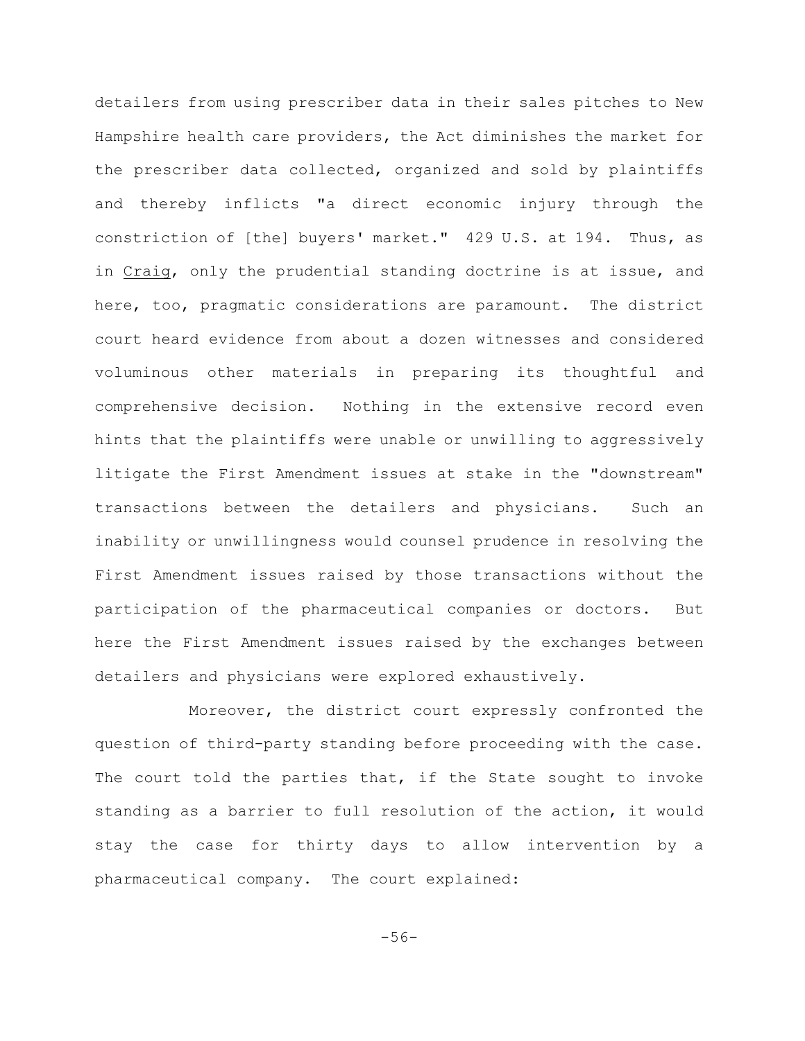detailers from using prescriber data in their sales pitches to New Hampshire health care providers, the Act diminishes the market for the prescriber data collected, organized and sold by plaintiffs and thereby inflicts "a direct economic injury through the constriction of [the] buyers' market." 429 U.S. at 194. Thus, as in Craig, only the prudential standing doctrine is at issue, and here, too, pragmatic considerations are paramount. The district court heard evidence from about a dozen witnesses and considered voluminous other materials in preparing its thoughtful and comprehensive decision. Nothing in the extensive record even hints that the plaintiffs were unable or unwilling to aggressively litigate the First Amendment issues at stake in the "downstream" transactions between the detailers and physicians. Such an inability or unwillingness would counsel prudence in resolving the First Amendment issues raised by those transactions without the participation of the pharmaceutical companies or doctors. But here the First Amendment issues raised by the exchanges between detailers and physicians were explored exhaustively.

Moreover, the district court expressly confronted the question of third-party standing before proceeding with the case. The court told the parties that, if the State sought to invoke standing as a barrier to full resolution of the action, it would stay the case for thirty days to allow intervention by a pharmaceutical company. The court explained: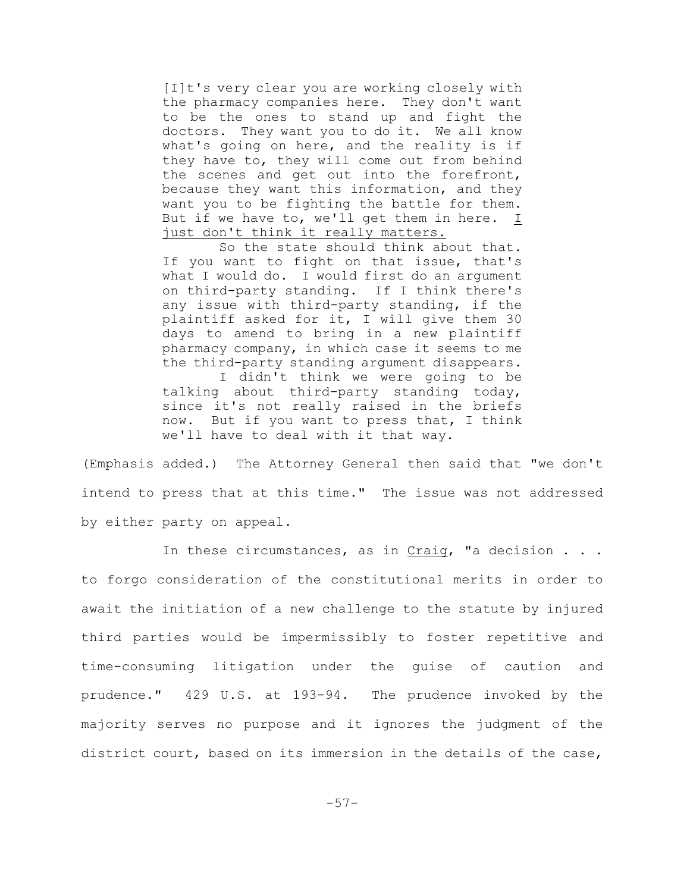> [I]t's very clear you are working closely with the pharmacy companies here. They don't want to be the ones to stand up and fight the doctors. They want you to do it. We all know what's going on here, and the reality is if they have to, they will come out from behind the scenes and get out into the forefront, because they want this information, and they want you to be fighting the battle for them. But if we have to, we'll get them in here. _I just don't think it really matters._
>
> So the state should think about that. If you want to fight on that issue, that's what I would do. I would first do an argument on third-party standing. If I think there's any issue with third-party standing, if the plaintiff asked for it, I will give them 30 days to amend to bring in a new plaintiff pharmacy company, in which case it seems to me the third-party standing argument disappears.
>
> I didn't think we were going to be talking about third-party standing today, since it's not really raised in the briefs now. But if you want to press that, I think we'll have to deal with it that way.

(Emphasis added.) The Attorney General then said that "we don't intend to press that at this time." The issue was not addressed by either party on appeal.

In these circumstances, as in _Craig_, "a decision . . . to forgo consideration of the constitutional merits in order to await the initiation of a new challenge to the statute by injured third parties would be impermissibly to foster repetitive and time-consuming litigation under the guise of caution and prudence." 429 U.S. at 193-94. The prudence invoked by the majority serves no purpose and it ignores the judgment of the district court, based on its immersion in the details of the case,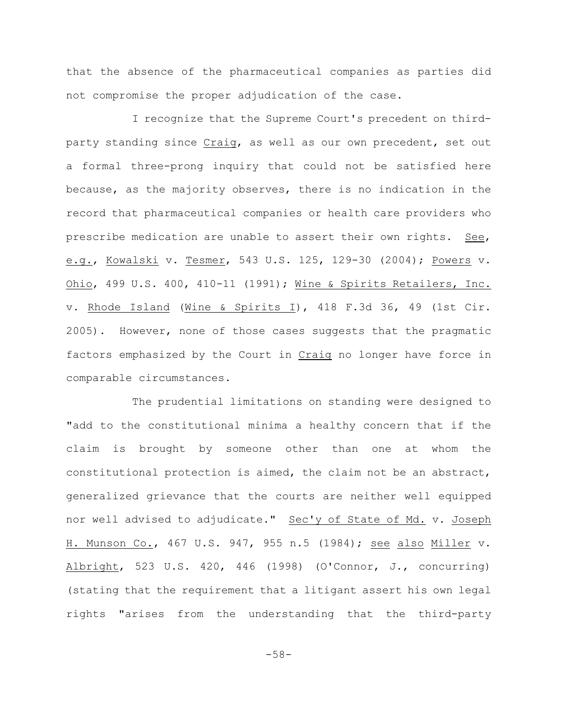that the absence of the pharmaceutical companies as parties did not compromise the proper adjudication of the case.

I recognize that the Supreme Court's precedent on third-party standing since Craig, as well as our own precedent, set out a formal three-prong inquiry that could not be satisfied here because, as the majority observes, there is no indication in the record that pharmaceutical companies or health care providers who prescribe medication are unable to assert their own rights. See, e.g., Kowalski v. Tesmer, 543 U.S. 125, 129-30 (2004); Powers v. Ohio, 499 U.S. 400, 410-11 (1991); Wine & Spirits Retailers, Inc. v. Rhode Island (Wine & Spirits I), 418 F.3d 36, 49 (1st Cir. 2005). However, none of those cases suggests that the pragmatic factors emphasized by the Court in Craig no longer have force in comparable circumstances.

The prudential limitations on standing were designed to "add to the constitutional minima a healthy concern that if the claim is brought by someone other than one at whom the constitutional protection is aimed, the claim not be an abstract, generalized grievance that the courts are neither well equipped nor well advised to adjudicate." Sec'y of State of Md. v. Joseph H. Munson Co., 467 U.S. 947, 955 n.5 (1984); see also Miller v. Albright, 523 U.S. 420, 446 (1998) (O'Connor, J., concurring) (stating that the requirement that a litigant assert his own legal rights "arises from the understanding that the third-party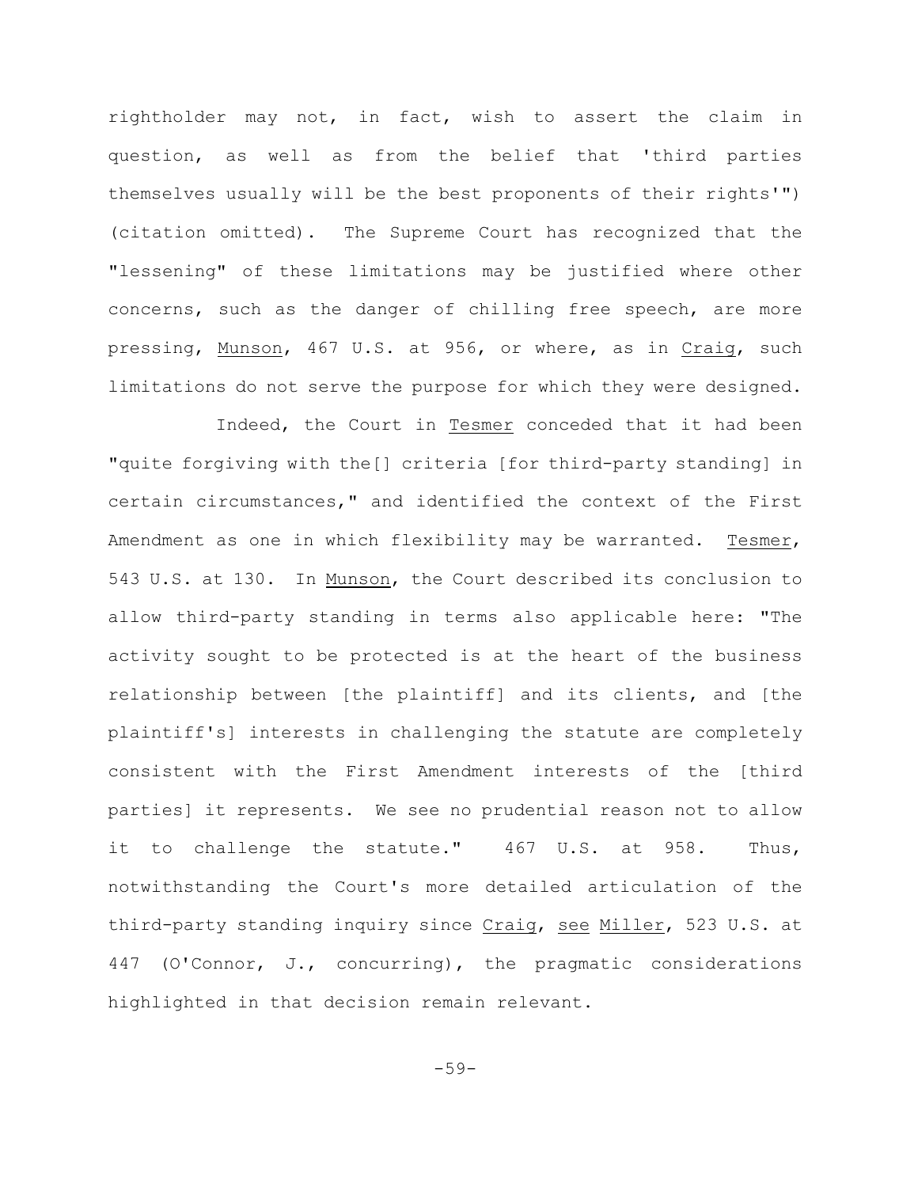rightholder may not, in fact, wish to assert the claim in question, as well as from the belief that 'third parties themselves usually will be the best proponents of their rights'") (citation omitted). The Supreme Court has recognized that the "lessening" of these limitations may be justified where other concerns, such as the danger of chilling free speech, are more pressing, Munson, 467 U.S. at 956, or where, as in Craig, such limitations do not serve the purpose for which they were designed.

Indeed, the Court in Tesmer conceded that it had been "quite forgiving with the[] criteria [for third-party standing] in certain circumstances," and identified the context of the First Amendment as one in which flexibility may be warranted. Tesmer, 543 U.S. at 130. In Munson, the Court described its conclusion to allow third-party standing in terms also applicable here: "The activity sought to be protected is at the heart of the business relationship between [the plaintiff] and its clients, and [the plaintiff's] interests in challenging the statute are completely consistent with the First Amendment interests of the [third parties] it represents. We see no prudential reason not to allow it to challenge the statute." 467 U.S. at 958. Thus, notwithstanding the Court's more detailed articulation of the third-party standing inquiry since Craig, see Miller, 523 U.S. at 447 (O'Connor, J., concurring), the pragmatic considerations highlighted in that decision remain relevant.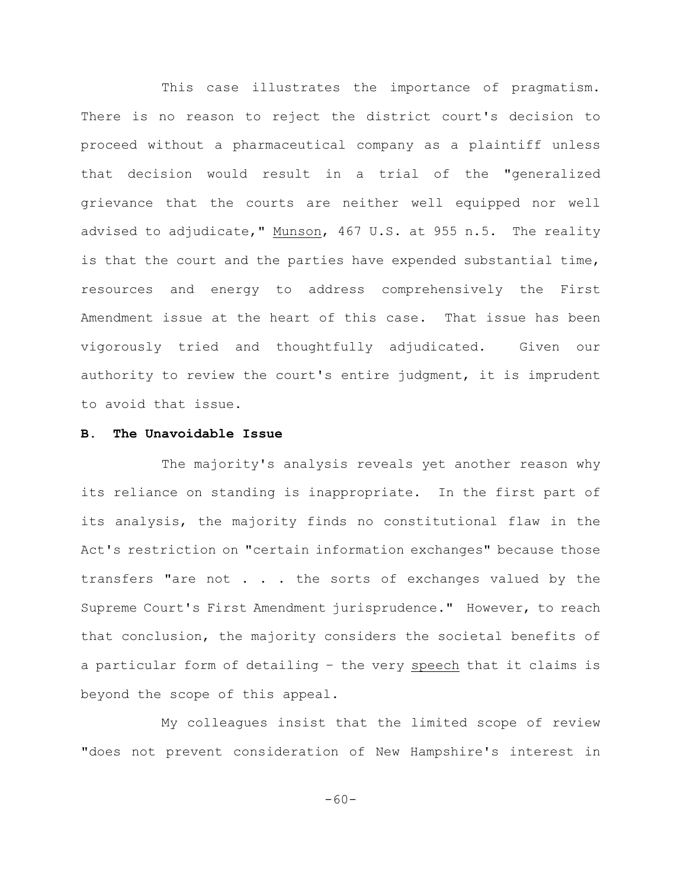This case illustrates the importance of pragmatism. There is no reason to reject the district court's decision to proceed without a pharmaceutical company as a plaintiff unless that decision would result in a trial of the "generalized grievance that the courts are neither well equipped nor well advised to adjudicate," Munson, 467 U.S. at 955 n.5. The reality is that the court and the parties have expended substantial time, resources and energy to address comprehensively the First Amendment issue at the heart of this case. That issue has been vigorously tried and thoughtfully adjudicated. Given our authority to review the court's entire judgment, it is imprudent to avoid that issue.

**B. The Unavoidable Issue**

The majority's analysis reveals yet another reason why its reliance on standing is inappropriate. In the first part of its analysis, the majority finds no constitutional flaw in the Act's restriction on "certain information exchanges" because those transfers "are not . . . the sorts of exchanges valued by the Supreme Court's First Amendment jurisprudence." However, to reach that conclusion, the majority considers the societal benefits of a particular form of detailing – the very speech that it claims is beyond the scope of this appeal.

My colleagues insist that the limited scope of review "does not prevent consideration of New Hampshire's interest in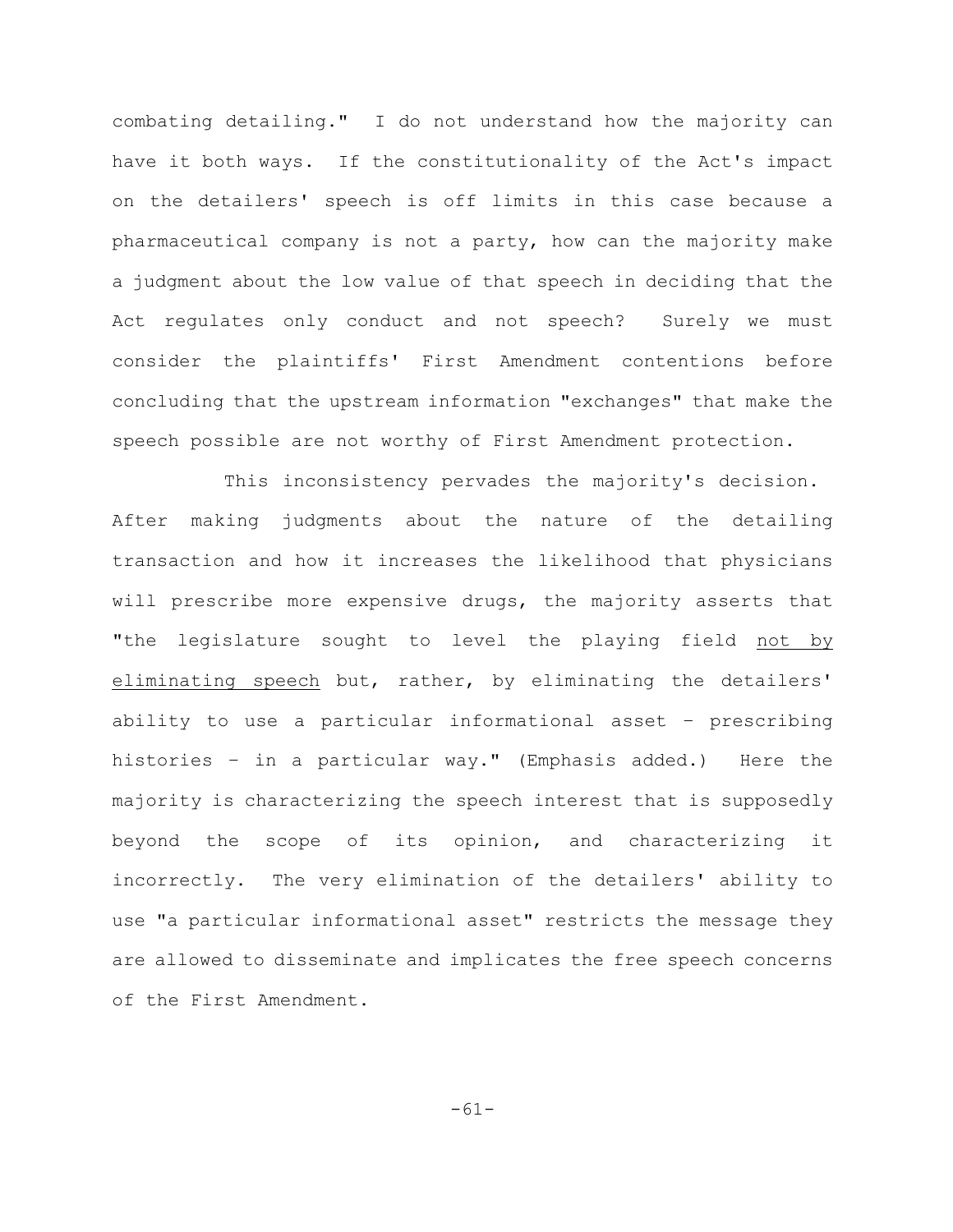combating detailing." I do not understand how the majority can have it both ways. If the constitutionality of the Act's impact on the detailers' speech is off limits in this case because a pharmaceutical company is not a party, how can the majority make a judgment about the low value of that speech in deciding that the Act regulates only conduct and not speech? Surely we must consider the plaintiffs' First Amendment contentions before concluding that the upstream information "exchanges" that make the speech possible are not worthy of First Amendment protection.

This inconsistency pervades the majority's decision. After making judgments about the nature of the detailing transaction and how it increases the likelihood that physicians will prescribe more expensive drugs, the majority asserts that "the legislature sought to level the playing field <u>not by eliminating speech</u> but, rather, by eliminating the detailers' ability to use a particular informational asset – prescribing histories – in a particular way." (Emphasis added.) Here the majority is characterizing the speech interest that is supposedly beyond the scope of its opinion, and characterizing it incorrectly. The very elimination of the detailers' ability to use "a particular informational asset" restricts the message they are allowed to disseminate and implicates the free speech concerns of the First Amendment.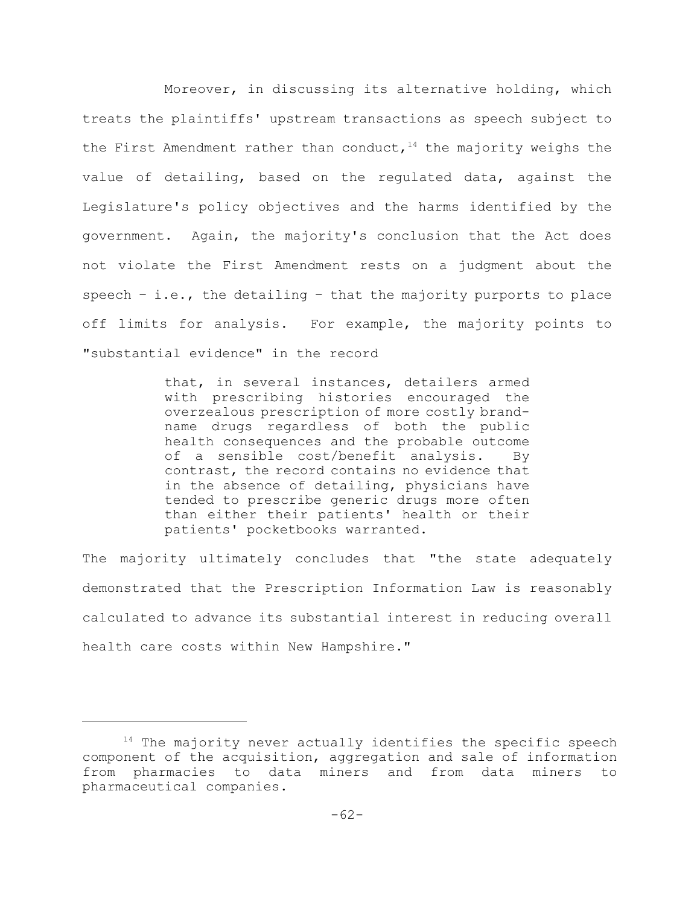Moreover, in discussing its alternative holding, which treats the plaintiffs' upstream transactions as speech subject to the First Amendment rather than conduct,[14] the majority weighs the value of detailing, based on the regulated data, against the Legislature's policy objectives and the harms identified by the government. Again, the majority's conclusion that the Act does not violate the First Amendment rests on a judgment about the speech – i.e., the detailing – that the majority purports to place off limits for analysis. For example, the majority points to "substantial evidence" in the record

> that, in several instances, detailers armed with prescribing histories encouraged the overzealous prescription of more costly brand-name drugs regardless of both the public health consequences and the probable outcome of a sensible cost/benefit analysis. By contrast, the record contains no evidence that in the absence of detailing, physicians have tended to prescribe generic drugs more often than either their patients' health or their patients' pocketbooks warranted.

The majority ultimately concludes that "the state adequately demonstrated that the Prescription Information Law is reasonably calculated to advance its substantial interest in reducing overall health care costs within New Hampshire."

---

[14] The majority never actually identifies the specific speech component of the acquisition, aggregation and sale of information from pharmacies to data miners and from data miners to pharmaceutical companies.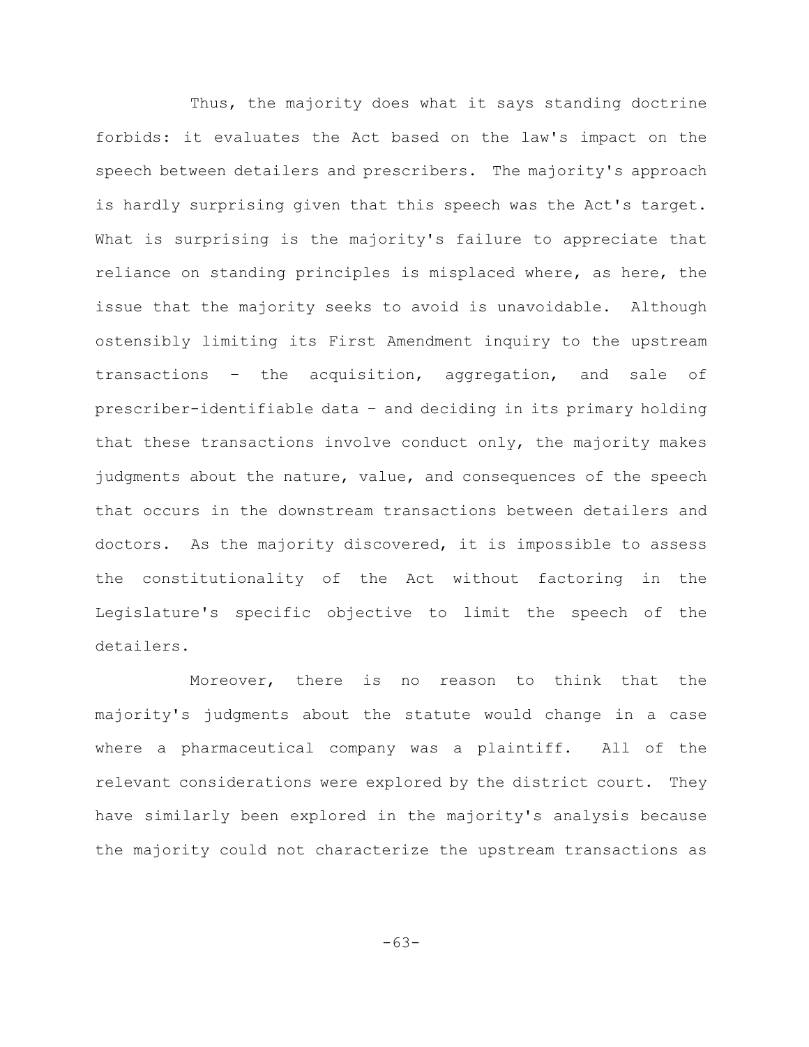Thus, the majority does what it says standing doctrine forbids: it evaluates the Act based on the law's impact on the speech between detailers and prescribers. The majority's approach is hardly surprising given that this speech was the Act's target. What is surprising is the majority's failure to appreciate that reliance on standing principles is misplaced where, as here, the issue that the majority seeks to avoid is unavoidable. Although ostensibly limiting its First Amendment inquiry to the upstream transactions – the acquisition, aggregation, and sale of prescriber-identifiable data – and deciding in its primary holding that these transactions involve conduct only, the majority makes judgments about the nature, value, and consequences of the speech that occurs in the downstream transactions between detailers and doctors. As the majority discovered, it is impossible to assess the constitutionality of the Act without factoring in the Legislature's specific objective to limit the speech of the detailers.

Moreover, there is no reason to think that the majority's judgments about the statute would change in a case where a pharmaceutical company was a plaintiff. All of the relevant considerations were explored by the district court. They have similarly been explored in the majority's analysis because the majority could not characterize the upstream transactions as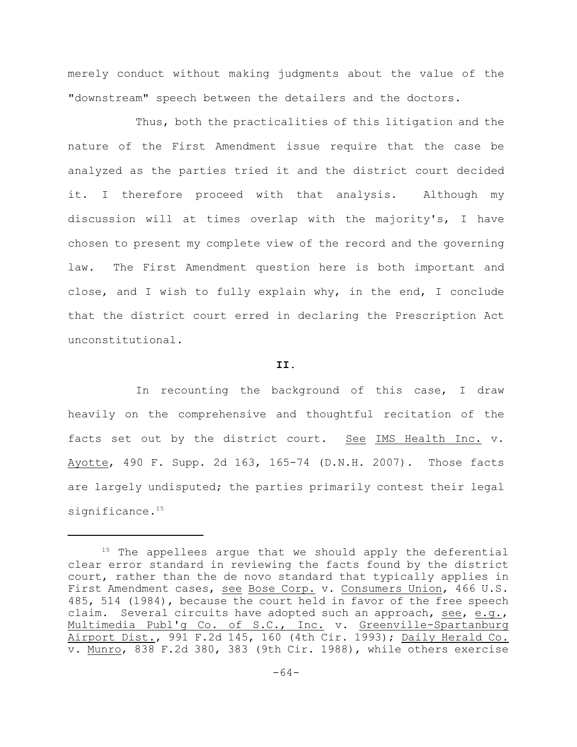merely conduct without making judgments about the value of the "downstream" speech between the detailers and the doctors.

Thus, both the practicalities of this litigation and the nature of the First Amendment issue require that the case be analyzed as the parties tried it and the district court decided it. I therefore proceed with that analysis. Although my discussion will at times overlap with the majority's, I have chosen to present my complete view of the record and the governing law. The First Amendment question here is both important and close, and I wish to fully explain why, in the end, I conclude that the district court erred in declaring the Prescription Act unconstitutional.

**II.**

In recounting the background of this case, I draw heavily on the comprehensive and thoughtful recitation of the facts set out by the district court. See IMS Health Inc. v. Ayotte, 490 F. Supp. 2d 163, 165-74 (D.N.H. 2007). Those facts are largely undisputed; the parties primarily contest their legal significance.[15]

---

[15] The appellees argue that we should apply the deferential clear error standard in reviewing the facts found by the district court, rather than the de novo standard that typically applies in First Amendment cases, see Bose Corp. v. Consumers Union, 466 U.S. 485, 514 (1984), because the court held in favor of the free speech claim. Several circuits have adopted such an approach, see, e.g., Multimedia Publ'g Co. of S.C., Inc. v. Greenville-Spartanburg Airport Dist., 991 F.2d 145, 160 (4th Cir. 1993); Daily Herald Co. v. Munro, 838 F.2d 380, 383 (9th Cir. 1988), while others exercise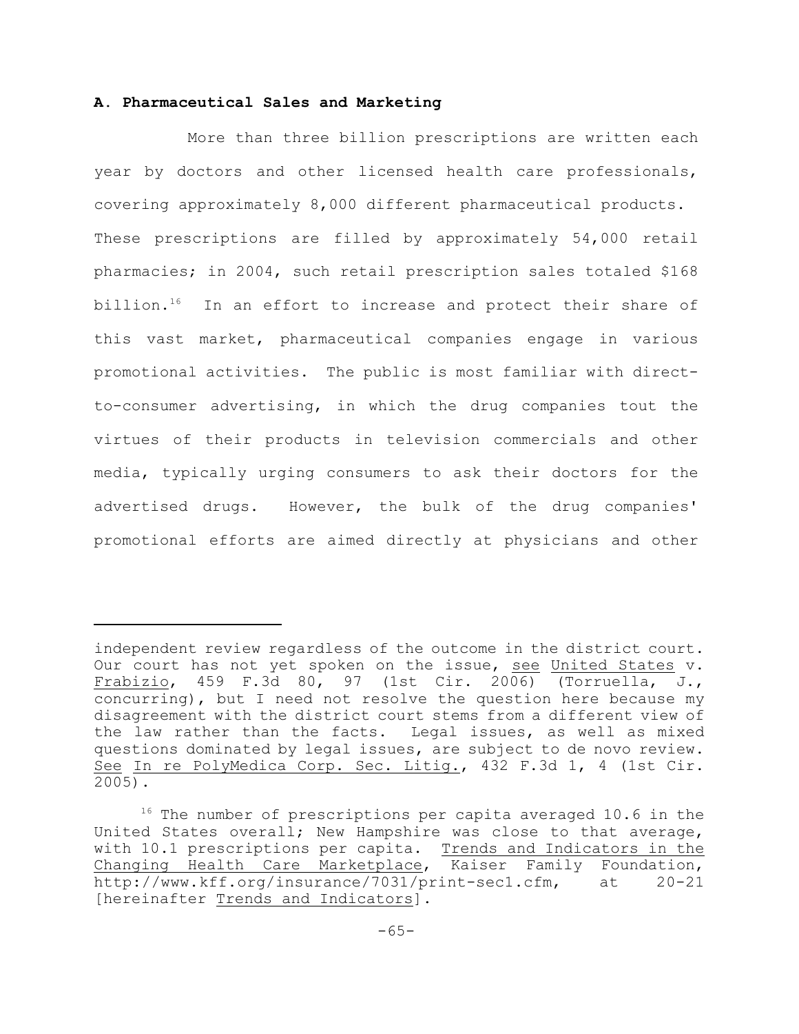### A. Pharmaceutical Sales and Marketing

More than three billion prescriptions are written each year by doctors and other licensed health care professionals, covering approximately 8,000 different pharmaceutical products. These prescriptions are filled by approximately 54,000 retail pharmacies; in 2004, such retail prescription sales totaled $168 billion.[16] In an effort to increase and protect their share of this vast market, pharmaceutical companies engage in various promotional activities. The public is most familiar with direct-to-consumer advertising, in which the drug companies tout the virtues of their products in television commercials and other media, typically urging consumers to ask their doctors for the advertised drugs. However, the bulk of the drug companies' promotional efforts are aimed directly at physicians and other

---

independent review regardless of the outcome in the district court. Our court has not yet spoken on the issue, see United States v. Frabizio, 459 F.3d 80, 97 (1st Cir. 2006) (Torruella, J., concurring), but I need not resolve the question here because my disagreement with the district court stems from a different view of the law rather than the facts. Legal issues, as well as mixed questions dominated by legal issues, are subject to de novo review. See In re PolyMedica Corp. Sec. Litig., 432 F.3d 1, 4 (1st Cir. 2005).

[16] The number of prescriptions per capita averaged 10.6 in the United States overall; New Hampshire was close to that average, with 10.1 prescriptions per capita. Trends and Indicators in the Changing Health Care Marketplace, Kaiser Family Foundation, http://www.kff.org/insurance/7031/print-sec1.cfm, at 20-21 [hereinafter Trends and Indicators].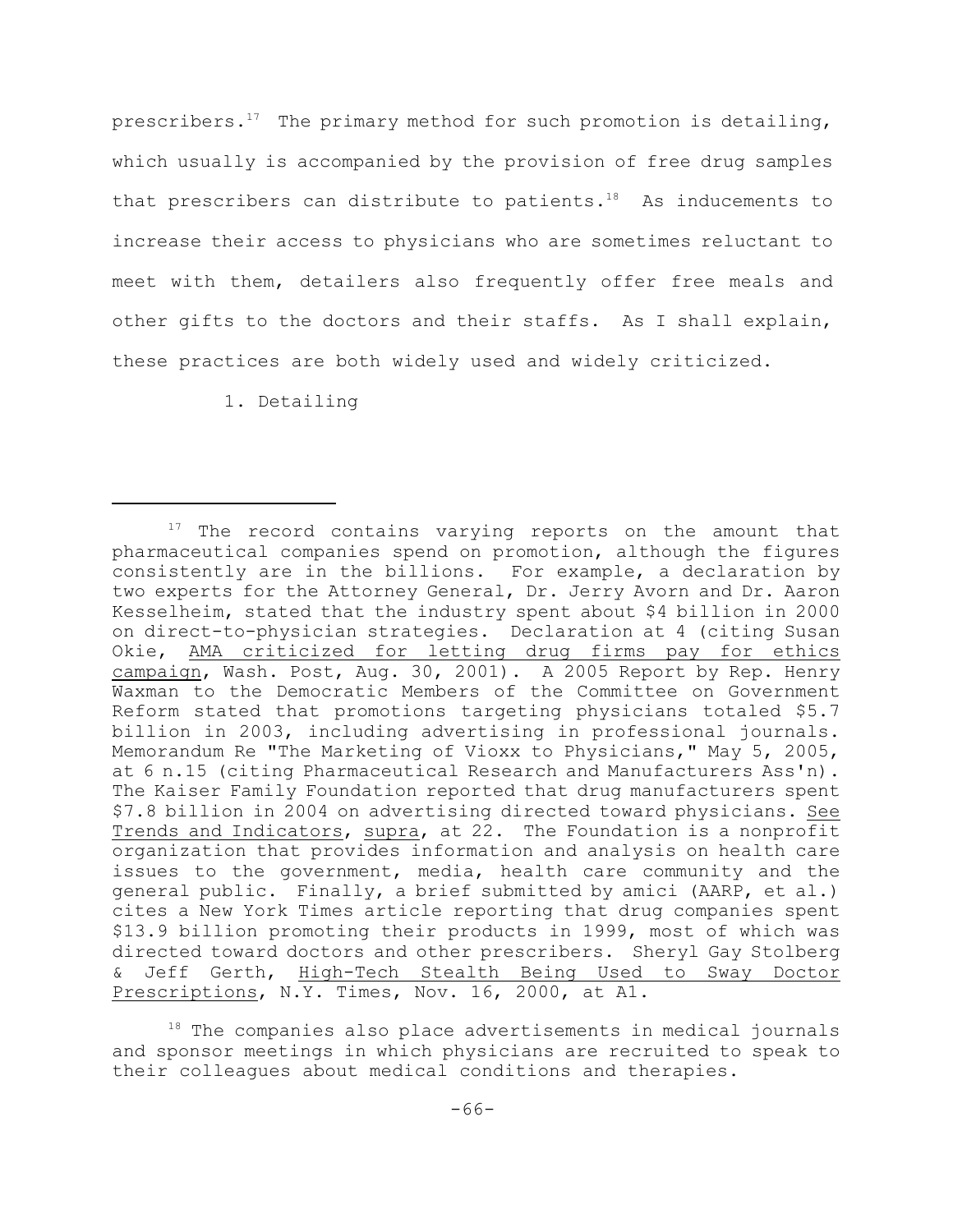prescribers.[17] The primary method for such promotion is detailing, which usually is accompanied by the provision of free drug samples that prescribers can distribute to patients.[18] As inducements to increase their access to physicians who are sometimes reluctant to meet with them, detailers also frequently offer free meals and other gifts to the doctors and their staffs. As I shall explain, these practices are both widely used and widely criticized.

1. Detailing

---

[17] The record contains varying reports on the amount that pharmaceutical companies spend on promotion, although the figures consistently are in the billions. For example, a declaration by two experts for the Attorney General, Dr. Jerry Avorn and Dr. Aaron Kesselheim, stated that the industry spent about $4 billion in 2000 on direct-to-physician strategies. Declaration at 4 (citing Susan Okie, AMA criticized for letting drug firms pay for ethics campaign, Wash. Post, Aug. 30, 2001). A 2005 Report by Rep. Henry Waxman to the Democratic Members of the Committee on Government Reform stated that promotions targeting physicians totaled $5.7 billion in 2003, including advertising in professional journals. Memorandum Re "The Marketing of Vioxx to Physicians," May 5, 2005, at 6 n.15 (citing Pharmaceutical Research and Manufacturers Ass'n). The Kaiser Family Foundation reported that drug manufacturers spent $7.8 billion in 2004 on advertising directed toward physicians. See Trends and Indicators, supra, at 22. The Foundation is a nonprofit organization that provides information and analysis on health care issues to the government, media, health care community and the general public. Finally, a brief submitted by amici (AARP, et al.) cites a New York Times article reporting that drug companies spent $13.9 billion promoting their products in 1999, most of which was directed toward doctors and other prescribers. Sheryl Gay Stolberg & Jeff Gerth, High-Tech Stealth Being Used to Sway Doctor Prescriptions, N.Y. Times, Nov. 16, 2000, at A1.

[18] The companies also place advertisements in medical journals and sponsor meetings in which physicians are recruited to speak to their colleagues about medical conditions and therapies.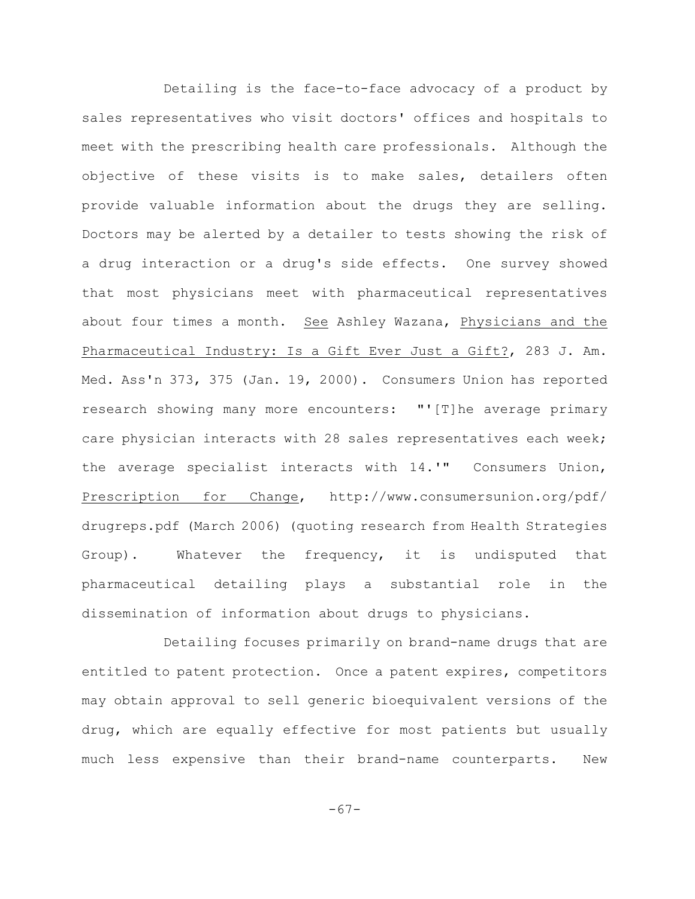Detailing is the face-to-face advocacy of a product by sales representatives who visit doctors' offices and hospitals to meet with the prescribing health care professionals. Although the objective of these visits is to make sales, detailers often provide valuable information about the drugs they are selling. Doctors may be alerted by a detailer to tests showing the risk of a drug interaction or a drug's side effects. One survey showed that most physicians meet with pharmaceutical representatives about four times a month. See Ashley Wazana, Physicians and the Pharmaceutical Industry: Is a Gift Ever Just a Gift?, 283 J. Am. Med. Ass'n 373, 375 (Jan. 19, 2000). Consumers Union has reported research showing many more encounters: "'[T]he average primary care physician interacts with 28 sales representatives each week; the average specialist interacts with 14.'" Consumers Union, Prescription for Change, http://www.consumersunion.org/pdf/drugreps.pdf (March 2006) (quoting research from Health Strategies Group). Whatever the frequency, it is undisputed that pharmaceutical detailing plays a substantial role in the dissemination of information about drugs to physicians.

Detailing focuses primarily on brand-name drugs that are entitled to patent protection. Once a patent expires, competitors may obtain approval to sell generic bioequivalent versions of the drug, which are equally effective for most patients but usually much less expensive than their brand-name counterparts. New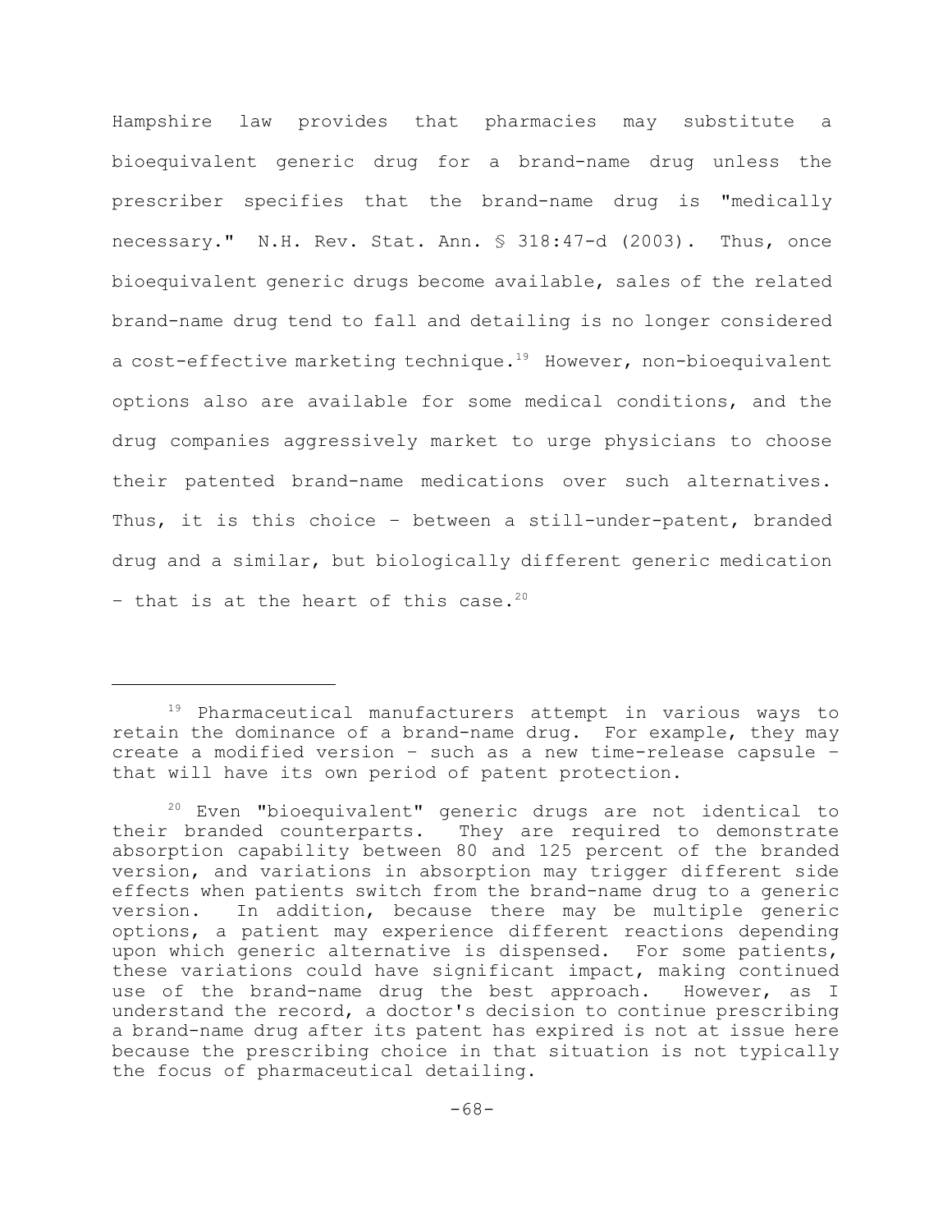Hampshire law provides that pharmacies may substitute a bioequivalent generic drug for a brand-name drug unless the prescriber specifies that the brand-name drug is "medically necessary." N.H. Rev. Stat. Ann. § 318:47-d (2003). Thus, once bioequivalent generic drugs become available, sales of the related brand-name drug tend to fall and detailing is no longer considered a cost-effective marketing technique.[19] However, non-bioequivalent options also are available for some medical conditions, and the drug companies aggressively market to urge physicians to choose their patented brand-name medications over such alternatives. Thus, it is this choice – between a still-under-patent, branded drug and a similar, but biologically different generic medication – that is at the heart of this case.[20]

---

[19] Pharmaceutical manufacturers attempt in various ways to retain the dominance of a brand-name drug. For example, they may create a modified version – such as a new time-release capsule – that will have its own period of patent protection.

[20] Even "bioequivalent" generic drugs are not identical to their branded counterparts. They are required to demonstrate absorption capability between 80 and 125 percent of the branded version, and variations in absorption may trigger different side effects when patients switch from the brand-name drug to a generic version. In addition, because there may be multiple generic options, a patient may experience different reactions depending upon which generic alternative is dispensed. For some patients, these variations could have significant impact, making continued use of the brand-name drug the best approach. However, as I understand the record, a doctor's decision to continue prescribing a brand-name drug after its patent has expired is not at issue here because the prescribing choice in that situation is not typically the focus of pharmaceutical detailing.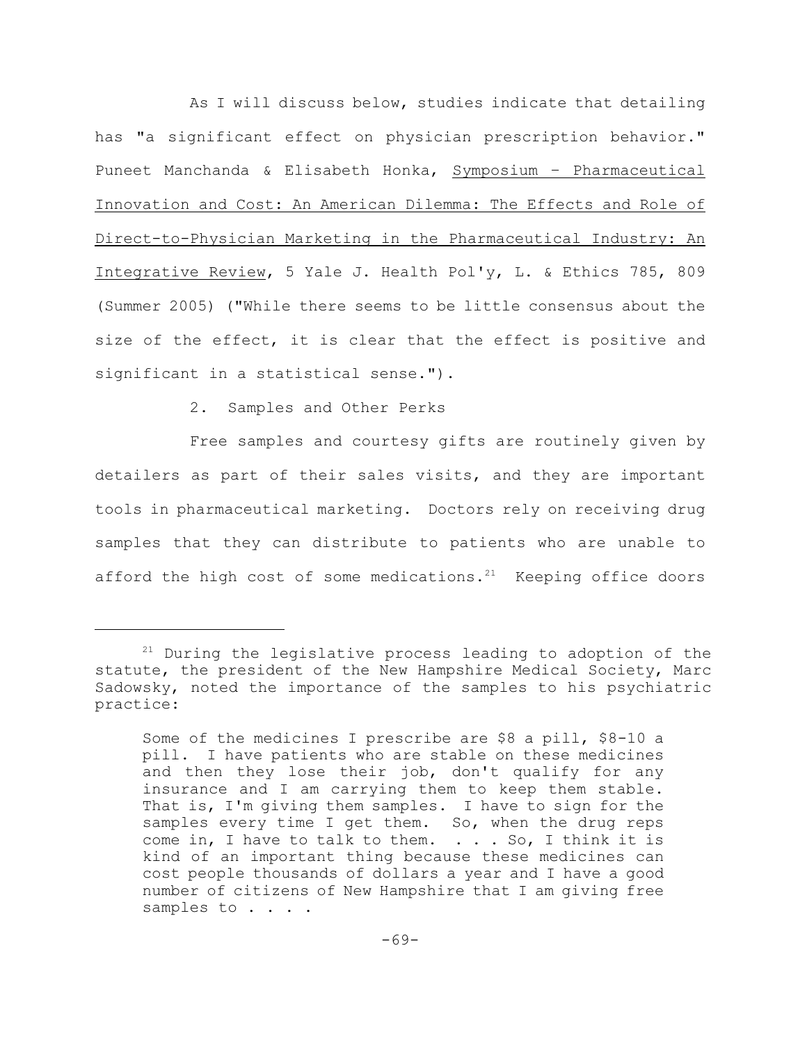As I will discuss below, studies indicate that detailing has "a significant effect on physician prescription behavior." Puneet Manchanda & Elisabeth Honka, Symposium – Pharmaceutical Innovation and Cost: An American Dilemma: The Effects and Role of Direct-to-Physician Marketing in the Pharmaceutical Industry: An Integrative Review, 5 Yale J. Health Pol'y, L. & Ethics 785, 809 (Summer 2005) ("While there seems to be little consensus about the size of the effect, it is clear that the effect is positive and significant in a statistical sense.").

2. Samples and Other Perks

Free samples and courtesy gifts are routinely given by detailers as part of their sales visits, and they are important tools in pharmaceutical marketing. Doctors rely on receiving drug samples that they can distribute to patients who are unable to afford the high cost of some medications.[21] Keeping office doors

---

[21] During the legislative process leading to adoption of the statute, the president of the New Hampshire Medical Society, Marc Sadowsky, noted the importance of the samples to his psychiatric practice:

> Some of the medicines I prescribe are $8 a pill, $8-10 a pill. I have patients who are stable on these medicines and then they lose their job, don't qualify for any insurance and I am carrying them to keep them stable. That is, I'm giving them samples. I have to sign for the samples every time I get them. So, when the drug reps come in, I have to talk to them. . . . So, I think it is kind of an important thing because these medicines can cost people thousands of dollars a year and I have a good number of citizens of New Hampshire that I am giving free samples to . . . .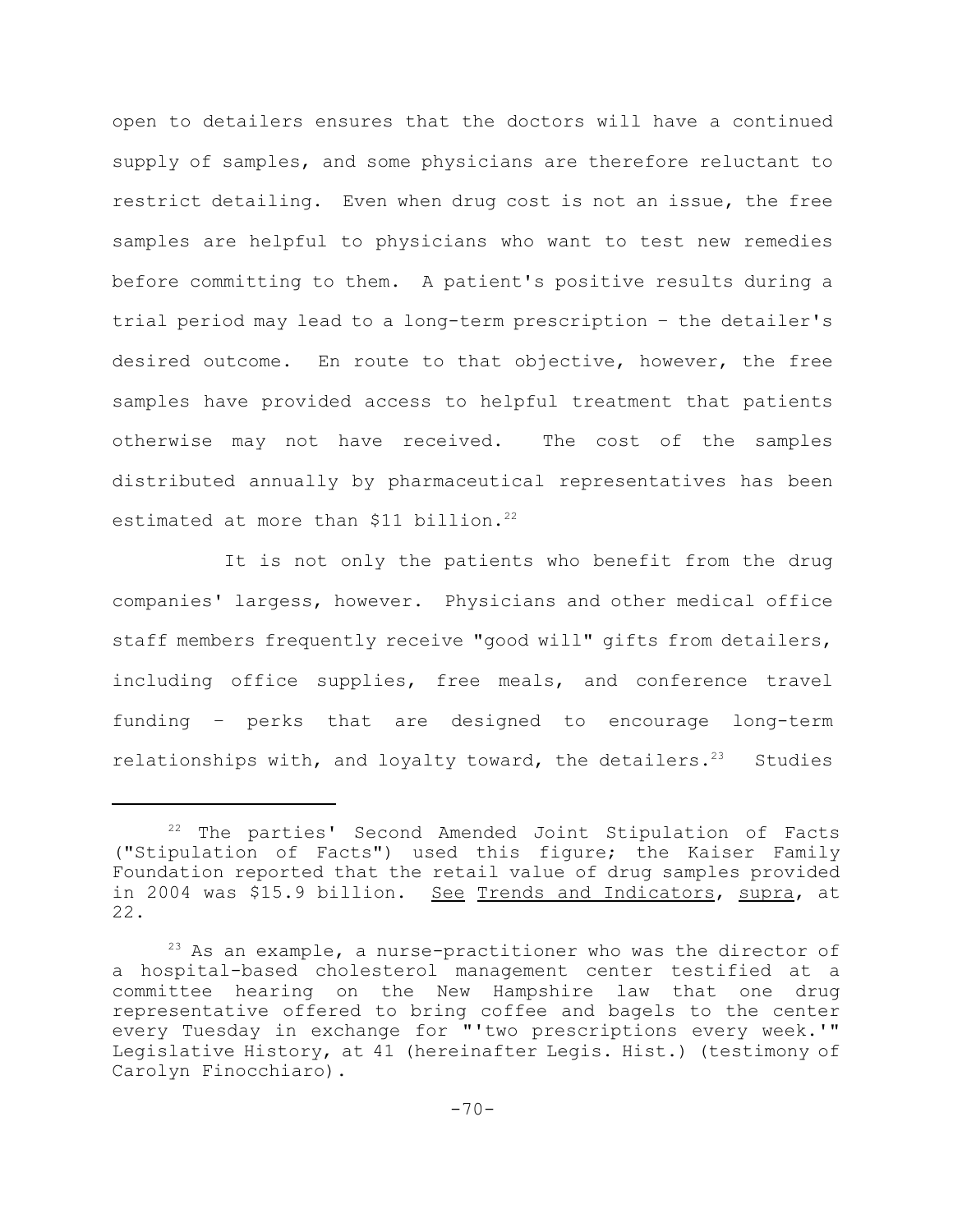open to detailers ensures that the doctors will have a continued supply of samples, and some physicians are therefore reluctant to restrict detailing. Even when drug cost is not an issue, the free samples are helpful to physicians who want to test new remedies before committing to them. A patient's positive results during a trial period may lead to a long-term prescription – the detailer's desired outcome. En route to that objective, however, the free samples have provided access to helpful treatment that patients otherwise may not have received. The cost of the samples distributed annually by pharmaceutical representatives has been estimated at more than $11 billion.[22]

It is not only the patients who benefit from the drug companies' largess, however. Physicians and other medical office staff members frequently receive "good will" gifts from detailers, including office supplies, free meals, and conference travel funding – perks that are designed to encourage long-term relationships with, and loyalty toward, the detailers.[23] Studies

---

[22] The parties' Second Amended Joint Stipulation of Facts ("Stipulation of Facts") used this figure; the Kaiser Family Foundation reported that the retail value of drug samples provided in 2004 was $15.9 billion. See Trends and Indicators, supra, at 22.

[23] As an example, a nurse-practitioner who was the director of a hospital-based cholesterol management center testified at a committee hearing on the New Hampshire law that one drug representative offered to bring coffee and bagels to the center every Tuesday in exchange for "'two prescriptions every week.'" Legislative History, at 41 (hereinafter Legis. Hist.) (testimony of Carolyn Finocchiaro).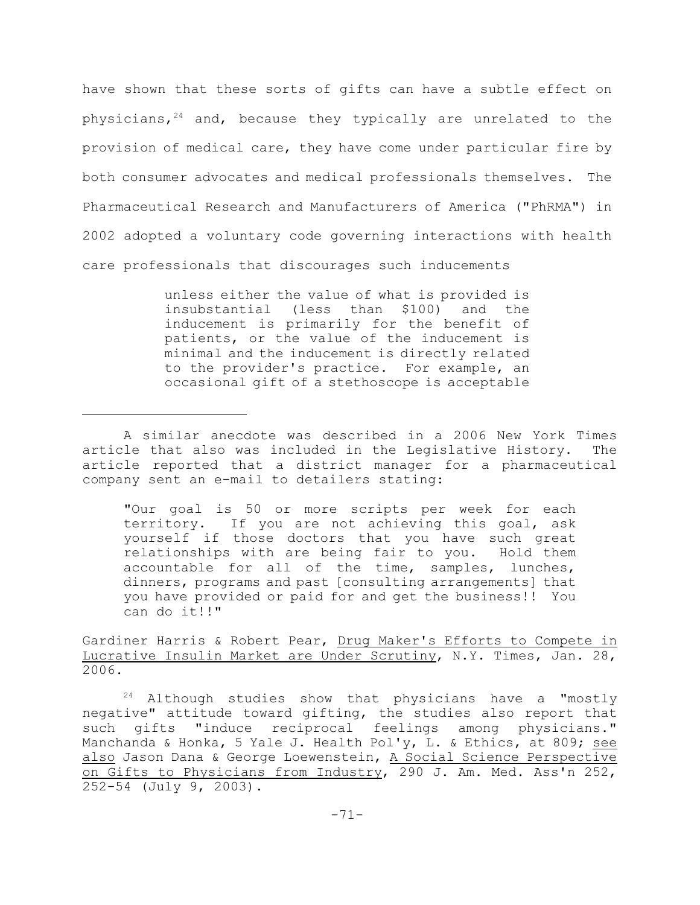have shown that these sorts of gifts can have a subtle effect on physicians,[24] and, because they typically are unrelated to the provision of medical care, they have come under particular fire by both consumer advocates and medical professionals themselves. The Pharmaceutical Research and Manufacturers of America ("PhRMA") in 2002 adopted a voluntary code governing interactions with health care professionals that discourages such inducements

> unless either the value of what is provided is insubstantial (less than $100) and the inducement is primarily for the benefit of patients, or the value of the inducement is minimal and the inducement is directly related to the provider's practice. For example, an occasional gift of a stethoscope is acceptable

---

A similar anecdote was described in a 2006 New York Times article that also was included in the Legislative History. The article reported that a district manager for a pharmaceutical company sent an e-mail to detailers stating:

> "Our goal is 50 or more scripts per week for each territory. If you are not achieving this goal, ask yourself if those doctors that you have such great relationships with are being fair to you. Hold them accountable for all of the time, samples, lunches, dinners, programs and past [consulting arrangements] that you have provided or paid for and get the business!! You can do it!!"

Gardiner Harris & Robert Pear, <u>Drug Maker's Efforts to Compete in Lucrative Insulin Market are Under Scrutiny</u>, N.Y. Times, Jan. 28, 2006.

[24] Although studies show that physicians have a "mostly negative" attitude toward gifting, the studies also report that such gifts "induce reciprocal feelings among physicians." Manchanda & Honka, 5 Yale J. Health Pol'y, L. & Ethics, at 809; <u>see also</u> Jason Dana & George Loewenstein, <u>A Social Science Perspective on Gifts to Physicians from Industry</u>, 290 J. Am. Med. Ass'n 252, 252-54 (July 9, 2003).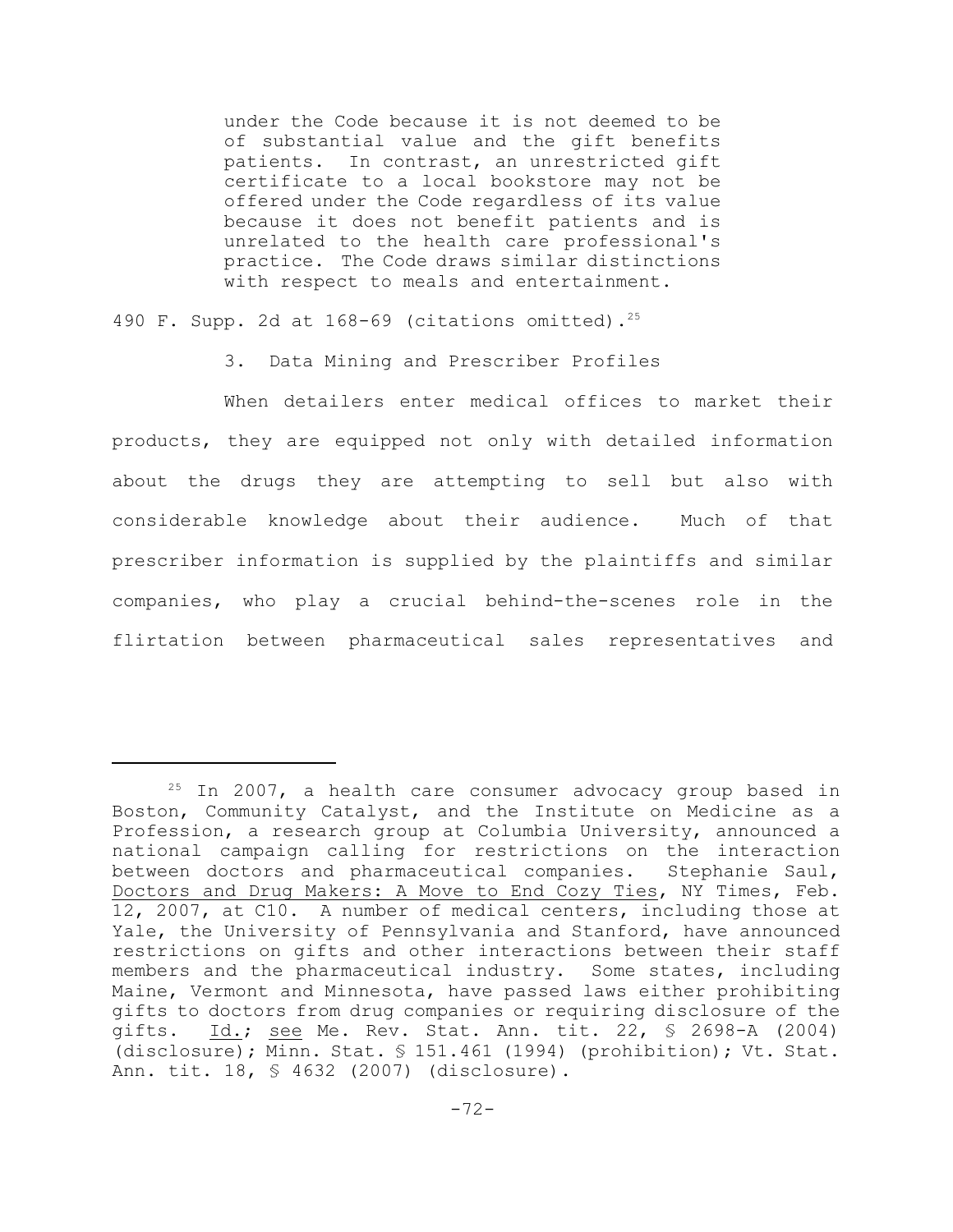> under the Code because it is not deemed to be of substantial value and the gift benefits patients. In contrast, an unrestricted gift certificate to a local bookstore may not be offered under the Code regardless of its value because it does not benefit patients and is unrelated to the health care professional's practice. The Code draws similar distinctions with respect to meals and entertainment.

490 F. Supp. 2d at 168-69 (citations omitted).[25]

3. Data Mining and Prescriber Profiles

When detailers enter medical offices to market their products, they are equipped not only with detailed information about the drugs they are attempting to sell but also with considerable knowledge about their audience. Much of that prescriber information is supplied by the plaintiffs and similar companies, who play a crucial behind-the-scenes role in the flirtation between pharmaceutical sales representatives and

---

[25] In 2007, a health care consumer advocacy group based in Boston, Community Catalyst, and the Institute on Medicine as a Profession, a research group at Columbia University, announced a national campaign calling for restrictions on the interaction between doctors and pharmaceutical companies. Stephanie Saul, Doctors and Drug Makers: A Move to End Cozy Ties, NY Times, Feb. 12, 2007, at C10. A number of medical centers, including those at Yale, the University of Pennsylvania and Stanford, have announced restrictions on gifts and other interactions between their staff members and the pharmaceutical industry. Some states, including Maine, Vermont and Minnesota, have passed laws either prohibiting gifts to doctors from drug companies or requiring disclosure of the gifts. Id.; see Me. Rev. Stat. Ann. tit. 22, § 2698-A (2004) (disclosure); Minn. Stat. § 151.461 (1994) (prohibition); Vt. Stat. Ann. tit. 18, § 4632 (2007) (disclosure).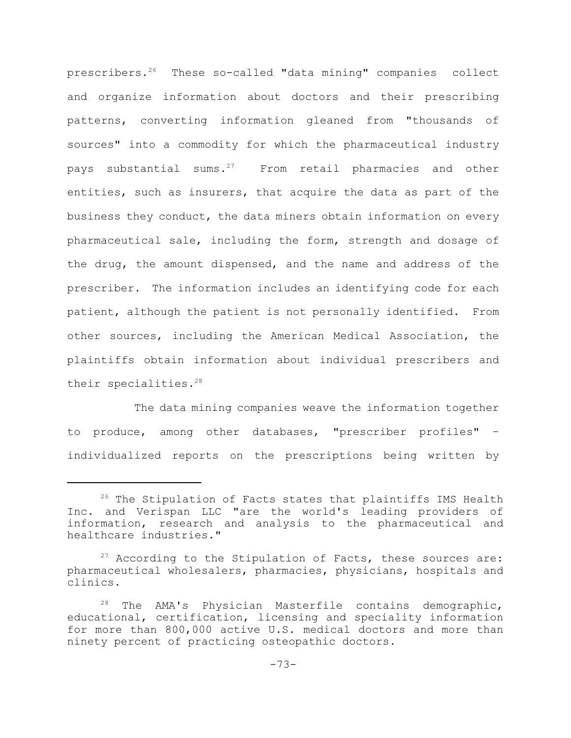prescribers.[26] These so-called "data mining" companies collect and organize information about doctors and their prescribing patterns, converting information gleaned from "thousands of sources" into a commodity for which the pharmaceutical industry pays substantial sums.[27] From retail pharmacies and other entities, such as insurers, that acquire the data as part of the business they conduct, the data miners obtain information on every pharmaceutical sale, including the form, strength and dosage of the drug, the amount dispensed, and the name and address of the prescriber. The information includes an identifying code for each patient, although the patient is not personally identified. From other sources, including the American Medical Association, the plaintiffs obtain information about individual prescribers and their specialities.[28]

The data mining companies weave the information together to produce, among other databases, "prescriber profiles" – individualized reports on the prescriptions being written by

---

[26] The Stipulation of Facts states that plaintiffs IMS Health Inc. and Verispan LLC "are the world's leading providers of information, research and analysis to the pharmaceutical and healthcare industries."

[27] According to the Stipulation of Facts, these sources are: pharmaceutical wholesalers, pharmacies, physicians, hospitals and clinics.

[28] The AMA's Physician Masterfile contains demographic, educational, certification, licensing and speciality information for more than 800,000 active U.S. medical doctors and more than ninety percent of practicing osteopathic doctors.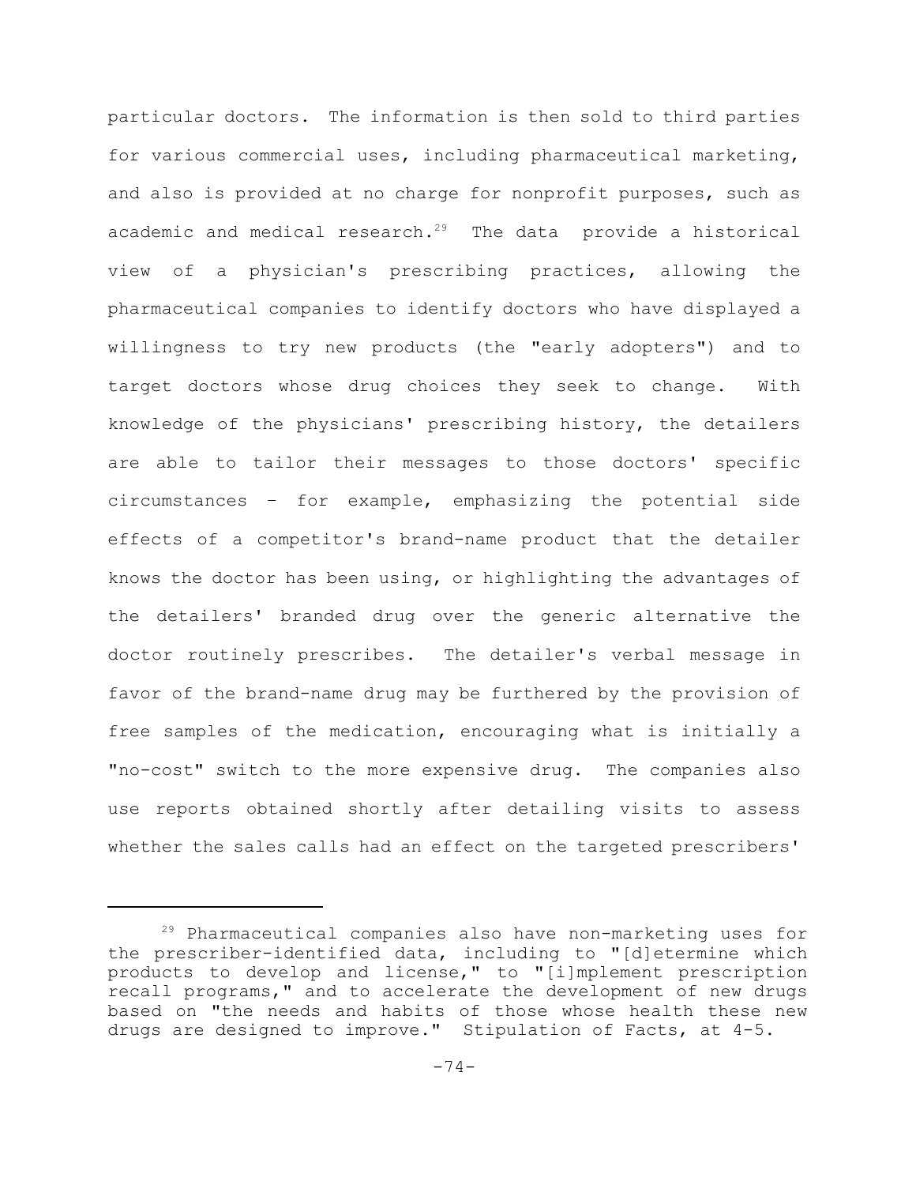particular doctors. The information is then sold to third parties for various commercial uses, including pharmaceutical marketing, and also is provided at no charge for nonprofit purposes, such as academic and medical research.[29] The data provide a historical view of a physician's prescribing practices, allowing the pharmaceutical companies to identify doctors who have displayed a willingness to try new products (the "early adopters") and to target doctors whose drug choices they seek to change. With knowledge of the physicians' prescribing history, the detailers are able to tailor their messages to those doctors' specific circumstances – for example, emphasizing the potential side effects of a competitor's brand-name product that the detailer knows the doctor has been using, or highlighting the advantages of the detailers' branded drug over the generic alternative the doctor routinely prescribes. The detailer's verbal message in favor of the brand-name drug may be furthered by the provision of free samples of the medication, encouraging what is initially a "no-cost" switch to the more expensive drug. The companies also use reports obtained shortly after detailing visits to assess whether the sales calls had an effect on the targeted prescribers'

---

[29] Pharmaceutical companies also have non-marketing uses for the prescriber-identified data, including to "[d]etermine which products to develop and license," to "[i]mplement prescription recall programs," and to accelerate the development of new drugs based on "the needs and habits of those whose health these new drugs are designed to improve." Stipulation of Facts, at 4-5.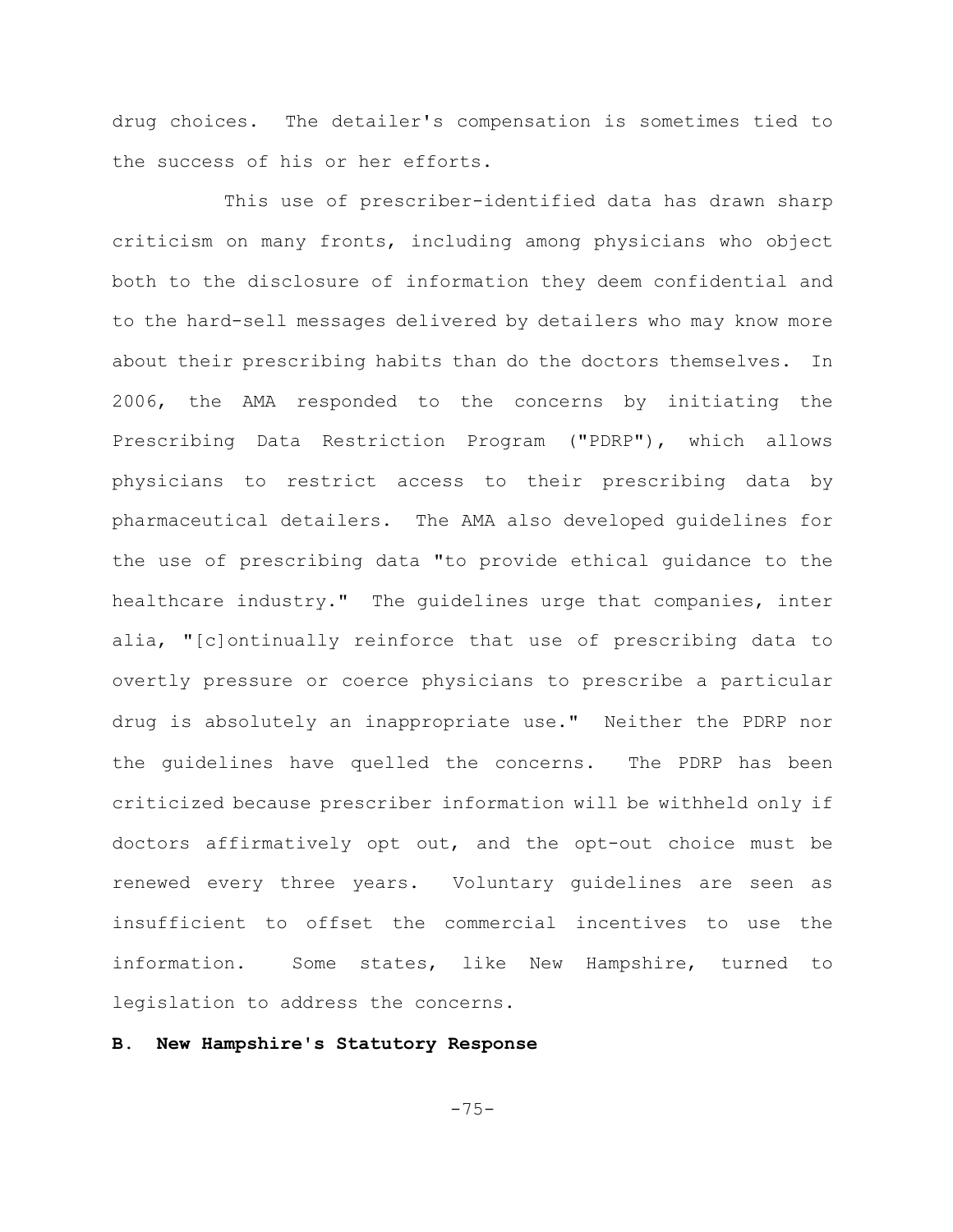drug choices. The detailer's compensation is sometimes tied to the success of his or her efforts.

This use of prescriber-identified data has drawn sharp criticism on many fronts, including among physicians who object both to the disclosure of information they deem confidential and to the hard-sell messages delivered by detailers who may know more about their prescribing habits than do the doctors themselves. In 2006, the AMA responded to the concerns by initiating the Prescribing Data Restriction Program ("PDRP"), which allows physicians to restrict access to their prescribing data by pharmaceutical detailers. The AMA also developed guidelines for the use of prescribing data "to provide ethical guidance to the healthcare industry." The guidelines urge that companies, inter alia, "[c]ontinually reinforce that use of prescribing data to overtly pressure or coerce physicians to prescribe a particular drug is absolutely an inappropriate use." Neither the PDRP nor the guidelines have quelled the concerns. The PDRP has been criticized because prescriber information will be withheld only if doctors affirmatively opt out, and the opt-out choice must be renewed every three years. Voluntary guidelines are seen as insufficient to offset the commercial incentives to use the information. Some states, like New Hampshire, turned to legislation to address the concerns.

**B. New Hampshire's Statutory Response**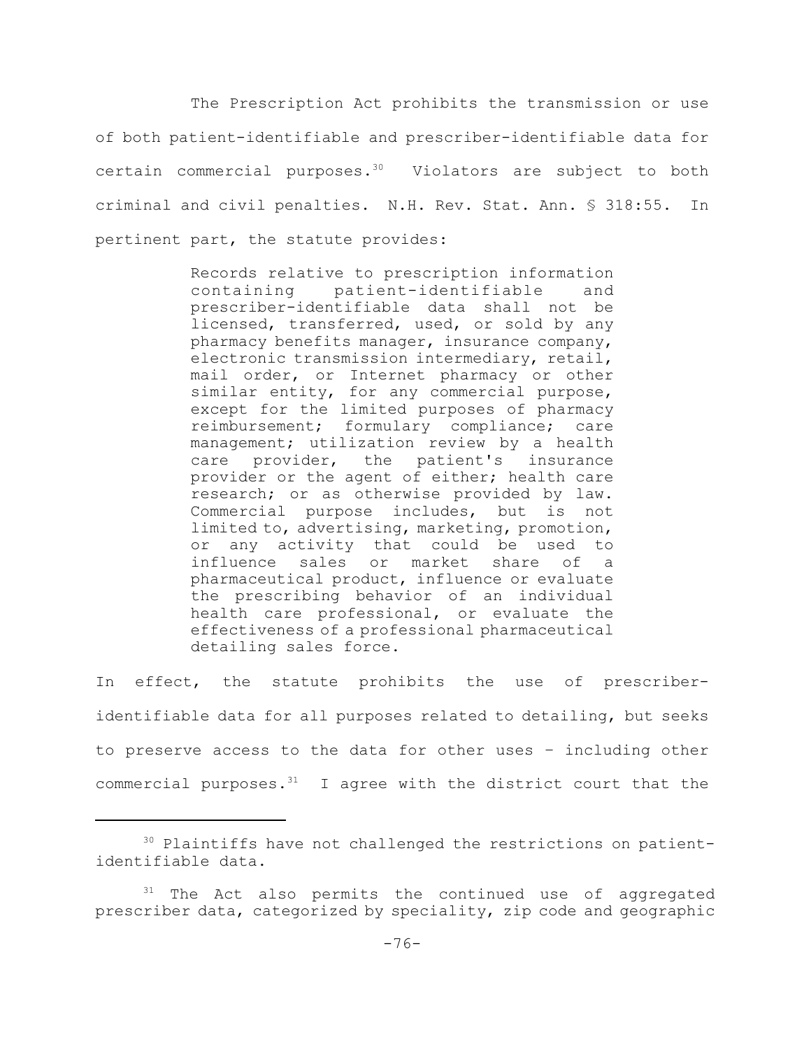The Prescription Act prohibits the transmission or use of both patient-identifiable and prescriber-identifiable data for certain commercial purposes.[30] Violators are subject to both criminal and civil penalties. N.H. Rev. Stat. Ann. § 318:55. In pertinent part, the statute provides:

> Records relative to prescription information containing patient-identifiable and prescriber-identifiable data shall not be licensed, transferred, used, or sold by any pharmacy benefits manager, insurance company, electronic transmission intermediary, retail, mail order, or Internet pharmacy or other similar entity, for any commercial purpose, except for the limited purposes of pharmacy reimbursement; formulary compliance; care management; utilization review by a health care provider, the patient's insurance provider or the agent of either; health care research; or as otherwise provided by law. Commercial purpose includes, but is not limited to, advertising, marketing, promotion, or any activity that could be used to influence sales or market share of a pharmaceutical product, influence or evaluate the prescribing behavior of an individual health care professional, or evaluate the effectiveness of a professional pharmaceutical detailing sales force.

In effect, the statute prohibits the use of prescriber-identifiable data for all purposes related to detailing, but seeks to preserve access to the data for other uses – including other commercial purposes.[31] I agree with the district court that the

---

[30] Plaintiffs have not challenged the restrictions on patient-identifiable data.

[31] The Act also permits the continued use of aggregated prescriber data, categorized by speciality, zip code and geographic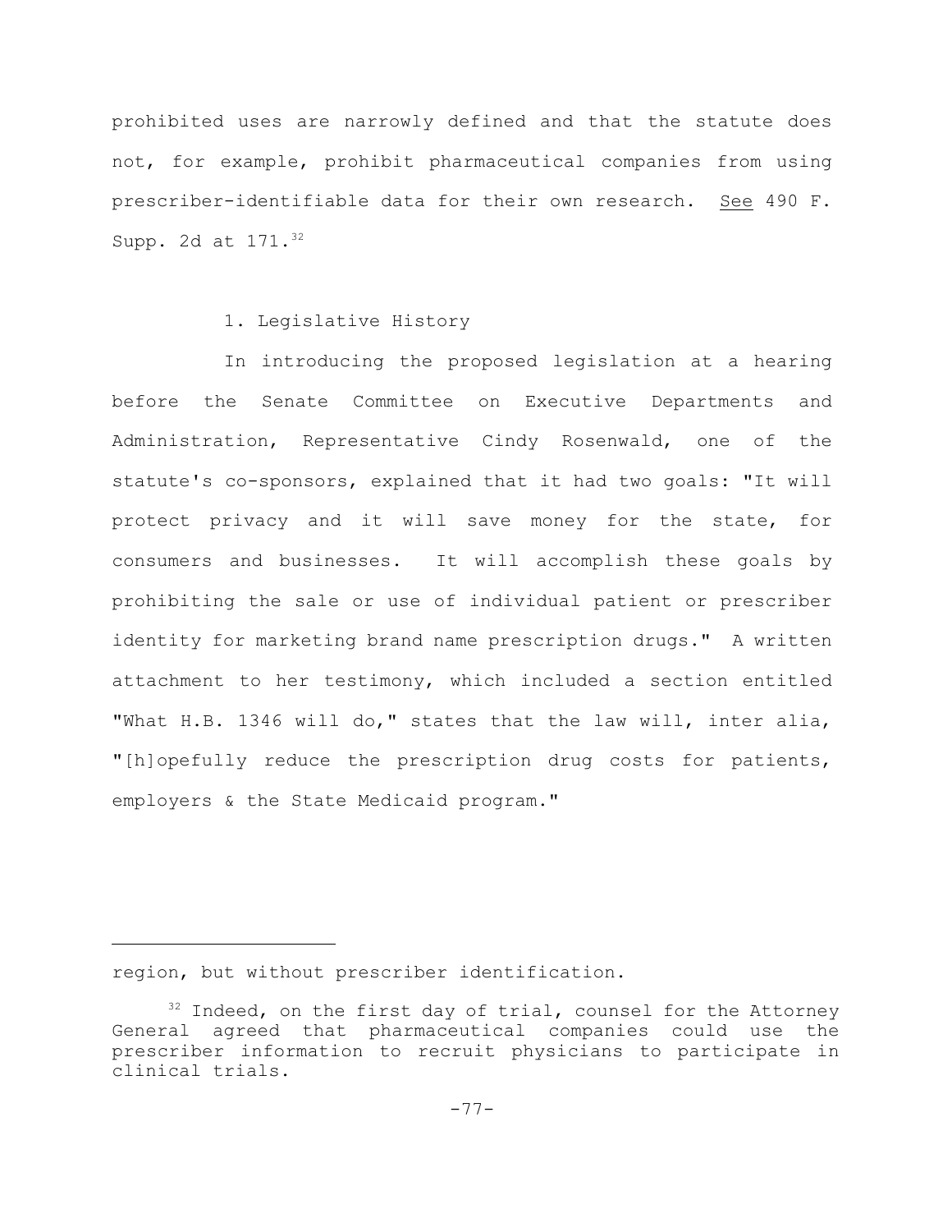prohibited uses are narrowly defined and that the statute does not, for example, prohibit pharmaceutical companies from using prescriber-identifiable data for their own research. See 490 F. Supp. 2d at 171.[32]

### 1. Legislative History

In introducing the proposed legislation at a hearing before the Senate Committee on Executive Departments and Administration, Representative Cindy Rosenwald, one of the statute's co-sponsors, explained that it had two goals: "It will protect privacy and it will save money for the state, for consumers and businesses. It will accomplish these goals by prohibiting the sale or use of individual patient or prescriber identity for marketing brand name prescription drugs." A written attachment to her testimony, which included a section entitled "What H.B. 1346 will do," states that the law will, inter alia, "[h]opefully reduce the prescription drug costs for patients, employers & the State Medicaid program."

---

region, but without prescriber identification.

[32] Indeed, on the first day of trial, counsel for the Attorney General agreed that pharmaceutical companies could use the prescriber information to recruit physicians to participate in clinical trials.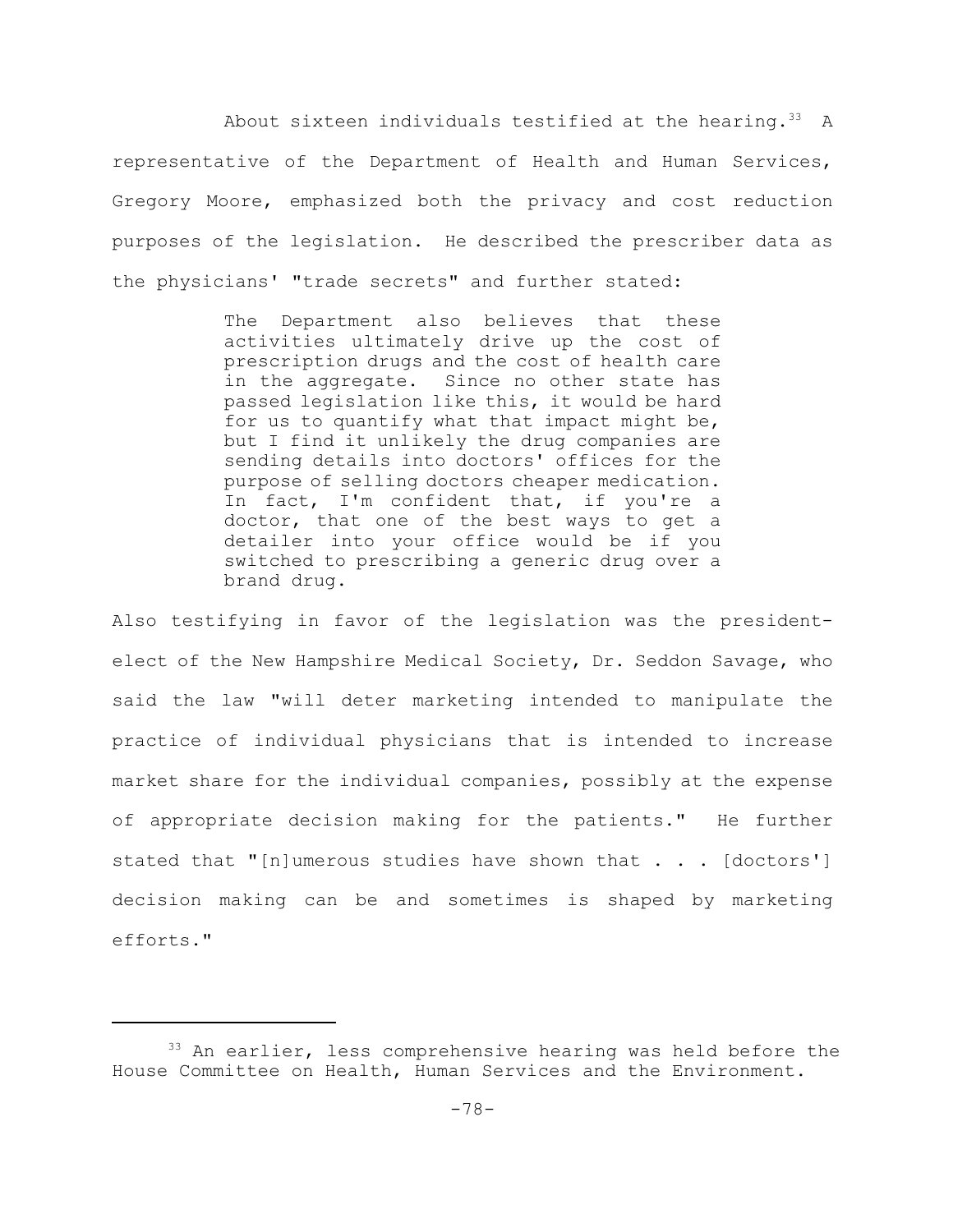About sixteen individuals testified at the hearing.[33] A representative of the Department of Health and Human Services, Gregory Moore, emphasized both the privacy and cost reduction purposes of the legislation. He described the prescriber data as the physicians' "trade secrets" and further stated:

> The Department also believes that these activities ultimately drive up the cost of prescription drugs and the cost of health care in the aggregate. Since no other state has passed legislation like this, it would be hard for us to quantify what that impact might be, but I find it unlikely the drug companies are sending details into doctors' offices for the purpose of selling doctors cheaper medication. In fact, I'm confident that, if you're a doctor, that one of the best ways to get a detailer into your office would be if you switched to prescribing a generic drug over a brand drug.

Also testifying in favor of the legislation was the president-elect of the New Hampshire Medical Society, Dr. Seddon Savage, who said the law "will deter marketing intended to manipulate the practice of individual physicians that is intended to increase market share for the individual companies, possibly at the expense of appropriate decision making for the patients." He further stated that "[n]umerous studies have shown that . . . [doctors'] decision making can be and sometimes is shaped by marketing efforts."

---

[33] An earlier, less comprehensive hearing was held before the House Committee on Health, Human Services and the Environment.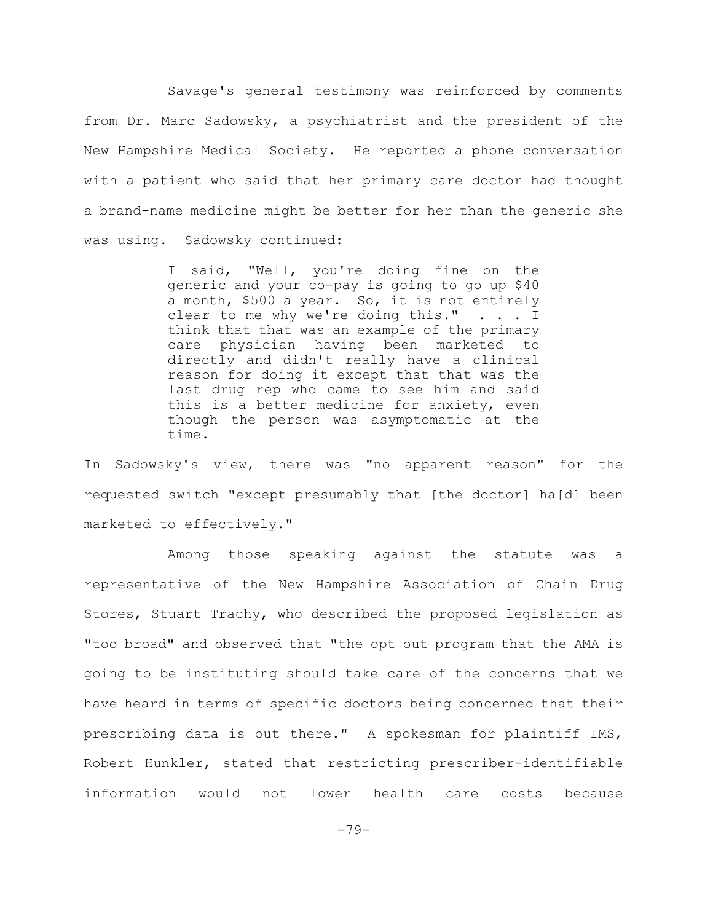Savage's general testimony was reinforced by comments from Dr. Marc Sadowsky, a psychiatrist and the president of the New Hampshire Medical Society. He reported a phone conversation with a patient who said that her primary care doctor had thought a brand-name medicine might be better for her than the generic she was using. Sadowsky continued:

> I said, "Well, you're doing fine on the generic and your co-pay is going to go up $40 a month, $500 a year. So, it is not entirely clear to me why we're doing this." . . . I think that that was an example of the primary care physician having been marketed to directly and didn't really have a clinical reason for doing it except that that was the last drug rep who came to see him and said this is a better medicine for anxiety, even though the person was asymptomatic at the time.

In Sadowsky's view, there was "no apparent reason" for the requested switch "except presumably that [the doctor] ha[d] been marketed to effectively."

Among those speaking against the statute was a representative of the New Hampshire Association of Chain Drug Stores, Stuart Trachy, who described the proposed legislation as "too broad" and observed that "the opt out program that the AMA is going to be instituting should take care of the concerns that we have heard in terms of specific doctors being concerned that their prescribing data is out there." A spokesman for plaintiff IMS, Robert Hunkler, stated that restricting prescriber-identifiable information would not lower health care costs because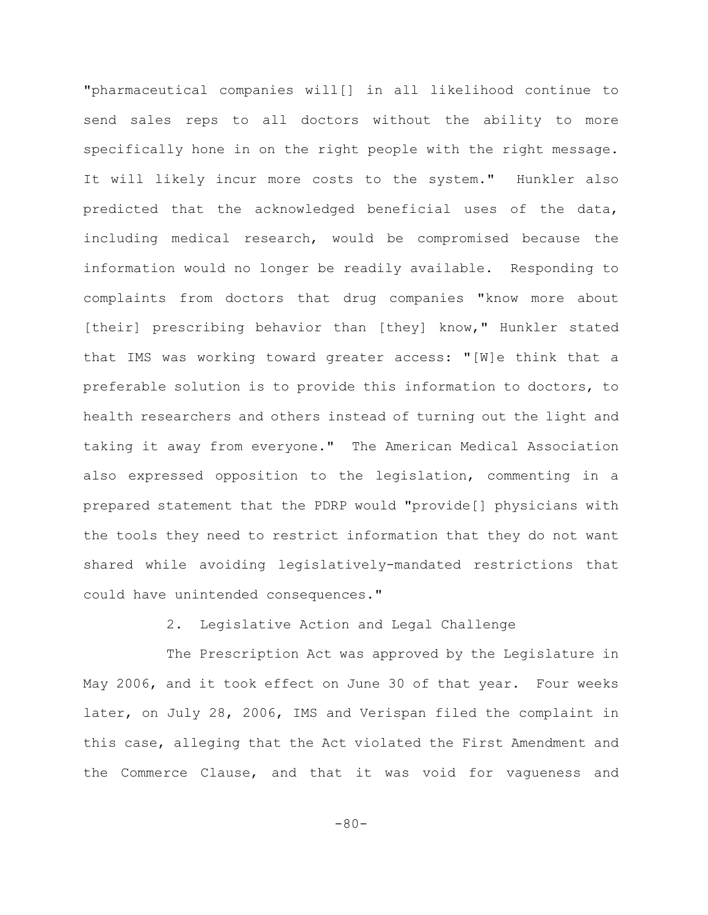"pharmaceutical companies will[] in all likelihood continue to send sales reps to all doctors without the ability to more specifically hone in on the right people with the right message. It will likely incur more costs to the system." Hunkler also predicted that the acknowledged beneficial uses of the data, including medical research, would be compromised because the information would no longer be readily available. Responding to complaints from doctors that drug companies "know more about [their] prescribing behavior than [they] know," Hunkler stated that IMS was working toward greater access: "[W]e think that a preferable solution is to provide this information to doctors, to health researchers and others instead of turning out the light and taking it away from everyone." The American Medical Association also expressed opposition to the legislation, commenting in a prepared statement that the PDRP would "provide[] physicians with the tools they need to restrict information that they do not want shared while avoiding legislatively-mandated restrictions that could have unintended consequences."

2. Legislative Action and Legal Challenge

The Prescription Act was approved by the Legislature in May 2006, and it took effect on June 30 of that year. Four weeks later, on July 28, 2006, IMS and Verispan filed the complaint in this case, alleging that the Act violated the First Amendment and the Commerce Clause, and that it was void for vagueness and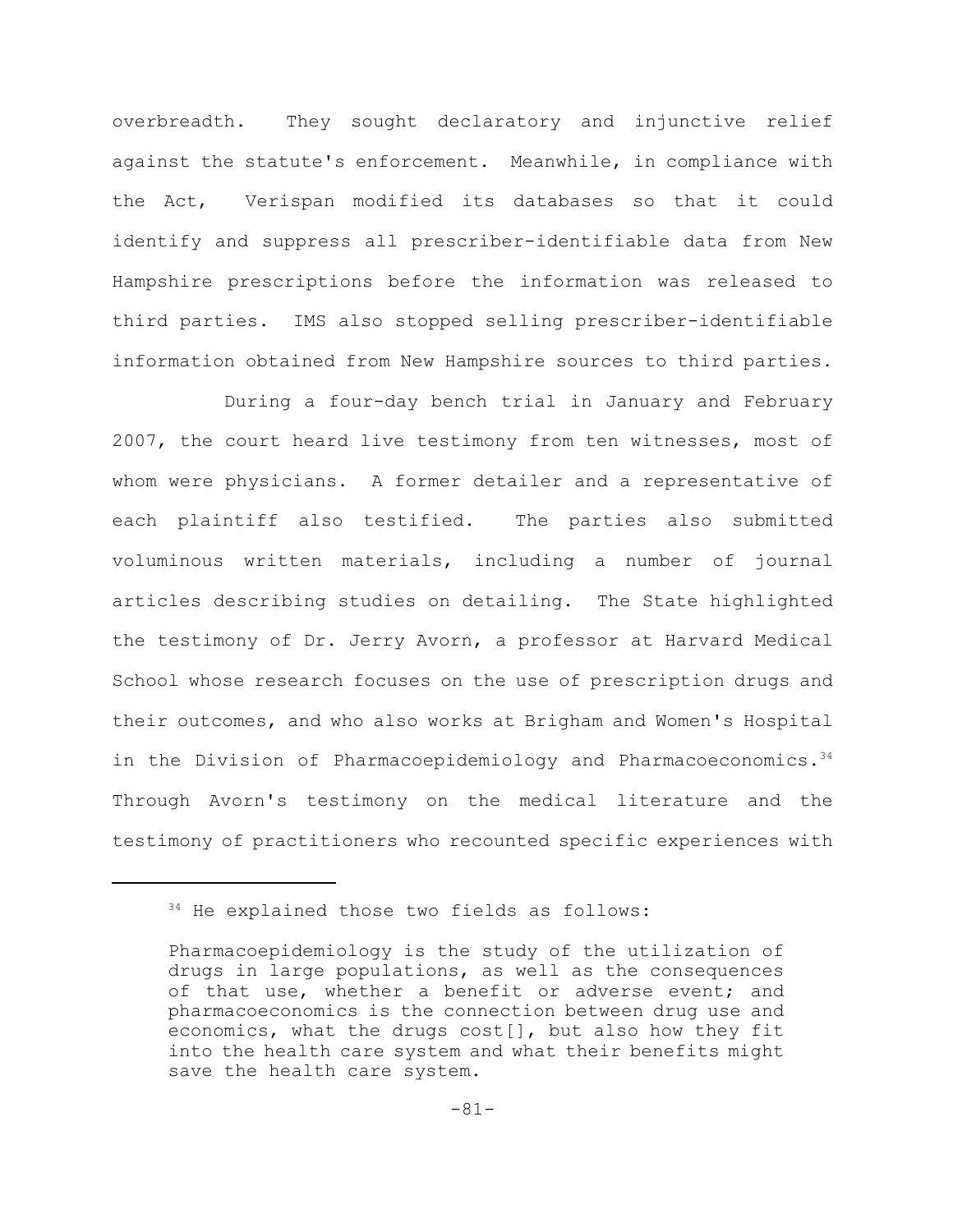overbreadth. They sought declaratory and injunctive relief against the statute's enforcement. Meanwhile, in compliance with the Act, Verispan modified its databases so that it could identify and suppress all prescriber-identifiable data from New Hampshire prescriptions before the information was released to third parties. IMS also stopped selling prescriber-identifiable information obtained from New Hampshire sources to third parties.

During a four-day bench trial in January and February 2007, the court heard live testimony from ten witnesses, most of whom were physicians. A former detailer and a representative of each plaintiff also testified. The parties also submitted voluminous written materials, including a number of journal articles describing studies on detailing. The State highlighted the testimony of Dr. Jerry Avorn, a professor at Harvard Medical School whose research focuses on the use of prescription drugs and their outcomes, and who also works at Brigham and Women's Hospital in the Division of Pharmacoepidemiology and Pharmacoeconomics.[34] Through Avorn's testimony on the medical literature and the testimony of practitioners who recounted specific experiences with

---

[34] He explained those two fields as follows:

> Pharmacoepidemiology is the study of the utilization of drugs in large populations, as well as the consequences of that use, whether a benefit or adverse event; and pharmacoeconomics is the connection between drug use and economics, what the drugs cost[], but also how they fit into the health care system and what their benefits might save the health care system.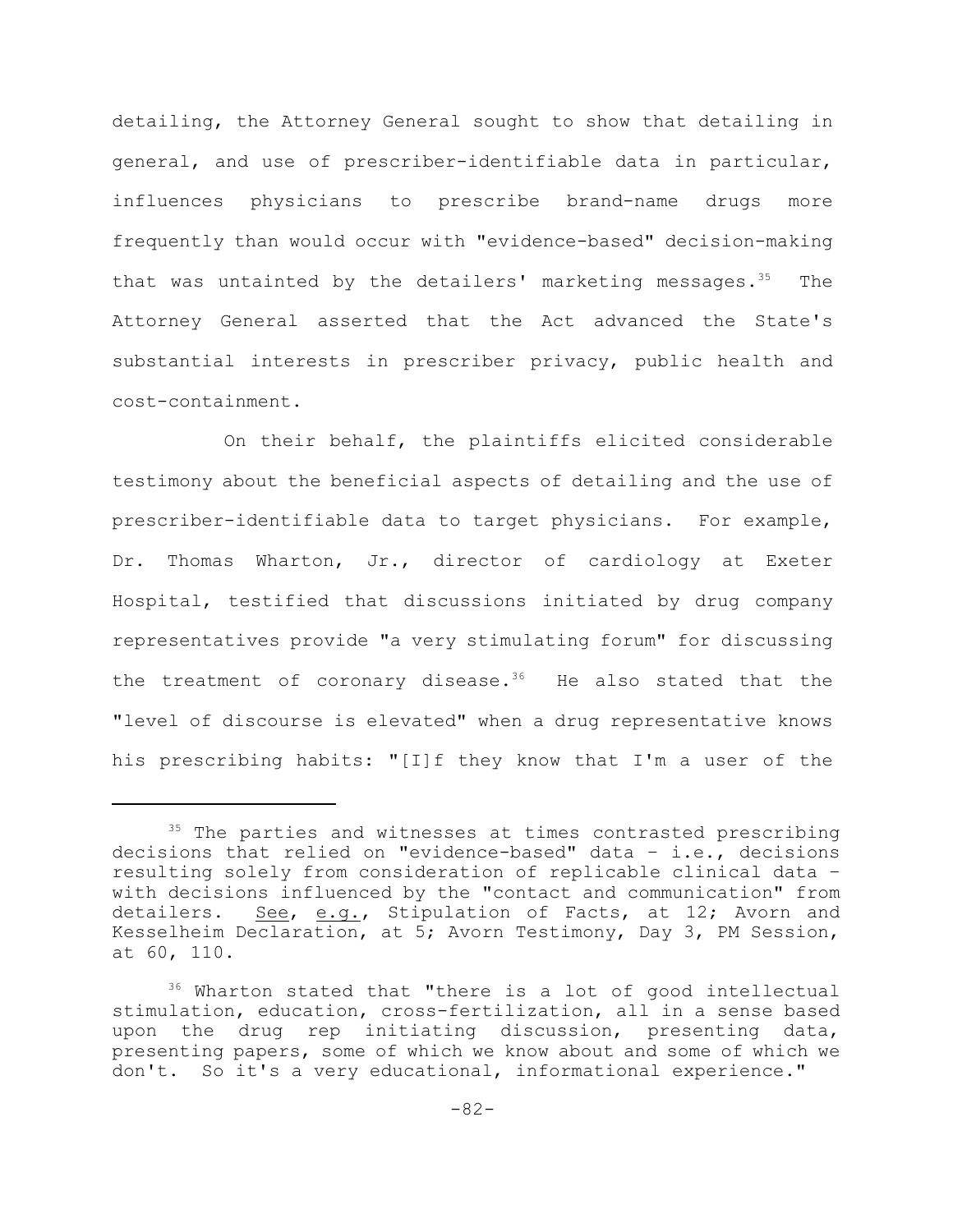detailing, the Attorney General sought to show that detailing in general, and use of prescriber-identifiable data in particular, influences physicians to prescribe brand-name drugs more frequently than would occur with "evidence-based" decision-making that was untainted by the detailers' marketing messages.[35] The Attorney General asserted that the Act advanced the State's substantial interests in prescriber privacy, public health and cost-containment.

On their behalf, the plaintiffs elicited considerable testimony about the beneficial aspects of detailing and the use of prescriber-identifiable data to target physicians. For example, Dr. Thomas Wharton, Jr., director of cardiology at Exeter Hospital, testified that discussions initiated by drug company representatives provide "a very stimulating forum" for discussing the treatment of coronary disease.[36] He also stated that the "level of discourse is elevated" when a drug representative knows his prescribing habits: "[I]f they know that I'm a user of the

---

[35] The parties and witnesses at times contrasted prescribing decisions that relied on "evidence-based" data – i.e., decisions resulting solely from consideration of replicable clinical data – with decisions influenced by the "contact and communication" from detailers. <u>See</u>, <u>e.g.</u>, Stipulation of Facts, at 12; Avorn and Kesselheim Declaration, at 5; Avorn Testimony, Day 3, PM Session, at 60, 110.

[36] Wharton stated that "there is a lot of good intellectual stimulation, education, cross-fertilization, all in a sense based upon the drug rep initiating discussion, presenting data, presenting papers, some of which we know about and some of which we don't. So it's a very educational, informational experience."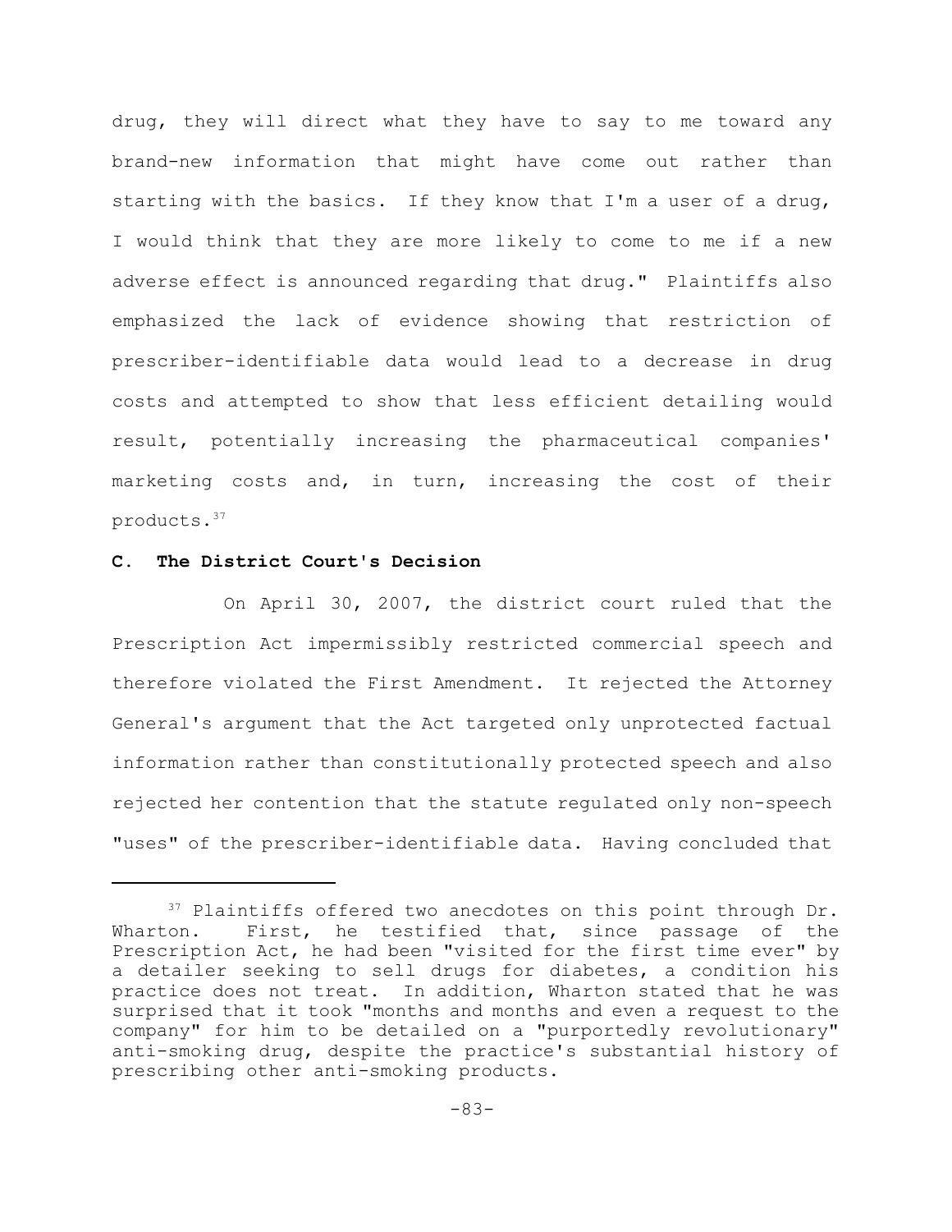drug, they will direct what they have to say to me toward any brand-new information that might have come out rather than starting with the basics. If they know that I'm a user of a drug, I would think that they are more likely to come to me if a new adverse effect is announced regarding that drug." Plaintiffs also emphasized the lack of evidence showing that restriction of prescriber-identifiable data would lead to a decrease in drug costs and attempted to show that less efficient detailing would result, potentially increasing the pharmaceutical companies' marketing costs and, in turn, increasing the cost of their products.[37]

### C. The District Court's Decision

On April 30, 2007, the district court ruled that the Prescription Act impermissibly restricted commercial speech and therefore violated the First Amendment. It rejected the Attorney General's argument that the Act targeted only unprotected factual information rather than constitutionally protected speech and also rejected her contention that the statute regulated only non-speech "uses" of the prescriber-identifiable data. Having concluded that

---

[37] Plaintiffs offered two anecdotes on this point through Dr. Wharton. First, he testified that, since passage of the Prescription Act, he had been "visited for the first time ever" by a detailer seeking to sell drugs for diabetes, a condition his practice does not treat. In addition, Wharton stated that he was surprised that it took "months and months and even a request to the company" for him to be detailed on a "purportedly revolutionary" anti-smoking drug, despite the practice's substantial history of prescribing other anti-smoking products.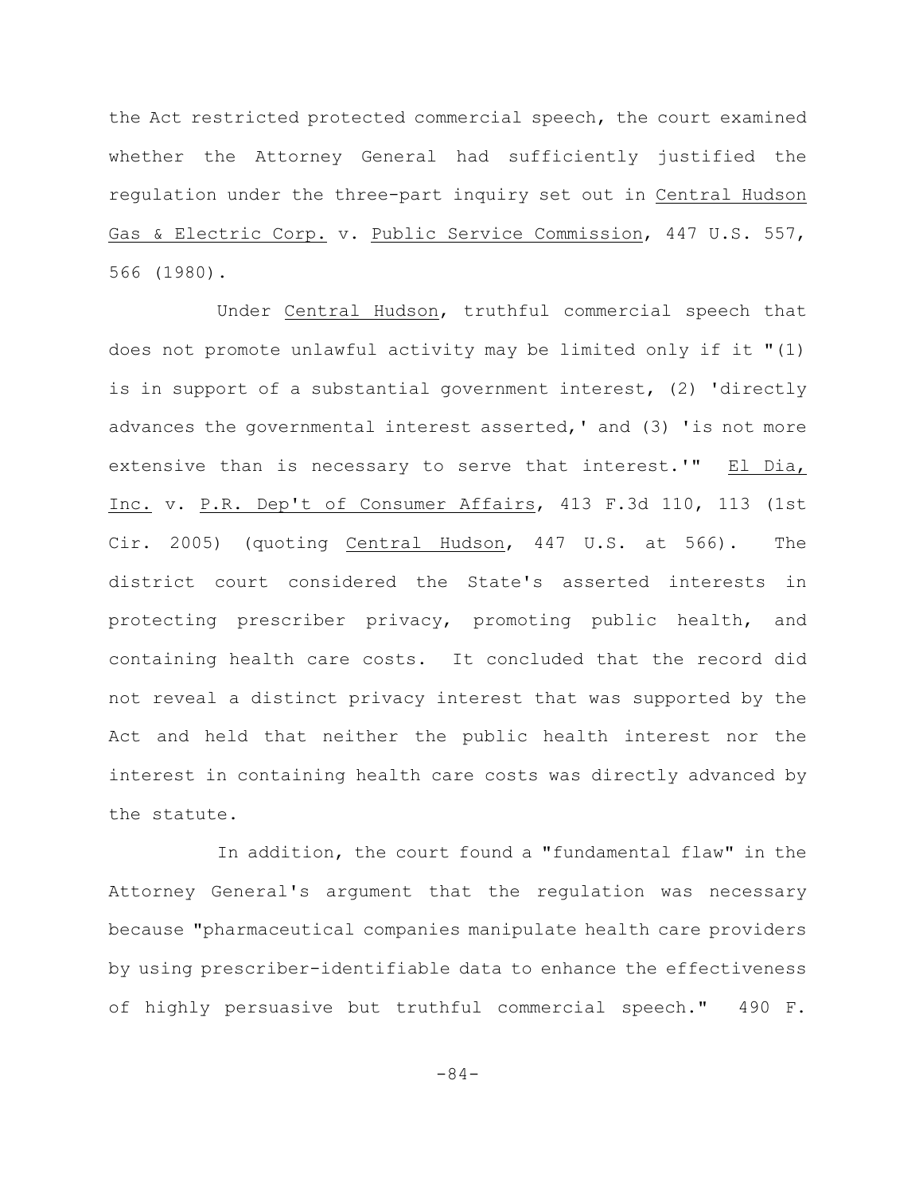the Act restricted protected commercial speech, the court examined whether the Attorney General had sufficiently justified the regulation under the three-part inquiry set out in Central Hudson Gas & Electric Corp. v. Public Service Commission, 447 U.S. 557, 566 (1980).

Under Central Hudson, truthful commercial speech that does not promote unlawful activity may be limited only if it "(1) is in support of a substantial government interest, (2) 'directly advances the governmental interest asserted,' and (3) 'is not more extensive than is necessary to serve that interest.'" El Dia, Inc. v. P.R. Dep't of Consumer Affairs, 413 F.3d 110, 113 (1st Cir. 2005) (quoting Central Hudson, 447 U.S. at 566). The district court considered the State's asserted interests in protecting prescriber privacy, promoting public health, and containing health care costs. It concluded that the record did not reveal a distinct privacy interest that was supported by the Act and held that neither the public health interest nor the interest in containing health care costs was directly advanced by the statute.

In addition, the court found a "fundamental flaw" in the Attorney General's argument that the regulation was necessary because "pharmaceutical companies manipulate health care providers by using prescriber-identifiable data to enhance the effectiveness of highly persuasive but truthful commercial speech." 490 F.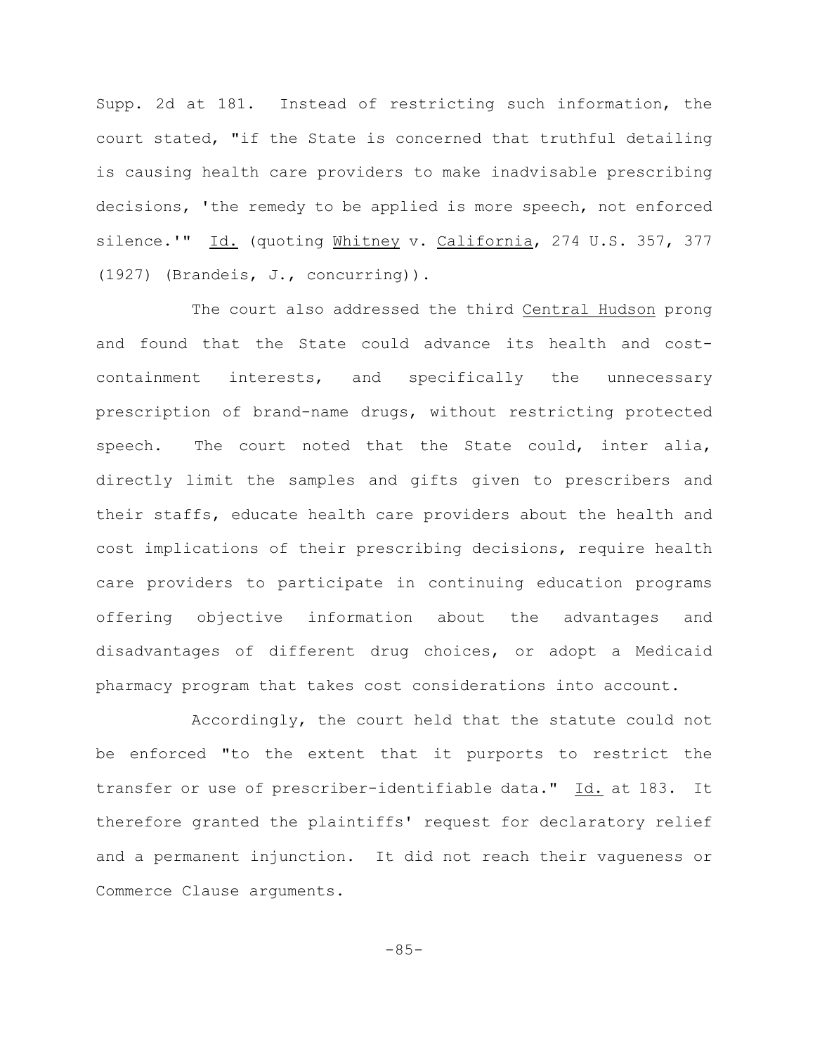Supp. 2d at 181. Instead of restricting such information, the court stated, "if the State is concerned that truthful detailing is causing health care providers to make inadvisable prescribing decisions, 'the remedy to be applied is more speech, not enforced silence.'" Id. (quoting Whitney v. California, 274 U.S. 357, 377 (1927) (Brandeis, J., concurring)).

The court also addressed the third Central Hudson prong and found that the State could advance its health and cost-containment interests, and specifically the unnecessary prescription of brand-name drugs, without restricting protected speech. The court noted that the State could, inter alia, directly limit the samples and gifts given to prescribers and their staffs, educate health care providers about the health and cost implications of their prescribing decisions, require health care providers to participate in continuing education programs offering objective information about the advantages and disadvantages of different drug choices, or adopt a Medicaid pharmacy program that takes cost considerations into account.

Accordingly, the court held that the statute could not be enforced "to the extent that it purports to restrict the transfer or use of prescriber-identifiable data." Id. at 183. It therefore granted the plaintiffs' request for declaratory relief and a permanent injunction. It did not reach their vagueness or Commerce Clause arguments.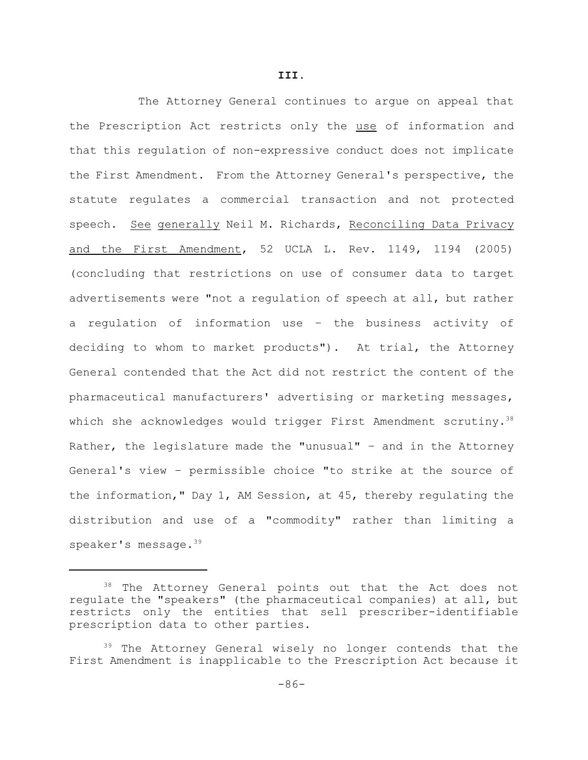**III.**

The Attorney General continues to argue on appeal that the Prescription Act restricts only the use of information and that this regulation of non-expressive conduct does not implicate the First Amendment. From the Attorney General's perspective, the statute regulates a commercial transaction and not protected speech. See generally Neil M. Richards, Reconciling Data Privacy and the First Amendment, 52 UCLA L. Rev. 1149, 1194 (2005) (concluding that restrictions on use of consumer data to target advertisements were "not a regulation of speech at all, but rather a regulation of information use – the business activity of deciding to whom to market products"). At trial, the Attorney General contended that the Act did not restrict the content of the pharmaceutical manufacturers' advertising or marketing messages, which she acknowledges would trigger First Amendment scrutiny.[38] Rather, the legislature made the "unusual" – and in the Attorney General's view – permissible choice "to strike at the source of the information," Day 1, AM Session, at 45, thereby regulating the distribution and use of a "commodity" rather than limiting a speaker's message.[39]

---

[38] The Attorney General points out that the Act does not regulate the "speakers" (the pharmaceutical companies) at all, but restricts only the entities that sell prescriber-identifiable prescription data to other parties.

[39] The Attorney General wisely no longer contends that the First Amendment is inapplicable to the Prescription Act because it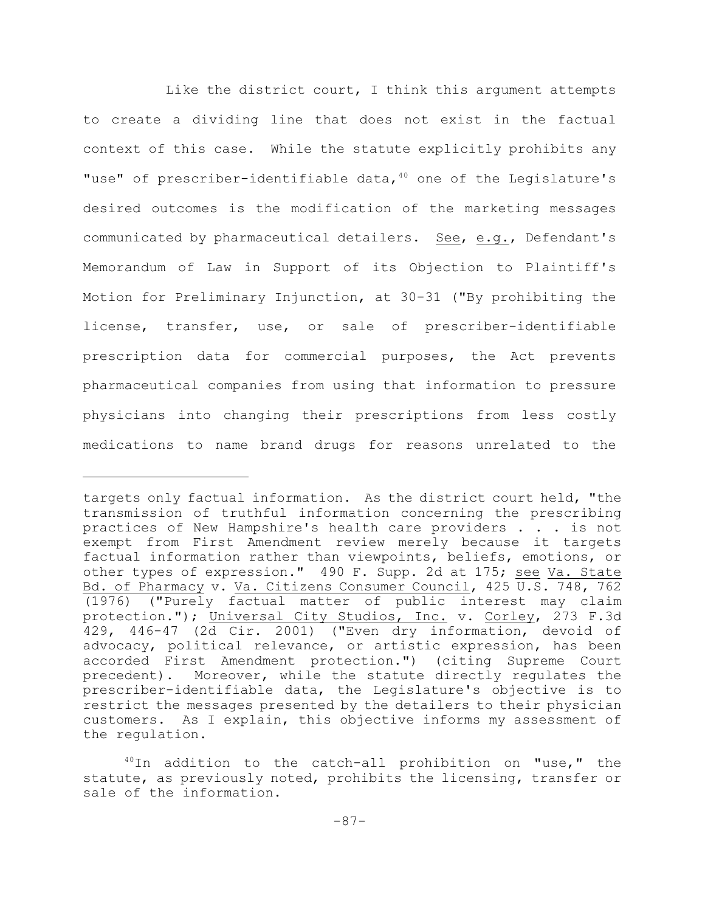Like the district court, I think this argument attempts to create a dividing line that does not exist in the factual context of this case. While the statute explicitly prohibits any "use" of prescriber-identifiable data,[40] one of the Legislature's desired outcomes is the modification of the marketing messages communicated by pharmaceutical detailers. See, e.g., Defendant's Memorandum of Law in Support of its Objection to Plaintiff's Motion for Preliminary Injunction, at 30-31 ("By prohibiting the license, transfer, use, or sale of prescriber-identifiable prescription data for commercial purposes, the Act prevents pharmaceutical companies from using that information to pressure physicians into changing their prescriptions from less costly medications to name brand drugs for reasons unrelated to the

---

targets only factual information. As the district court held, "the transmission of truthful information concerning the prescribing practices of New Hampshire's health care providers . . . is not exempt from First Amendment review merely because it targets factual information rather than viewpoints, beliefs, emotions, or other types of expression." 490 F. Supp. 2d at 175; see Va. State Bd. of Pharmacy v. Va. Citizens Consumer Council, 425 U.S. 748, 762 (1976) ("Purely factual matter of public interest may claim protection."); Universal City Studios, Inc. v. Corley, 273 F.3d 429, 446-47 (2d Cir. 2001) ("Even dry information, devoid of advocacy, political relevance, or artistic expression, has been accorded First Amendment protection.") (citing Supreme Court precedent). Moreover, while the statute directly regulates the prescriber-identifiable data, the Legislature's objective is to restrict the messages presented by the detailers to their physician customers. As I explain, this objective informs my assessment of the regulation.

[40] In addition to the catch-all prohibition on "use," the statute, as previously noted, prohibits the licensing, transfer or sale of the information.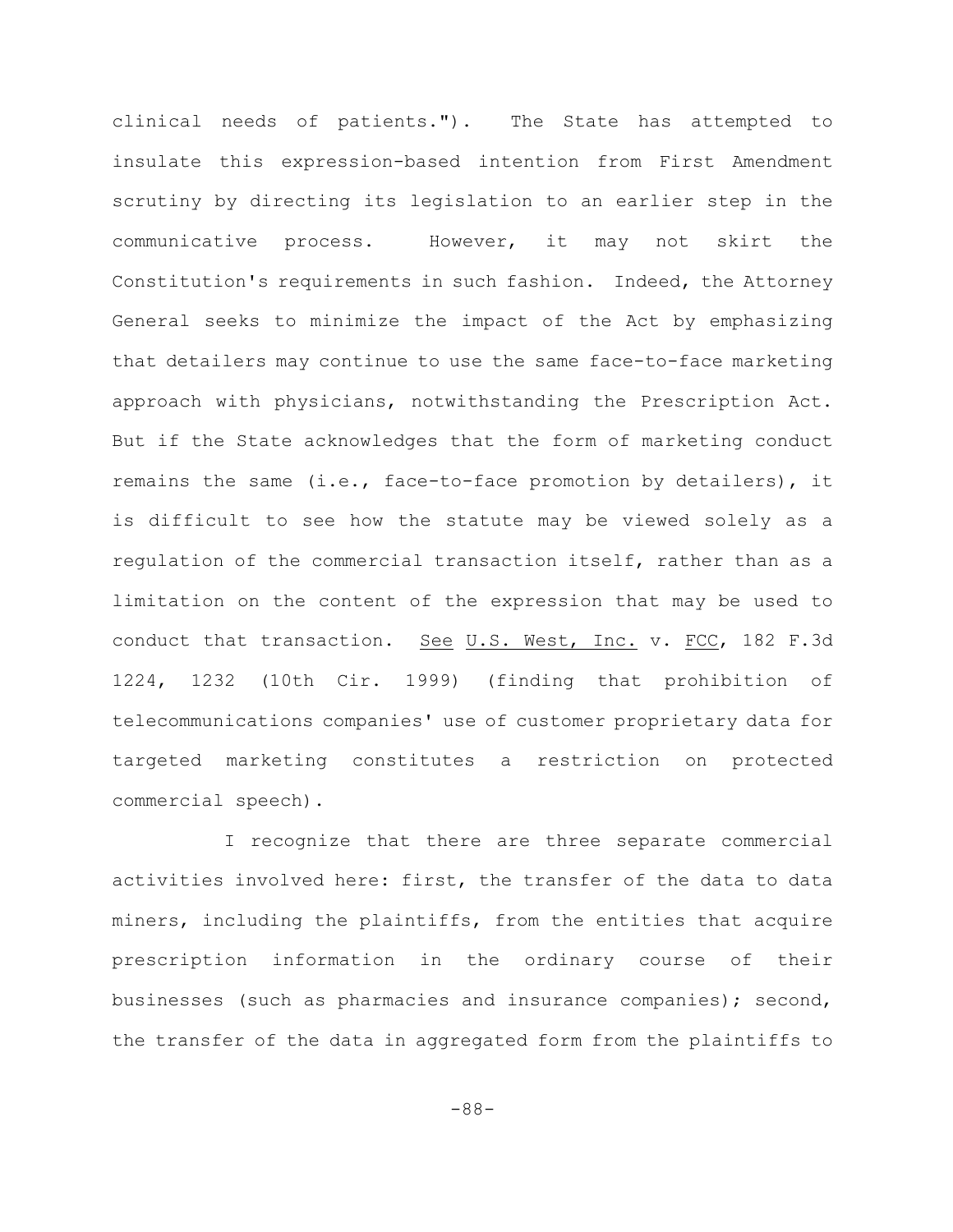clinical needs of patients."). The State has attempted to insulate this expression-based intention from First Amendment scrutiny by directing its legislation to an earlier step in the communicative process. However, it may not skirt the Constitution's requirements in such fashion. Indeed, the Attorney General seeks to minimize the impact of the Act by emphasizing that detailers may continue to use the same face-to-face marketing approach with physicians, notwithstanding the Prescription Act. But if the State acknowledges that the form of marketing conduct remains the same (i.e., face-to-face promotion by detailers), it is difficult to see how the statute may be viewed solely as a regulation of the commercial transaction itself, rather than as a limitation on the content of the expression that may be used to conduct that transaction. See U.S. West, Inc. v. FCC, 182 F.3d 1224, 1232 (10th Cir. 1999) (finding that prohibition of telecommunications companies' use of customer proprietary data for targeted marketing constitutes a restriction on protected commercial speech).

I recognize that there are three separate commercial activities involved here: first, the transfer of the data to data miners, including the plaintiffs, from the entities that acquire prescription information in the ordinary course of their businesses (such as pharmacies and insurance companies); second, the transfer of the data in aggregated form from the plaintiffs to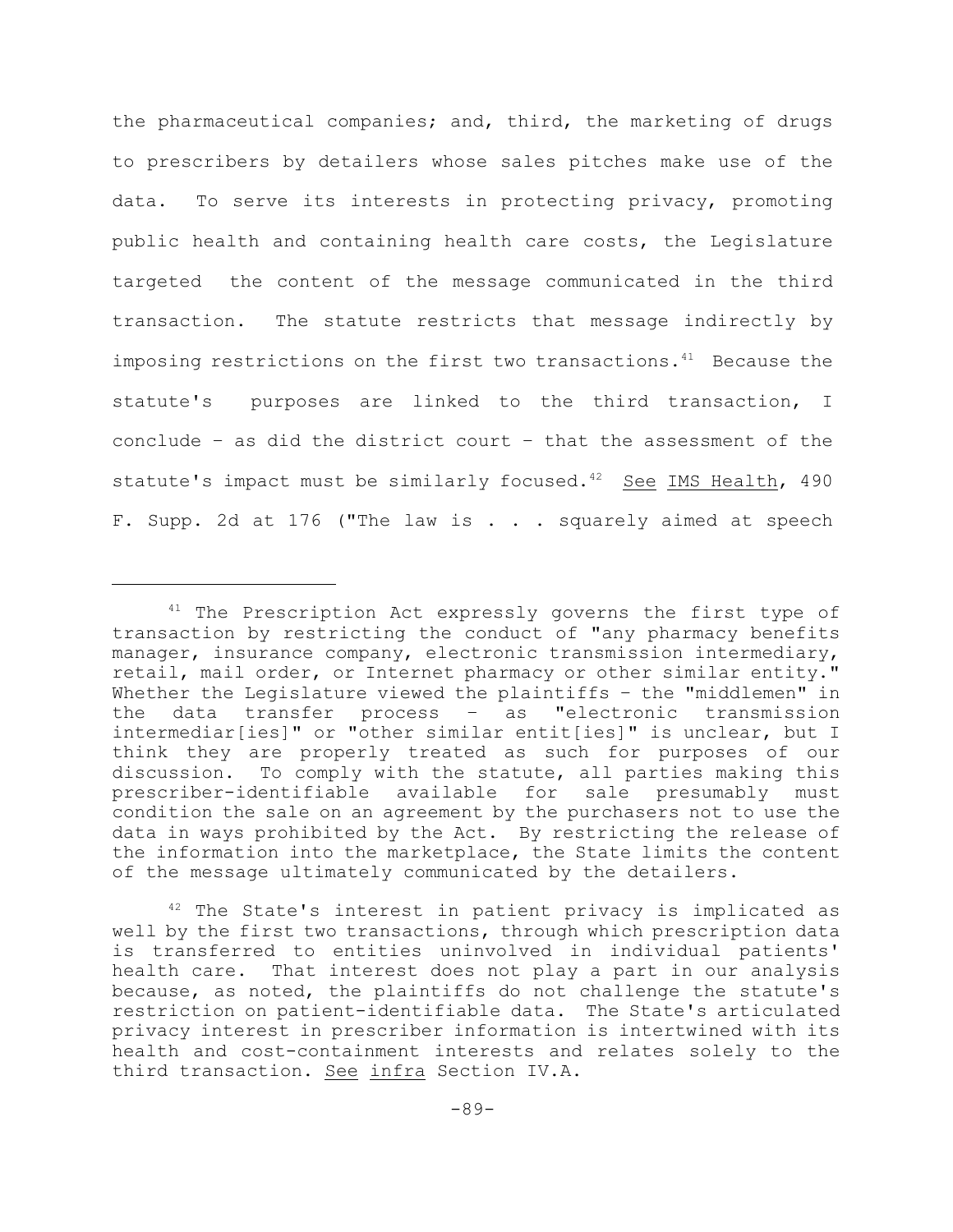the pharmaceutical companies; and, third, the marketing of drugs to prescribers by detailers whose sales pitches make use of the data. To serve its interests in protecting privacy, promoting public health and containing health care costs, the Legislature targeted the content of the message communicated in the third transaction. The statute restricts that message indirectly by imposing restrictions on the first two transactions.[41] Because the statute's purposes are linked to the third transaction, I conclude – as did the district court – that the assessment of the statute's impact must be similarly focused.[42] See IMS Health, 490 F. Supp. 2d at 176 ("The law is . . . squarely aimed at speech

---

[41] The Prescription Act expressly governs the first type of transaction by restricting the conduct of "any pharmacy benefits manager, insurance company, electronic transmission intermediary, retail, mail order, or Internet pharmacy or other similar entity." Whether the Legislature viewed the plaintiffs – the "middlemen" in the data transfer process – as "electronic transmission intermediar[ies]" or "other similar entit[ies]" is unclear, but I think they are properly treated as such for purposes of our discussion. To comply with the statute, all parties making this prescriber-identifiable available for sale presumably must condition the sale on an agreement by the purchasers not to use the data in ways prohibited by the Act. By restricting the release of the information into the marketplace, the State limits the content of the message ultimately communicated by the detailers.

[42] The State's interest in patient privacy is implicated as well by the first two transactions, through which prescription data is transferred to entities uninvolved in individual patients' health care. That interest does not play a part in our analysis because, as noted, the plaintiffs do not challenge the statute's restriction on patient-identifiable data. The State's articulated privacy interest in prescriber information is intertwined with its health and cost-containment interests and relates solely to the third transaction. See infra Section IV.A.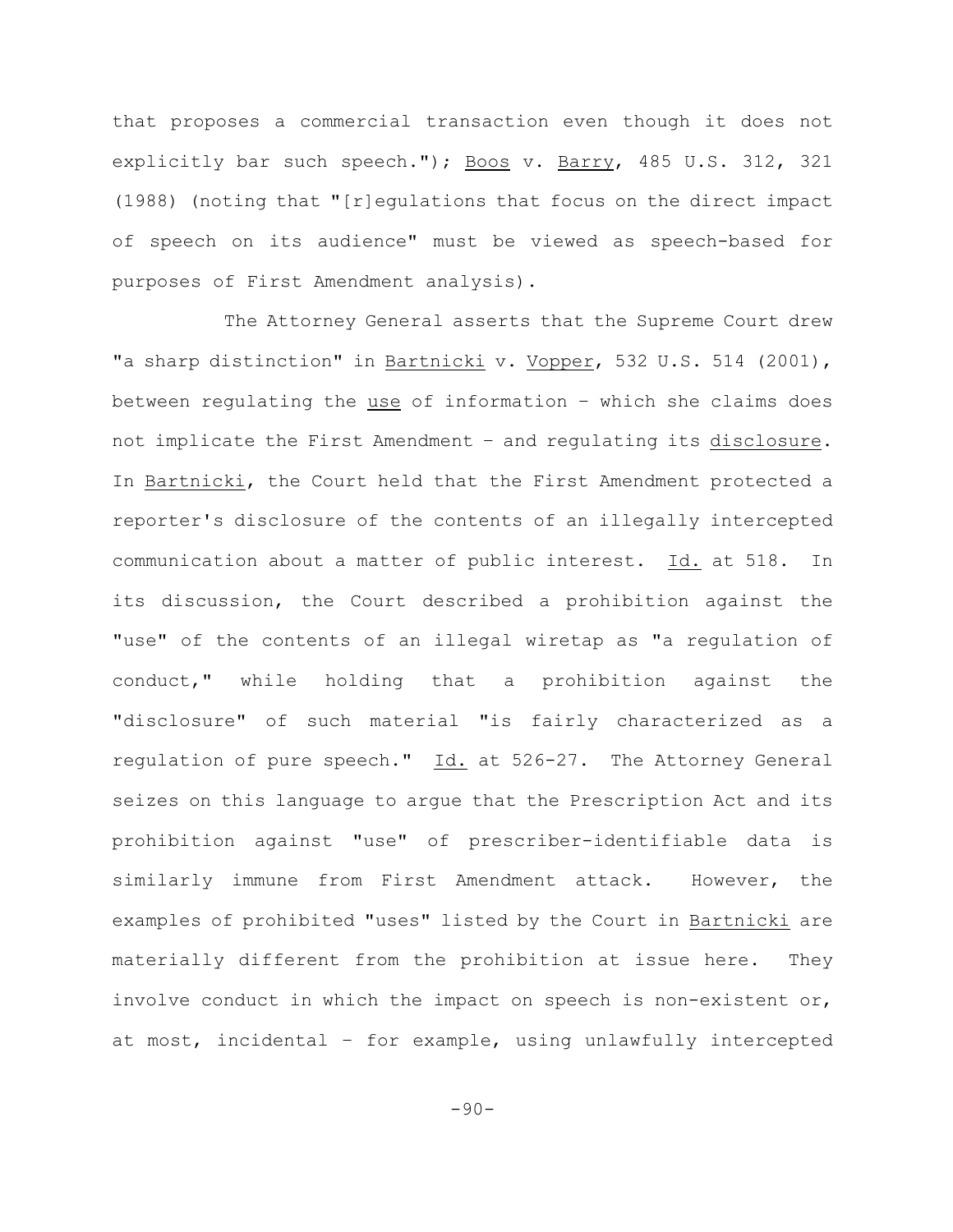that proposes a commercial transaction even though it does not explicitly bar such speech."); Boos v. Barry, 485 U.S. 312, 321 (1988) (noting that "[r]egulations that focus on the direct impact of speech on its audience" must be viewed as speech-based for purposes of First Amendment analysis).

The Attorney General asserts that the Supreme Court drew "a sharp distinction" in Bartnicki v. Vopper, 532 U.S. 514 (2001), between regulating the use of information – which she claims does not implicate the First Amendment – and regulating its disclosure. In Bartnicki, the Court held that the First Amendment protected a reporter's disclosure of the contents of an illegally intercepted communication about a matter of public interest. Id. at 518. In its discussion, the Court described a prohibition against the "use" of the contents of an illegal wiretap as "a regulation of conduct," while holding that a prohibition against the "disclosure" of such material "is fairly characterized as a regulation of pure speech." Id. at 526-27. The Attorney General seizes on this language to argue that the Prescription Act and its prohibition against "use" of prescriber-identifiable data is similarly immune from First Amendment attack. However, the examples of prohibited "uses" listed by the Court in Bartnicki are materially different from the prohibition at issue here. They involve conduct in which the impact on speech is non-existent or, at most, incidental – for example, using unlawfully intercepted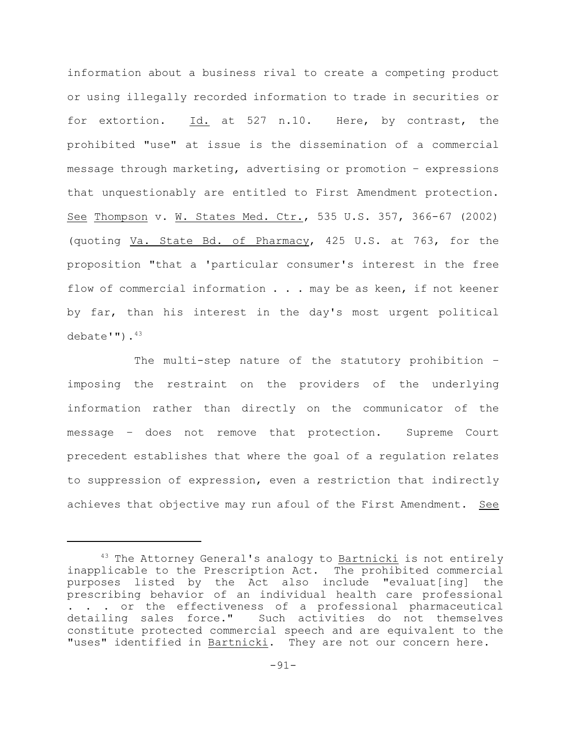information about a business rival to create a competing product or using illegally recorded information to trade in securities or for extortion. Id. at 527 n.10. Here, by contrast, the prohibited "use" at issue is the dissemination of a commercial message through marketing, advertising or promotion – expressions that unquestionably are entitled to First Amendment protection. See Thompson v. W. States Med. Ctr., 535 U.S. 357, 366-67 (2002) (quoting Va. State Bd. of Pharmacy, 425 U.S. at 763, for the proposition "that a 'particular consumer's interest in the free flow of commercial information . . . may be as keen, if not keener by far, than his interest in the day's most urgent political debate'").[43]

The multi-step nature of the statutory prohibition – imposing the restraint on the providers of the underlying information rather than directly on the communicator of the message – does not remove that protection. Supreme Court precedent establishes that where the goal of a regulation relates to suppression of expression, even a restriction that indirectly achieves that objective may run afoul of the First Amendment. See

[43] The Attorney General's analogy to Bartnicki is not entirely inapplicable to the Prescription Act. The prohibited commercial purposes listed by the Act also include "evaluat[ing] the prescribing behavior of an individual health care professional . . . or the effectiveness of a professional pharmaceutical detailing sales force." Such activities do not themselves constitute protected commercial speech and are equivalent to the "uses" identified in Bartnicki. They are not our concern here.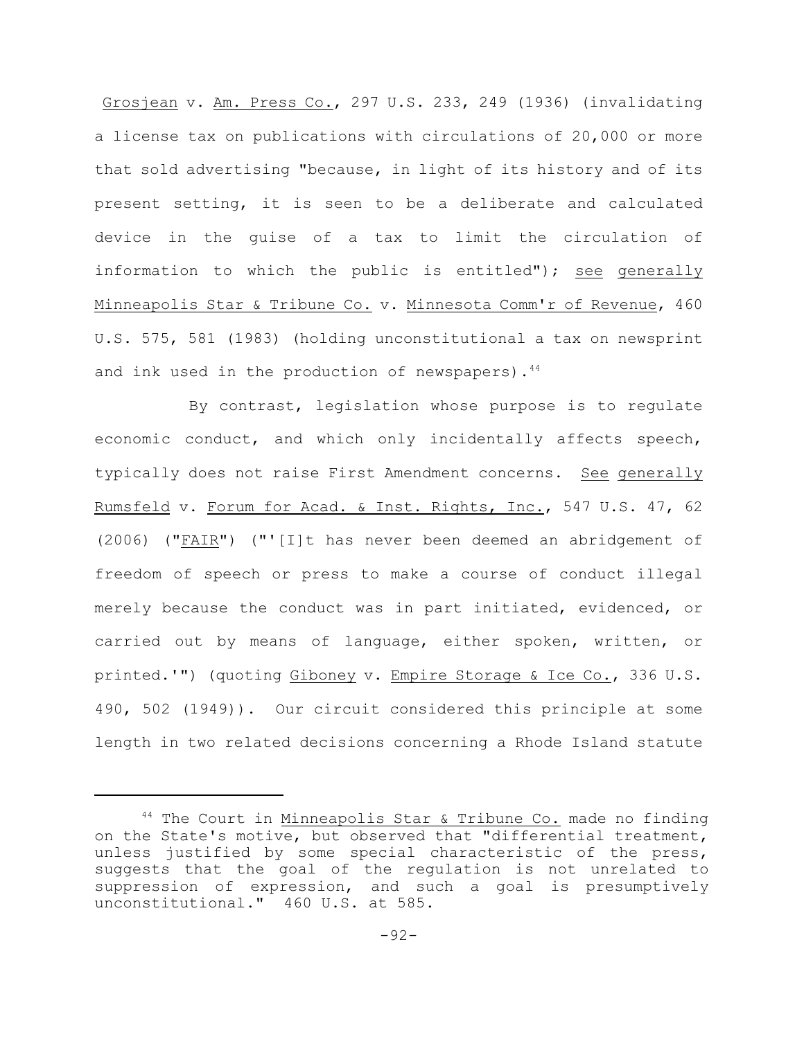Grosjean v. Am. Press Co., 297 U.S. 233, 249 (1936) (invalidating a license tax on publications with circulations of 20,000 or more that sold advertising "because, in light of its history and of its present setting, it is seen to be a deliberate and calculated device in the guise of a tax to limit the circulation of information to which the public is entitled"); see generally Minneapolis Star & Tribune Co. v. Minnesota Comm'r of Revenue, 460 U.S. 575, 581 (1983) (holding unconstitutional a tax on newsprint and ink used in the production of newspapers).[44]

By contrast, legislation whose purpose is to regulate economic conduct, and which only incidentally affects speech, typically does not raise First Amendment concerns. See generally Rumsfeld v. Forum for Acad. & Inst. Rights, Inc., 547 U.S. 47, 62 (2006) ("FAIR") ("'[I]t has never been deemed an abridgement of freedom of speech or press to make a course of conduct illegal merely because the conduct was in part initiated, evidenced, or carried out by means of language, either spoken, written, or printed.'") (quoting Giboney v. Empire Storage & Ice Co., 336 U.S. 490, 502 (1949)). Our circuit considered this principle at some length in two related decisions concerning a Rhode Island statute

---

[44] The Court in Minneapolis Star & Tribune Co. made no finding on the State's motive, but observed that "differential treatment, unless justified by some special characteristic of the press, suggests that the goal of the regulation is not unrelated to suppression of expression, and such a goal is presumptively unconstitutional." 460 U.S. at 585.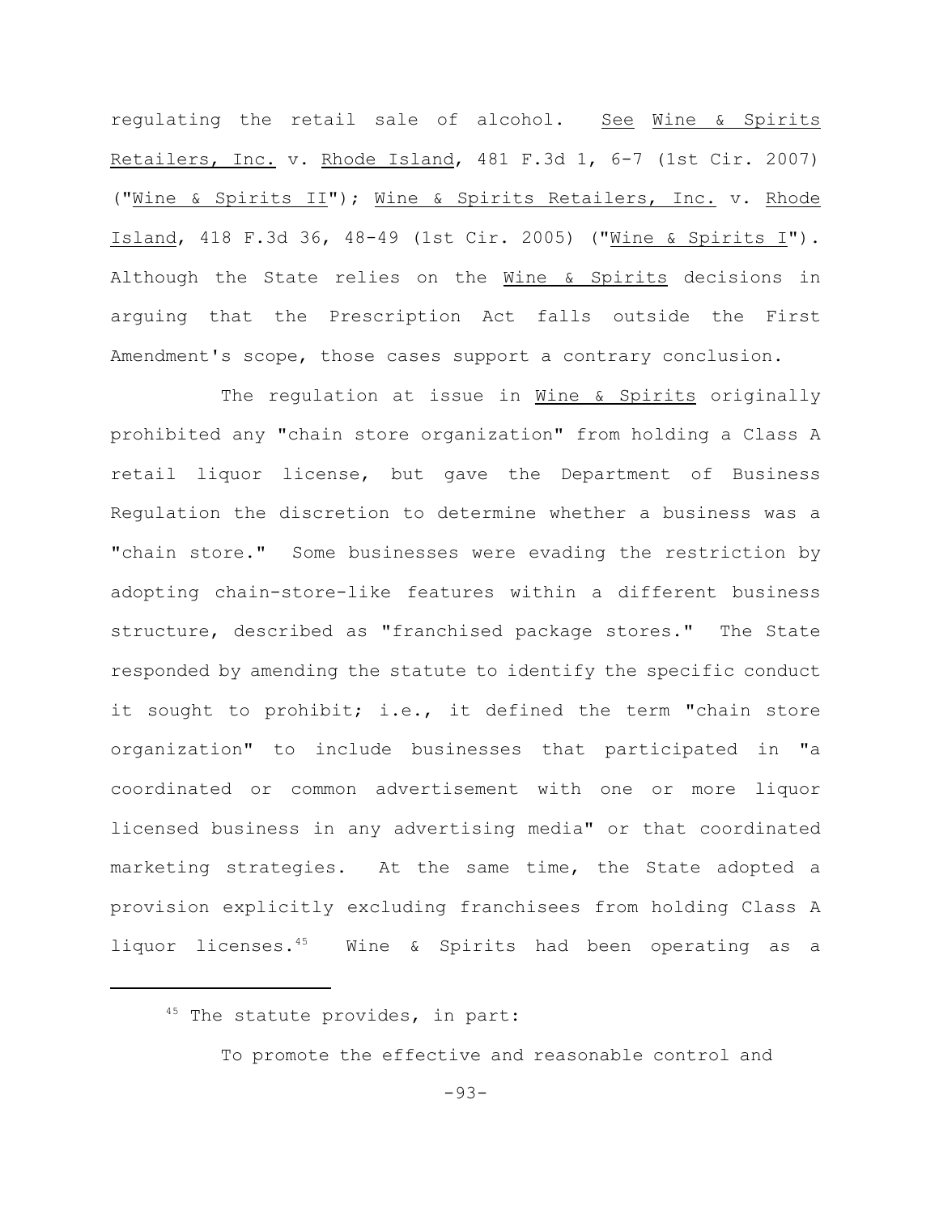regulating the retail sale of alcohol. *See* *Wine & Spirits Retailers, Inc.* v. *Rhode Island*, 481 F.3d 1, 6-7 (1st Cir. 2007) ("*Wine & Spirits II*"); *Wine & Spirits Retailers, Inc.* v. *Rhode Island*, 418 F.3d 36, 48-49 (1st Cir. 2005) ("*Wine & Spirits I*"). Although the State relies on the *Wine & Spirits* decisions in arguing that the Prescription Act falls outside the First Amendment's scope, those cases support a contrary conclusion.

The regulation at issue in *Wine & Spirits* originally prohibited any "chain store organization" from holding a Class A retail liquor license, but gave the Department of Business Regulation the discretion to determine whether a business was a "chain store." Some businesses were evading the restriction by adopting chain-store-like features within a different business structure, described as "franchised package stores." The State responded by amending the statute to identify the specific conduct it sought to prohibit; i.e., it defined the term "chain store organization" to include businesses that participated in "a coordinated or common advertisement with one or more liquor licensed business in any advertising media" or that coordinated marketing strategies. At the same time, the State adopted a provision explicitly excluding franchisees from holding Class A liquor licenses.[45] Wine & Spirits had been operating as a

---

[45] The statute provides, in part:

> To promote the effective and reasonable control and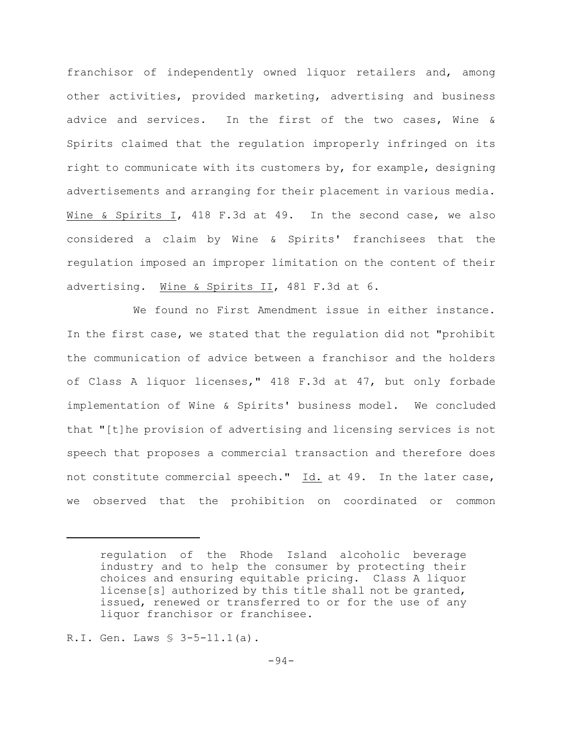franchisor of independently owned liquor retailers and, among other activities, provided marketing, advertising and business advice and services. In the first of the two cases, Wine & Spirits claimed that the regulation improperly infringed on its right to communicate with its customers by, for example, designing advertisements and arranging for their placement in various media. Wine & Spirits I, 418 F.3d at 49. In the second case, we also considered a claim by Wine & Spirits' franchisees that the regulation imposed an improper limitation on the content of their advertising. Wine & Spirits II, 481 F.3d at 6.

We found no First Amendment issue in either instance. In the first case, we stated that the regulation did not "prohibit the communication of advice between a franchisor and the holders of Class A liquor licenses," 418 F.3d at 47, but only forbade implementation of Wine & Spirits' business model. We concluded that "[t]he provision of advertising and licensing services is not speech that proposes a commercial transaction and therefore does not constitute commercial speech." Id. at 49. In the later case, we observed that the prohibition on coordinated or common

---

> regulation of the Rhode Island alcoholic beverage industry and to help the consumer by protecting their choices and ensuring equitable pricing. Class A liquor license[s] authorized by this title shall not be granted, issued, renewed or transferred to or for the use of any liquor franchisor or franchisee.

R.I. Gen. Laws § 3-5-11.1(a).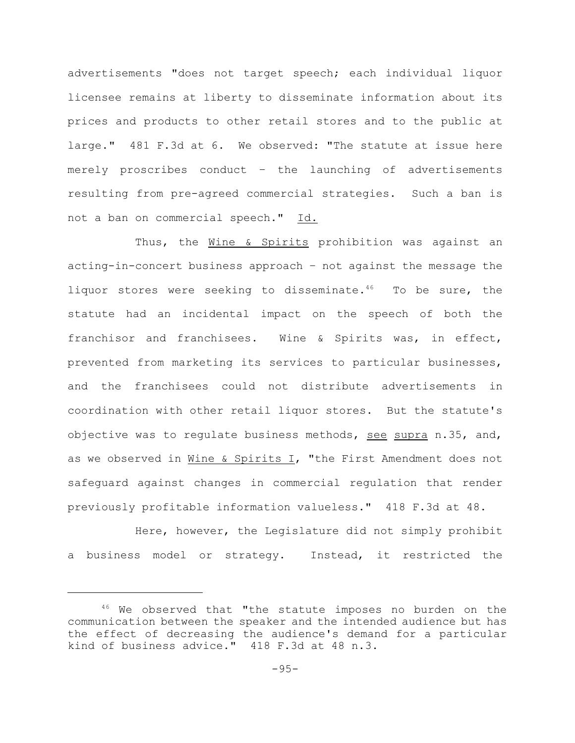advertisements "does not target speech; each individual liquor licensee remains at liberty to disseminate information about its prices and products to other retail stores and to the public at large." 481 F.3d at 6. We observed: "The statute at issue here merely proscribes conduct – the launching of advertisements resulting from pre-agreed commercial strategies. Such a ban is not a ban on commercial speech." Id.

Thus, the Wine & Spirits prohibition was against an acting-in-concert business approach – not against the message the liquor stores were seeking to disseminate.[46] To be sure, the statute had an incidental impact on the speech of both the franchisor and franchisees. Wine & Spirits was, in effect, prevented from marketing its services to particular businesses, and the franchisees could not distribute advertisements in coordination with other retail liquor stores. But the statute's objective was to regulate business methods, see supra n.35, and, as we observed in Wine & Spirits I, "the First Amendment does not safeguard against changes in commercial regulation that render previously profitable information valueless." 418 F.3d at 48.

Here, however, the Legislature did not simply prohibit a business model or strategy. Instead, it restricted the

---

[46] We observed that "the statute imposes no burden on the communication between the speaker and the intended audience but has the effect of decreasing the audience's demand for a particular kind of business advice." 418 F.3d at 48 n.3.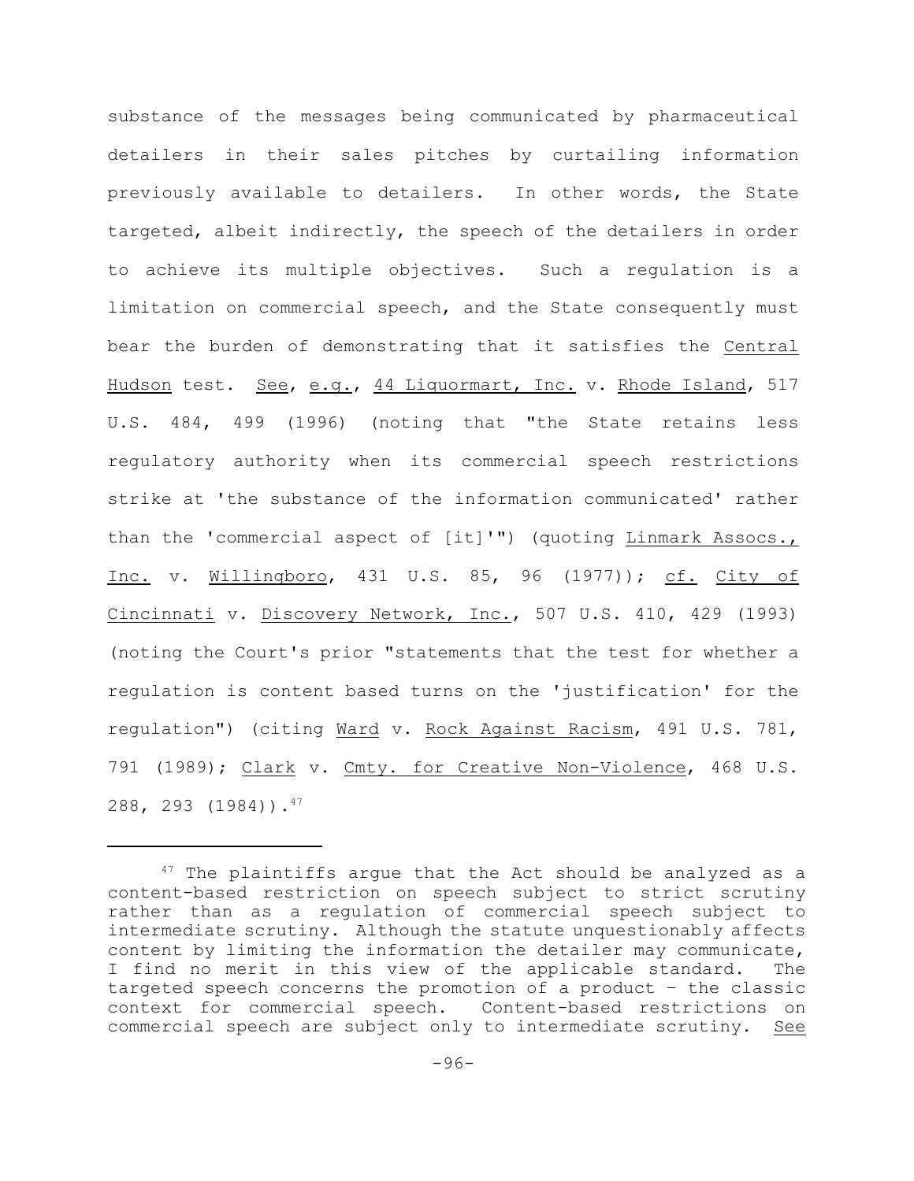substance of the messages being communicated by pharmaceutical detailers in their sales pitches by curtailing information previously available to detailers. In other words, the State targeted, albeit indirectly, the speech of the detailers in order to achieve its multiple objectives. Such a regulation is a limitation on commercial speech, and the State consequently must bear the burden of demonstrating that it satisfies the Central Hudson test. See, e.g., 44 Liquormart, Inc. v. Rhode Island, 517 U.S. 484, 499 (1996) (noting that "the State retains less regulatory authority when its commercial speech restrictions strike at 'the substance of the information communicated' rather than the 'commercial aspect of [it]'") (quoting Linmark Assocs., Inc. v. Willingboro, 431 U.S. 85, 96 (1977)); cf. City of Cincinnati v. Discovery Network, Inc., 507 U.S. 410, 429 (1993) (noting the Court's prior "statements that the test for whether a regulation is content based turns on the 'justification' for the regulation") (citing Ward v. Rock Against Racism, 491 U.S. 781, 791 (1989); Clark v. Cmty. for Creative Non-Violence, 468 U.S. 288, 293 (1984)).[47]

---

[47] The plaintiffs argue that the Act should be analyzed as a content-based restriction on speech subject to strict scrutiny rather than as a regulation of commercial speech subject to intermediate scrutiny. Although the statute unquestionably affects content by limiting the information the detailer may communicate, I find no merit in this view of the applicable standard. The targeted speech concerns the promotion of a product – the classic context for commercial speech. Content-based restrictions on commercial speech are subject only to intermediate scrutiny. See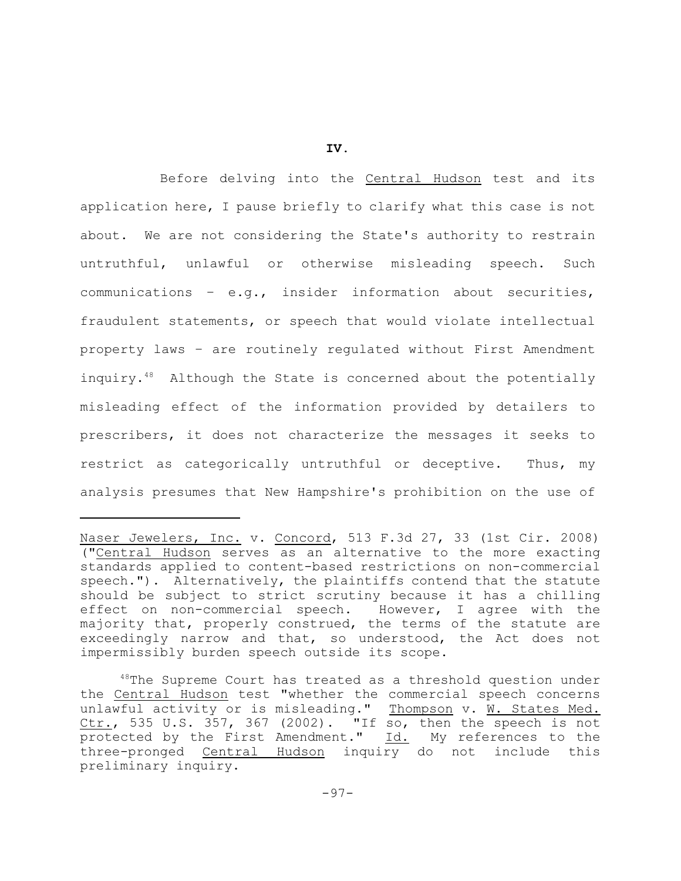**IV.**

Before delving into the Central Hudson test and its application here, I pause briefly to clarify what this case is not about. We are not considering the State's authority to restrain untruthful, unlawful or otherwise misleading speech. Such communications – e.g., insider information about securities, fraudulent statements, or speech that would violate intellectual property laws – are routinely regulated without First Amendment inquiry.[48] Although the State is concerned about the potentially misleading effect of the information provided by detailers to prescribers, it does not characterize the messages it seeks to restrict as categorically untruthful or deceptive. Thus, my analysis presumes that New Hampshire's prohibition on the use of

---

Naser Jewelers, Inc. v. Concord, 513 F.3d 27, 33 (1st Cir. 2008) ("Central Hudson serves as an alternative to the more exacting standards applied to content-based restrictions on non-commercial speech."). Alternatively, the plaintiffs contend that the statute should be subject to strict scrutiny because it has a chilling effect on non-commercial speech. However, I agree with the majority that, properly construed, the terms of the statute are exceedingly narrow and that, so understood, the Act does not impermissibly burden speech outside its scope.

[48] The Supreme Court has treated as a threshold question under the Central Hudson test "whether the commercial speech concerns unlawful activity or is misleading." Thompson v. W. States Med. Ctr., 535 U.S. 357, 367 (2002). "If so, then the speech is not protected by the First Amendment." Id. My references to the three-pronged Central Hudson inquiry do not include this preliminary inquiry.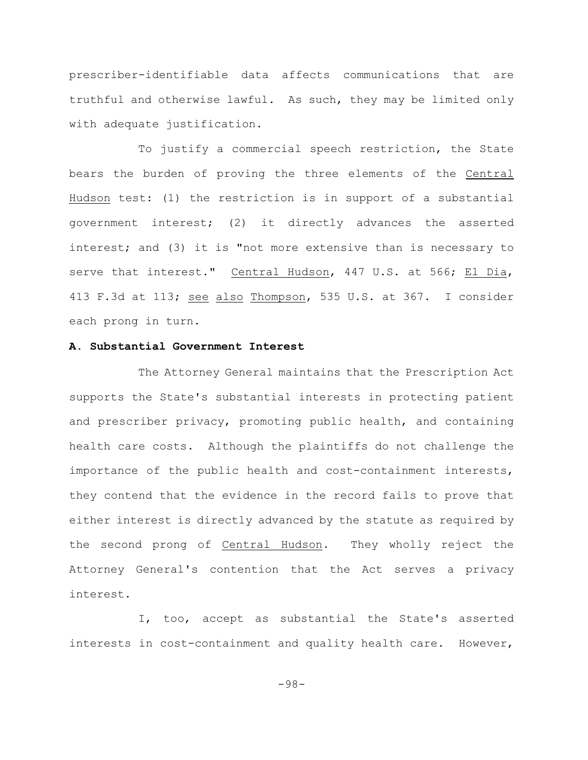prescriber-identifiable data affects communications that are truthful and otherwise lawful. As such, they may be limited only with adequate justification.

To justify a commercial speech restriction, the State bears the burden of proving the three elements of the Central Hudson test: (1) the restriction is in support of a substantial government interest; (2) it directly advances the asserted interest; and (3) it is "not more extensive than is necessary to serve that interest." Central Hudson, 447 U.S. at 566; El Dia, 413 F.3d at 113; see also Thompson, 535 U.S. at 367. I consider each prong in turn.

**A. Substantial Government Interest**

The Attorney General maintains that the Prescription Act supports the State's substantial interests in protecting patient and prescriber privacy, promoting public health, and containing health care costs. Although the plaintiffs do not challenge the importance of the public health and cost-containment interests, they contend that the evidence in the record fails to prove that either interest is directly advanced by the statute as required by the second prong of Central Hudson. They wholly reject the Attorney General's contention that the Act serves a privacy interest.

I, too, accept as substantial the State's asserted interests in cost-containment and quality health care. However,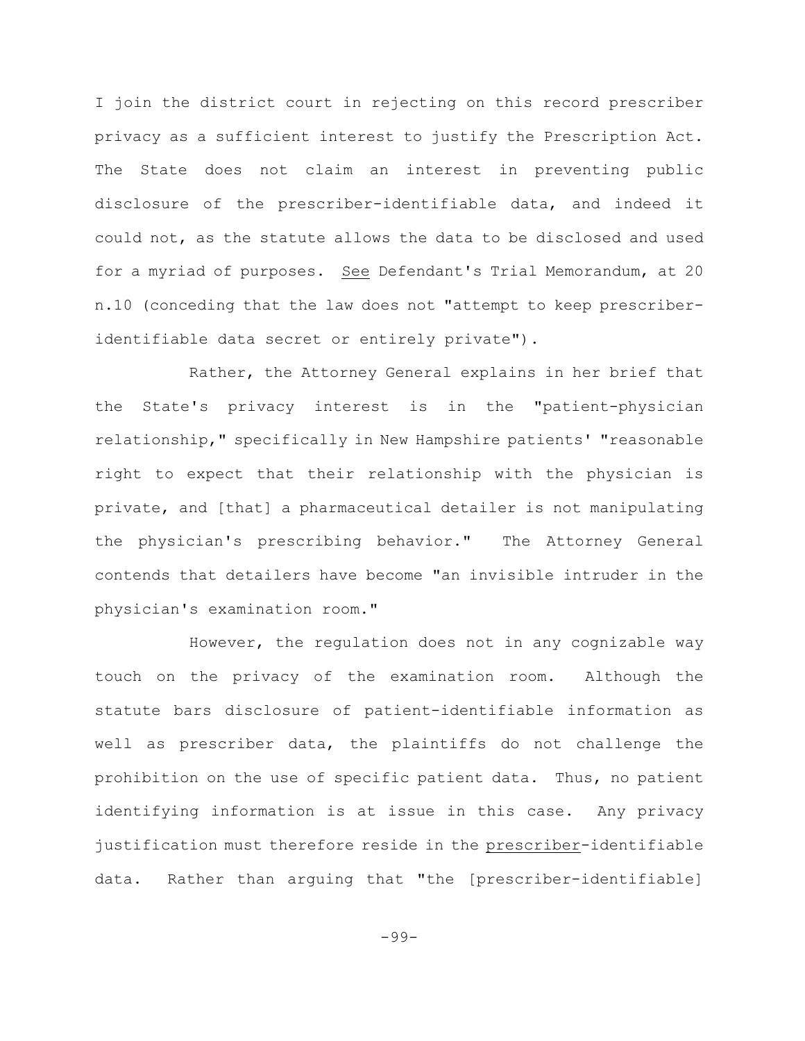I join the district court in rejecting on this record prescriber privacy as a sufficient interest to justify the Prescription Act. The State does not claim an interest in preventing public disclosure of the prescriber-identifiable data, and indeed it could not, as the statute allows the data to be disclosed and used for a myriad of purposes. _See_ Defendant's Trial Memorandum, at 20 n.10 (conceding that the law does not "attempt to keep prescriber-identifiable data secret or entirely private").

Rather, the Attorney General explains in her brief that the State's privacy interest is in the "patient-physician relationship," specifically in New Hampshire patients' "reasonable right to expect that their relationship with the physician is private, and [that] a pharmaceutical detailer is not manipulating the physician's prescribing behavior." The Attorney General contends that detailers have become "an invisible intruder in the physician's examination room."

However, the regulation does not in any cognizable way touch on the privacy of the examination room. Although the statute bars disclosure of patient-identifiable information as well as prescriber data, the plaintiffs do not challenge the prohibition on the use of specific patient data. Thus, no patient identifying information is at issue in this case. Any privacy justification must therefore reside in the _prescriber_-identifiable data. Rather than arguing that "the [prescriber-identifiable]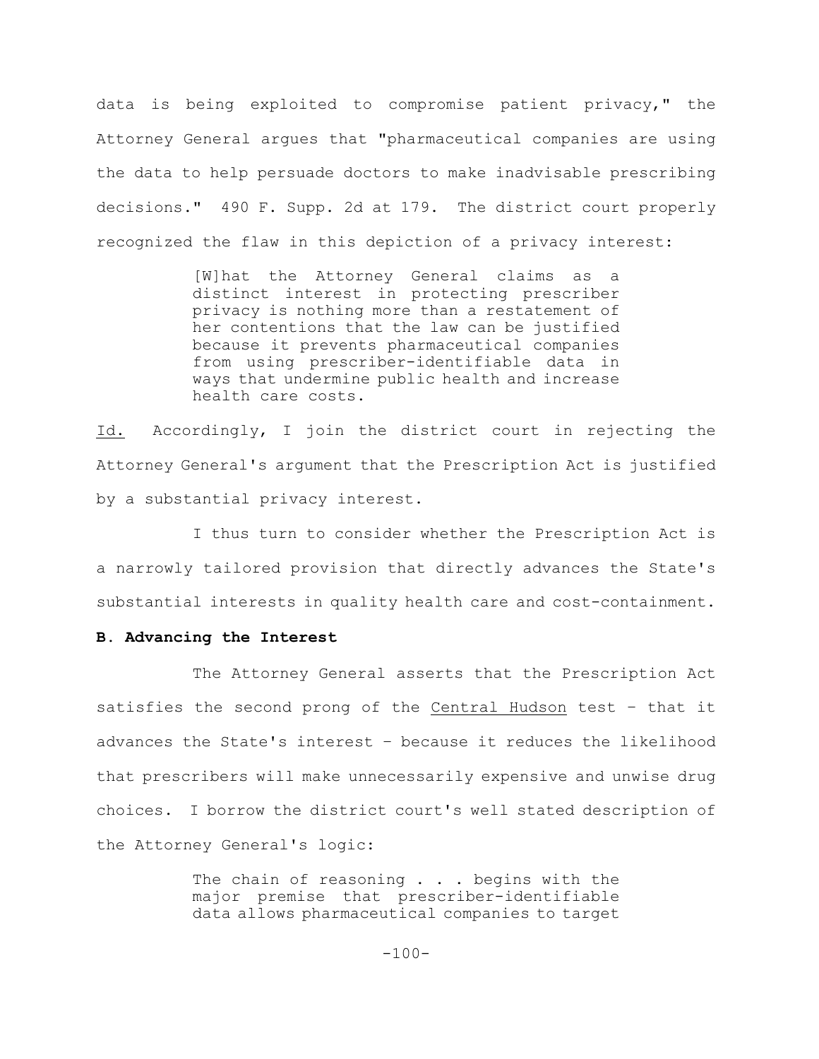data is being exploited to compromise patient privacy," the Attorney General argues that "pharmaceutical companies are using the data to help persuade doctors to make inadvisable prescribing decisions." 490 F. Supp. 2d at 179. The district court properly recognized the flaw in this depiction of a privacy interest:

> [W]hat the Attorney General claims as a distinct interest in protecting prescriber privacy is nothing more than a restatement of her contentions that the law can be justified because it prevents pharmaceutical companies from using prescriber-identifiable data in ways that undermine public health and increase health care costs.

Id. Accordingly, I join the district court in rejecting the Attorney General's argument that the Prescription Act is justified by a substantial privacy interest.

I thus turn to consider whether the Prescription Act is a narrowly tailored provision that directly advances the State's substantial interests in quality health care and cost-containment.

**B. Advancing the Interest**

The Attorney General asserts that the Prescription Act satisfies the second prong of the Central Hudson test – that it advances the State's interest – because it reduces the likelihood that prescribers will make unnecessarily expensive and unwise drug choices. I borrow the district court's well stated description of the Attorney General's logic:

> The chain of reasoning . . . begins with the major premise that prescriber-identifiable data allows pharmaceutical companies to target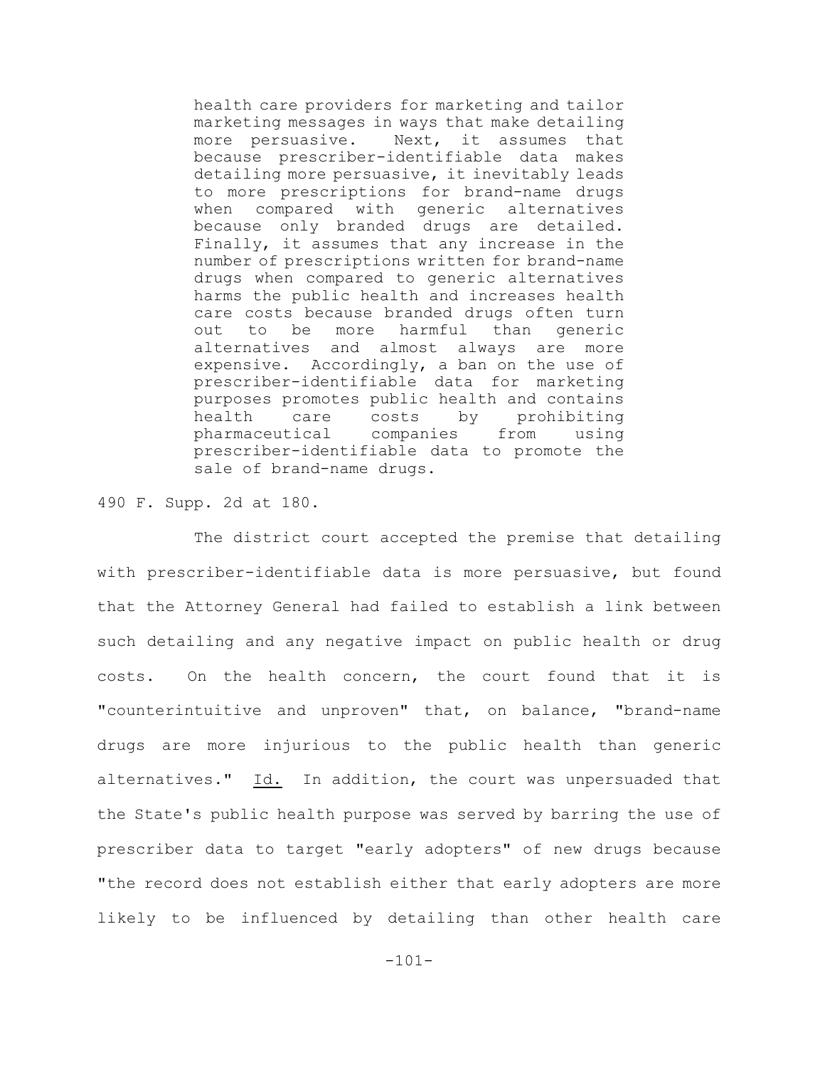> health care providers for marketing and tailor marketing messages in ways that make detailing more persuasive. Next, it assumes that because prescriber-identifiable data makes detailing more persuasive, it inevitably leads to more prescriptions for brand-name drugs when compared with generic alternatives because only branded drugs are detailed. Finally, it assumes that any increase in the number of prescriptions written for brand-name drugs when compared to generic alternatives harms the public health and increases health care costs because branded drugs often turn out to be more harmful than generic alternatives and almost always are more expensive. Accordingly, a ban on the use of prescriber-identifiable data for marketing purposes promotes public health and contains health care costs by prohibiting pharmaceutical companies from using prescriber-identifiable data to promote the sale of brand-name drugs.

490 F. Supp. 2d at 180.

The district court accepted the premise that detailing with prescriber-identifiable data is more persuasive, but found that the Attorney General had failed to establish a link between such detailing and any negative impact on public health or drug costs. On the health concern, the court found that it is "counterintuitive and unproven" that, on balance, "brand-name drugs are more injurious to the public health than generic alternatives." Id. In addition, the court was unpersuaded that the State's public health purpose was served by barring the use of prescriber data to target "early adopters" of new drugs because "the record does not establish either that early adopters are more likely to be influenced by detailing than other health care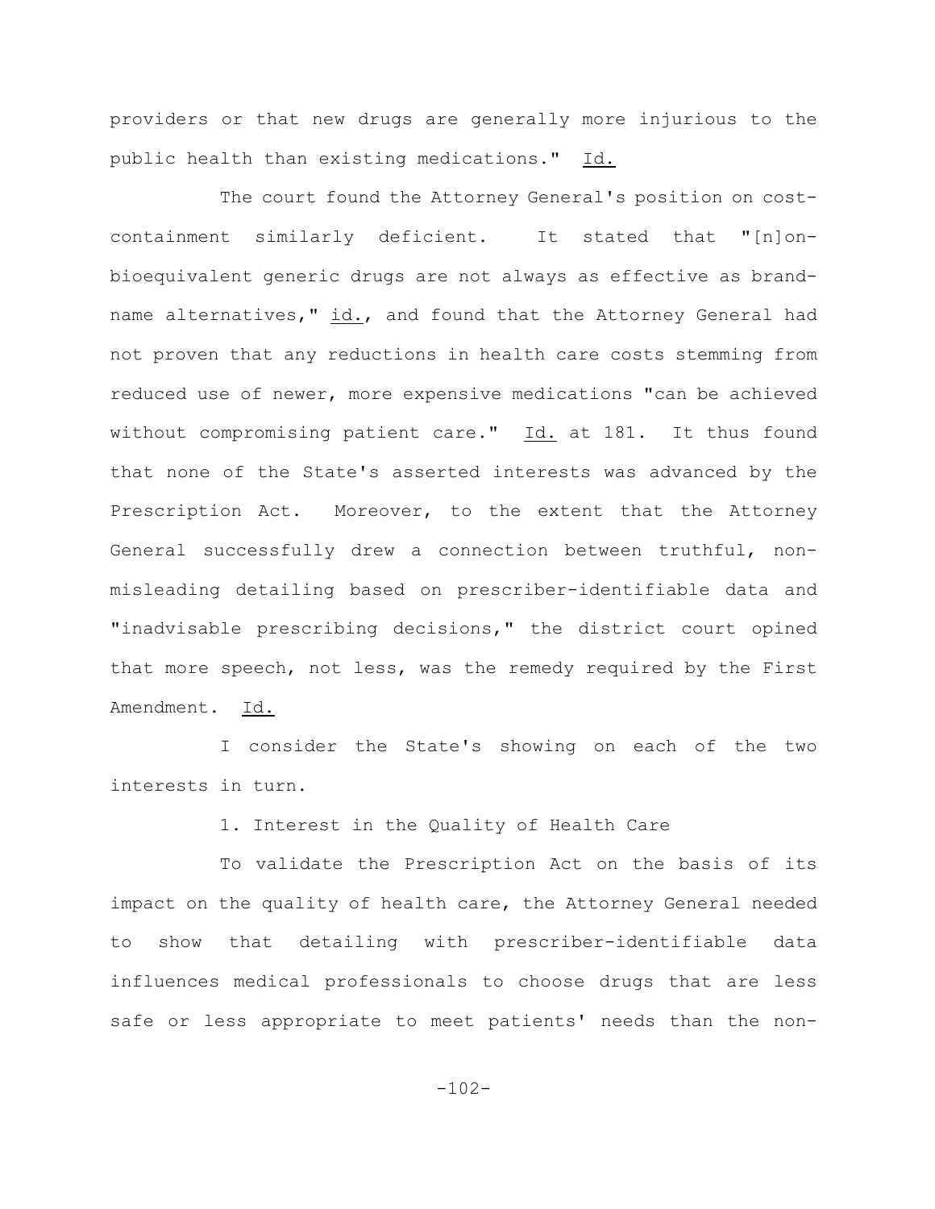providers or that new drugs are generally more injurious to the public health than existing medications." Id.

The court found the Attorney General's position on cost-containment similarly deficient. It stated that "[n]on-bioequivalent generic drugs are not always as effective as brand-name alternatives," id., and found that the Attorney General had not proven that any reductions in health care costs stemming from reduced use of newer, more expensive medications "can be achieved without compromising patient care." Id. at 181. It thus found that none of the State's asserted interests was advanced by the Prescription Act. Moreover, to the extent that the Attorney General successfully drew a connection between truthful, non-misleading detailing based on prescriber-identifiable data and "inadvisable prescribing decisions," the district court opined that more speech, not less, was the remedy required by the First Amendment. Id.

I consider the State's showing on each of the two interests in turn.

1. Interest in the Quality of Health Care

To validate the Prescription Act on the basis of its impact on the quality of health care, the Attorney General needed to show that detailing with prescriber-identifiable data influences medical professionals to choose drugs that are less safe or less appropriate to meet patients' needs than the non-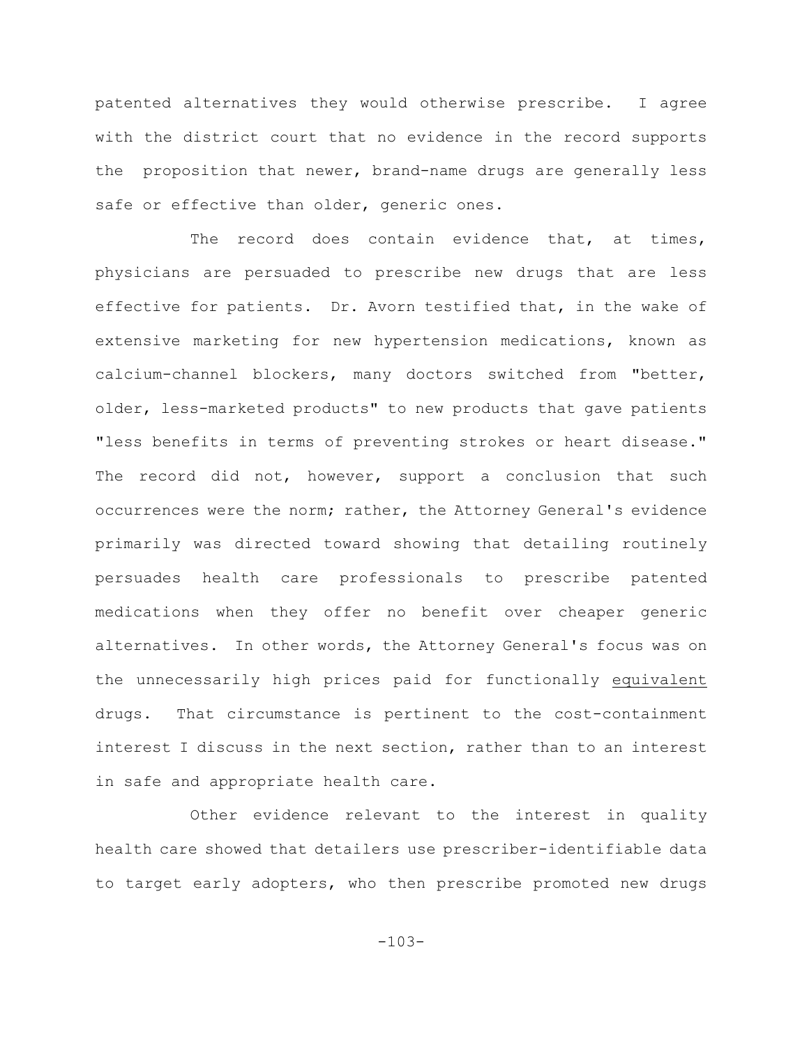patented alternatives they would otherwise prescribe. I agree with the district court that no evidence in the record supports the proposition that newer, brand-name drugs are generally less safe or effective than older, generic ones.

The record does contain evidence that, at times, physicians are persuaded to prescribe new drugs that are less effective for patients. Dr. Avorn testified that, in the wake of extensive marketing for new hypertension medications, known as calcium-channel blockers, many doctors switched from "better, older, less-marketed products" to new products that gave patients "less benefits in terms of preventing strokes or heart disease." The record did not, however, support a conclusion that such occurrences were the norm; rather, the Attorney General's evidence primarily was directed toward showing that detailing routinely persuades health care professionals to prescribe patented medications when they offer no benefit over cheaper generic alternatives. In other words, the Attorney General's focus was on the unnecessarily high prices paid for functionally <u>equivalent</u> drugs. That circumstance is pertinent to the cost-containment interest I discuss in the next section, rather than to an interest in safe and appropriate health care.

Other evidence relevant to the interest in quality health care showed that detailers use prescriber-identifiable data to target early adopters, who then prescribe promoted new drugs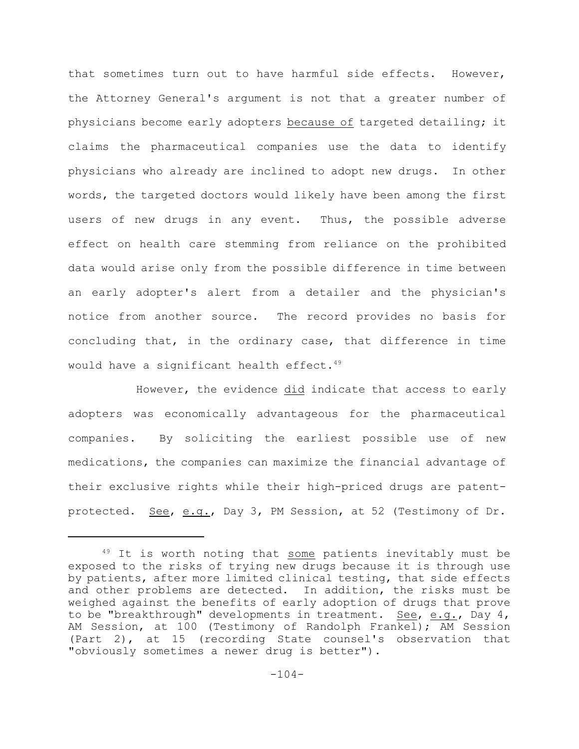that sometimes turn out to have harmful side effects. However, the Attorney General's argument is not that a greater number of physicians become early adopters because of targeted detailing; it claims the pharmaceutical companies use the data to identify physicians who already are inclined to adopt new drugs. In other words, the targeted doctors would likely have been among the first users of new drugs in any event. Thus, the possible adverse effect on health care stemming from reliance on the prohibited data would arise only from the possible difference in time between an early adopter's alert from a detailer and the physician's notice from another source. The record provides no basis for concluding that, in the ordinary case, that difference in time would have a significant health effect.[49]

However, the evidence did indicate that access to early adopters was economically advantageous for the pharmaceutical companies. By soliciting the earliest possible use of new medications, the companies can maximize the financial advantage of their exclusive rights while their high-priced drugs are patent-protected. See, e.g., Day 3, PM Session, at 52 (Testimony of Dr.

[49] It is worth noting that some patients inevitably must be exposed to the risks of trying new drugs because it is through use by patients, after more limited clinical testing, that side effects and other problems are detected. In addition, the risks must be weighed against the benefits of early adoption of drugs that prove to be "breakthrough" developments in treatment. See, e.g., Day 4, AM Session, at 100 (Testimony of Randolph Frankel); AM Session (Part 2), at 15 (recording State counsel's observation that "obviously sometimes a newer drug is better").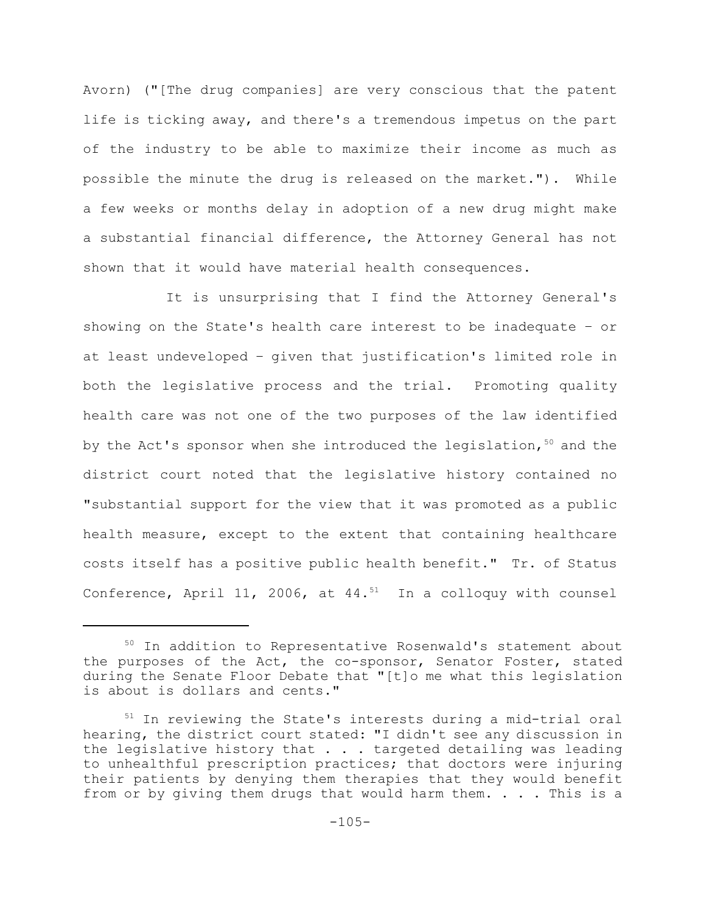Avorn) ("[The drug companies] are very conscious that the patent life is ticking away, and there's a tremendous impetus on the part of the industry to be able to maximize their income as much as possible the minute the drug is released on the market."). While a few weeks or months delay in adoption of a new drug might make a substantial financial difference, the Attorney General has not shown that it would have material health consequences.

It is unsurprising that I find the Attorney General's showing on the State's health care interest to be inadequate – or at least undeveloped – given that justification's limited role in both the legislative process and the trial. Promoting quality health care was not one of the two purposes of the law identified by the Act's sponsor when she introduced the legislation,[50] and the district court noted that the legislative history contained no "substantial support for the view that it was promoted as a public health measure, except to the extent that containing healthcare costs itself has a positive public health benefit." Tr. of Status Conference, April 11, 2006, at 44.[51] In a colloquy with counsel

---

[50] In addition to Representative Rosenwald's statement about the purposes of the Act, the co-sponsor, Senator Foster, stated during the Senate Floor Debate that "[t]o me what this legislation is about is dollars and cents."

[51] In reviewing the State's interests during a mid-trial oral hearing, the district court stated: "I didn't see any discussion in the legislative history that . . . targeted detailing was leading to unhealthful prescription practices; that doctors were injuring their patients by denying them therapies that they would benefit from or by giving them drugs that would harm them. . . . This is a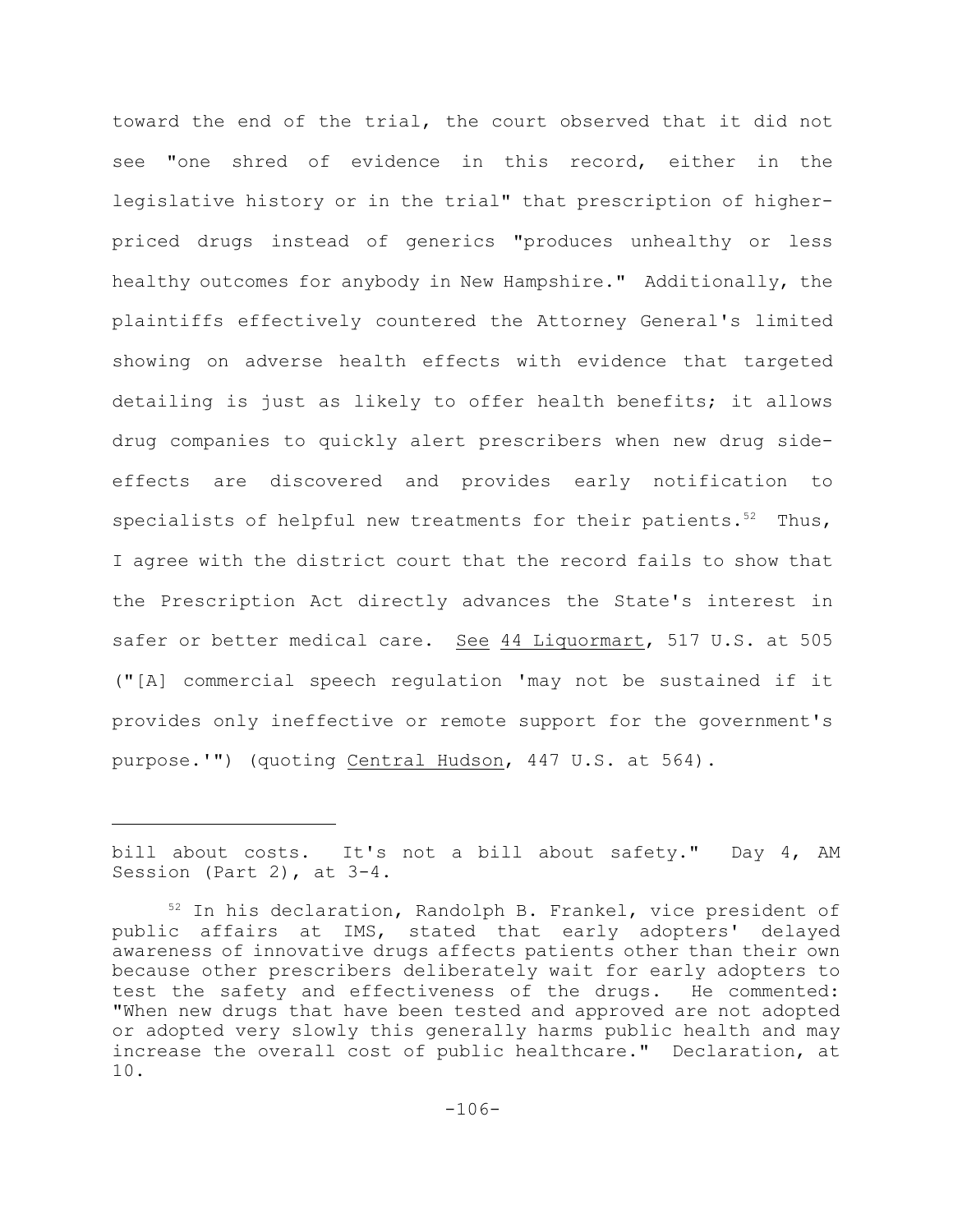toward the end of the trial, the court observed that it did not see "one shred of evidence in this record, either in the legislative history or in the trial" that prescription of higher-priced drugs instead of generics "produces unhealthy or less healthy outcomes for anybody in New Hampshire." Additionally, the plaintiffs effectively countered the Attorney General's limited showing on adverse health effects with evidence that targeted detailing is just as likely to offer health benefits; it allows drug companies to quickly alert prescribers when new drug side-effects are discovered and provides early notification to specialists of helpful new treatments for their patients.[52] Thus, I agree with the district court that the record fails to show that the Prescription Act directly advances the State's interest in safer or better medical care. See 44 Liquormart, 517 U.S. at 505 ("[A] commercial speech regulation 'may not be sustained if it provides only ineffective or remote support for the government's purpose.'") (quoting Central Hudson, 447 U.S. at 564).

---

bill about costs. It's not a bill about safety." Day 4, AM Session (Part 2), at 3-4.

[52] In his declaration, Randolph B. Frankel, vice president of public affairs at IMS, stated that early adopters' delayed awareness of innovative drugs affects patients other than their own because other prescribers deliberately wait for early adopters to test the safety and effectiveness of the drugs. He commented: "When new drugs that have been tested and approved are not adopted or adopted very slowly this generally harms public health and may increase the overall cost of public healthcare." Declaration, at 10.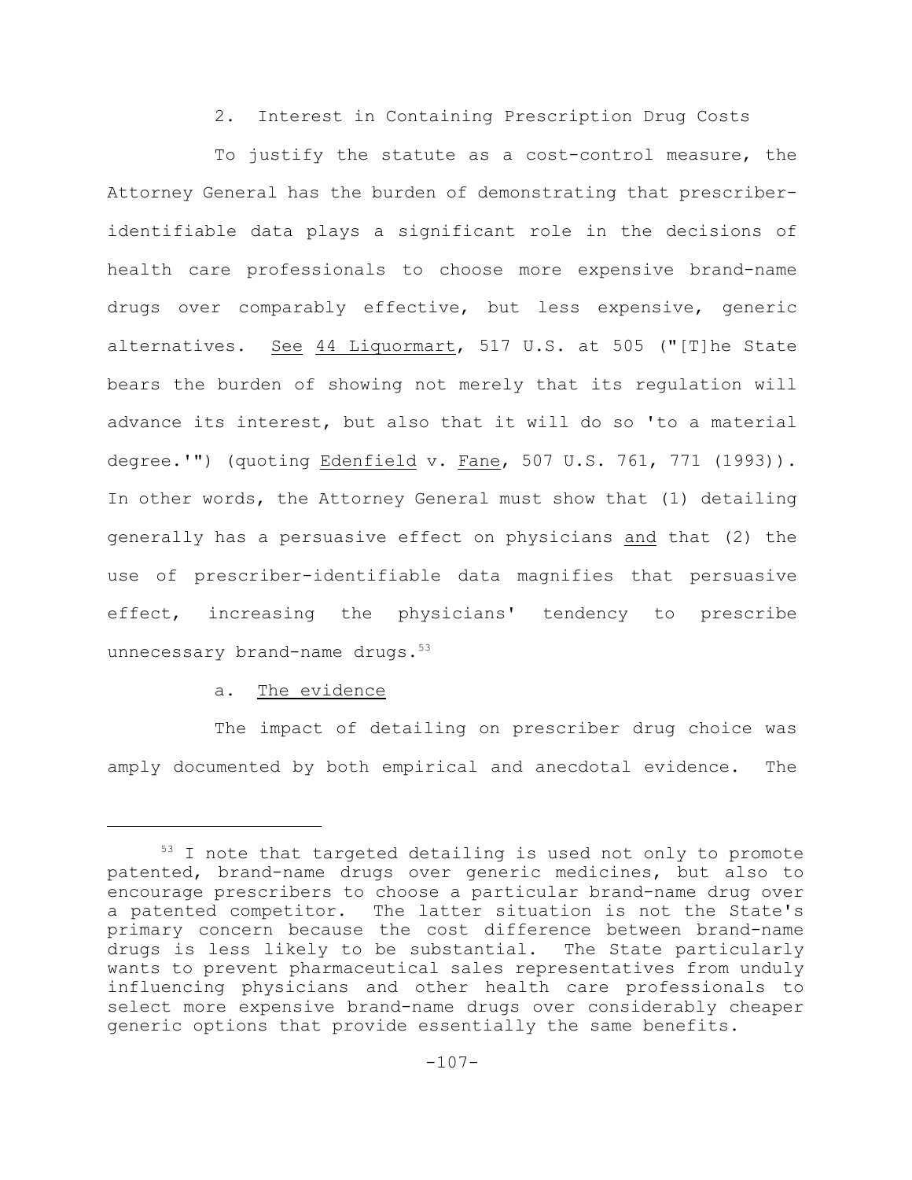2. Interest in Containing Prescription Drug Costs

To justify the statute as a cost-control measure, the Attorney General has the burden of demonstrating that prescriber-identifiable data plays a significant role in the decisions of health care professionals to choose more expensive brand-name drugs over comparably effective, but less expensive, generic alternatives. See 44 Liquormart, 517 U.S. at 505 ("[T]he State bears the burden of showing not merely that its regulation will advance its interest, but also that it will do so 'to a material degree.'") (quoting Edenfield v. Fane, 507 U.S. 761, 771 (1993)). In other words, the Attorney General must show that (1) detailing generally has a persuasive effect on physicians and that (2) the use of prescriber-identifiable data magnifies that persuasive effect, increasing the physicians' tendency to prescribe unnecessary brand-name drugs.[53]

a. The evidence

The impact of detailing on prescriber drug choice was amply documented by both empirical and anecdotal evidence. The

[53] I note that targeted detailing is used not only to promote patented, brand-name drugs over generic medicines, but also to encourage prescribers to choose a particular brand-name drug over a patented competitor. The latter situation is not the State's primary concern because the cost difference between brand-name drugs is less likely to be substantial. The State particularly wants to prevent pharmaceutical sales representatives from unduly influencing physicians and other health care professionals to select more expensive brand-name drugs over considerably cheaper generic options that provide essentially the same benefits.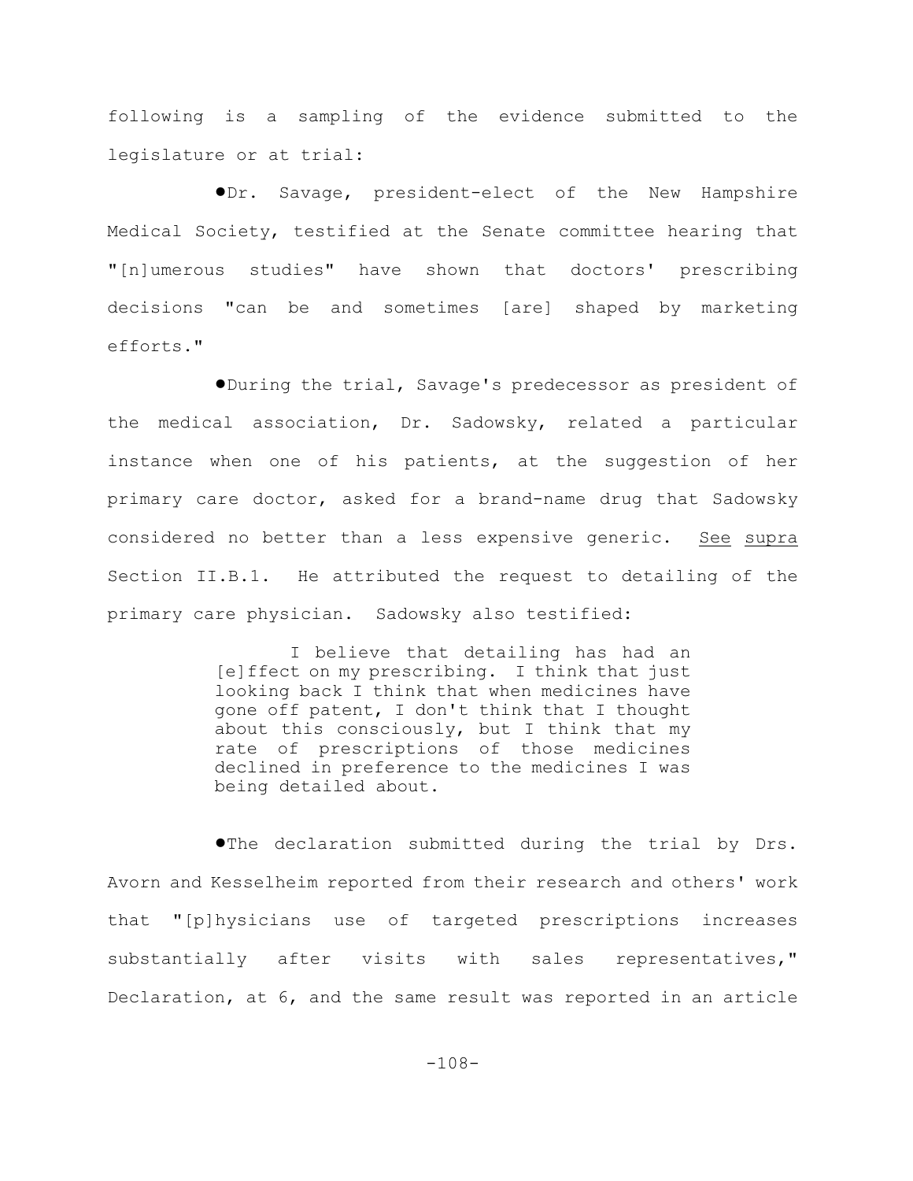following is a sampling of the evidence submitted to the legislature or at trial:

- Dr. Savage, president-elect of the New Hampshire Medical Society, testified at the Senate committee hearing that "[n]umerous studies" have shown that doctors' prescribing decisions "can be and sometimes [are] shaped by marketing efforts."

- During the trial, Savage's predecessor as president of the medical association, Dr. Sadowsky, related a particular instance when one of his patients, at the suggestion of her primary care doctor, asked for a brand-name drug that Sadowsky considered no better than a less expensive generic. See supra Section II.B.1. He attributed the request to detailing of the primary care physician. Sadowsky also testified:

> I believe that detailing has had an [e]ffect on my prescribing. I think that just looking back I think that when medicines have gone off patent, I don't think that I thought about this consciously, but I think that my rate of prescriptions of those medicines declined in preference to the medicines I was being detailed about.

- The declaration submitted during the trial by Drs. Avorn and Kesselheim reported from their research and others' work that "[p]hysicians use of targeted prescriptions increases substantially after visits with sales representatives," Declaration, at 6, and the same result was reported in an article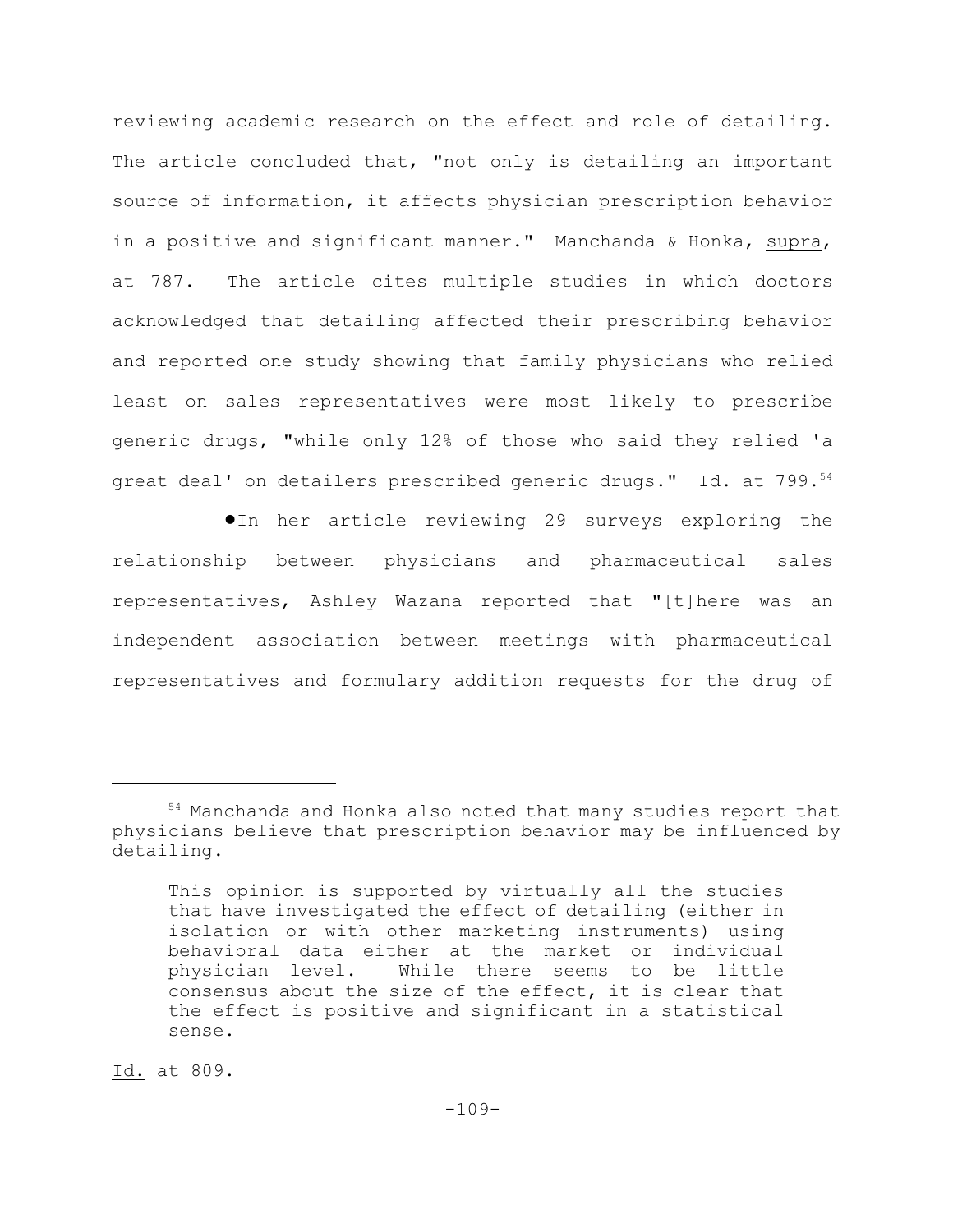reviewing academic research on the effect and role of detailing. The article concluded that, "not only is detailing an important source of information, it affects physician prescription behavior in a positive and significant manner." Manchanda & Honka, supra, at 787. The article cites multiple studies in which doctors acknowledged that detailing affected their prescribing behavior and reported one study showing that family physicians who relied least on sales representatives were most likely to prescribe generic drugs, "while only 12% of those who said they relied 'a great deal' on detailers prescribed generic drugs." Id. at 799.[54]

- In her article reviewing 29 surveys exploring the relationship between physicians and pharmaceutical sales representatives, Ashley Wazana reported that "[t]here was an independent association between meetings with pharmaceutical representatives and formulary addition requests for the drug of

---

[54] Manchanda and Honka also noted that many studies report that physicians believe that prescription behavior may be influenced by detailing.

> This opinion is supported by virtually all the studies that have investigated the effect of detailing (either in isolation or with other marketing instruments) using behavioral data either at the market or individual physician level. While there seems to be little consensus about the size of the effect, it is clear that the effect is positive and significant in a statistical sense.

Id. at 809.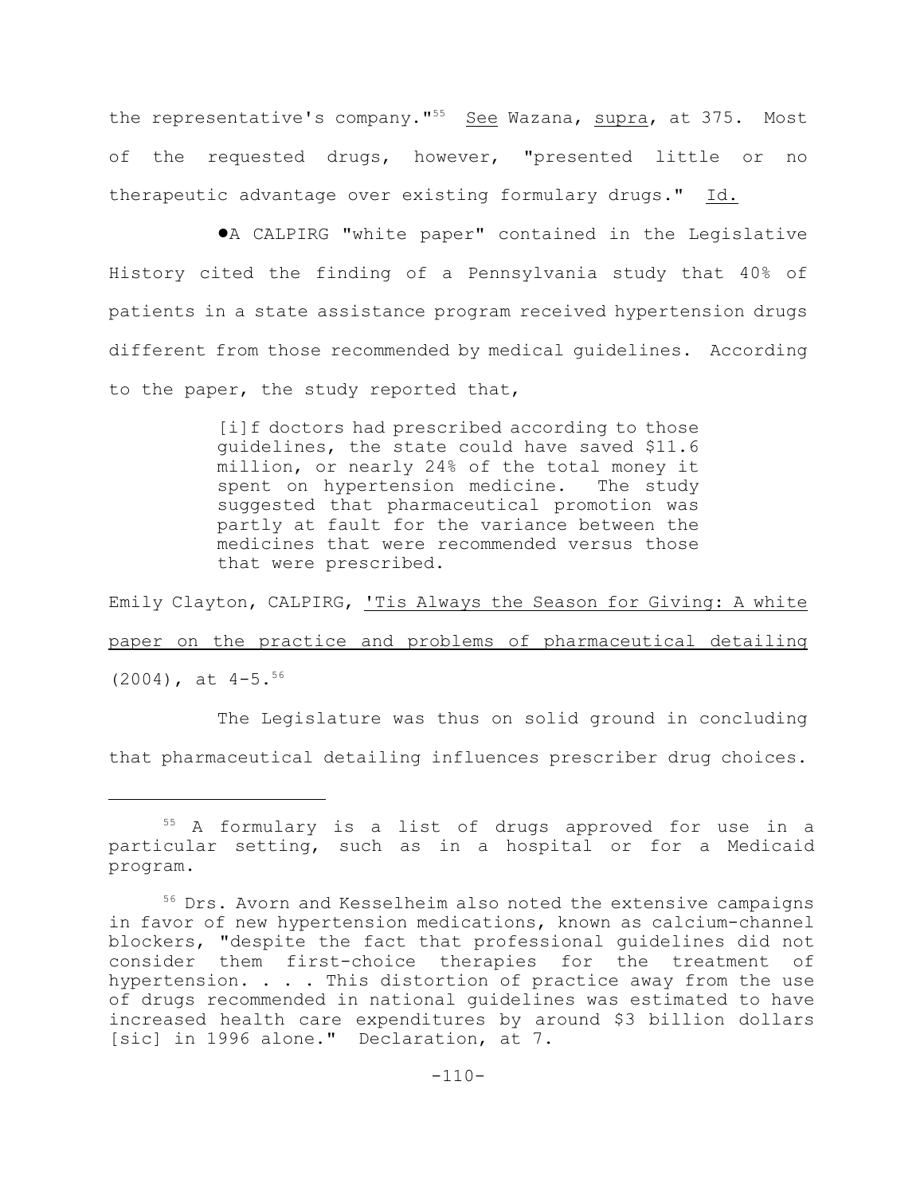the representative's company."[55] See Wazana, supra, at 375. Most of the requested drugs, however, "presented little or no therapeutic advantage over existing formulary drugs." Id.

●A CALPIRG "white paper" contained in the Legislative History cited the finding of a Pennsylvania study that 40% of patients in a state assistance program received hypertension drugs different from those recommended by medical guidelines. According to the paper, the study reported that,

> [i]f doctors had prescribed according to those guidelines, the state could have saved $11.6 million, or nearly 24% of the total money it spent on hypertension medicine. The study suggested that pharmaceutical promotion was partly at fault for the variance between the medicines that were recommended versus those that were prescribed.

Emily Clayton, CALPIRG, 'Tis Always the Season for Giving: A white paper on the practice and problems of pharmaceutical detailing (2004), at 4-5.[56]

The Legislature was thus on solid ground in concluding that pharmaceutical detailing influences prescriber drug choices.

---

[55] A formulary is a list of drugs approved for use in a particular setting, such as in a hospital or for a Medicaid program.

[56] Drs. Avorn and Kesselheim also noted the extensive campaigns in favor of new hypertension medications, known as calcium-channel blockers, "despite the fact that professional guidelines did not consider them first-choice therapies for the treatment of hypertension. . . . This distortion of practice away from the use of drugs recommended in national guidelines was estimated to have increased health care expenditures by around $3 billion dollars [sic] in 1996 alone." Declaration, at 7.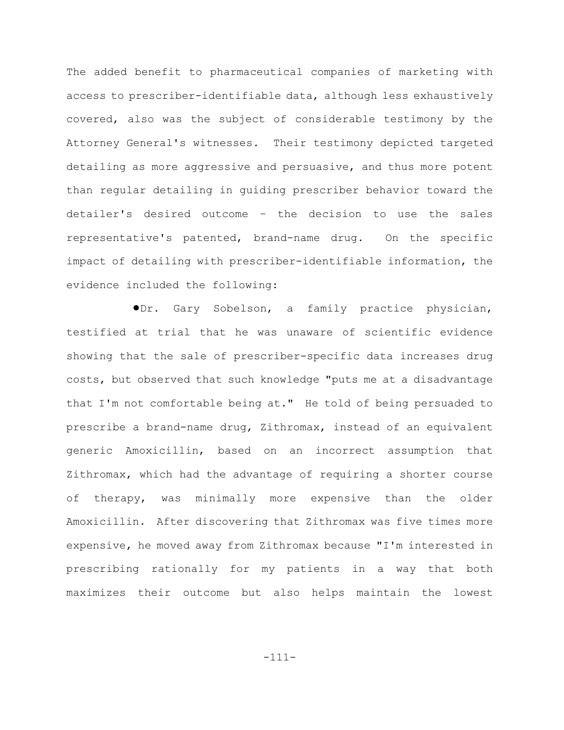The added benefit to pharmaceutical companies of marketing with access to prescriber-identifiable data, although less exhaustively covered, also was the subject of considerable testimony by the Attorney General's witnesses. Their testimony depicted targeted detailing as more aggressive and persuasive, and thus more potent than regular detailing in guiding prescriber behavior toward the detailer's desired outcome – the decision to use the sales representative's patented, brand-name drug. On the specific impact of detailing with prescriber-identifiable information, the evidence included the following:

- Dr. Gary Sobelson, a family practice physician, testified at trial that he was unaware of scientific evidence showing that the sale of prescriber-specific data increases drug costs, but observed that such knowledge "puts me at a disadvantage that I'm not comfortable being at." He told of being persuaded to prescribe a brand-name drug, Zithromax, instead of an equivalent generic Amoxicillin, based on an incorrect assumption that Zithromax, which had the advantage of requiring a shorter course of therapy, was minimally more expensive than the older Amoxicillin. After discovering that Zithromax was five times more expensive, he moved away from Zithromax because "I'm interested in prescribing rationally for my patients in a way that both maximizes their outcome but also helps maintain the lowest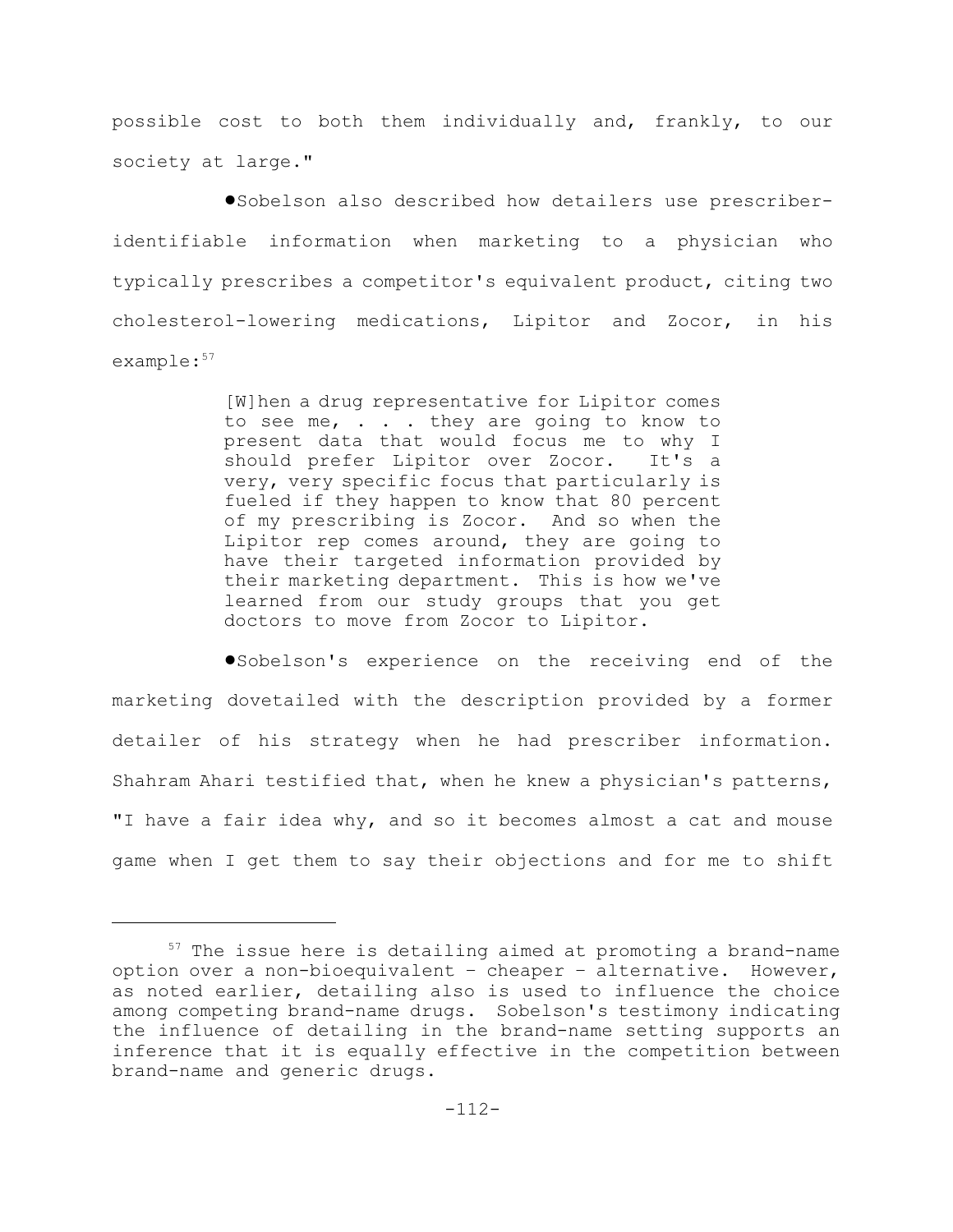possible cost to both them individually and, frankly, to our society at large."

- Sobelson also described how detailers use prescriber-identifiable information when marketing to a physician who typically prescribes a competitor's equivalent product, citing two cholesterol-lowering medications, Lipitor and Zocor, in his example:[57]

> [W]hen a drug representative for Lipitor comes to see me, . . . they are going to know to present data that would focus me to why I should prefer Lipitor over Zocor. It's a very, very specific focus that particularly is fueled if they happen to know that 80 percent of my prescribing is Zocor. And so when the Lipitor rep comes around, they are going to have their targeted information provided by their marketing department. This is how we've learned from our study groups that you get doctors to move from Zocor to Lipitor.

- Sobelson's experience on the receiving end of the marketing dovetailed with the description provided by a former detailer of his strategy when he had prescriber information. Shahram Ahari testified that, when he knew a physician's patterns, "I have a fair idea why, and so it becomes almost a cat and mouse game when I get them to say their objections and for me to shift

---

[57] The issue here is detailing aimed at promoting a brand-name option over a non-bioequivalent – cheaper – alternative. However, as noted earlier, detailing also is used to influence the choice among competing brand-name drugs. Sobelson's testimony indicating the influence of detailing in the brand-name setting supports an inference that it is equally effective in the competition between brand-name and generic drugs.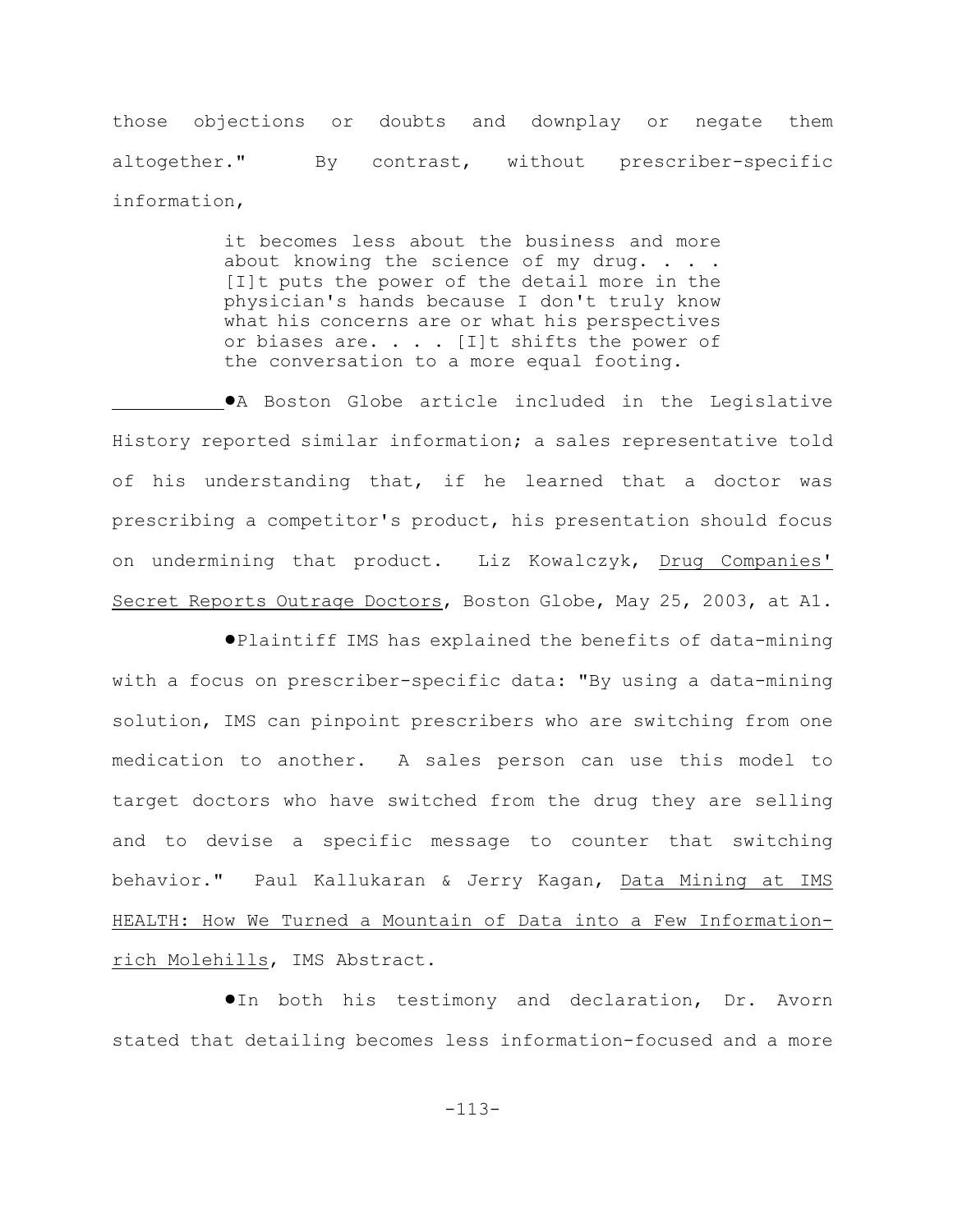those objections or doubts and downplay or negate them altogether." By contrast, without prescriber-specific information,

> it becomes less about the business and more about knowing the science of my drug. . . . [I]t puts the power of the detail more in the physician's hands because I don't truly know what his concerns are or what his perspectives or biases are. . . . [I]t shifts the power of the conversation to a more equal footing.

●A Boston Globe article included in the Legislative History reported similar information; a sales representative told of his understanding that, if he learned that a doctor was prescribing a competitor's product, his presentation should focus on undermining that product. Liz Kowalczyk, Drug Companies' Secret Reports Outrage Doctors, Boston Globe, May 25, 2003, at A1.

●Plaintiff IMS has explained the benefits of data-mining with a focus on prescriber-specific data: "By using a data-mining solution, IMS can pinpoint prescribers who are switching from one medication to another. A sales person can use this model to target doctors who have switched from the drug they are selling and to devise a specific message to counter that switching behavior." Paul Kallukaran & Jerry Kagan, Data Mining at IMS HEALTH: How We Turned a Mountain of Data into a Few Information-rich Molehills, IMS Abstract.

●In both his testimony and declaration, Dr. Avorn stated that detailing becomes less information-focused and a more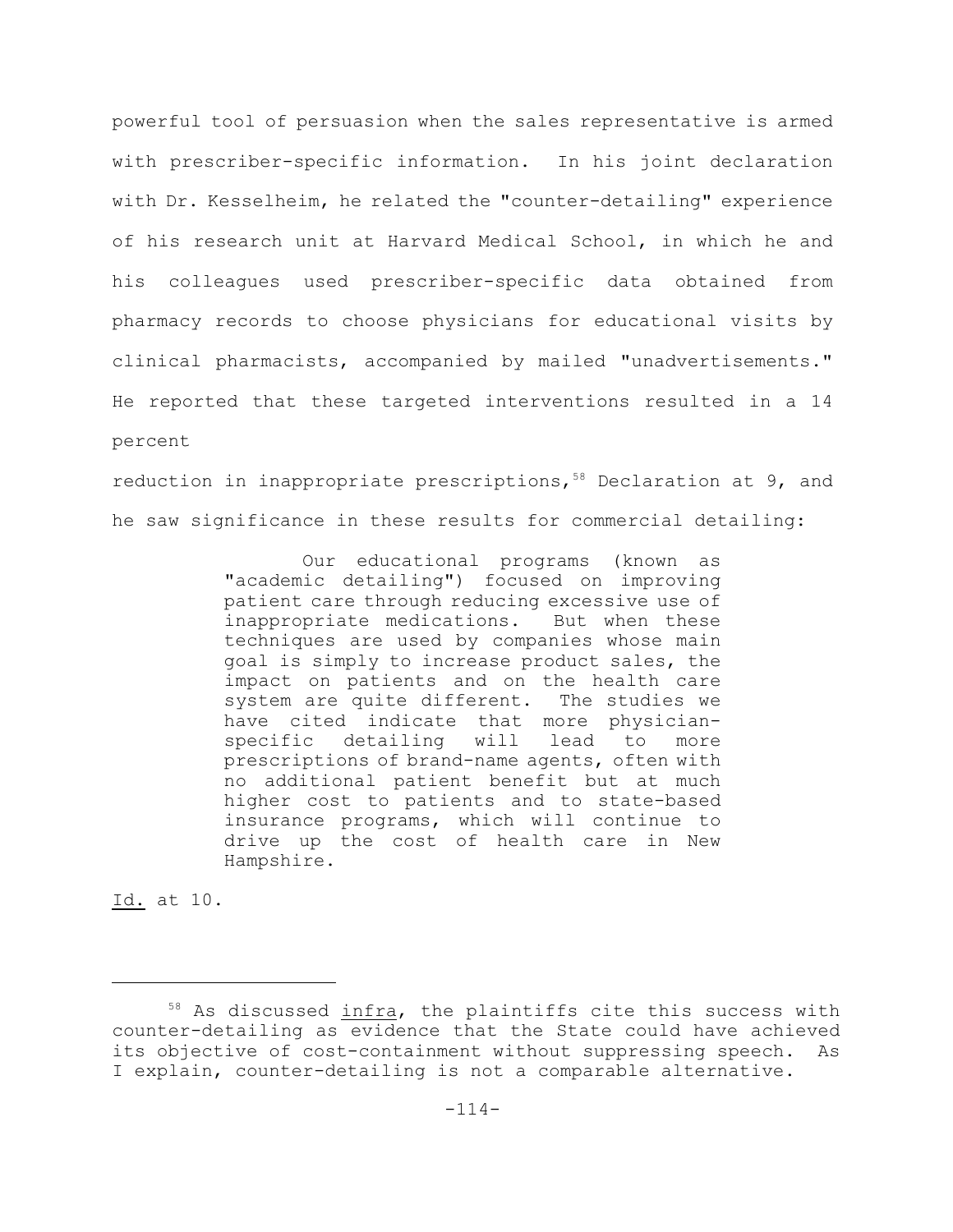powerful tool of persuasion when the sales representative is armed with prescriber-specific information. In his joint declaration with Dr. Kesselheim, he related the "counter-detailing" experience of his research unit at Harvard Medical School, in which he and his colleagues used prescriber-specific data obtained from pharmacy records to choose physicians for educational visits by clinical pharmacists, accompanied by mailed "unadvertisements." He reported that these targeted interventions resulted in a 14 percent reduction in inappropriate prescriptions,[58] Declaration at 9, and he saw significance in these results for commercial detailing:

> Our educational programs (known as "academic detailing") focused on improving patient care through reducing excessive use of inappropriate medications. But when these techniques are used by companies whose main goal is simply to increase product sales, the impact on patients and on the health care system are quite different. The studies we have cited indicate that more physician-specific detailing will lead to more prescriptions of brand-name agents, often with no additional patient benefit but at much higher cost to patients and to state-based insurance programs, which will continue to drive up the cost of health care in New Hampshire.

Id. at 10.

---

[58] As discussed infra, the plaintiffs cite this success with counter-detailing as evidence that the State could have achieved its objective of cost-containment without suppressing speech. As I explain, counter-detailing is not a comparable alternative.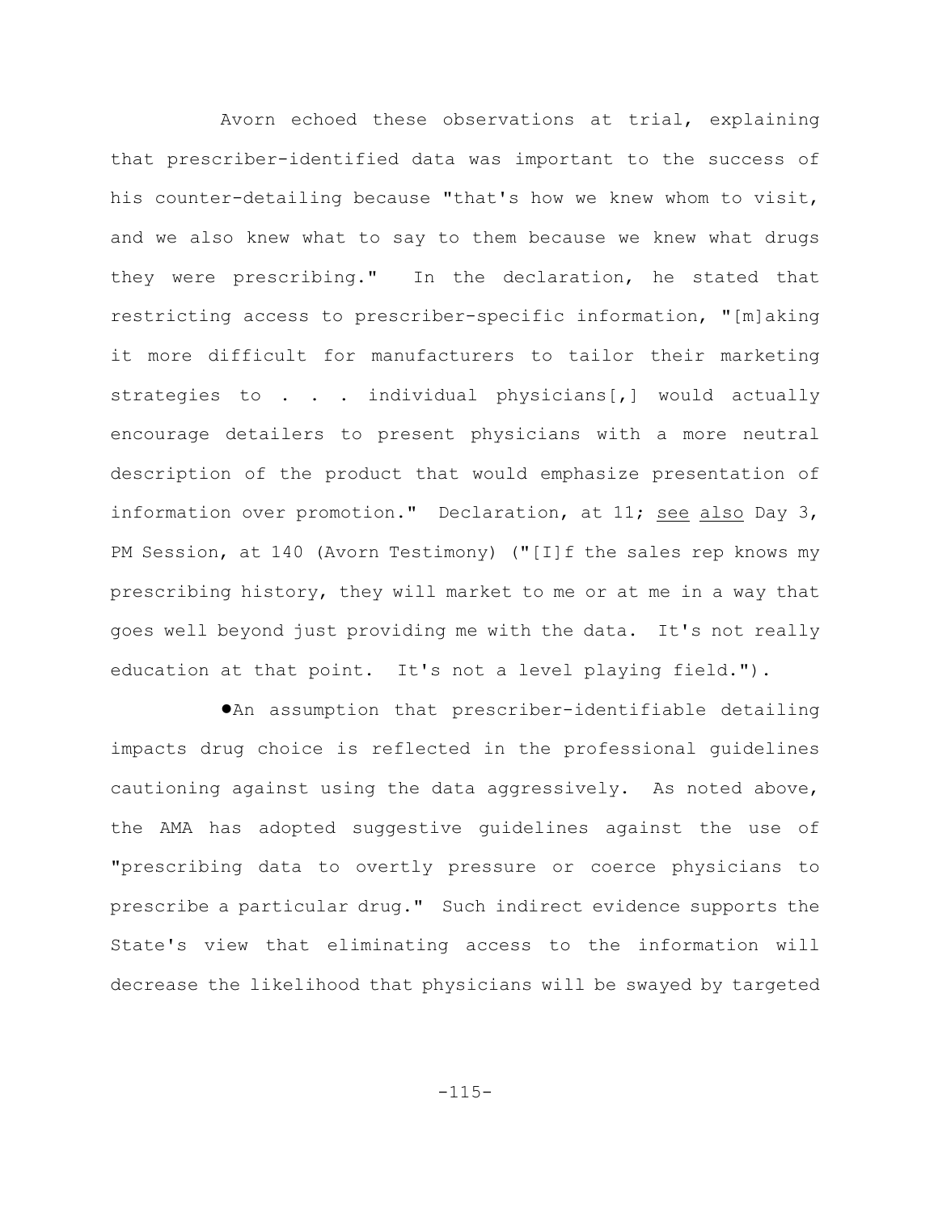Avorn echoed these observations at trial, explaining that prescriber-identified data was important to the success of his counter-detailing because "that's how we knew whom to visit, and we also knew what to say to them because we knew what drugs they were prescribing." In the declaration, he stated that restricting access to prescriber-specific information, "[m]aking it more difficult for manufacturers to tailor their marketing strategies to . . . individual physicians[,] would actually encourage detailers to present physicians with a more neutral description of the product that would emphasize presentation of information over promotion." Declaration, at 11; see also Day 3, PM Session, at 140 (Avorn Testimony) ("[I]f the sales rep knows my prescribing history, they will market to me or at me in a way that goes well beyond just providing me with the data. It's not really education at that point. It's not a level playing field.").

- An assumption that prescriber-identifiable detailing impacts drug choice is reflected in the professional guidelines cautioning against using the data aggressively. As noted above, the AMA has adopted suggestive guidelines against the use of "prescribing data to overtly pressure or coerce physicians to prescribe a particular drug." Such indirect evidence supports the State's view that eliminating access to the information will decrease the likelihood that physicians will be swayed by targeted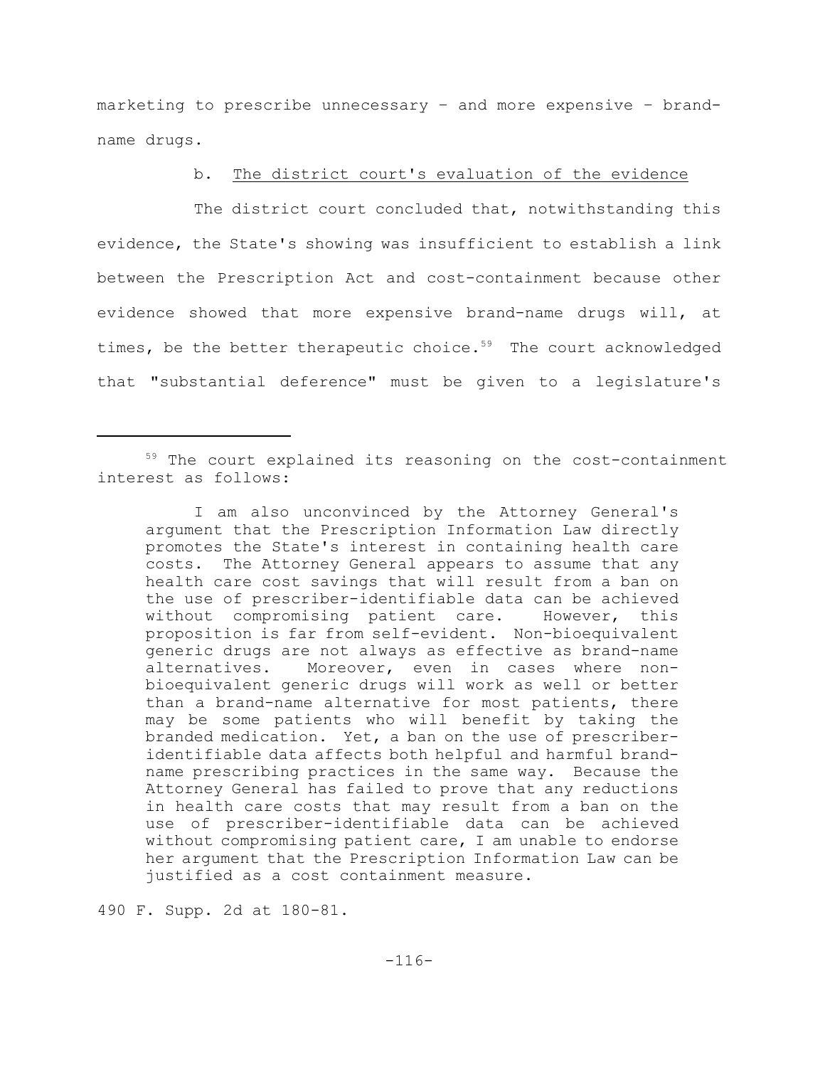marketing to prescribe unnecessary – and more expensive – brand-name drugs.

b. The district court's evaluation of the evidence

The district court concluded that, notwithstanding this evidence, the State's showing was insufficient to establish a link between the Prescription Act and cost-containment because other evidence showed that more expensive brand-name drugs will, at times, be the better therapeutic choice.[59] The court acknowledged that "substantial deference" must be given to a legislature's

---

[59] The court explained its reasoning on the cost-containment interest as follows:

> I am also unconvinced by the Attorney General's argument that the Prescription Information Law directly promotes the State's interest in containing health care costs. The Attorney General appears to assume that any health care cost savings that will result from a ban on the use of prescriber-identifiable data can be achieved without compromising patient care. However, this proposition is far from self-evident. Non-bioequivalent generic drugs are not always as effective as brand-name alternatives. Moreover, even in cases where non-bioequivalent generic drugs will work as well or better than a brand-name alternative for most patients, there may be some patients who will benefit by taking the branded medication. Yet, a ban on the use of prescriber-identifiable data affects both helpful and harmful brand-name prescribing practices in the same way. Because the Attorney General has failed to prove that any reductions in health care costs that may result from a ban on the use of prescriber-identifiable data can be achieved without compromising patient care, I am unable to endorse her argument that the Prescription Information Law can be justified as a cost containment measure.

490 F. Supp. 2d at 180-81.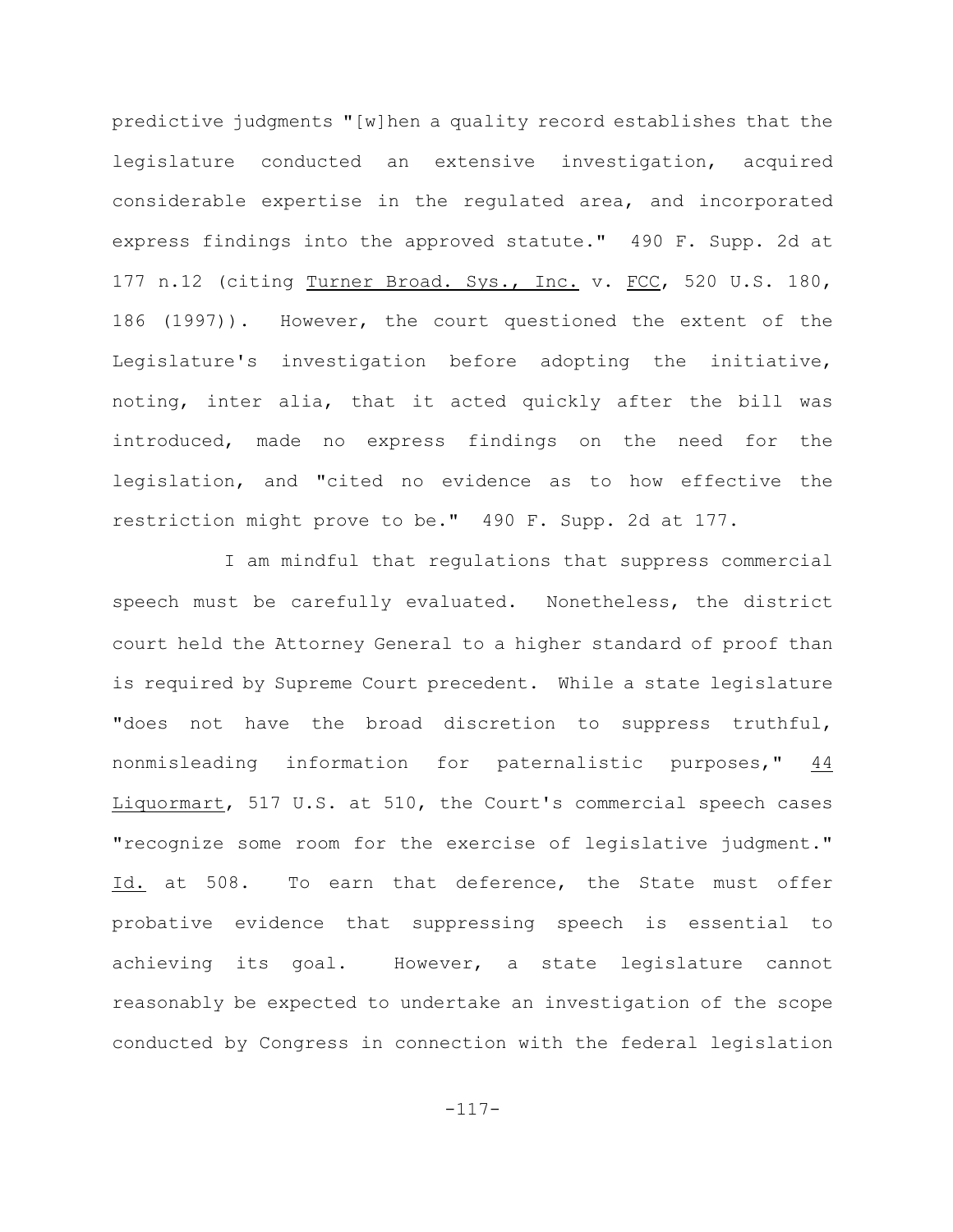predictive judgments "[w]hen a quality record establishes that the legislature conducted an extensive investigation, acquired considerable expertise in the regulated area, and incorporated express findings into the approved statute." 490 F. Supp. 2d at 177 n.12 (citing Turner Broad. Sys., Inc. v. FCC, 520 U.S. 180, 186 (1997)). However, the court questioned the extent of the Legislature's investigation before adopting the initiative, noting, inter alia, that it acted quickly after the bill was introduced, made no express findings on the need for the legislation, and "cited no evidence as to how effective the restriction might prove to be." 490 F. Supp. 2d at 177.

I am mindful that regulations that suppress commercial speech must be carefully evaluated. Nonetheless, the district court held the Attorney General to a higher standard of proof than is required by Supreme Court precedent. While a state legislature "does not have the broad discretion to suppress truthful, nonmisleading information for paternalistic purposes," 44 Liquormart, 517 U.S. at 510, the Court's commercial speech cases "recognize some room for the exercise of legislative judgment." Id. at 508. To earn that deference, the State must offer probative evidence that suppressing speech is essential to achieving its goal. However, a state legislature cannot reasonably be expected to undertake an investigation of the scope conducted by Congress in connection with the federal legislation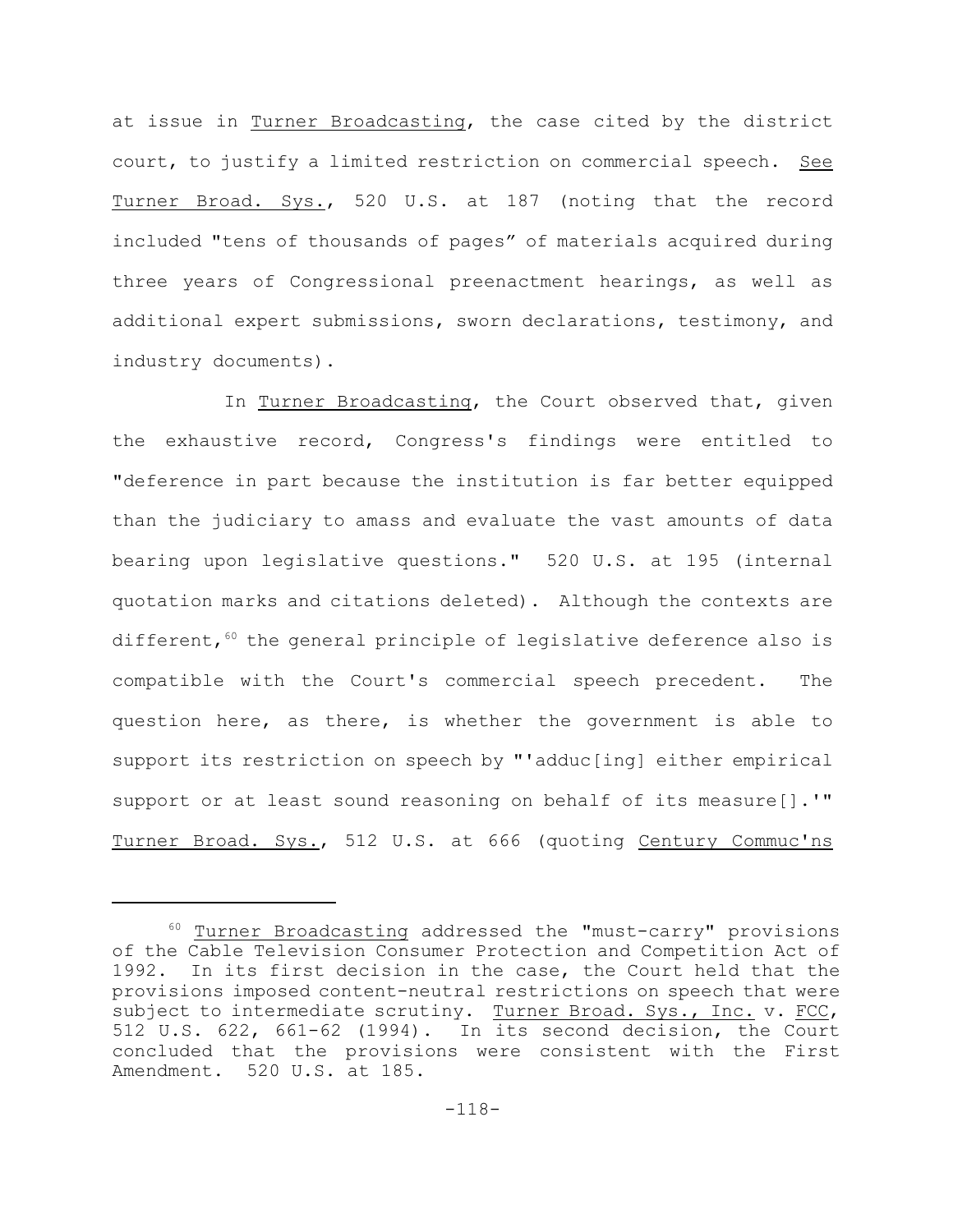at issue in Turner Broadcasting, the case cited by the district court, to justify a limited restriction on commercial speech. See Turner Broad. Sys., 520 U.S. at 187 (noting that the record included "tens of thousands of pages" of materials acquired during three years of Congressional preenactment hearings, as well as additional expert submissions, sworn declarations, testimony, and industry documents).

In Turner Broadcasting, the Court observed that, given the exhaustive record, Congress's findings were entitled to "deference in part because the institution is far better equipped than the judiciary to amass and evaluate the vast amounts of data bearing upon legislative questions." 520 U.S. at 195 (internal quotation marks and citations deleted). Although the contexts are different,[60] the general principle of legislative deference also is compatible with the Court's commercial speech precedent. The question here, as there, is whether the government is able to support its restriction on speech by "'adduc[ing] either empirical support or at least sound reasoning on behalf of its measure[].'" Turner Broad. Sys., 512 U.S. at 666 (quoting Century Commuc'ns

---

[60] Turner Broadcasting addressed the "must-carry" provisions of the Cable Television Consumer Protection and Competition Act of 1992. In its first decision in the case, the Court held that the provisions imposed content-neutral restrictions on speech that were subject to intermediate scrutiny. Turner Broad. Sys., Inc. v. FCC, 512 U.S. 622, 661-62 (1994). In its second decision, the Court concluded that the provisions were consistent with the First Amendment. 520 U.S. at 185.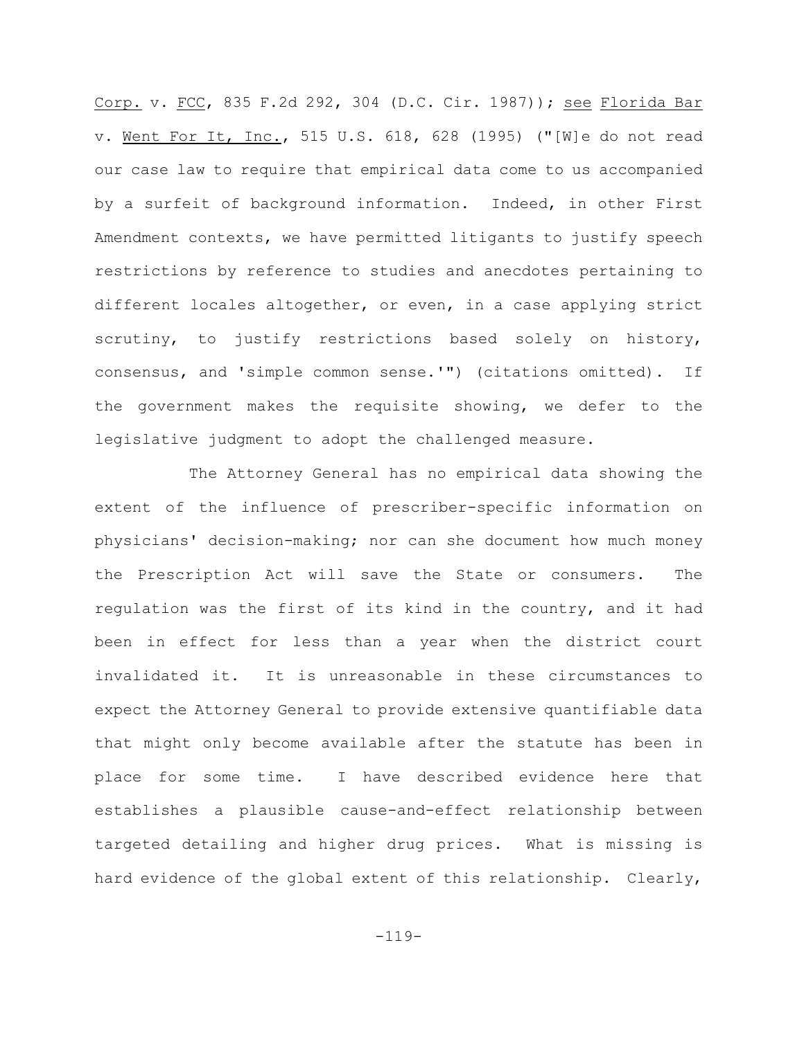Corp. v. FCC, 835 F.2d 292, 304 (D.C. Cir. 1987)); see Florida Bar v. Went For It, Inc., 515 U.S. 618, 628 (1995) ("[W]e do not read our case law to require that empirical data come to us accompanied by a surfeit of background information. Indeed, in other First Amendment contexts, we have permitted litigants to justify speech restrictions by reference to studies and anecdotes pertaining to different locales altogether, or even, in a case applying strict scrutiny, to justify restrictions based solely on history, consensus, and 'simple common sense.'") (citations omitted). If the government makes the requisite showing, we defer to the legislative judgment to adopt the challenged measure.

The Attorney General has no empirical data showing the extent of the influence of prescriber-specific information on physicians' decision-making; nor can she document how much money the Prescription Act will save the State or consumers. The regulation was the first of its kind in the country, and it had been in effect for less than a year when the district court invalidated it. It is unreasonable in these circumstances to expect the Attorney General to provide extensive quantifiable data that might only become available after the statute has been in place for some time. I have described evidence here that establishes a plausible cause-and-effect relationship between targeted detailing and higher drug prices. What is missing is hard evidence of the global extent of this relationship. Clearly,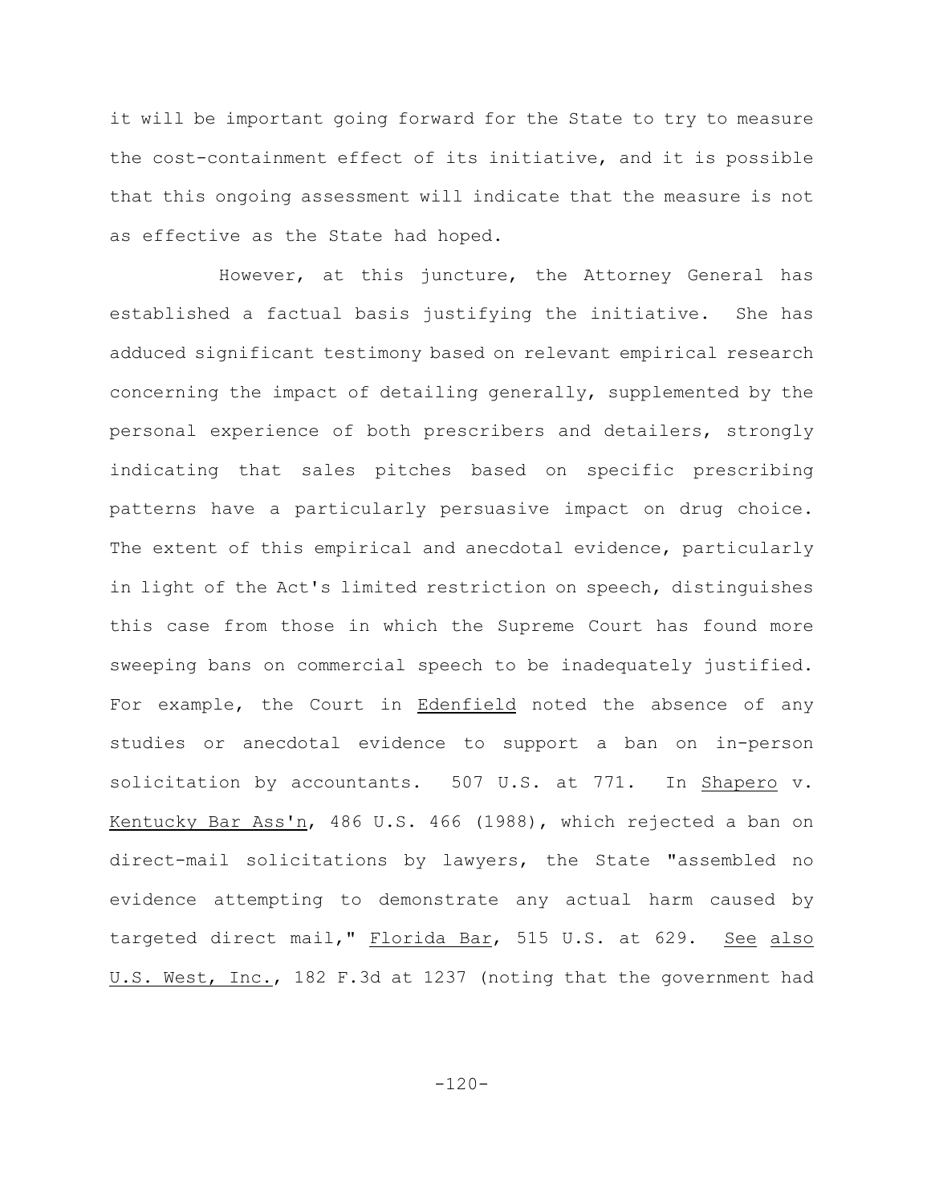it will be important going forward for the State to try to measure the cost-containment effect of its initiative, and it is possible that this ongoing assessment will indicate that the measure is not as effective as the State had hoped.

However, at this juncture, the Attorney General has established a factual basis justifying the initiative. She has adduced significant testimony based on relevant empirical research concerning the impact of detailing generally, supplemented by the personal experience of both prescribers and detailers, strongly indicating that sales pitches based on specific prescribing patterns have a particularly persuasive impact on drug choice. The extent of this empirical and anecdotal evidence, particularly in light of the Act's limited restriction on speech, distinguishes this case from those in which the Supreme Court has found more sweeping bans on commercial speech to be inadequately justified. For example, the Court in <u>Edenfield</u> noted the absence of any studies or anecdotal evidence to support a ban on in-person solicitation by accountants. 507 U.S. at 771. In <u>Shapero</u> v. <u>Kentucky Bar Ass'n</u>, 486 U.S. 466 (1988), which rejected a ban on direct-mail solicitations by lawyers, the State "assembled no evidence attempting to demonstrate any actual harm caused by targeted direct mail," <u>Florida Bar</u>, 515 U.S. at 629. <u>See also</u> <u>U.S. West, Inc.</u>, 182 F.3d at 1237 (noting that the government had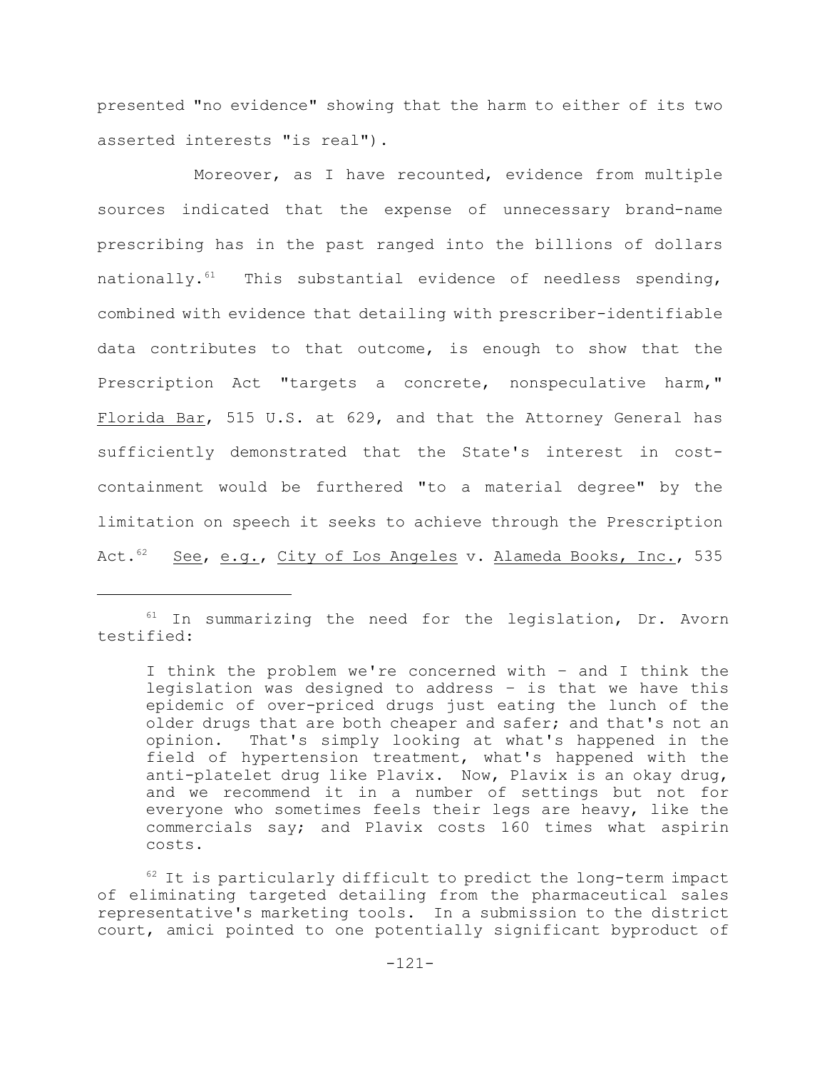presented "no evidence" showing that the harm to either of its two asserted interests "is real").

Moreover, as I have recounted, evidence from multiple sources indicated that the expense of unnecessary brand-name prescribing has in the past ranged into the billions of dollars nationally.[61] This substantial evidence of needless spending, combined with evidence that detailing with prescriber-identifiable data contributes to that outcome, is enough to show that the Prescription Act "targets a concrete, nonspeculative harm," Florida Bar, 515 U.S. at 629, and that the Attorney General has sufficiently demonstrated that the State's interest in cost-containment would be furthered "to a material degree" by the limitation on speech it seeks to achieve through the Prescription Act.[62] See, e.g., City of Los Angeles v. Alameda Books, Inc., 535

---

[61] In summarizing the need for the legislation, Dr. Avorn testified:

> I think the problem we're concerned with – and I think the legislation was designed to address – is that we have this epidemic of over-priced drugs just eating the lunch of the older drugs that are both cheaper and safer; and that's not an opinion. That's simply looking at what's happened in the field of hypertension treatment, what's happened with the anti-platelet drug like Plavix. Now, Plavix is an okay drug, and we recommend it in a number of settings but not for everyone who sometimes feels their legs are heavy, like the commercials say; and Plavix costs 160 times what aspirin costs.

[62] It is particularly difficult to predict the long-term impact of eliminating targeted detailing from the pharmaceutical sales representative's marketing tools. In a submission to the district court, amici pointed to one potentially significant byproduct of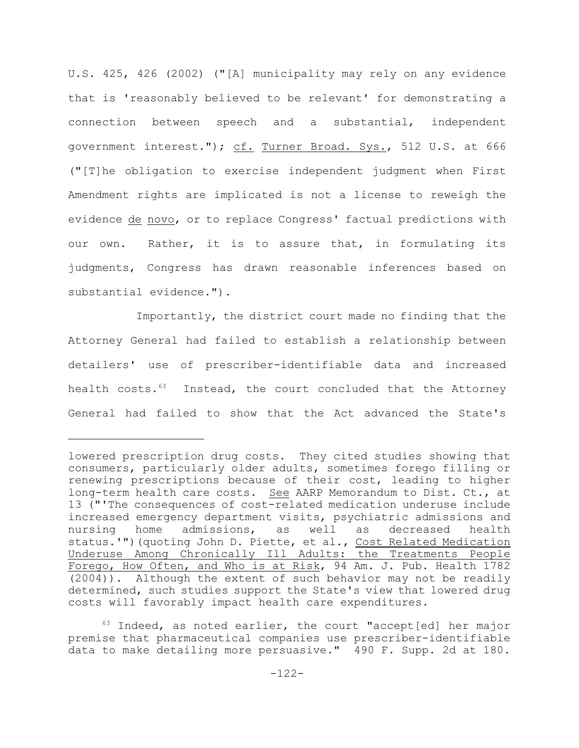U.S. 425, 426 (2002) ("[A] municipality may rely on any evidence that is 'reasonably believed to be relevant' for demonstrating a connection between speech and a substantial, independent government interest."); cf. Turner Broad. Sys., 512 U.S. at 666 ("[T]he obligation to exercise independent judgment when First Amendment rights are implicated is not a license to reweigh the evidence de novo, or to replace Congress' factual predictions with our own. Rather, it is to assure that, in formulating its judgments, Congress has drawn reasonable inferences based on substantial evidence.").

Importantly, the district court made no finding that the Attorney General had failed to establish a relationship between detailers' use of prescriber-identifiable data and increased health costs.[63] Instead, the court concluded that the Attorney General had failed to show that the Act advanced the State's

---

lowered prescription drug costs. They cited studies showing that consumers, particularly older adults, sometimes forego filling or renewing prescriptions because of their cost, leading to higher long-term health care costs. See AARP Memorandum to Dist. Ct., at 13 ("'The consequences of cost-related medication underuse include increased emergency department visits, psychiatric admissions and nursing home admissions, as well as decreased health status.'")(quoting John D. Piette, et al., Cost Related Medication Underuse Among Chronically Ill Adults: the Treatments People Forego, How Often, and Who is at Risk, 94 Am. J. Pub. Health 1782 (2004)). Although the extent of such behavior may not be readily determined, such studies support the State's view that lowered drug costs will favorably impact health care expenditures.

[63] Indeed, as noted earlier, the court "accept[ed] her major premise that pharmaceutical companies use prescriber-identifiable data to make detailing more persuasive." 490 F. Supp. 2d at 180.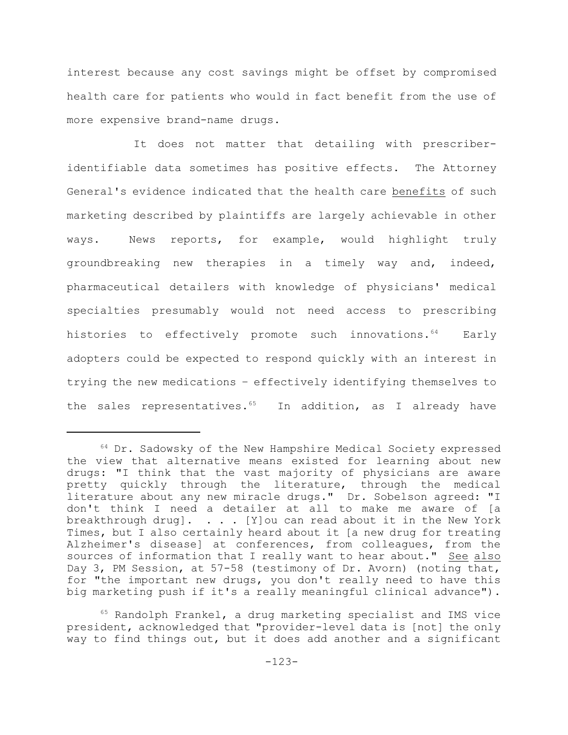interest because any cost savings might be offset by compromised health care for patients who would in fact benefit from the use of more expensive brand-name drugs.

It does not matter that detailing with prescriber-identifiable data sometimes has positive effects. The Attorney General's evidence indicated that the health care benefits of such marketing described by plaintiffs are largely achievable in other ways. News reports, for example, would highlight truly groundbreaking new therapies in a timely way and, indeed, pharmaceutical detailers with knowledge of physicians' medical specialties presumably would not need access to prescribing histories to effectively promote such innovations.[64] Early adopters could be expected to respond quickly with an interest in trying the new medications – effectively identifying themselves to the sales representatives.[65] In addition, as I already have

---

[64] Dr. Sadowsky of the New Hampshire Medical Society expressed the view that alternative means existed for learning about new drugs: "I think that the vast majority of physicians are aware pretty quickly through the literature, through the medical literature about any new miracle drugs." Dr. Sobelson agreed: "I don't think I need a detailer at all to make me aware of [a breakthrough drug]. . . . [Y]ou can read about it in the New York Times, but I also certainly heard about it [a new drug for treating Alzheimer's disease] at conferences, from colleagues, from the sources of information that I really want to hear about." See also Day 3, PM Session, at 57-58 (testimony of Dr. Avorn) (noting that, for "the important new drugs, you don't really need to have this big marketing push if it's a really meaningful clinical advance").

[65] Randolph Frankel, a drug marketing specialist and IMS vice president, acknowledged that "provider-level data is [not] the only way to find things out, but it does add another and a significant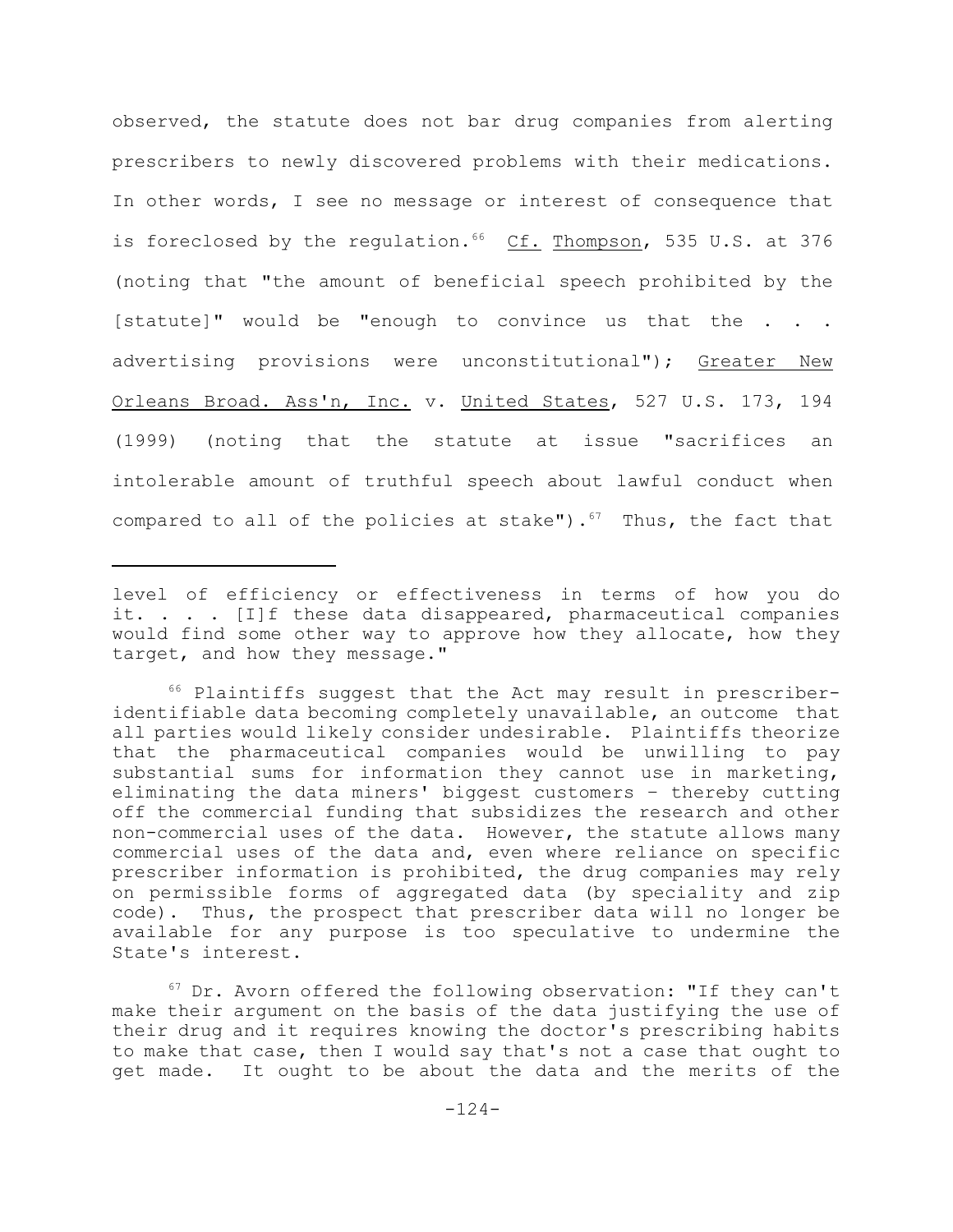observed, the statute does not bar drug companies from alerting prescribers to newly discovered problems with their medications. In other words, I see no message or interest of consequence that is foreclosed by the regulation.[66] Cf. Thompson, 535 U.S. at 376 (noting that "the amount of beneficial speech prohibited by the [statute]" would be "enough to convince us that the . . . advertising provisions were unconstitutional"); Greater New Orleans Broad. Ass'n, Inc. v. United States, 527 U.S. 173, 194 (1999) (noting that the statute at issue "sacrifices an intolerable amount of truthful speech about lawful conduct when compared to all of the policies at stake").[67] Thus, the fact that

---

level of efficiency or effectiveness in terms of how you do it. . . . [I]f these data disappeared, pharmaceutical companies would find some other way to approve how they allocate, how they target, and how they message."

[66] Plaintiffs suggest that the Act may result in prescriber-identifiable data becoming completely unavailable, an outcome that all parties would likely consider undesirable. Plaintiffs theorize that the pharmaceutical companies would be unwilling to pay substantial sums for information they cannot use in marketing, eliminating the data miners' biggest customers – thereby cutting off the commercial funding that subsidizes the research and other non-commercial uses of the data. However, the statute allows many commercial uses of the data and, even where reliance on specific prescriber information is prohibited, the drug companies may rely on permissible forms of aggregated data (by speciality and zip code). Thus, the prospect that prescriber data will no longer be available for any purpose is too speculative to undermine the State's interest.

[67] Dr. Avorn offered the following observation: "If they can't make their argument on the basis of the data justifying the use of their drug and it requires knowing the doctor's prescribing habits to make that case, then I would say that's not a case that ought to get made. It ought to be about the data and the merits of the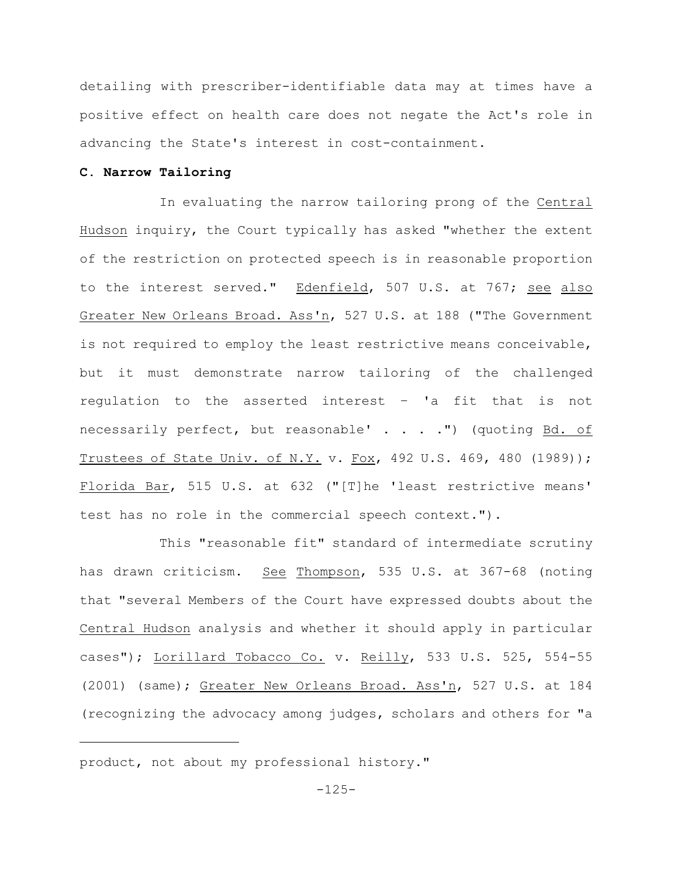detailing with prescriber-identifiable data may at times have a positive effect on health care does not negate the Act's role in advancing the State's interest in cost-containment.

**C. Narrow Tailoring**

In evaluating the narrow tailoring prong of the Central Hudson inquiry, the Court typically has asked "whether the extent of the restriction on protected speech is in reasonable proportion to the interest served." Edenfield, 507 U.S. at 767; see also Greater New Orleans Broad. Ass'n, 527 U.S. at 188 ("The Government is not required to employ the least restrictive means conceivable, but it must demonstrate narrow tailoring of the challenged regulation to the asserted interest – 'a fit that is not necessarily perfect, but reasonable' . . . .") (quoting Bd. of Trustees of State Univ. of N.Y. v. Fox, 492 U.S. 469, 480 (1989)); Florida Bar, 515 U.S. at 632 ("[T]he 'least restrictive means' test has no role in the commercial speech context.").

This "reasonable fit" standard of intermediate scrutiny has drawn criticism. See Thompson, 535 U.S. at 367-68 (noting that "several Members of the Court have expressed doubts about the Central Hudson analysis and whether it should apply in particular cases"); Lorillard Tobacco Co. v. Reilly, 533 U.S. 525, 554-55 (2001) (same); Greater New Orleans Broad. Ass'n, 527 U.S. at 184 (recognizing the advocacy among judges, scholars and others for "a

---

product, not about my professional history."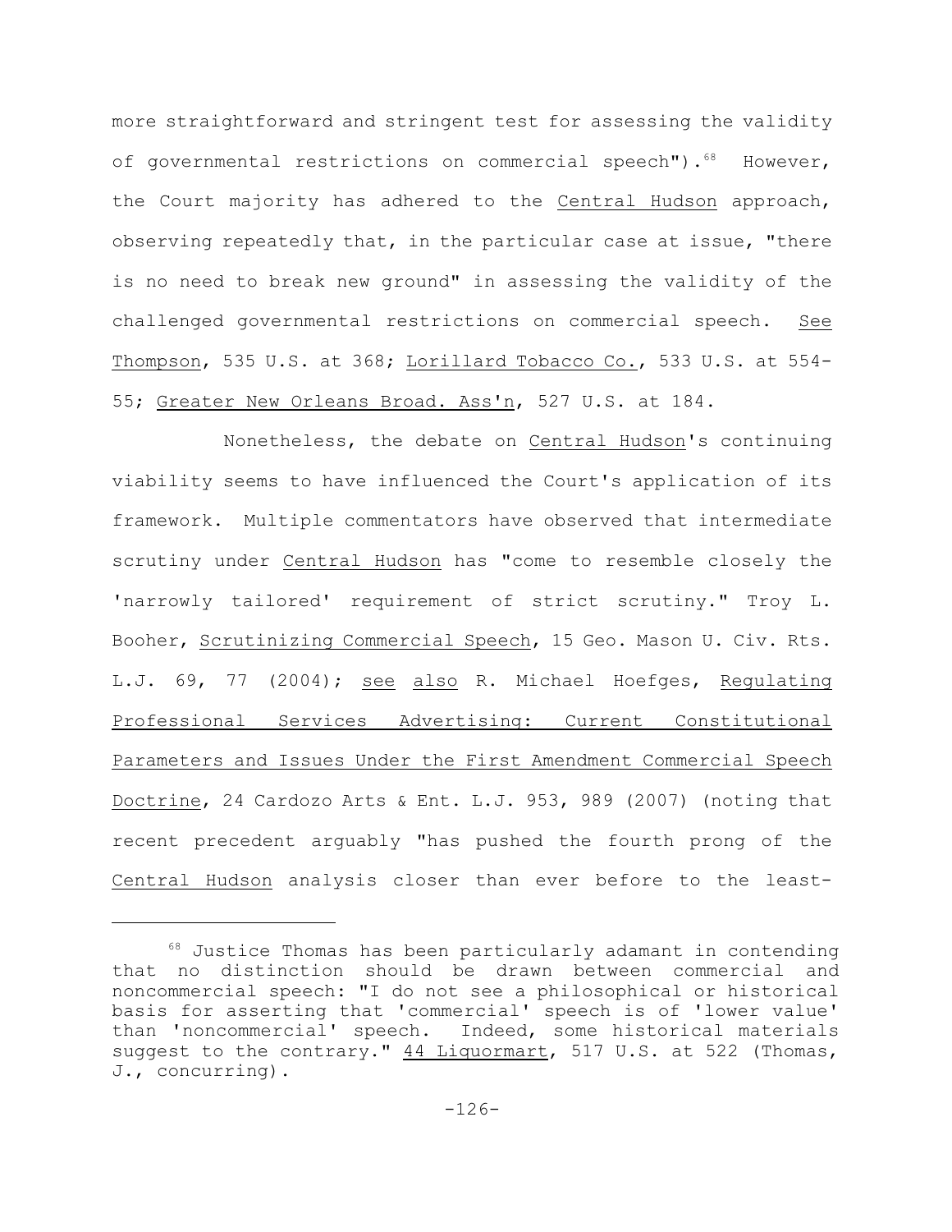more straightforward and stringent test for assessing the validity of governmental restrictions on commercial speech").[68] However, the Court majority has adhered to the _Central Hudson_ approach, observing repeatedly that, in the particular case at issue, "there is no need to break new ground" in assessing the validity of the challenged governmental restrictions on commercial speech. _See Thompson_, 535 U.S. at 368; _Lorillard Tobacco Co._, 533 U.S. at 554-55; _Greater New Orleans Broad. Ass'n_, 527 U.S. at 184.

Nonetheless, the debate on _Central Hudson_'s continuing viability seems to have influenced the Court's application of its framework. Multiple commentators have observed that intermediate scrutiny under _Central Hudson_ has "come to resemble closely the 'narrowly tailored' requirement of strict scrutiny." Troy L. Booher, _Scrutinizing Commercial Speech_, 15 Geo. Mason U. Civ. Rts. L.J. 69, 77 (2004); _see also_ R. Michael Hoefges, _Regulating Professional Services Advertising: Current Constitutional Parameters and Issues Under the First Amendment Commercial Speech Doctrine_, 24 Cardozo Arts & Ent. L.J. 953, 989 (2007) (noting that recent precedent arguably "has pushed the fourth prong of the _Central Hudson_ analysis closer than ever before to the least-

---

[68] Justice Thomas has been particularly adamant in contending that no distinction should be drawn between commercial and noncommercial speech: "I do not see a philosophical or historical basis for asserting that 'commercial' speech is of 'lower value' than 'noncommercial' speech. Indeed, some historical materials suggest to the contrary." _44 Liquormart_, 517 U.S. at 522 (Thomas, J., concurring).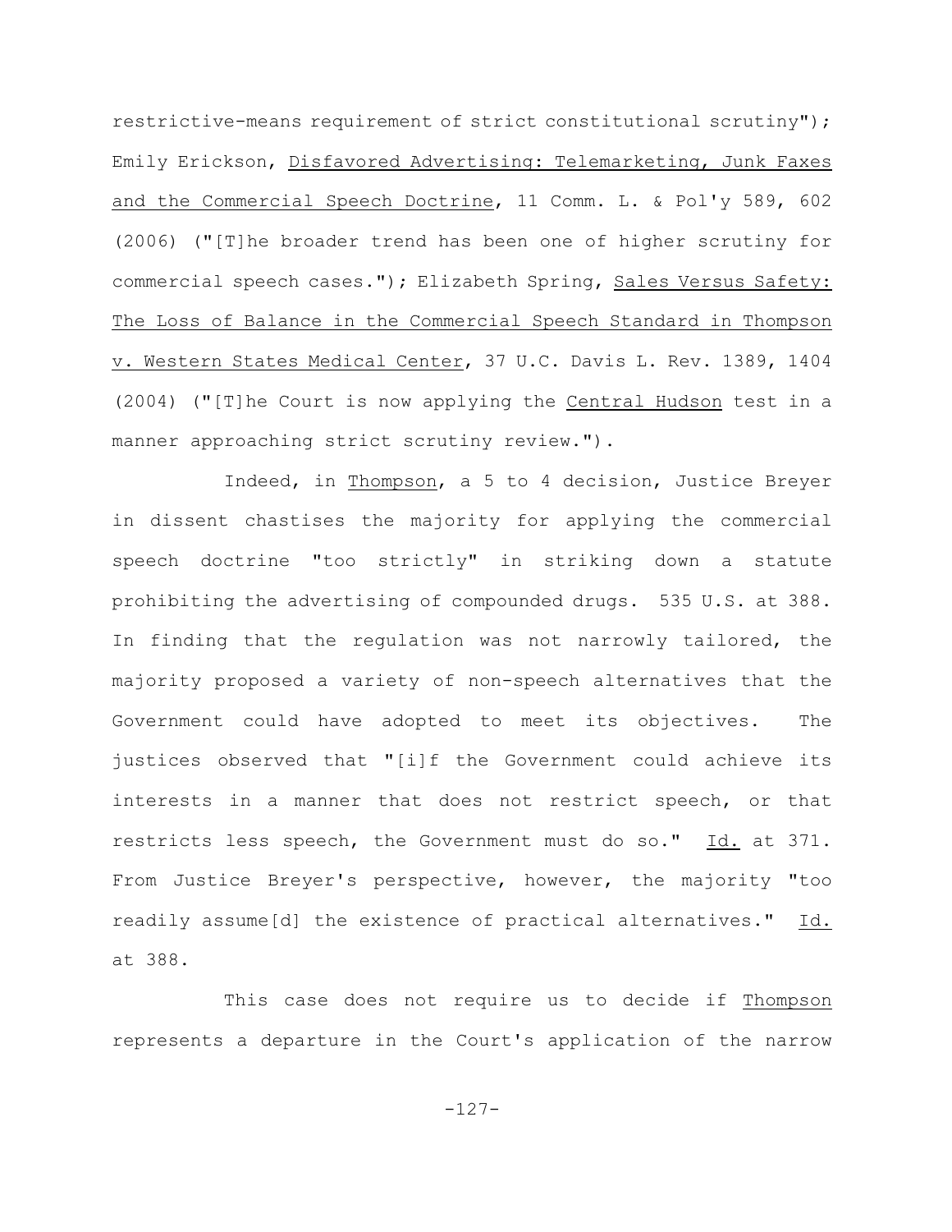restrictive-means requirement of strict constitutional scrutiny"); Emily Erickson, _Disfavored Advertising: Telemarketing, Junk Faxes and the Commercial Speech Doctrine_, 11 Comm. L. & Pol'y 589, 602 (2006) ("[T]he broader trend has been one of higher scrutiny for commercial speech cases."); Elizabeth Spring, _Sales Versus Safety: The Loss of Balance in the Commercial Speech Standard in Thompson v. Western States Medical Center_, 37 U.C. Davis L. Rev. 1389, 1404 (2004) ("[T]he Court is now applying the _Central Hudson_ test in a manner approaching strict scrutiny review.").

Indeed, in _Thompson_, a 5 to 4 decision, Justice Breyer in dissent chastises the majority for applying the commercial speech doctrine "too strictly" in striking down a statute prohibiting the advertising of compounded drugs. 535 U.S. at 388. In finding that the regulation was not narrowly tailored, the majority proposed a variety of non-speech alternatives that the Government could have adopted to meet its objectives. The justices observed that "[i]f the Government could achieve its interests in a manner that does not restrict speech, or that restricts less speech, the Government must do so." _Id._ at 371. From Justice Breyer's perspective, however, the majority "too readily assume[d] the existence of practical alternatives." _Id._ at 388.

This case does not require us to decide if _Thompson_ represents a departure in the Court's application of the narrow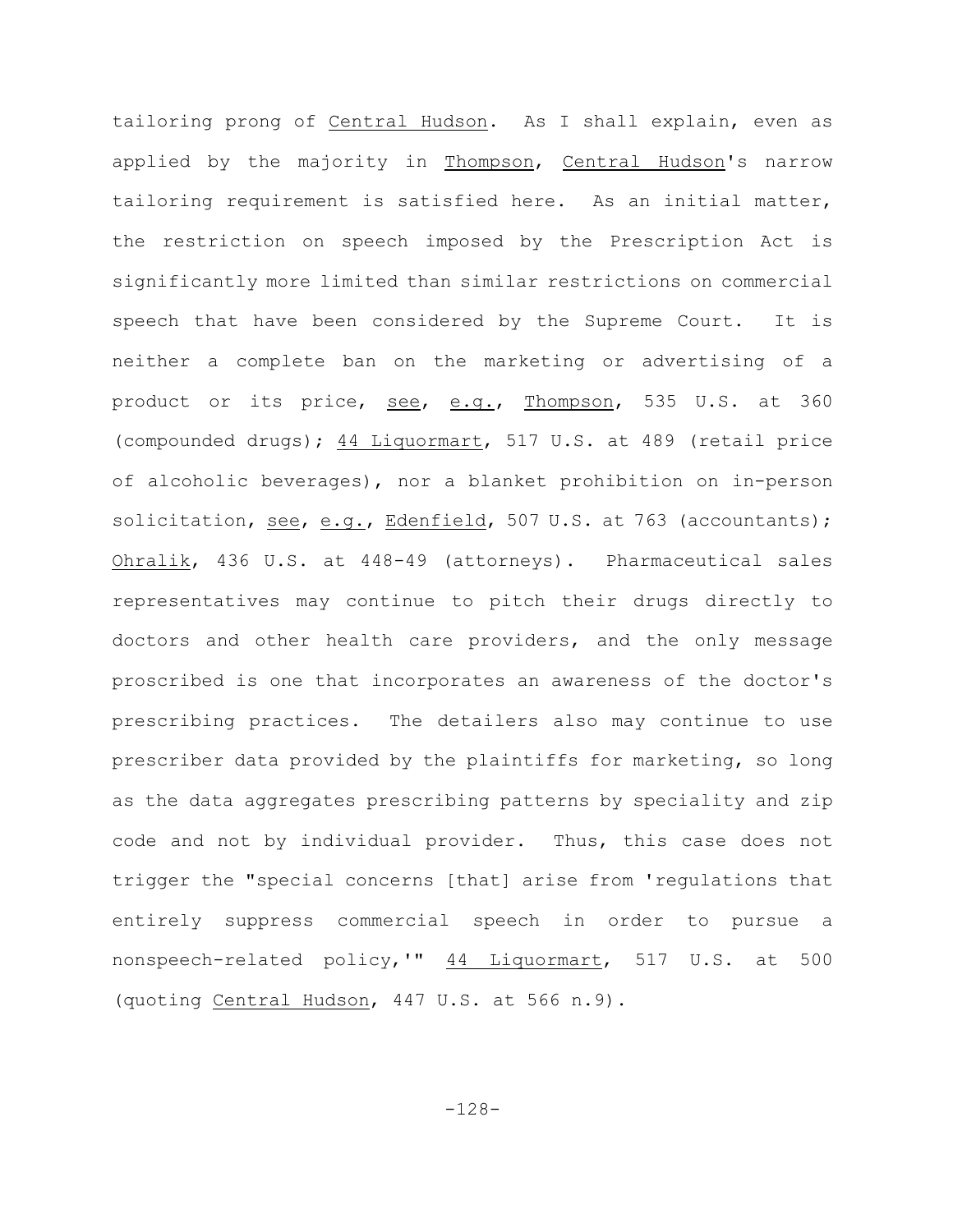tailoring prong of Central Hudson. As I shall explain, even as applied by the majority in Thompson, Central Hudson's narrow tailoring requirement is satisfied here. As an initial matter, the restriction on speech imposed by the Prescription Act is significantly more limited than similar restrictions on commercial speech that have been considered by the Supreme Court. It is neither a complete ban on the marketing or advertising of a product or its price, see, e.g., Thompson, 535 U.S. at 360 (compounded drugs); 44 Liquormart, 517 U.S. at 489 (retail price of alcoholic beverages), nor a blanket prohibition on in-person solicitation, see, e.g., Edenfield, 507 U.S. at 763 (accountants); Ohralik, 436 U.S. at 448-49 (attorneys). Pharmaceutical sales representatives may continue to pitch their drugs directly to doctors and other health care providers, and the only message proscribed is one that incorporates an awareness of the doctor's prescribing practices. The detailers also may continue to use prescriber data provided by the plaintiffs for marketing, so long as the data aggregates prescribing patterns by speciality and zip code and not by individual provider. Thus, this case does not trigger the "special concerns [that] arise from 'regulations that entirely suppress commercial speech in order to pursue a nonspeech-related policy,'" 44 Liquormart, 517 U.S. at 500 (quoting Central Hudson, 447 U.S. at 566 n.9).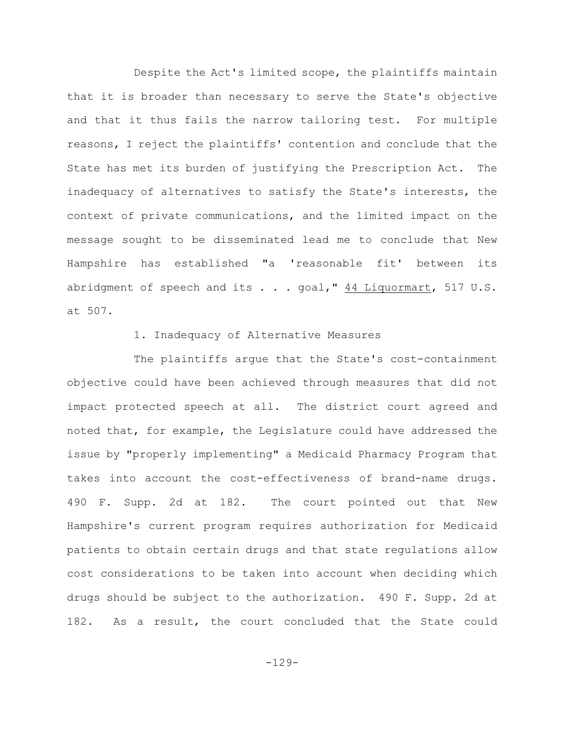Despite the Act's limited scope, the plaintiffs maintain that it is broader than necessary to serve the State's objective and that it thus fails the narrow tailoring test. For multiple reasons, I reject the plaintiffs' contention and conclude that the State has met its burden of justifying the Prescription Act. The inadequacy of alternatives to satisfy the State's interests, the context of private communications, and the limited impact on the message sought to be disseminated lead me to conclude that New Hampshire has established "a 'reasonable fit' between its abridgment of speech and its . . . goal," 44 Liquormart, 517 U.S. at 507.

1. Inadequacy of Alternative Measures

The plaintiffs argue that the State's cost-containment objective could have been achieved through measures that did not impact protected speech at all. The district court agreed and noted that, for example, the Legislature could have addressed the issue by "properly implementing" a Medicaid Pharmacy Program that takes into account the cost-effectiveness of brand-name drugs. 490 F. Supp. 2d at 182. The court pointed out that New Hampshire's current program requires authorization for Medicaid patients to obtain certain drugs and that state regulations allow cost considerations to be taken into account when deciding which drugs should be subject to the authorization. 490 F. Supp. 2d at 182. As a result, the court concluded that the State could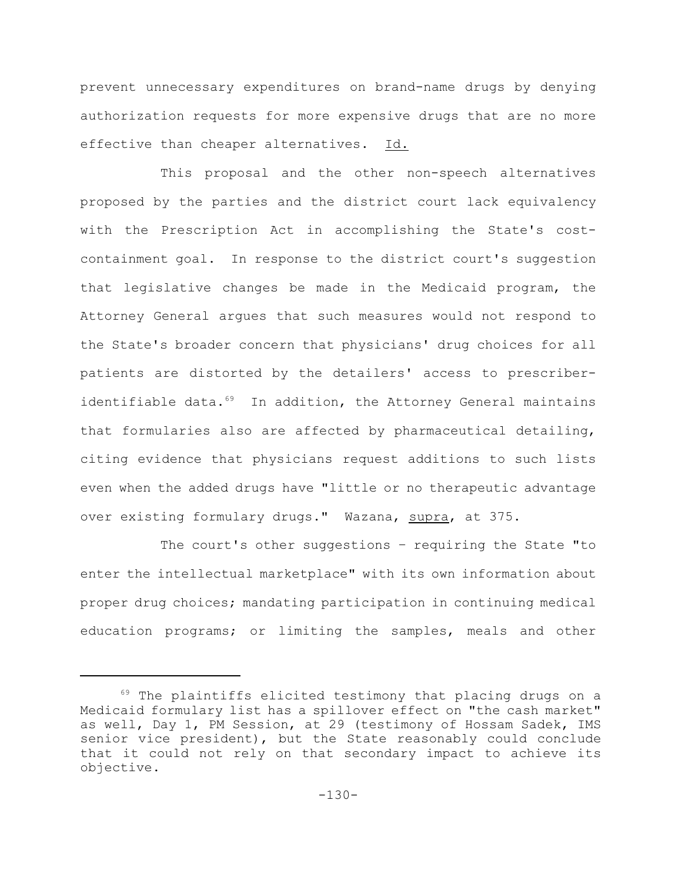prevent unnecessary expenditures on brand-name drugs by denying authorization requests for more expensive drugs that are no more effective than cheaper alternatives. Id.

This proposal and the other non-speech alternatives proposed by the parties and the district court lack equivalency with the Prescription Act in accomplishing the State's cost-containment goal. In response to the district court's suggestion that legislative changes be made in the Medicaid program, the Attorney General argues that such measures would not respond to the State's broader concern that physicians' drug choices for all patients are distorted by the detailers' access to prescriber-identifiable data.[69] In addition, the Attorney General maintains that formularies also are affected by pharmaceutical detailing, citing evidence that physicians request additions to such lists even when the added drugs have "little or no therapeutic advantage over existing formulary drugs." Wazana, supra, at 375.

The court's other suggestions – requiring the State "to enter the intellectual marketplace" with its own information about proper drug choices; mandating participation in continuing medical education programs; or limiting the samples, meals and other

---

[69] The plaintiffs elicited testimony that placing drugs on a Medicaid formulary list has a spillover effect on "the cash market" as well, Day 1, PM Session, at 29 (testimony of Hossam Sadek, IMS senior vice president), but the State reasonably could conclude that it could not rely on that secondary impact to achieve its objective.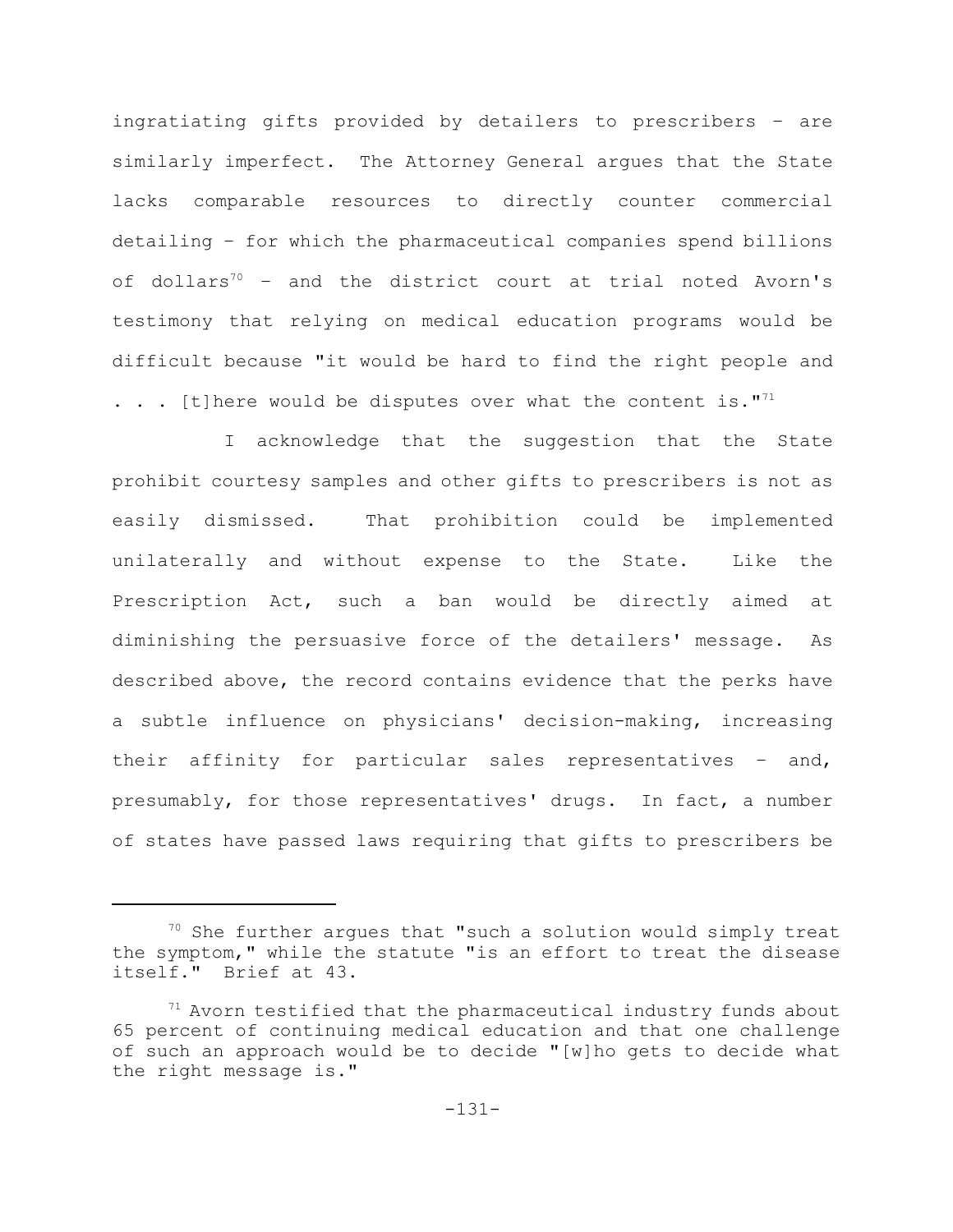ingratiating gifts provided by detailers to prescribers – are similarly imperfect. The Attorney General argues that the State lacks comparable resources to directly counter commercial detailing – for which the pharmaceutical companies spend billions of dollars[70] – and the district court at trial noted Avorn's testimony that relying on medical education programs would be difficult because "it would be hard to find the right people and . . . [t]here would be disputes over what the content is."[71]

I acknowledge that the suggestion that the State prohibit courtesy samples and other gifts to prescribers is not as easily dismissed. That prohibition could be implemented unilaterally and without expense to the State. Like the Prescription Act, such a ban would be directly aimed at diminishing the persuasive force of the detailers' message. As described above, the record contains evidence that the perks have a subtle influence on physicians' decision-making, increasing their affinity for particular sales representatives – and, presumably, for those representatives' drugs. In fact, a number of states have passed laws requiring that gifts to prescribers be

---

[70] She further argues that "such a solution would simply treat the symptom," while the statute "is an effort to treat the disease itself." Brief at 43.

[71] Avorn testified that the pharmaceutical industry funds about 65 percent of continuing medical education and that one challenge of such an approach would be to decide "[w]ho gets to decide what the right message is."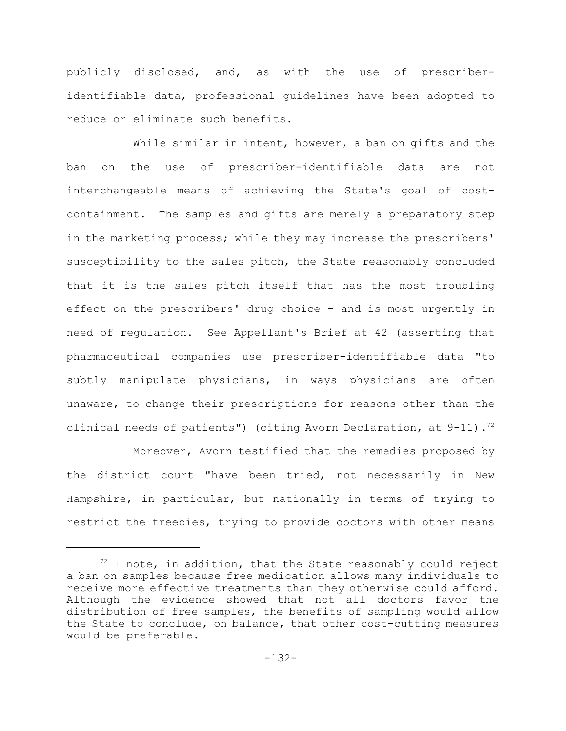publicly disclosed, and, as with the use of prescriber-identifiable data, professional guidelines have been adopted to reduce or eliminate such benefits.

While similar in intent, however, a ban on gifts and the ban on the use of prescriber-identifiable data are not interchangeable means of achieving the State's goal of cost-containment. The samples and gifts are merely a preparatory step in the marketing process; while they may increase the prescribers' susceptibility to the sales pitch, the State reasonably concluded that it is the sales pitch itself that has the most troubling effect on the prescribers' drug choice – and is most urgently in need of regulation. See Appellant's Brief at 42 (asserting that pharmaceutical companies use prescriber-identifiable data "to subtly manipulate physicians, in ways physicians are often unaware, to change their prescriptions for reasons other than the clinical needs of patients") (citing Avorn Declaration, at 9-11).[72]

Moreover, Avorn testified that the remedies proposed by the district court "have been tried, not necessarily in New Hampshire, in particular, but nationally in terms of trying to restrict the freebies, trying to provide doctors with other means

---

[72] I note, in addition, that the State reasonably could reject a ban on samples because free medication allows many individuals to receive more effective treatments than they otherwise could afford. Although the evidence showed that not all doctors favor the distribution of free samples, the benefits of sampling would allow the State to conclude, on balance, that other cost-cutting measures would be preferable.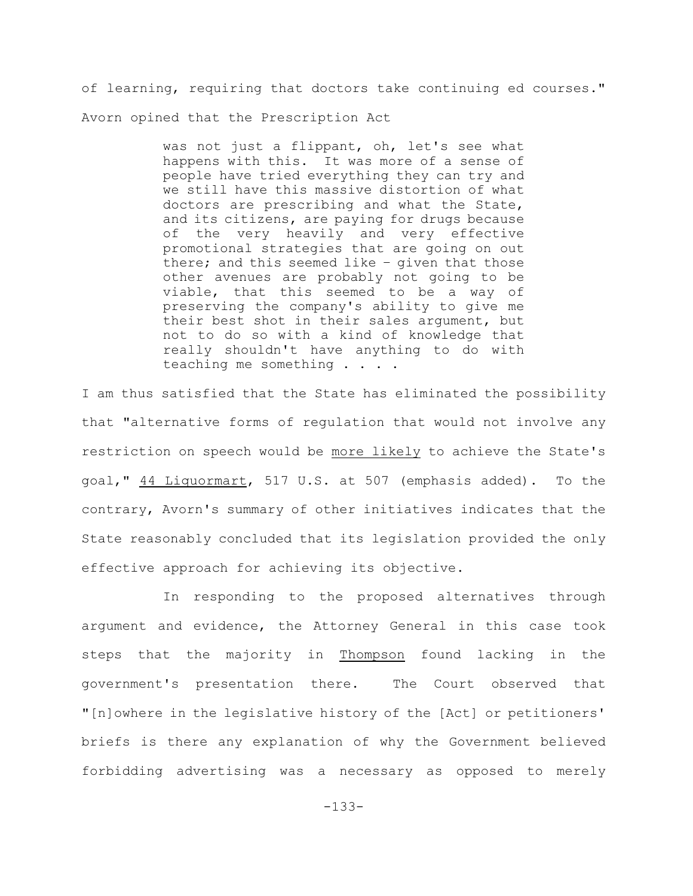of learning, requiring that doctors take continuing ed courses." Avorn opined that the Prescription Act

> was not just a flippant, oh, let's see what happens with this. It was more of a sense of people have tried everything they can try and we still have this massive distortion of what doctors are prescribing and what the State, and its citizens, are paying for drugs because of the very heavily and very effective promotional strategies that are going on out there; and this seemed like – given that those other avenues are probably not going to be viable, that this seemed to be a way of preserving the company's ability to give me their best shot in their sales argument, but not to do so with a kind of knowledge that really shouldn't have anything to do with teaching me something . . . .

I am thus satisfied that the State has eliminated the possibility that "alternative forms of regulation that would not involve any restriction on speech would be <u>more likely</u> to achieve the State's goal," <u>44 Liquormart</u>, 517 U.S. at 507 (emphasis added). To the contrary, Avorn's summary of other initiatives indicates that the State reasonably concluded that its legislation provided the only effective approach for achieving its objective.

In responding to the proposed alternatives through argument and evidence, the Attorney General in this case took steps that the majority in <u>Thompson</u> found lacking in the government's presentation there. The Court observed that "[n]owhere in the legislative history of the [Act] or petitioners' briefs is there any explanation of why the Government believed forbidding advertising was a necessary as opposed to merely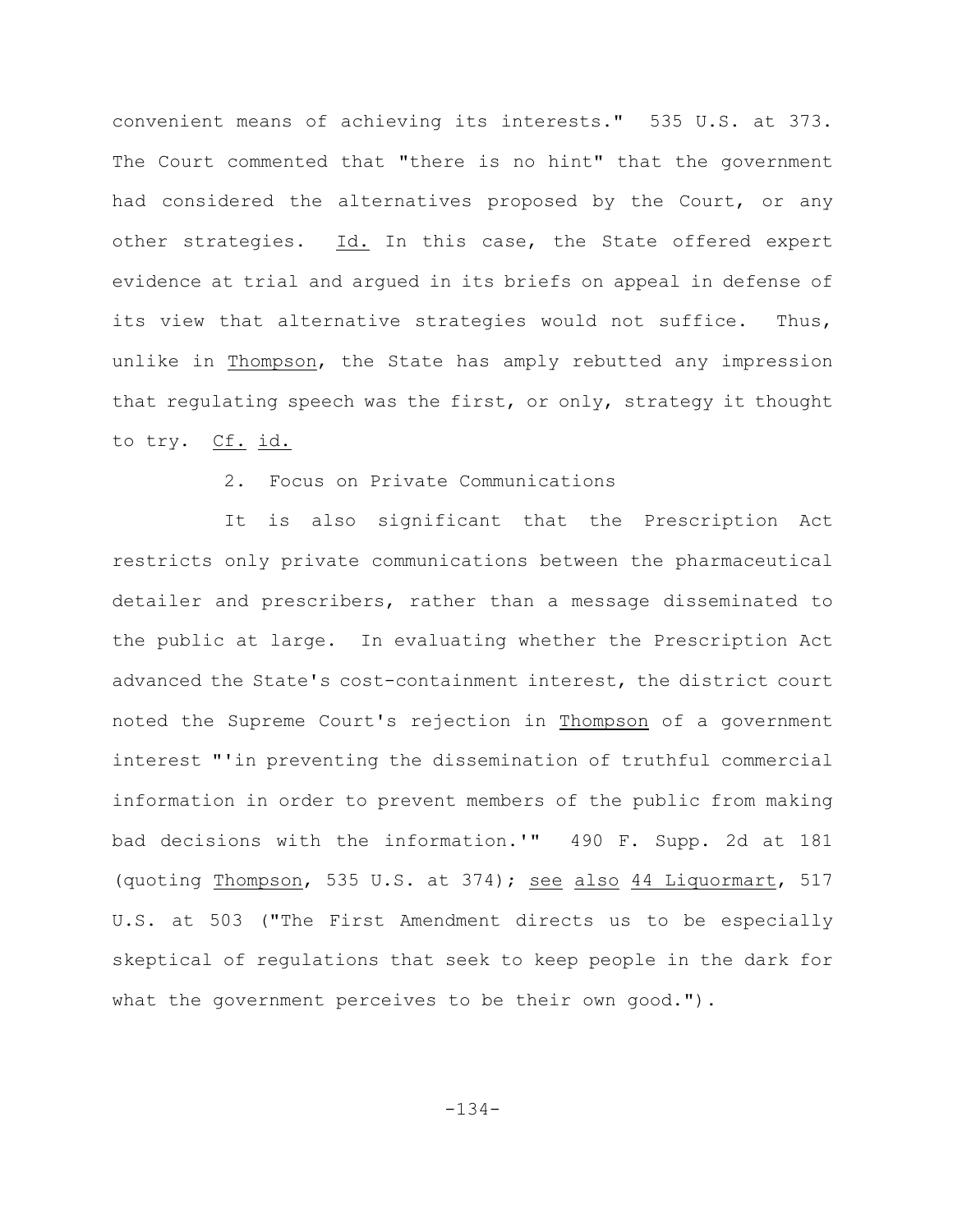convenient means of achieving its interests." 535 U.S. at 373. The Court commented that "there is no hint" that the government had considered the alternatives proposed by the Court, or any other strategies. Id. In this case, the State offered expert evidence at trial and argued in its briefs on appeal in defense of its view that alternative strategies would not suffice. Thus, unlike in Thompson, the State has amply rebutted any impression that regulating speech was the first, or only, strategy it thought to try. Cf. id.

2. Focus on Private Communications

It is also significant that the Prescription Act restricts only private communications between the pharmaceutical detailer and prescribers, rather than a message disseminated to the public at large. In evaluating whether the Prescription Act advanced the State's cost-containment interest, the district court noted the Supreme Court's rejection in Thompson of a government interest "'in preventing the dissemination of truthful commercial information in order to prevent members of the public from making bad decisions with the information.'" 490 F. Supp. 2d at 181 (quoting Thompson, 535 U.S. at 374); see also 44 Liquormart, 517 U.S. at 503 ("The First Amendment directs us to be especially skeptical of regulations that seek to keep people in the dark for what the government perceives to be their own good.").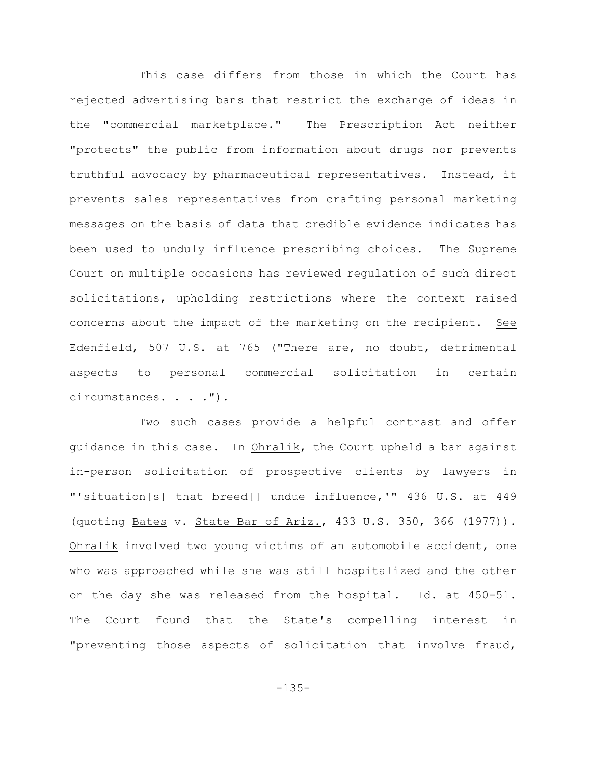This case differs from those in which the Court has rejected advertising bans that restrict the exchange of ideas in the "commercial marketplace." The Prescription Act neither "protects" the public from information about drugs nor prevents truthful advocacy by pharmaceutical representatives. Instead, it prevents sales representatives from crafting personal marketing messages on the basis of data that credible evidence indicates has been used to unduly influence prescribing choices. The Supreme Court on multiple occasions has reviewed regulation of such direct solicitations, upholding restrictions where the context raised concerns about the impact of the marketing on the recipient. See Edenfield, 507 U.S. at 765 ("There are, no doubt, detrimental aspects to personal commercial solicitation in certain circumstances. . . .").

Two such cases provide a helpful contrast and offer guidance in this case. In Ohralik, the Court upheld a bar against in-person solicitation of prospective clients by lawyers in "'situation[s] that breed[] undue influence,'" 436 U.S. at 449 (quoting Bates v. State Bar of Ariz., 433 U.S. 350, 366 (1977)). Ohralik involved two young victims of an automobile accident, one who was approached while she was still hospitalized and the other on the day she was released from the hospital. Id. at 450-51. The Court found that the State's compelling interest in "preventing those aspects of solicitation that involve fraud,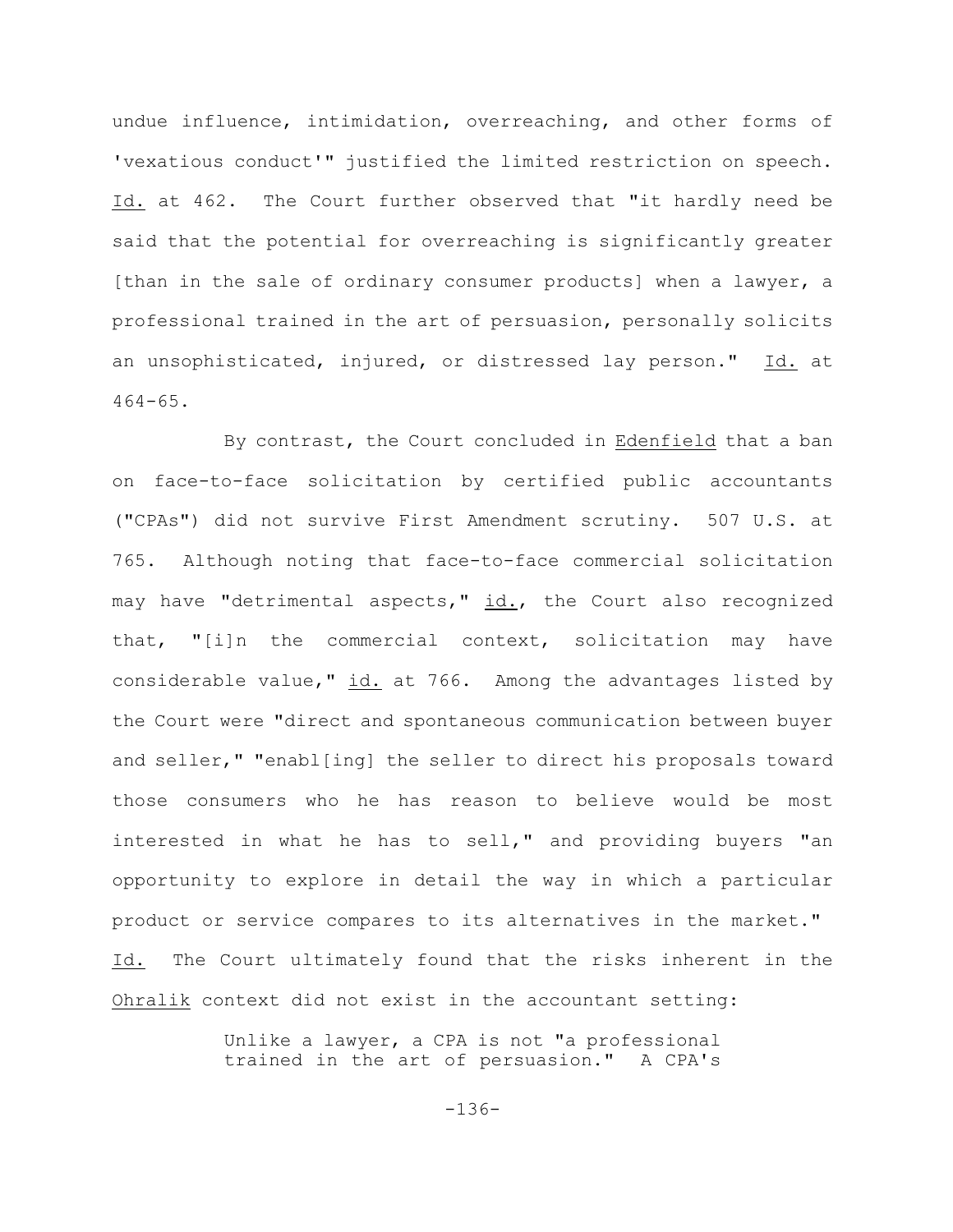undue influence, intimidation, overreaching, and other forms of 'vexatious conduct'" justified the limited restriction on speech. Id. at 462. The Court further observed that "it hardly need be said that the potential for overreaching is significantly greater [than in the sale of ordinary consumer products] when a lawyer, a professional trained in the art of persuasion, personally solicits an unsophisticated, injured, or distressed lay person." Id. at 464-65.

By contrast, the Court concluded in Edenfield that a ban on face-to-face solicitation by certified public accountants ("CPAs") did not survive First Amendment scrutiny. 507 U.S. at 765. Although noting that face-to-face commercial solicitation may have "detrimental aspects," id., the Court also recognized that, "[i]n the commercial context, solicitation may have considerable value," id. at 766. Among the advantages listed by the Court were "direct and spontaneous communication between buyer and seller," "enabl[ing] the seller to direct his proposals toward those consumers who he has reason to believe would be most interested in what he has to sell," and providing buyers "an opportunity to explore in detail the way in which a particular product or service compares to its alternatives in the market." Id. The Court ultimately found that the risks inherent in the Ohralik context did not exist in the accountant setting:

> Unlike a lawyer, a CPA is not "a professional trained in the art of persuasion." A CPA's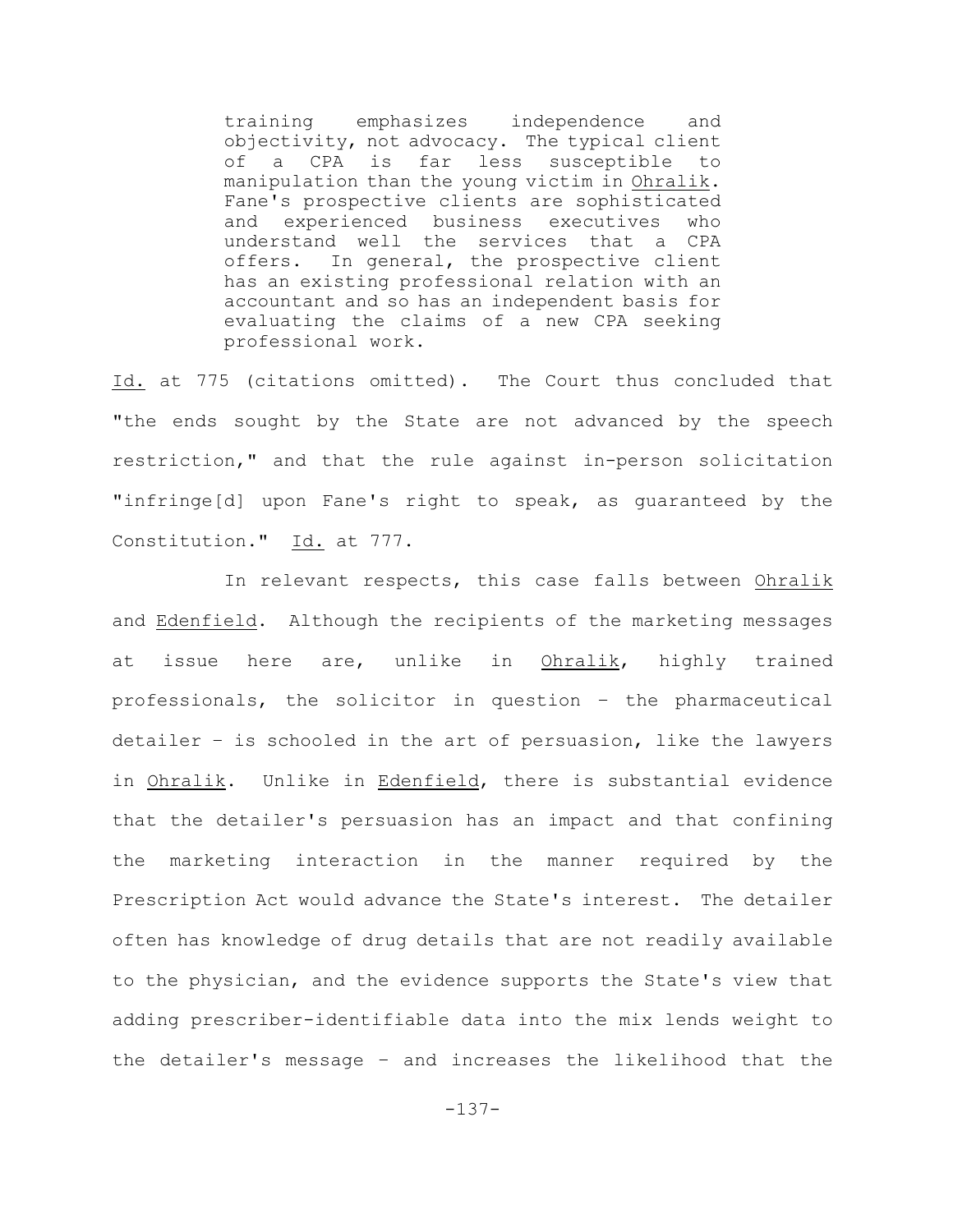> training emphasizes independence and objectivity, not advocacy. The typical client of a CPA is far less susceptible to manipulation than the young victim in Ohralik. Fane's prospective clients are sophisticated and experienced business executives who understand well the services that a CPA offers. In general, the prospective client has an existing professional relation with an accountant and so has an independent basis for evaluating the claims of a new CPA seeking professional work.

Id. at 775 (citations omitted). The Court thus concluded that "the ends sought by the State are not advanced by the speech restriction," and that the rule against in-person solicitation "infringe[d] upon Fane's right to speak, as guaranteed by the Constitution." Id. at 777.

In relevant respects, this case falls between Ohralik and Edenfield. Although the recipients of the marketing messages at issue here are, unlike in Ohralik, highly trained professionals, the solicitor in question – the pharmaceutical detailer – is schooled in the art of persuasion, like the lawyers in Ohralik. Unlike in Edenfield, there is substantial evidence that the detailer's persuasion has an impact and that confining the marketing interaction in the manner required by the Prescription Act would advance the State's interest. The detailer often has knowledge of drug details that are not readily available to the physician, and the evidence supports the State's view that adding prescriber-identifiable data into the mix lends weight to the detailer's message – and increases the likelihood that the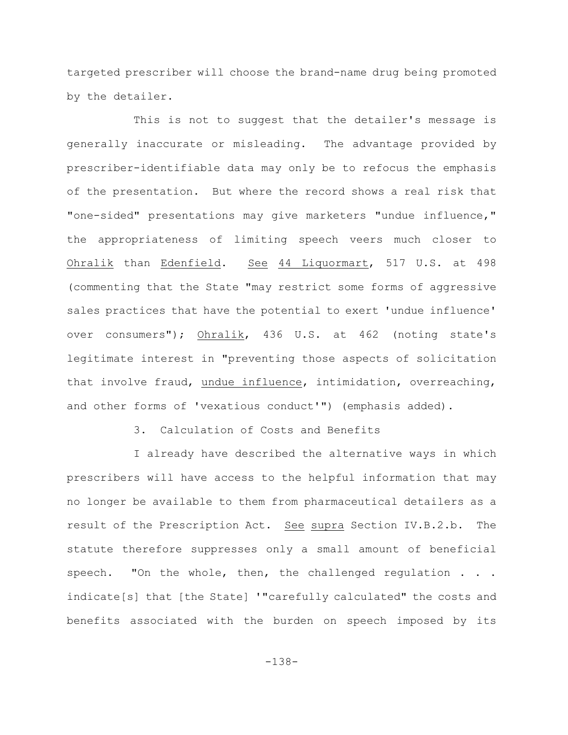targeted prescriber will choose the brand-name drug being promoted by the detailer.

This is not to suggest that the detailer's message is generally inaccurate or misleading. The advantage provided by prescriber-identifiable data may only be to refocus the emphasis of the presentation. But where the record shows a real risk that "one-sided" presentations may give marketers "undue influence," the appropriateness of limiting speech veers much closer to _Ohralik_ than _Edenfield_. _See_ _44 Liquormart_, 517 U.S. at 498 (commenting that the State "may restrict some forms of aggressive sales practices that have the potential to exert 'undue influence' over consumers"); _Ohralik_, 436 U.S. at 462 (noting state's legitimate interest in "preventing those aspects of solicitation that involve fraud, _undue influence_, intimidation, overreaching, and other forms of 'vexatious conduct'") (emphasis added).

### 3. Calculation of Costs and Benefits

I already have described the alternative ways in which prescribers will have access to the helpful information that may no longer be available to them from pharmaceutical detailers as a result of the Prescription Act. _See_ _supra_ Section IV.B.2.b. The statute therefore suppresses only a small amount of beneficial speech. "On the whole, then, the challenged regulation . . . indicate[s] that [the State] '"carefully calculated" the costs and benefits associated with the burden on speech imposed by its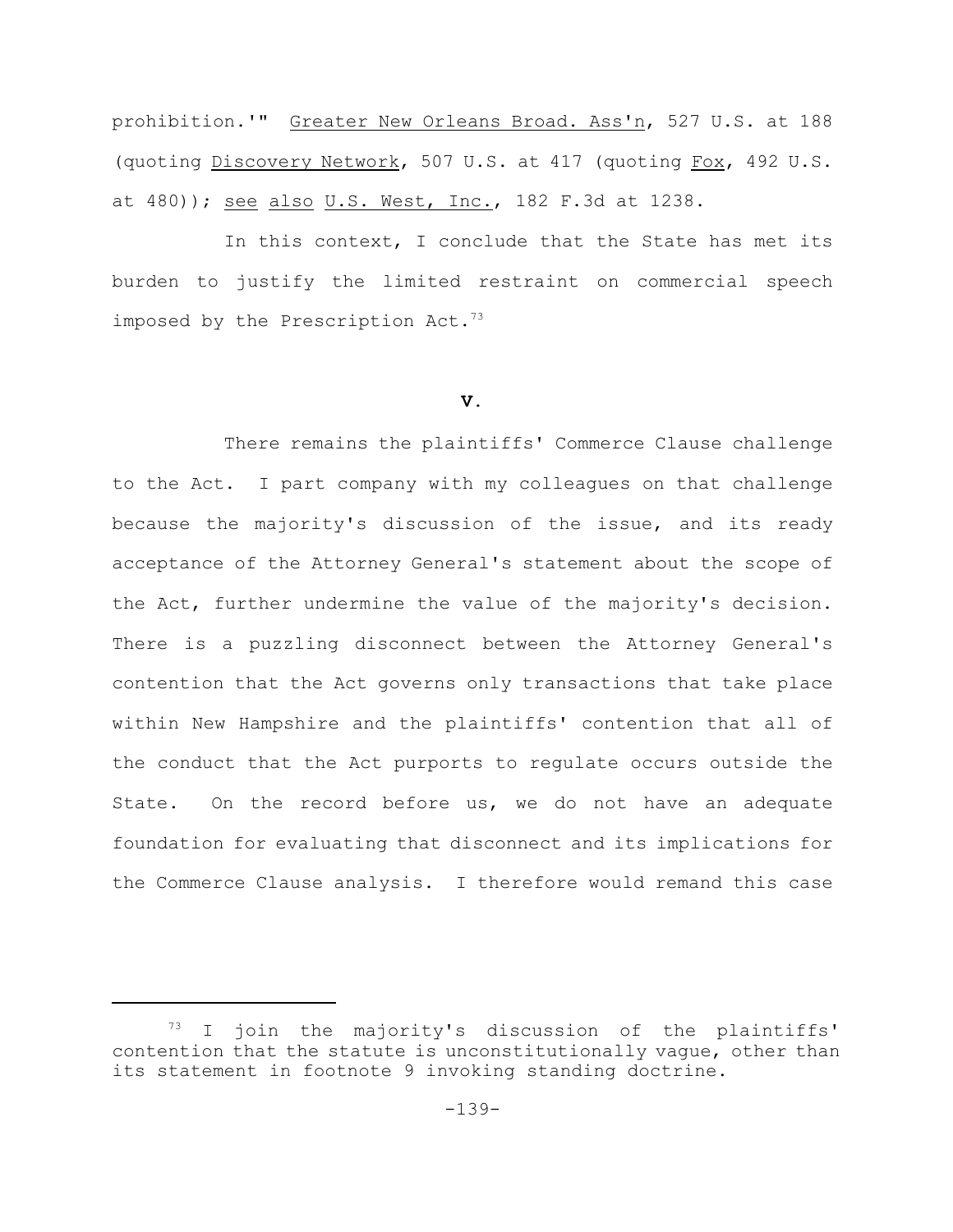prohibition.'" Greater New Orleans Broad. Ass'n, 527 U.S. at 188 (quoting Discovery Network, 507 U.S. at 417 (quoting Fox, 492 U.S. at 480)); see also U.S. West, Inc., 182 F.3d at 1238.

In this context, I conclude that the State has met its burden to justify the limited restraint on commercial speech imposed by the Prescription Act.[73]

## V.

There remains the plaintiffs' Commerce Clause challenge to the Act. I part company with my colleagues on that challenge because the majority's discussion of the issue, and its ready acceptance of the Attorney General's statement about the scope of the Act, further undermine the value of the majority's decision. There is a puzzling disconnect between the Attorney General's contention that the Act governs only transactions that take place within New Hampshire and the plaintiffs' contention that all of the conduct that the Act purports to regulate occurs outside the State. On the record before us, we do not have an adequate foundation for evaluating that disconnect and its implications for the Commerce Clause analysis. I therefore would remand this case

---

[73] I join the majority's discussion of the plaintiffs' contention that the statute is unconstitutionally vague, other than its statement in footnote 9 invoking standing doctrine.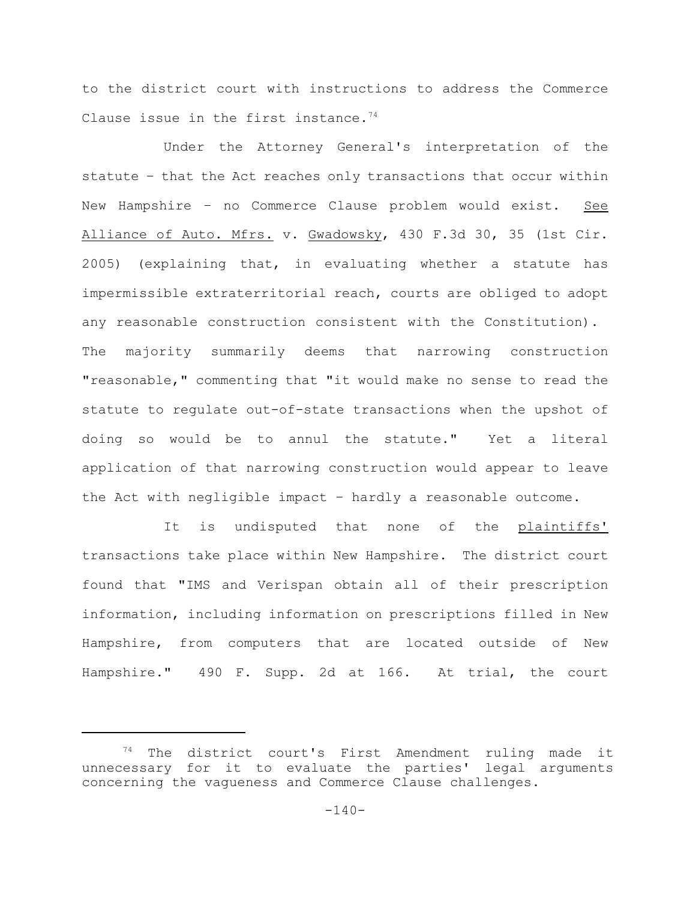to the district court with instructions to address the Commerce Clause issue in the first instance.[74]

Under the Attorney General's interpretation of the statute – that the Act reaches only transactions that occur within New Hampshire – no Commerce Clause problem would exist. See Alliance of Auto. Mfrs. v. Gwadowsky, 430 F.3d 30, 35 (1st Cir. 2005) (explaining that, in evaluating whether a statute has impermissible extraterritorial reach, courts are obliged to adopt any reasonable construction consistent with the Constitution). The majority summarily deems that narrowing construction "reasonable," commenting that "it would make no sense to read the statute to regulate out-of-state transactions when the upshot of doing so would be to annul the statute." Yet a literal application of that narrowing construction would appear to leave the Act with negligible impact – hardly a reasonable outcome.

It is undisputed that none of the plaintiffs' transactions take place within New Hampshire. The district court found that "IMS and Verispan obtain all of their prescription information, including information on prescriptions filled in New Hampshire, from computers that are located outside of New Hampshire." 490 F. Supp. 2d at 166. At trial, the court

---

[74] The district court's First Amendment ruling made it unnecessary for it to evaluate the parties' legal arguments concerning the vagueness and Commerce Clause challenges.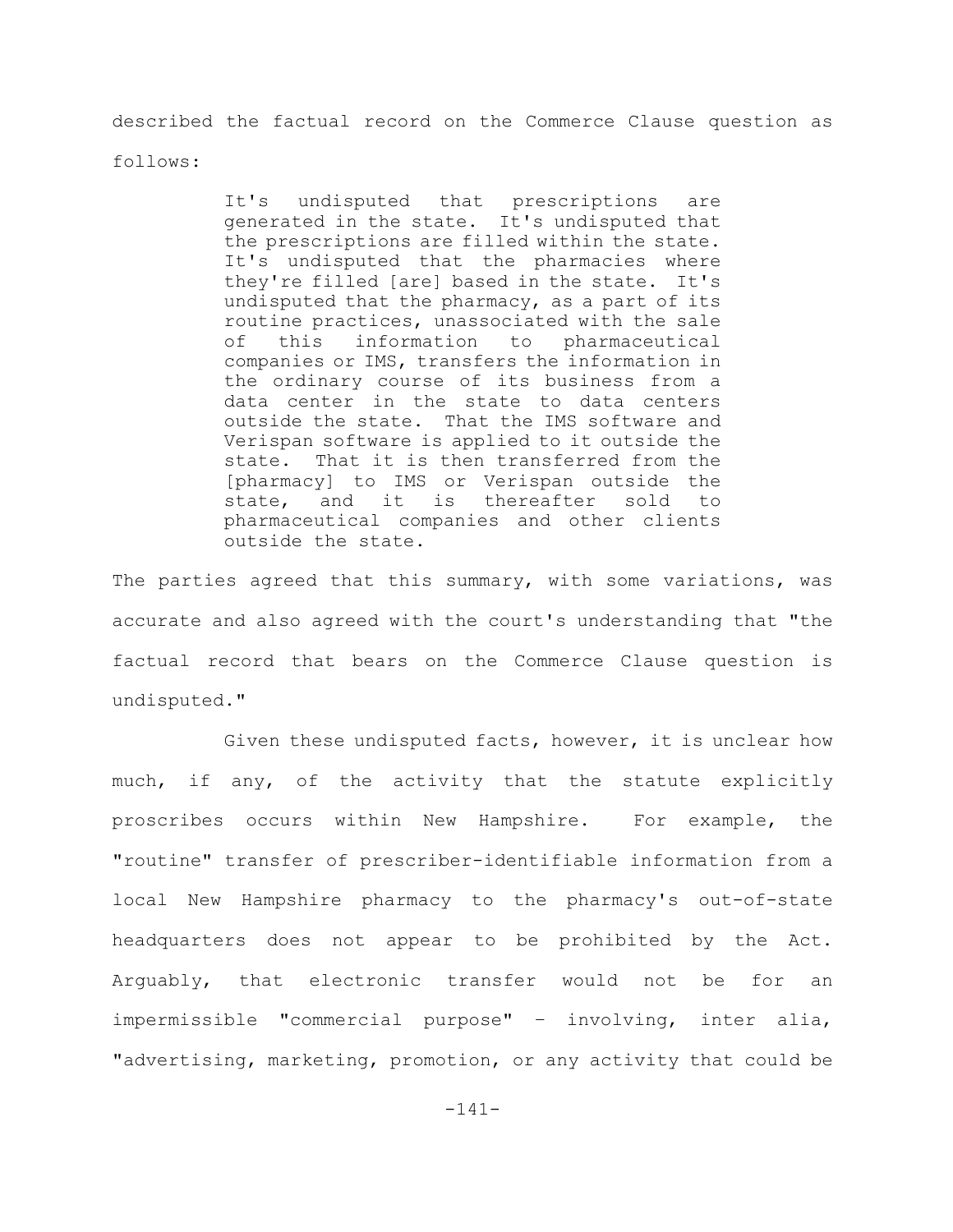described the factual record on the Commerce Clause question as follows:

> It's undisputed that prescriptions are generated in the state. It's undisputed that the prescriptions are filled within the state. It's undisputed that the pharmacies where they're filled [are] based in the state. It's undisputed that the pharmacy, as a part of its routine practices, unassociated with the sale of this information to pharmaceutical companies or IMS, transfers the information in the ordinary course of its business from a data center in the state to data centers outside the state. That the IMS software and Verispan software is applied to it outside the state. That it is then transferred from the [pharmacy] to IMS or Verispan outside the state, and it is thereafter sold to pharmaceutical companies and other clients outside the state.

The parties agreed that this summary, with some variations, was accurate and also agreed with the court's understanding that "the factual record that bears on the Commerce Clause question is undisputed."

Given these undisputed facts, however, it is unclear how much, if any, of the activity that the statute explicitly proscribes occurs within New Hampshire. For example, the "routine" transfer of prescriber-identifiable information from a local New Hampshire pharmacy to the pharmacy's out-of-state headquarters does not appear to be prohibited by the Act. Arguably, that electronic transfer would not be for an impermissible "commercial purpose" – involving, inter alia, "advertising, marketing, promotion, or any activity that could be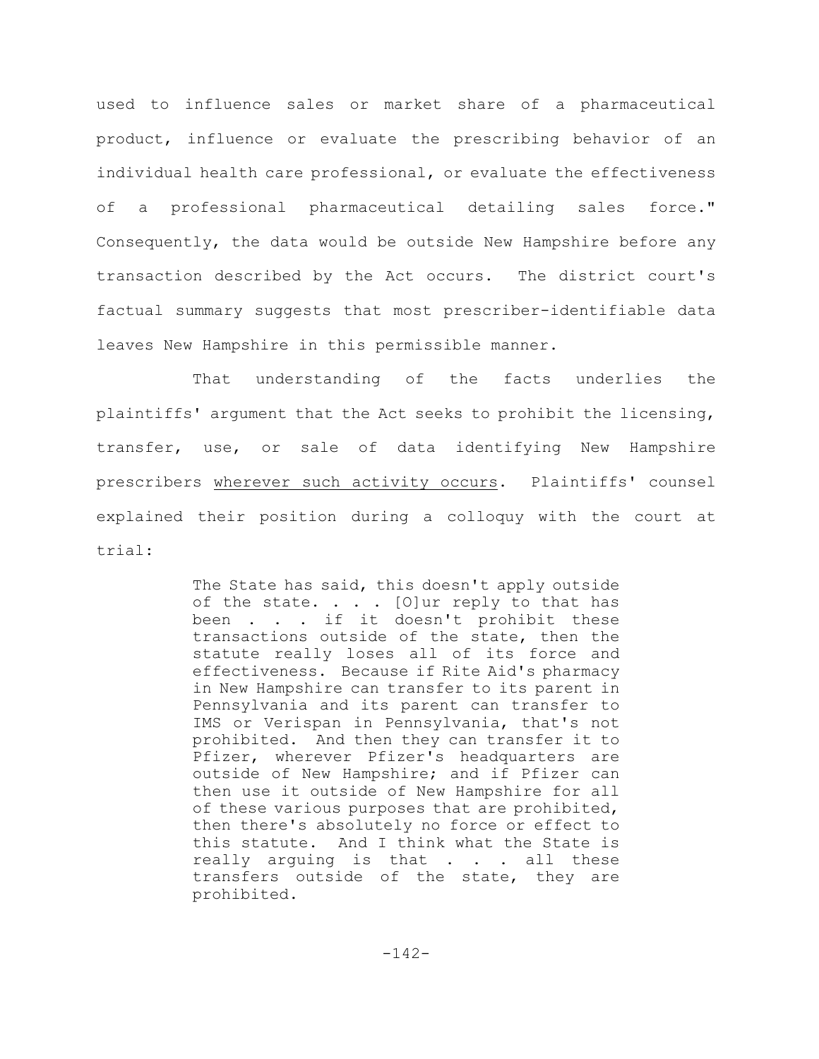used to influence sales or market share of a pharmaceutical product, influence or evaluate the prescribing behavior of an individual health care professional, or evaluate the effectiveness of a professional pharmaceutical detailing sales force." Consequently, the data would be outside New Hampshire before any transaction described by the Act occurs. The district court's factual summary suggests that most prescriber-identifiable data leaves New Hampshire in this permissible manner.

That understanding of the facts underlies the plaintiffs' argument that the Act seeks to prohibit the licensing, transfer, use, or sale of data identifying New Hampshire prescribers <u>wherever such activity occurs</u>. Plaintiffs' counsel explained their position during a colloquy with the court at trial:

> The State has said, this doesn't apply outside of the state. . . . [O]ur reply to that has been . . . if it doesn't prohibit these transactions outside of the state, then the statute really loses all of its force and effectiveness. Because if Rite Aid's pharmacy in New Hampshire can transfer to its parent in Pennsylvania and its parent can transfer to IMS or Verispan in Pennsylvania, that's not prohibited. And then they can transfer it to Pfizer, wherever Pfizer's headquarters are outside of New Hampshire; and if Pfizer can then use it outside of New Hampshire for all of these various purposes that are prohibited, then there's absolutely no force or effect to this statute. And I think what the State is really arguing is that . . . all these transfers outside of the state, they are prohibited.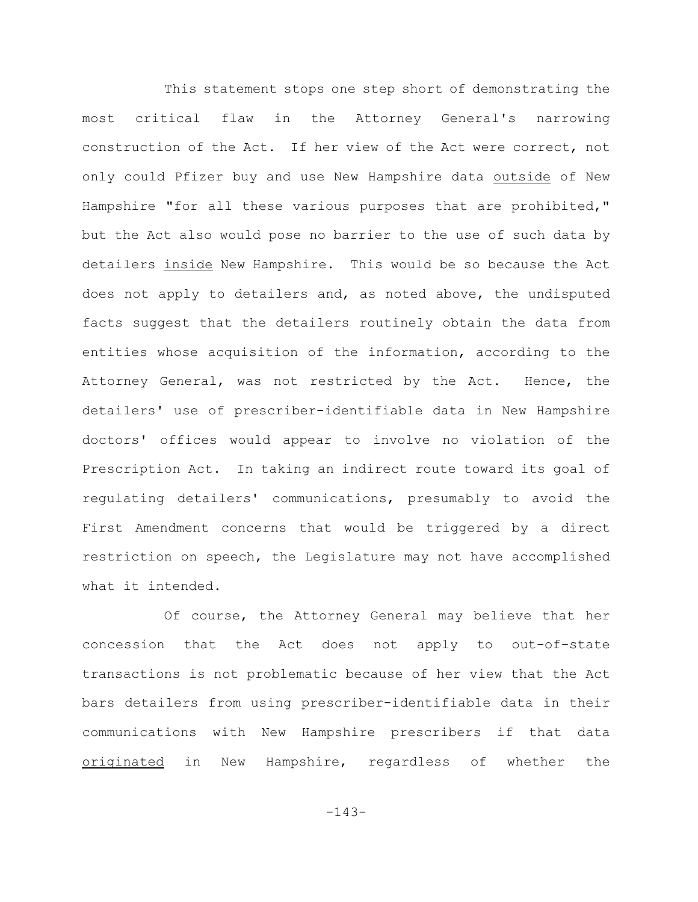This statement stops one step short of demonstrating the most critical flaw in the Attorney General's narrowing construction of the Act. If her view of the Act were correct, not only could Pfizer buy and use New Hampshire data <u>outside</u> of New Hampshire "for all these various purposes that are prohibited," but the Act also would pose no barrier to the use of such data by detailers <u>inside</u> New Hampshire. This would be so because the Act does not apply to detailers and, as noted above, the undisputed facts suggest that the detailers routinely obtain the data from entities whose acquisition of the information, according to the Attorney General, was not restricted by the Act. Hence, the detailers' use of prescriber-identifiable data in New Hampshire doctors' offices would appear to involve no violation of the Prescription Act. In taking an indirect route toward its goal of regulating detailers' communications, presumably to avoid the First Amendment concerns that would be triggered by a direct restriction on speech, the Legislature may not have accomplished what it intended.

Of course, the Attorney General may believe that her concession that the Act does not apply to out-of-state transactions is not problematic because of her view that the Act bars detailers from using prescriber-identifiable data in their communications with New Hampshire prescribers if that data <u>originated</u> in New Hampshire, regardless of whether the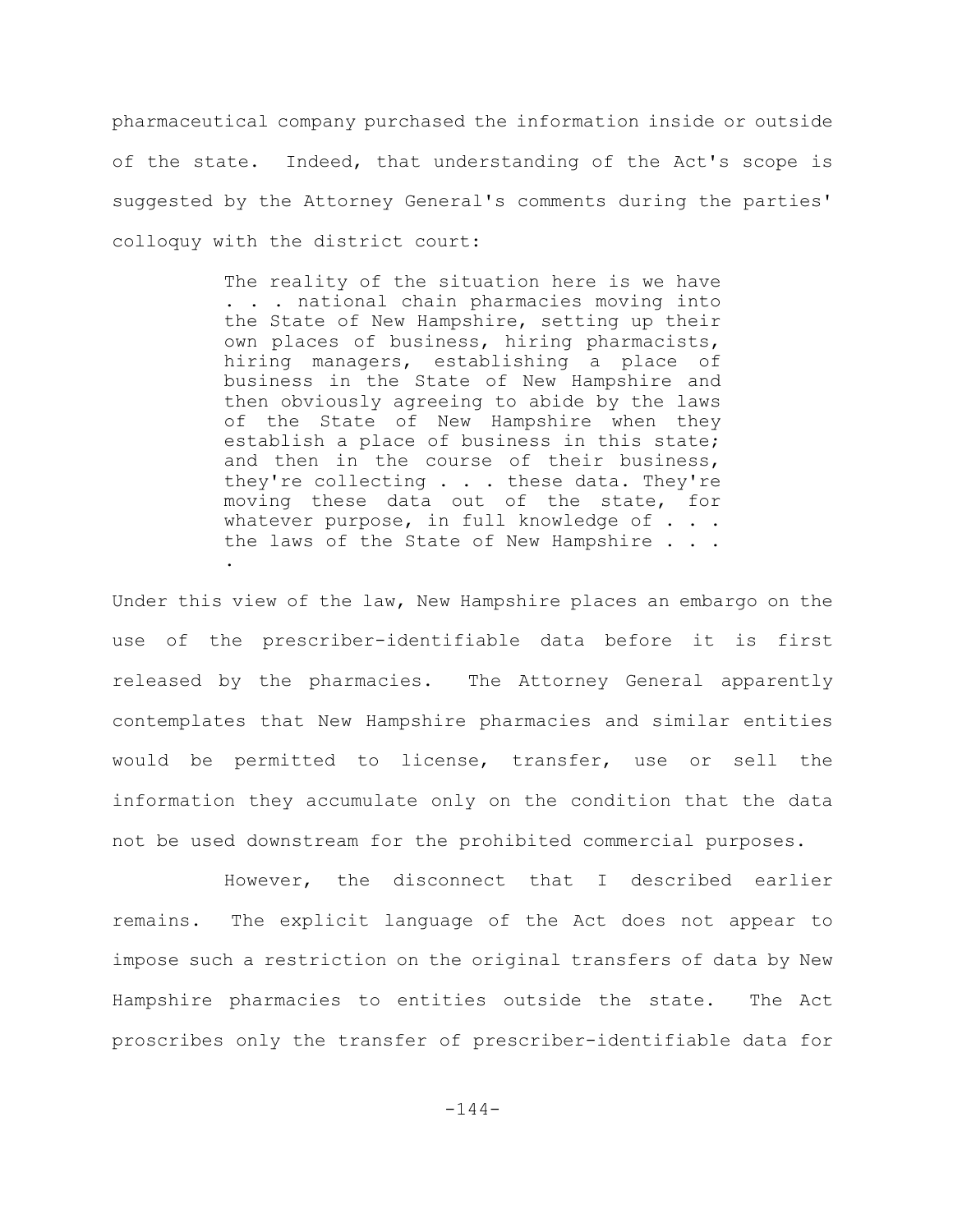pharmaceutical company purchased the information inside or outside of the state. Indeed, that understanding of the Act's scope is suggested by the Attorney General's comments during the parties' colloquy with the district court:

> The reality of the situation here is we have . . . national chain pharmacies moving into the State of New Hampshire, setting up their own places of business, hiring pharmacists, hiring managers, establishing a place of business in the State of New Hampshire and then obviously agreeing to abide by the laws of the State of New Hampshire when they establish a place of business in this state; and then in the course of their business, they're collecting . . . these data. They're moving these data out of the state, for whatever purpose, in full knowledge of . . . the laws of the State of New Hampshire . . . .

Under this view of the law, New Hampshire places an embargo on the use of the prescriber-identifiable data before it is first released by the pharmacies. The Attorney General apparently contemplates that New Hampshire pharmacies and similar entities would be permitted to license, transfer, use or sell the information they accumulate only on the condition that the data not be used downstream for the prohibited commercial purposes.

However, the disconnect that I described earlier remains. The explicit language of the Act does not appear to impose such a restriction on the original transfers of data by New Hampshire pharmacies to entities outside the state. The Act proscribes only the transfer of prescriber-identifiable data for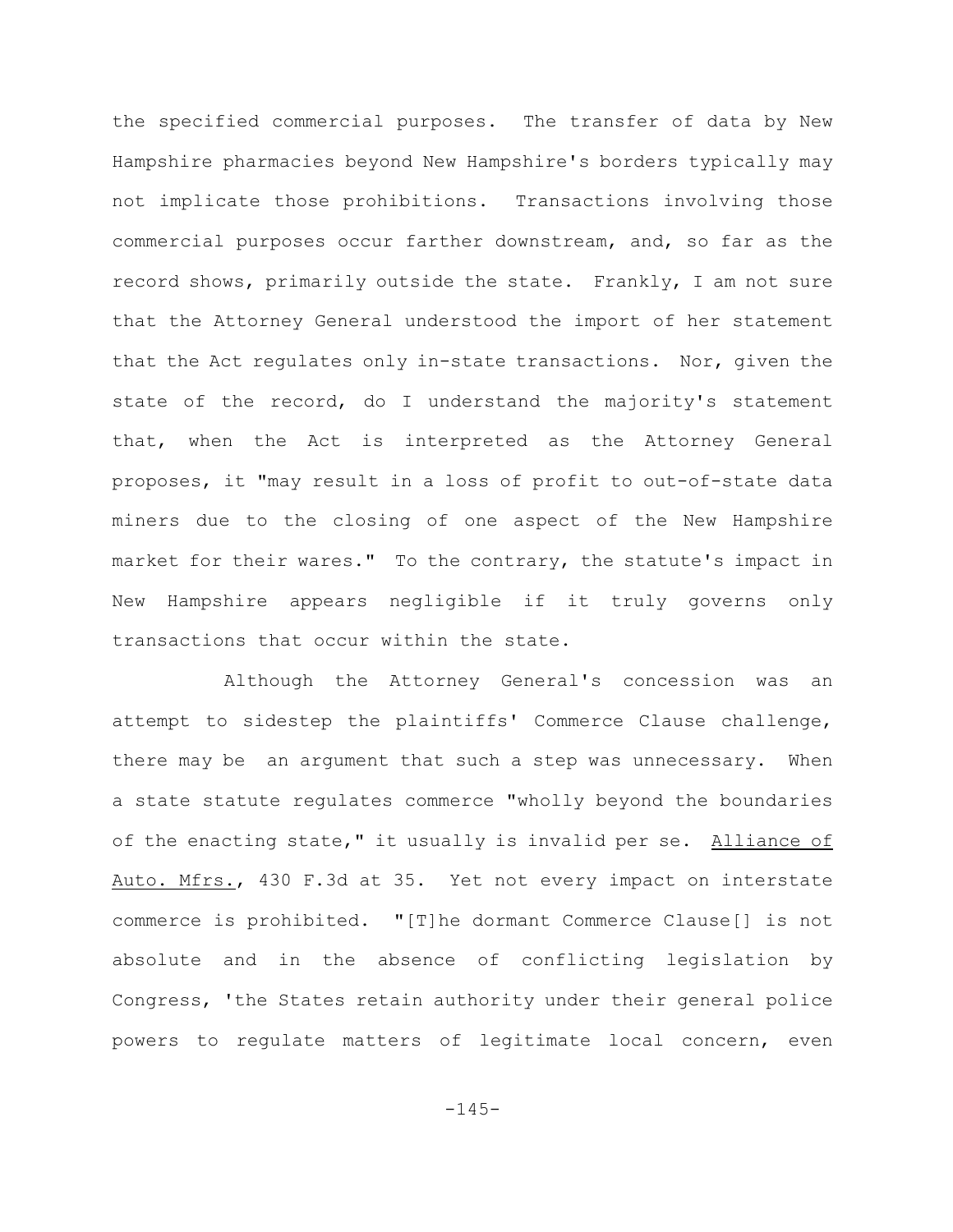the specified commercial purposes. The transfer of data by New Hampshire pharmacies beyond New Hampshire's borders typically may not implicate those prohibitions. Transactions involving those commercial purposes occur farther downstream, and, so far as the record shows, primarily outside the state. Frankly, I am not sure that the Attorney General understood the import of her statement that the Act regulates only in-state transactions. Nor, given the state of the record, do I understand the majority's statement that, when the Act is interpreted as the Attorney General proposes, it "may result in a loss of profit to out-of-state data miners due to the closing of one aspect of the New Hampshire market for their wares." To the contrary, the statute's impact in New Hampshire appears negligible if it truly governs only transactions that occur within the state.

Although the Attorney General's concession was an attempt to sidestep the plaintiffs' Commerce Clause challenge, there may be an argument that such a step was unnecessary. When a state statute regulates commerce "wholly beyond the boundaries of the enacting state," it usually is invalid per se. Alliance of Auto. Mfrs., 430 F.3d at 35. Yet not every impact on interstate commerce is prohibited. "[T]he dormant Commerce Clause[] is not absolute and in the absence of conflicting legislation by Congress, 'the States retain authority under their general police powers to regulate matters of legitimate local concern, even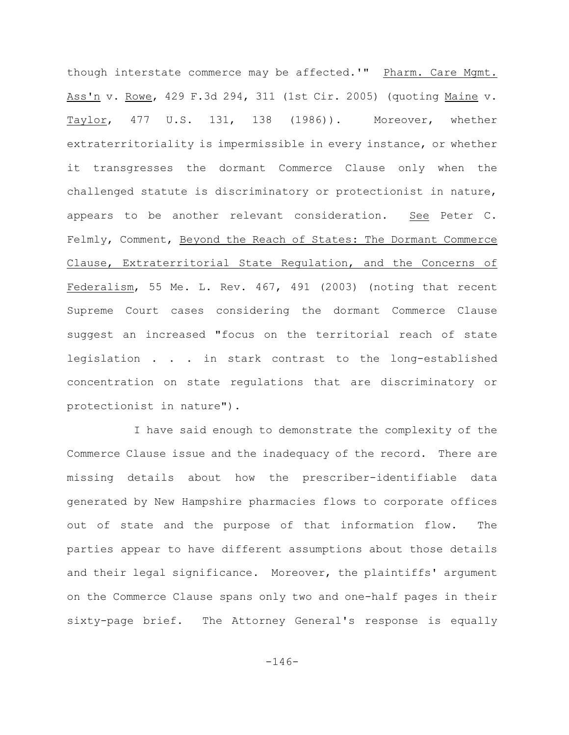though interstate commerce may be affected.'" Pharm. Care Mgmt. Ass'n v. Rowe, 429 F.3d 294, 311 (1st Cir. 2005) (quoting Maine v. Taylor, 477 U.S. 131, 138 (1986)). Moreover, whether extraterritoriality is impermissible in every instance, or whether it transgresses the dormant Commerce Clause only when the challenged statute is discriminatory or protectionist in nature, appears to be another relevant consideration. See Peter C. Felmly, Comment, Beyond the Reach of States: The Dormant Commerce Clause, Extraterritorial State Regulation, and the Concerns of Federalism, 55 Me. L. Rev. 467, 491 (2003) (noting that recent Supreme Court cases considering the dormant Commerce Clause suggest an increased "focus on the territorial reach of state legislation . . . in stark contrast to the long-established concentration on state regulations that are discriminatory or protectionist in nature").

I have said enough to demonstrate the complexity of the Commerce Clause issue and the inadequacy of the record. There are missing details about how the prescriber-identifiable data generated by New Hampshire pharmacies flows to corporate offices out of state and the purpose of that information flow. The parties appear to have different assumptions about those details and their legal significance. Moreover, the plaintiffs' argument on the Commerce Clause spans only two and one-half pages in their sixty-page brief. The Attorney General's response is equally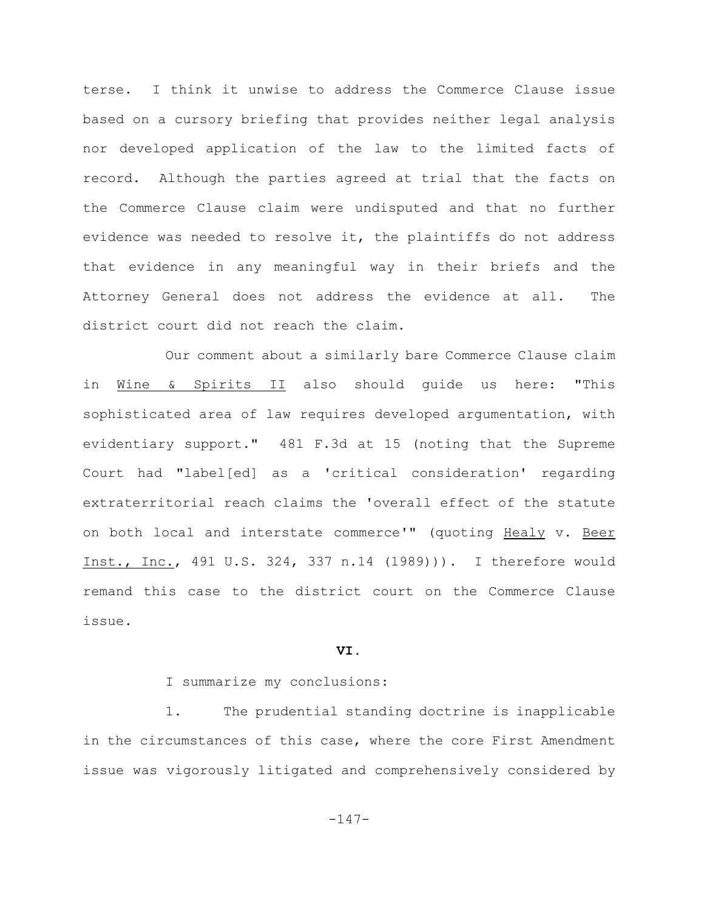terse. I think it unwise to address the Commerce Clause issue based on a cursory briefing that provides neither legal analysis nor developed application of the law to the limited facts of record. Although the parties agreed at trial that the facts on the Commerce Clause claim were undisputed and that no further evidence was needed to resolve it, the plaintiffs do not address that evidence in any meaningful way in their briefs and the Attorney General does not address the evidence at all. The district court did not reach the claim.

Our comment about a similarly bare Commerce Clause claim in Wine & Spirits II also should guide us here: "This sophisticated area of law requires developed argumentation, with evidentiary support." 481 F.3d at 15 (noting that the Supreme Court had "label[ed] as a 'critical consideration' regarding extraterritorial reach claims the 'overall effect of the statute on both local and interstate commerce'" (quoting Healy v. Beer Inst., Inc., 491 U.S. 324, 337 n.14 (1989))). I therefore would remand this case to the district court on the Commerce Clause issue.

**VI.**

I summarize my conclusions:

1. The prudential standing doctrine is inapplicable in the circumstances of this case, where the core First Amendment issue was vigorously litigated and comprehensively considered by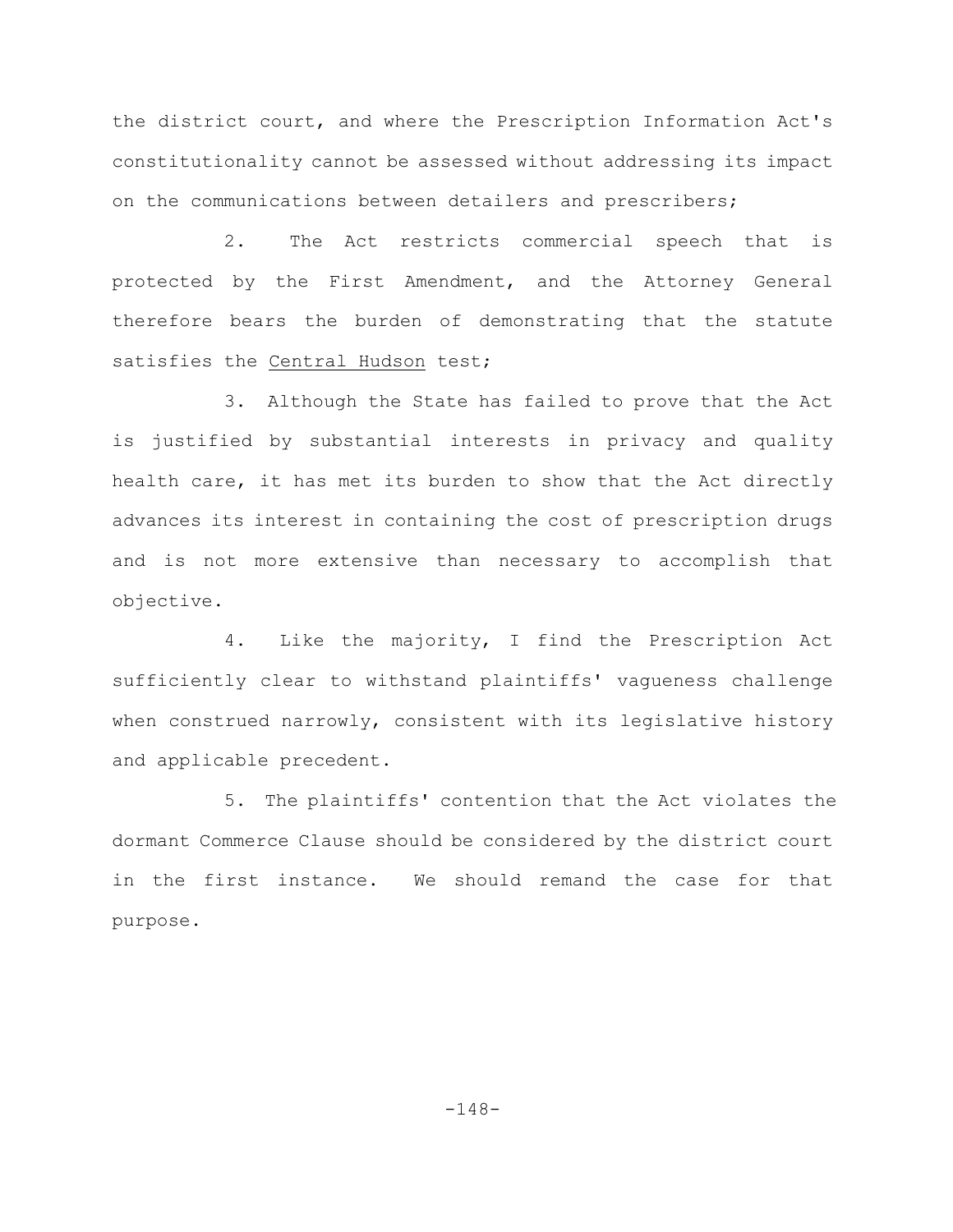the district court, and where the Prescription Information Act's constitutionality cannot be assessed without addressing its impact on the communications between detailers and prescribers;

2. The Act restricts commercial speech that is protected by the First Amendment, and the Attorney General therefore bears the burden of demonstrating that the statute satisfies the Central Hudson test;

3. Although the State has failed to prove that the Act is justified by substantial interests in privacy and quality health care, it has met its burden to show that the Act directly advances its interest in containing the cost of prescription drugs and is not more extensive than necessary to accomplish that objective.

4. Like the majority, I find the Prescription Act sufficiently clear to withstand plaintiffs' vagueness challenge when construed narrowly, consistent with its legislative history and applicable precedent.

5. The plaintiffs' contention that the Act violates the dormant Commerce Clause should be considered by the district court in the first instance. We should remand the case for that purpose.